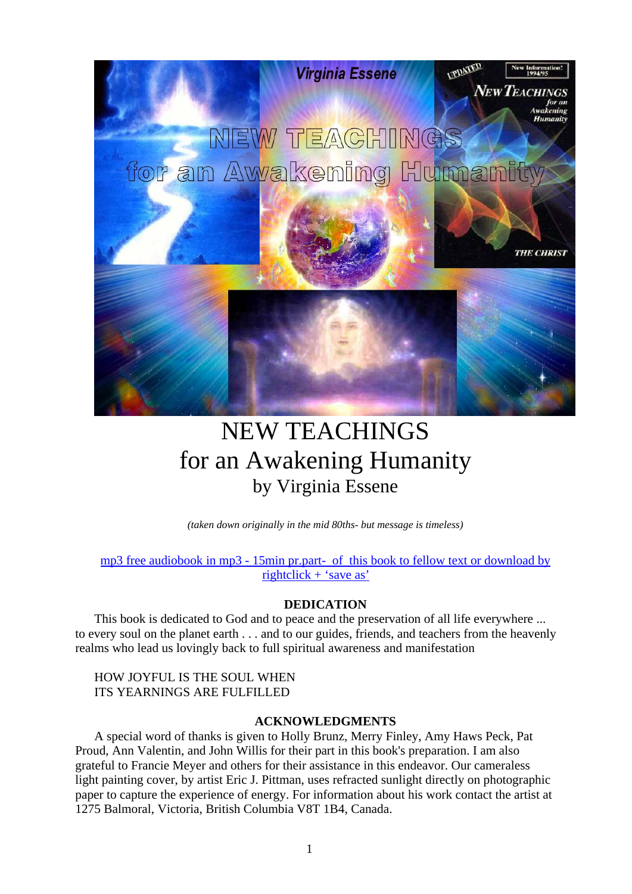# NEW TEACHINGS
# for an Awakening Humanity
## by Virginia Essene

*(taken down originally in the mid 80ths- but message is timeless)*

mp3 free audiobook in mp3 - 15min pr.part- of this book to fellow text or download by rightclick + 'save as'

### DEDICATION

This book is dedicated to God and to peace and the preservation of all life everywhere ... to every soul on the planet earth . . . and to our guides, friends, and teachers from the heavenly realms who lead us lovingly back to full spiritual awareness and manifestation

HOW JOYFUL IS THE SOUL WHEN
ITS YEARNINGS ARE FULFILLED

### ACKNOWLEDGMENTS

A special word of thanks is given to Holly Brunz, Merry Finley, Amy Haws Peck, Pat Proud, Ann Valentin, and John Willis for their part in this book's preparation. I am also grateful to Francie Meyer and others for their assistance in this endeavor. Our cameraless light painting cover, by artist Eric J. Pittman, uses refracted sunlight directly on photographic paper to capture the experience of energy. For information about his work contact the artist at 1275 Balmoral, Victoria, British Columbia V8T 1B4, Canada.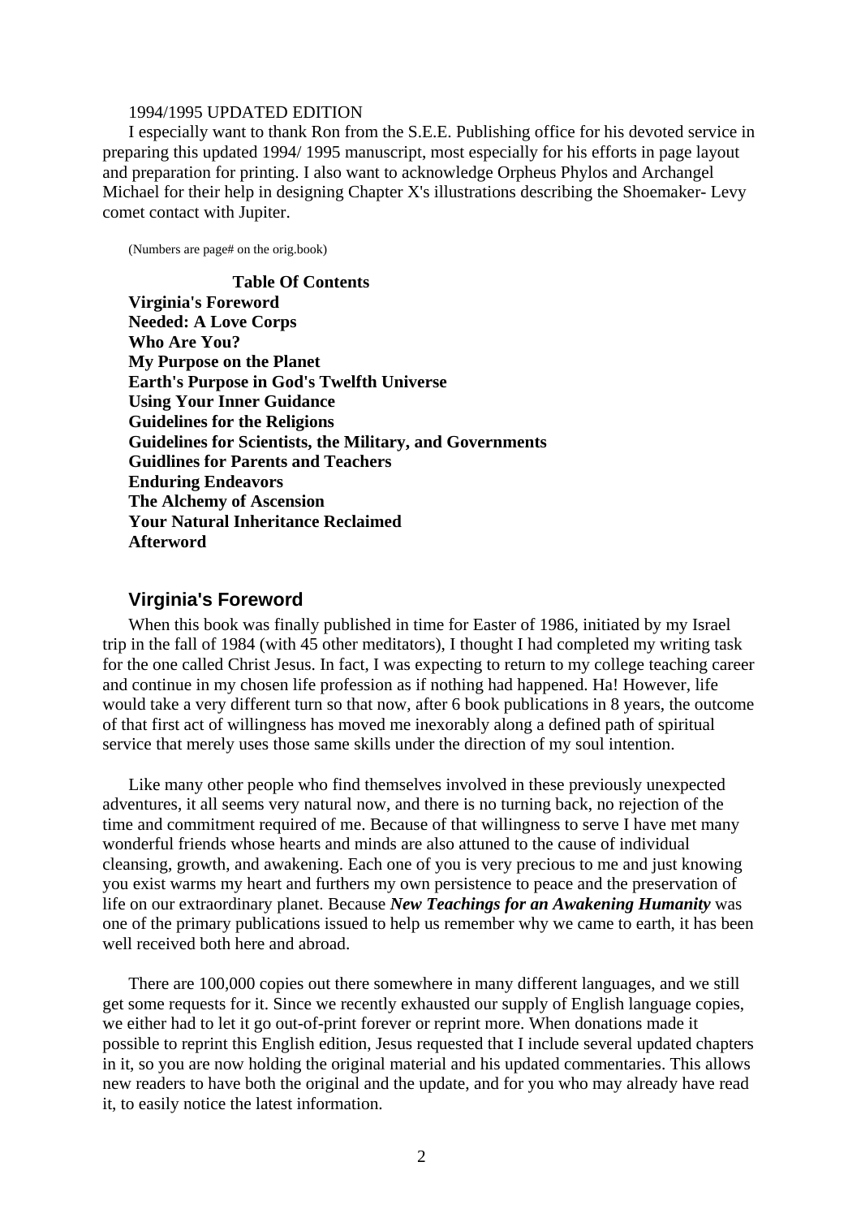1994/1995 UPDATED EDITION

I especially want to thank Ron from the S.E.E. Publishing office for his devoted service in preparing this updated 1994/ 1995 manuscript, most especially for his efforts in page layout and preparation for printing. I also want to acknowledge Orpheus Phylos and Archangel Michael for their help in designing Chapter X's illustrations describing the Shoemaker- Levy comet contact with Jupiter.

(Numbers are page# on the orig.book)

**Table Of Contents**

**Virginia's Foreword**
**Needed: A Love Corps**
**Who Are You?**
**My Purpose on the Planet**
**Earth's Purpose in God's Twelfth Universe**
**Using Your Inner Guidance**
**Guidelines for the Religions**
**Guidelines for Scientists, the Military, and Governments**
**Guidlines for Parents and Teachers**
**Enduring Endeavors**
**The Alchemy of Ascension**
**Your Natural Inheritance Reclaimed**
**Afterword**

## Virginia's Foreword

When this book was finally published in time for Easter of 1986, initiated by my Israel trip in the fall of 1984 (with 45 other meditators), I thought I had completed my writing task for the one called Christ Jesus. In fact, I was expecting to return to my college teaching career and continue in my chosen life profession as if nothing had happened. Ha! However, life would take a very different turn so that now, after 6 book publications in 8 years, the outcome of that first act of willingness has moved me inexorably along a defined path of spiritual service that merely uses those same skills under the direction of my soul intention.

Like many other people who find themselves involved in these previously unexpected adventures, it all seems very natural now, and there is no turning back, no rejection of the time and commitment required of me. Because of that willingness to serve I have met many wonderful friends whose hearts and minds are also attuned to the cause of individual cleansing, growth, and awakening. Each one of you is very precious to me and just knowing you exist warms my heart and furthers my own persistence to peace and the preservation of life on our extraordinary planet. Because ***New Teachings for an Awakening Humanity*** was one of the primary publications issued to help us remember why we came to earth, it has been well received both here and abroad.

There are 100,000 copies out there somewhere in many different languages, and we still get some requests for it. Since we recently exhausted our supply of English language copies, we either had to let it go out-of-print forever or reprint more. When donations made it possible to reprint this English edition, Jesus requested that I include several updated chapters in it, so you are now holding the original material and his updated commentaries. This allows new readers to have both the original and the update, and for you who may already have read it, to easily notice the latest information.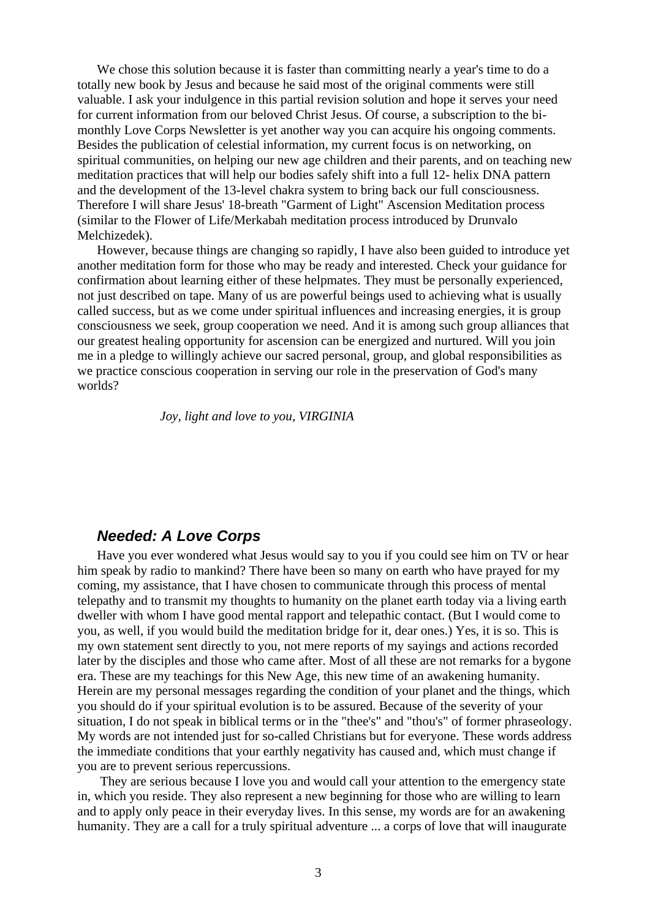We chose this solution because it is faster than committing nearly a year's time to do a totally new book by Jesus and because he said most of the original comments were still valuable. I ask your indulgence in this partial revision solution and hope it serves your need for current information from our beloved Christ Jesus. Of course, a subscription to the bi-monthly Love Corps Newsletter is yet another way you can acquire his ongoing comments. Besides the publication of celestial information, my current focus is on networking, on spiritual communities, on helping our new age children and their parents, and on teaching new meditation practices that will help our bodies safely shift into a full 12- helix DNA pattern and the development of the 13-level chakra system to bring back our full consciousness. Therefore I will share Jesus' 18-breath "Garment of Light" Ascension Meditation process (similar to the Flower of Life/Merkabah meditation process introduced by Drunvalo Melchizedek).

However, because things are changing so rapidly, I have also been guided to introduce yet another meditation form for those who may be ready and interested. Check your guidance for confirmation about learning either of these helpmates. They must be personally experienced, not just described on tape. Many of us are powerful beings used to achieving what is usually called success, but as we come under spiritual influences and increasing energies, it is group consciousness we seek, group cooperation we need. And it is among such group alliances that our greatest healing opportunity for ascension can be energized and nurtured. Will you join me in a pledge to willingly achieve our sacred personal, group, and global responsibilities as we practice conscious cooperation in serving our role in the preservation of God's many worlds?

*Joy, light and love to you, VIRGINIA*

## Needed: A Love Corps

Have you ever wondered what Jesus would say to you if you could see him on TV or hear him speak by radio to mankind? There have been so many on earth who have prayed for my coming, my assistance, that I have chosen to communicate through this process of mental telepathy and to transmit my thoughts to humanity on the planet earth today via a living earth dweller with whom I have good mental rapport and telepathic contact. (But I would come to you, as well, if you would build the meditation bridge for it, dear ones.) Yes, it is so. This is my own statement sent directly to you, not mere reports of my sayings and actions recorded later by the disciples and those who came after. Most of all these are not remarks for a bygone era. These are my teachings for this New Age, this new time of an awakening humanity. Herein are my personal messages regarding the condition of your planet and the things, which you should do if your spiritual evolution is to be assured. Because of the severity of your situation, I do not speak in biblical terms or in the "thee's" and "thou's" of former phraseology. My words are not intended just for so-called Christians but for everyone. These words address the immediate conditions that your earthly negativity has caused and, which must change if you are to prevent serious repercussions.

They are serious because I love you and would call your attention to the emergency state in, which you reside. They also represent a new beginning for those who are willing to learn and to apply only peace in their everyday lives. In this sense, my words are for an awakening humanity. They are a call for a truly spiritual adventure ... a corps of love that will inaugurate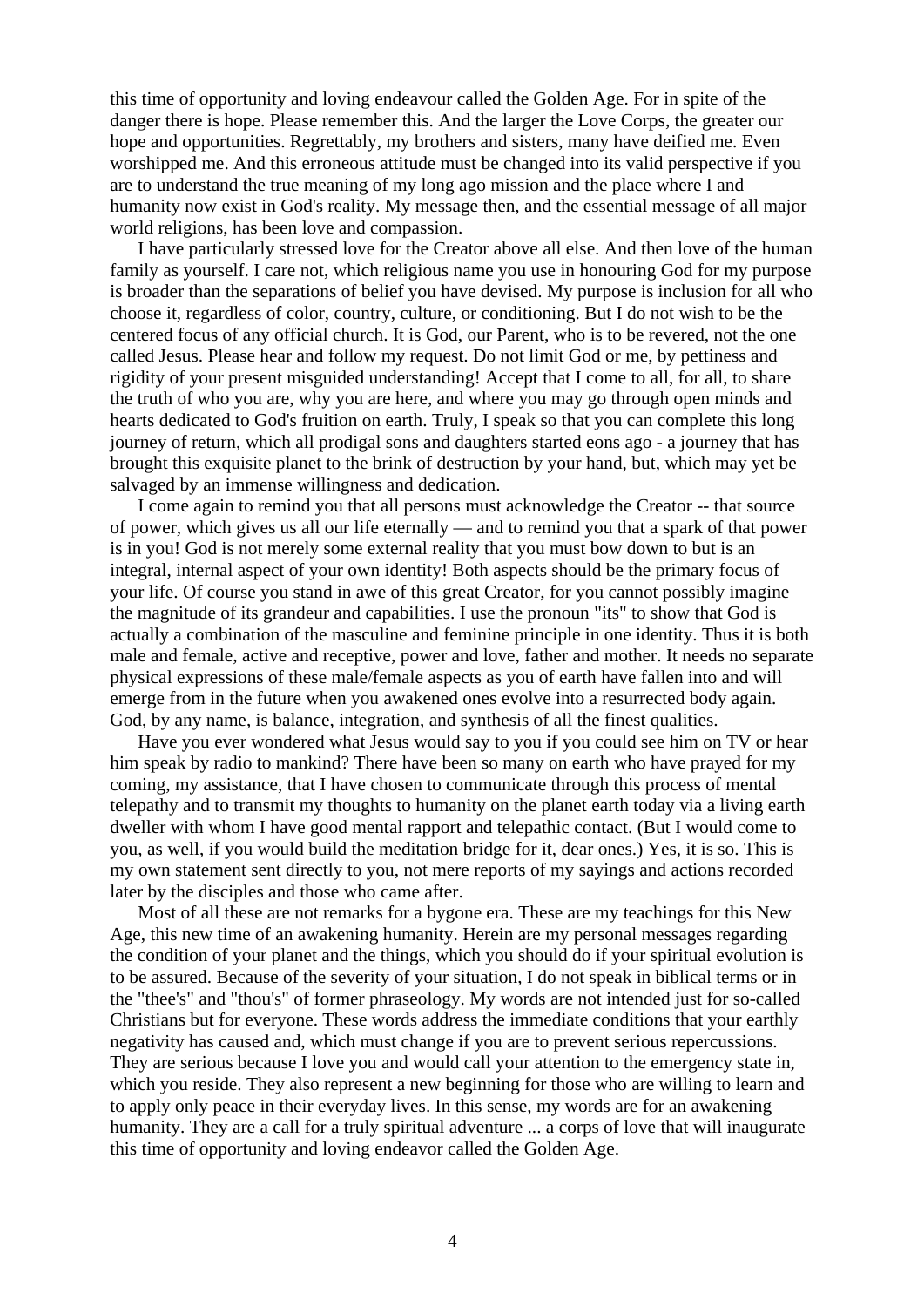this time of opportunity and loving endeavour called the Golden Age. For in spite of the danger there is hope. Please remember this. And the larger the Love Corps, the greater our hope and opportunities. Regrettably, my brothers and sisters, many have deified me. Even worshipped me. And this erroneous attitude must be changed into its valid perspective if you are to understand the true meaning of my long ago mission and the place where I and humanity now exist in God's reality. My message then, and the essential message of all major world religions, has been love and compassion.

I have particularly stressed love for the Creator above all else. And then love of the human family as yourself. I care not, which religious name you use in honouring God for my purpose is broader than the separations of belief you have devised. My purpose is inclusion for all who choose it, regardless of color, country, culture, or conditioning. But I do not wish to be the centered focus of any official church. It is God, our Parent, who is to be revered, not the one called Jesus. Please hear and follow my request. Do not limit God or me, by pettiness and rigidity of your present misguided understanding! Accept that I come to all, for all, to share the truth of who you are, why you are here, and where you may go through open minds and hearts dedicated to God's fruition on earth. Truly, I speak so that you can complete this long journey of return, which all prodigal sons and daughters started eons ago - a journey that has brought this exquisite planet to the brink of destruction by your hand, but, which may yet be salvaged by an immense willingness and dedication.

I come again to remind you that all persons must acknowledge the Creator -- that source of power, which gives us all our life eternally — and to remind you that a spark of that power is in you! God is not merely some external reality that you must bow down to but is an integral, internal aspect of your own identity! Both aspects should be the primary focus of your life. Of course you stand in awe of this great Creator, for you cannot possibly imagine the magnitude of its grandeur and capabilities. I use the pronoun "its" to show that God is actually a combination of the masculine and feminine principle in one identity. Thus it is both male and female, active and receptive, power and love, father and mother. It needs no separate physical expressions of these male/female aspects as you of earth have fallen into and will emerge from in the future when you awakened ones evolve into a resurrected body again. God, by any name, is balance, integration, and synthesis of all the finest qualities.

Have you ever wondered what Jesus would say to you if you could see him on TV or hear him speak by radio to mankind? There have been so many on earth who have prayed for my coming, my assistance, that I have chosen to communicate through this process of mental telepathy and to transmit my thoughts to humanity on the planet earth today via a living earth dweller with whom I have good mental rapport and telepathic contact. (But I would come to you, as well, if you would build the meditation bridge for it, dear ones.) Yes, it is so. This is my own statement sent directly to you, not mere reports of my sayings and actions recorded later by the disciples and those who came after.

Most of all these are not remarks for a bygone era. These are my teachings for this New Age, this new time of an awakening humanity. Herein are my personal messages regarding the condition of your planet and the things, which you should do if your spiritual evolution is to be assured. Because of the severity of your situation, I do not speak in biblical terms or in the "thee's" and "thou's" of former phraseology. My words are not intended just for so-called Christians but for everyone. These words address the immediate conditions that your earthly negativity has caused and, which must change if you are to prevent serious repercussions. They are serious because I love you and would call your attention to the emergency state in, which you reside. They also represent a new beginning for those who are willing to learn and to apply only peace in their everyday lives. In this sense, my words are for an awakening humanity. They are a call for a truly spiritual adventure ... a corps of love that will inaugurate this time of opportunity and loving endeavor called the Golden Age.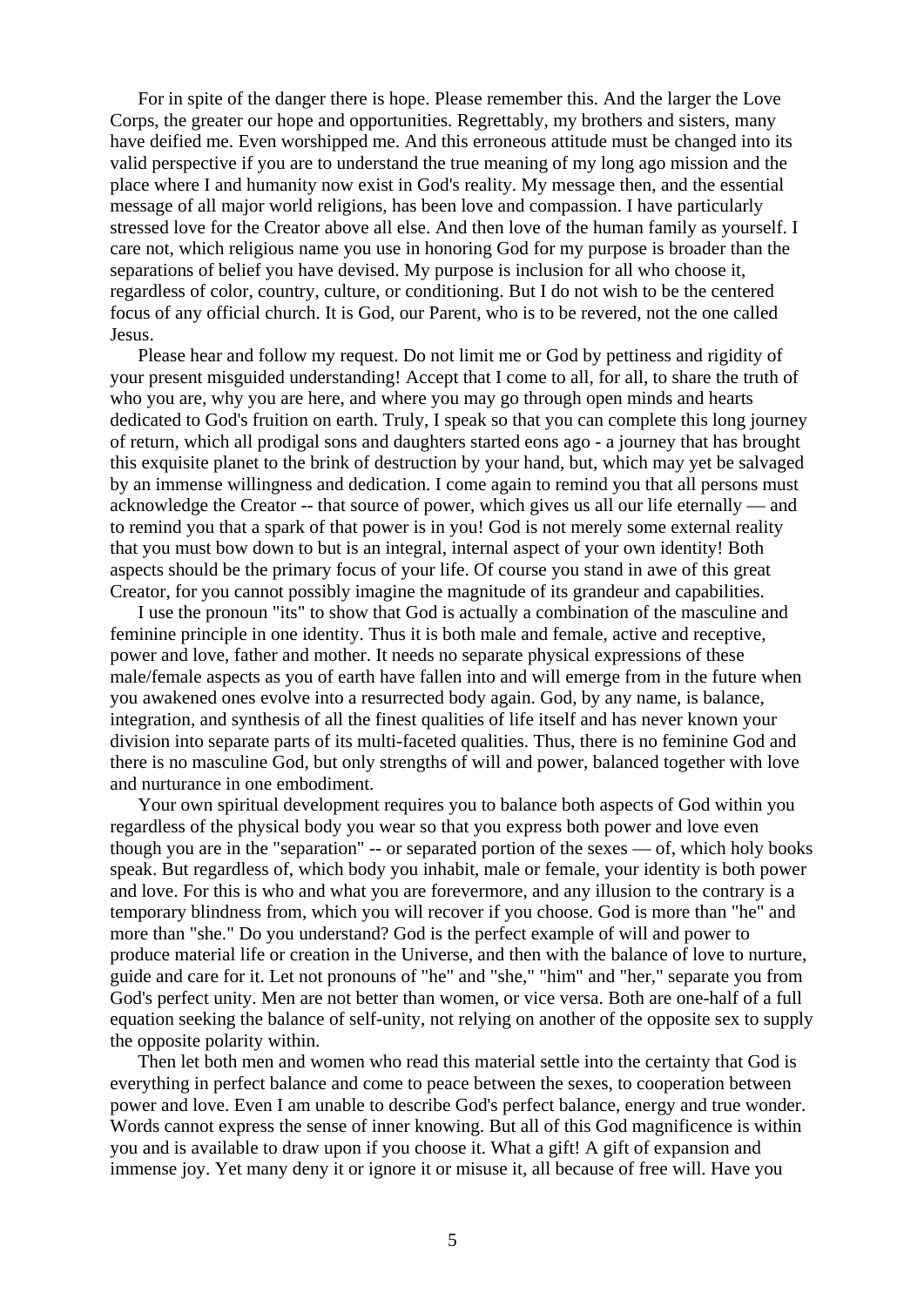For in spite of the danger there is hope. Please remember this. And the larger the Love Corps, the greater our hope and opportunities. Regrettably, my brothers and sisters, many have deified me. Even worshipped me. And this erroneous attitude must be changed into its valid perspective if you are to understand the true meaning of my long ago mission and the place where I and humanity now exist in God's reality. My message then, and the essential message of all major world religions, has been love and compassion. I have particularly stressed love for the Creator above all else. And then love of the human family as yourself. I care not, which religious name you use in honoring God for my purpose is broader than the separations of belief you have devised. My purpose is inclusion for all who choose it, regardless of color, country, culture, or conditioning. But I do not wish to be the centered focus of any official church. It is God, our Parent, who is to be revered, not the one called Jesus.

Please hear and follow my request. Do not limit me or God by pettiness and rigidity of your present misguided understanding! Accept that I come to all, for all, to share the truth of who you are, why you are here, and where you may go through open minds and hearts dedicated to God's fruition on earth. Truly, I speak so that you can complete this long journey of return, which all prodigal sons and daughters started eons ago - a journey that has brought this exquisite planet to the brink of destruction by your hand, but, which may yet be salvaged by an immense willingness and dedication. I come again to remind you that all persons must acknowledge the Creator -- that source of power, which gives us all our life eternally — and to remind you that a spark of that power is in you! God is not merely some external reality that you must bow down to but is an integral, internal aspect of your own identity! Both aspects should be the primary focus of your life. Of course you stand in awe of this great Creator, for you cannot possibly imagine the magnitude of its grandeur and capabilities.

I use the pronoun "its" to show that God is actually a combination of the masculine and feminine principle in one identity. Thus it is both male and female, active and receptive, power and love, father and mother. It needs no separate physical expressions of these male/female aspects as you of earth have fallen into and will emerge from in the future when you awakened ones evolve into a resurrected body again. God, by any name, is balance, integration, and synthesis of all the finest qualities of life itself and has never known your division into separate parts of its multi-faceted qualities. Thus, there is no feminine God and there is no masculine God, but only strengths of will and power, balanced together with love and nurturance in one embodiment.

Your own spiritual development requires you to balance both aspects of God within you regardless of the physical body you wear so that you express both power and love even though you are in the "separation" -- or separated portion of the sexes — of, which holy books speak. But regardless of, which body you inhabit, male or female, your identity is both power and love. For this is who and what you are forevermore, and any illusion to the contrary is a temporary blindness from, which you will recover if you choose. God is more than "he" and more than "she." Do you understand? God is the perfect example of will and power to produce material life or creation in the Universe, and then with the balance of love to nurture, guide and care for it. Let not pronouns of "he" and "she," "him" and "her," separate you from God's perfect unity. Men are not better than women, or vice versa. Both are one-half of a full equation seeking the balance of self-unity, not relying on another of the opposite sex to supply the opposite polarity within.

Then let both men and women who read this material settle into the certainty that God is everything in perfect balance and come to peace between the sexes, to cooperation between power and love. Even I am unable to describe God's perfect balance, energy and true wonder. Words cannot express the sense of inner knowing. But all of this God magnificence is within you and is available to draw upon if you choose it. What a gift! A gift of expansion and immense joy. Yet many deny it or ignore it or misuse it, all because of free will. Have you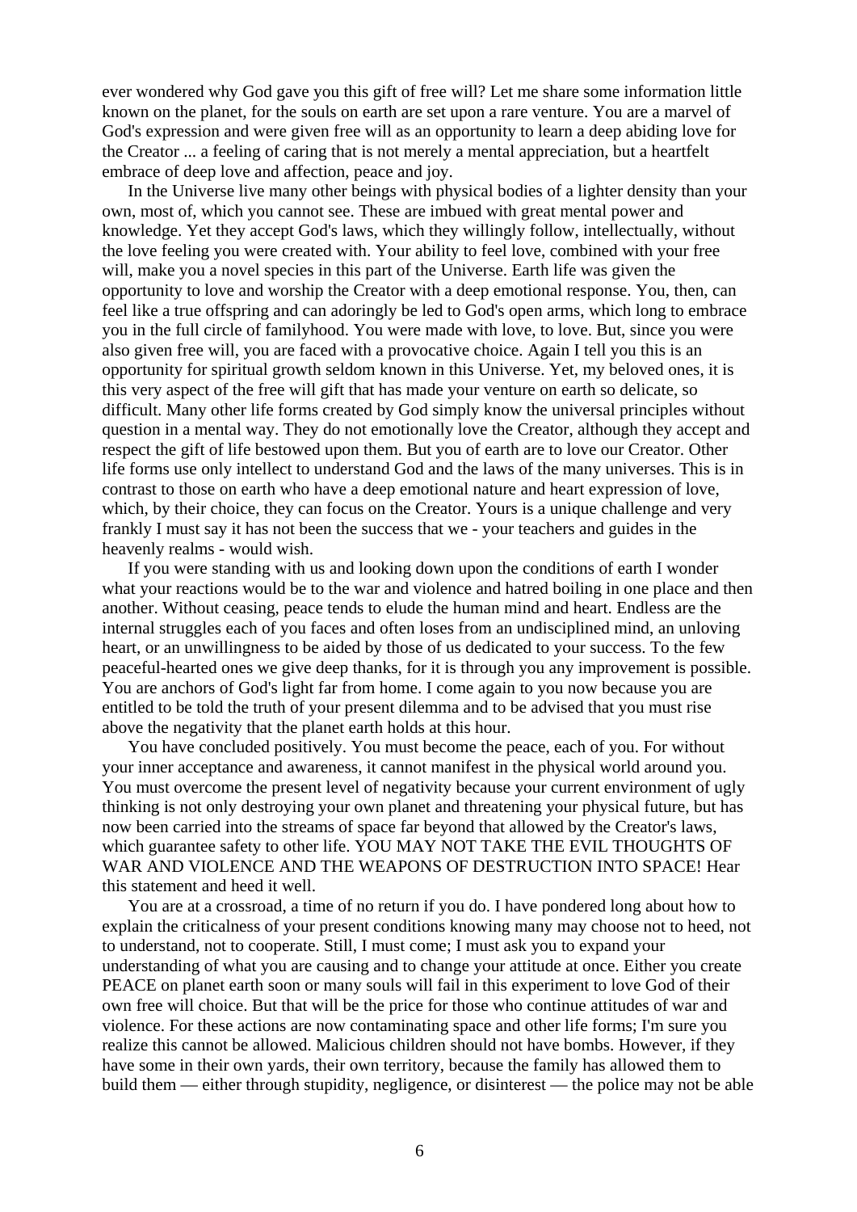ever wondered why God gave you this gift of free will? Let me share some information little known on the planet, for the souls on earth are set upon a rare venture. You are a marvel of God's expression and were given free will as an opportunity to learn a deep abiding love for the Creator ... a feeling of caring that is not merely a mental appreciation, but a heartfelt embrace of deep love and affection, peace and joy.

In the Universe live many other beings with physical bodies of a lighter density than your own, most of, which you cannot see. These are imbued with great mental power and knowledge. Yet they accept God's laws, which they willingly follow, intellectually, without the love feeling you were created with. Your ability to feel love, combined with your free will, make you a novel species in this part of the Universe. Earth life was given the opportunity to love and worship the Creator with a deep emotional response. You, then, can feel like a true offspring and can adoringly be led to God's open arms, which long to embrace you in the full circle of familyhood. You were made with love, to love. But, since you were also given free will, you are faced with a provocative choice. Again I tell you this is an opportunity for spiritual growth seldom known in this Universe. Yet, my beloved ones, it is this very aspect of the free will gift that has made your venture on earth so delicate, so difficult. Many other life forms created by God simply know the universal principles without question in a mental way. They do not emotionally love the Creator, although they accept and respect the gift of life bestowed upon them. But you of earth are to love our Creator. Other life forms use only intellect to understand God and the laws of the many universes. This is in contrast to those on earth who have a deep emotional nature and heart expression of love, which, by their choice, they can focus on the Creator. Yours is a unique challenge and very frankly I must say it has not been the success that we - your teachers and guides in the heavenly realms - would wish.

If you were standing with us and looking down upon the conditions of earth I wonder what your reactions would be to the war and violence and hatred boiling in one place and then another. Without ceasing, peace tends to elude the human mind and heart. Endless are the internal struggles each of you faces and often loses from an undisciplined mind, an unloving heart, or an unwillingness to be aided by those of us dedicated to your success. To the few peaceful-hearted ones we give deep thanks, for it is through you any improvement is possible. You are anchors of God's light far from home. I come again to you now because you are entitled to be told the truth of your present dilemma and to be advised that you must rise above the negativity that the planet earth holds at this hour.

You have concluded positively. You must become the peace, each of you. For without your inner acceptance and awareness, it cannot manifest in the physical world around you. You must overcome the present level of negativity because your current environment of ugly thinking is not only destroying your own planet and threatening your physical future, but has now been carried into the streams of space far beyond that allowed by the Creator's laws, which guarantee safety to other life. YOU MAY NOT TAKE THE EVIL THOUGHTS OF WAR AND VIOLENCE AND THE WEAPONS OF DESTRUCTION INTO SPACE! Hear this statement and heed it well.

You are at a crossroad, a time of no return if you do. I have pondered long about how to explain the criticalness of your present conditions knowing many may choose not to heed, not to understand, not to cooperate. Still, I must come; I must ask you to expand your understanding of what you are causing and to change your attitude at once. Either you create PEACE on planet earth soon or many souls will fail in this experiment to love God of their own free will choice. But that will be the price for those who continue attitudes of war and violence. For these actions are now contaminating space and other life forms; I'm sure you realize this cannot be allowed. Malicious children should not have bombs. However, if they have some in their own yards, their own territory, because the family has allowed them to build them — either through stupidity, negligence, or disinterest — the police may not be able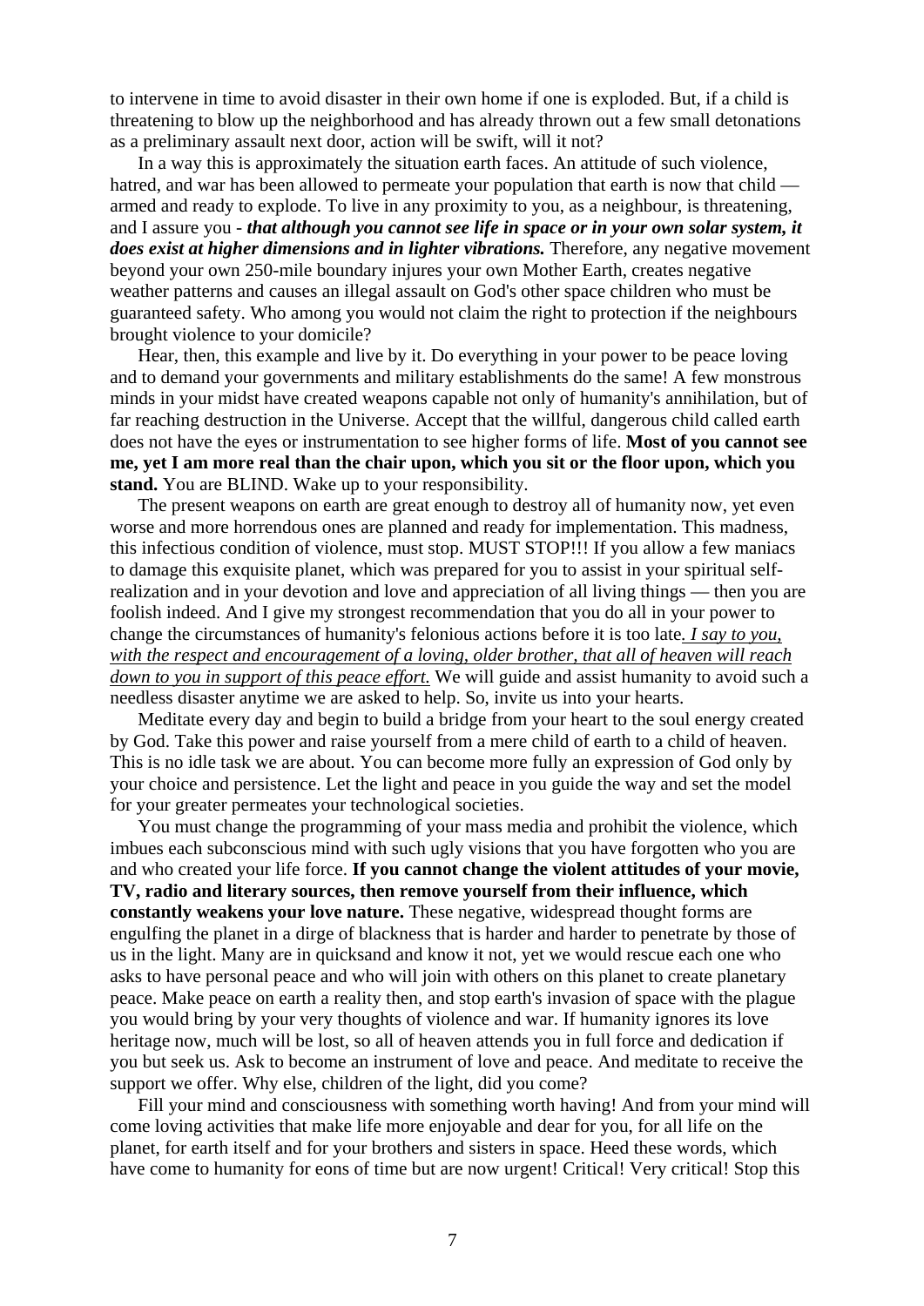to intervene in time to avoid disaster in their own home if one is exploded. But, if a child is threatening to blow up the neighborhood and has already thrown out a few small detonations as a preliminary assault next door, action will be swift, will it not?

In a way this is approximately the situation earth faces. An attitude of such violence, hatred, and war has been allowed to permeate your population that earth is now that child — armed and ready to explode. To live in any proximity to you, as a neighbour, is threatening, and I assure you - ***that although you cannot see life in space or in your own solar system, it does exist at higher dimensions and in lighter vibrations.*** Therefore, any negative movement beyond your own 250-mile boundary injures your own Mother Earth, creates negative weather patterns and causes an illegal assault on God's other space children who must be guaranteed safety. Who among you would not claim the right to protection if the neighbours brought violence to your domicile?

Hear, then, this example and live by it. Do everything in your power to be peace loving and to demand your governments and military establishments do the same! A few monstrous minds in your midst have created weapons capable not only of humanity's annihilation, but of far reaching destruction in the Universe. Accept that the willful, dangerous child called earth does not have the eyes or instrumentation to see higher forms of life. **Most of you cannot see me, yet I am more real than the chair upon, which you sit or the floor upon, which you stand.** You are BLIND. Wake up to your responsibility.

The present weapons on earth are great enough to destroy all of humanity now, yet even worse and more horrendous ones are planned and ready for implementation. This madness, this infectious condition of violence, must stop. MUST STOP!!! If you allow a few maniacs to damage this exquisite planet, which was prepared for you to assist in your spiritual self-realization and in your devotion and love and appreciation of all living things — then you are foolish indeed. And I give my strongest recommendation that you do all in your power to change the circumstances of humanity's felonious actions before it is too late*. I say to you, with the respect and encouragement of a loving, older brother, that all of heaven will reach down to you in support of this peace effort.* We will guide and assist humanity to avoid such a needless disaster anytime we are asked to help. So, invite us into your hearts.

Meditate every day and begin to build a bridge from your heart to the soul energy created by God. Take this power and raise yourself from a mere child of earth to a child of heaven. This is no idle task we are about. You can become more fully an expression of God only by your choice and persistence. Let the light and peace in you guide the way and set the model for your greater permeates your technological societies.

You must change the programming of your mass media and prohibit the violence, which imbues each subconscious mind with such ugly visions that you have forgotten who you are and who created your life force. **If you cannot change the violent attitudes of your movie, TV, radio and literary sources, then remove yourself from their influence, which constantly weakens your love nature.** These negative, widespread thought forms are engulfing the planet in a dirge of blackness that is harder and harder to penetrate by those of us in the light. Many are in quicksand and know it not, yet we would rescue each one who asks to have personal peace and who will join with others on this planet to create planetary peace. Make peace on earth a reality then, and stop earth's invasion of space with the plague you would bring by your very thoughts of violence and war. If humanity ignores its love heritage now, much will be lost, so all of heaven attends you in full force and dedication if you but seek us. Ask to become an instrument of love and peace. And meditate to receive the support we offer. Why else, children of the light, did you come?

Fill your mind and consciousness with something worth having! And from your mind will come loving activities that make life more enjoyable and dear for you, for all life on the planet, for earth itself and for your brothers and sisters in space. Heed these words, which have come to humanity for eons of time but are now urgent! Critical! Very critical! Stop this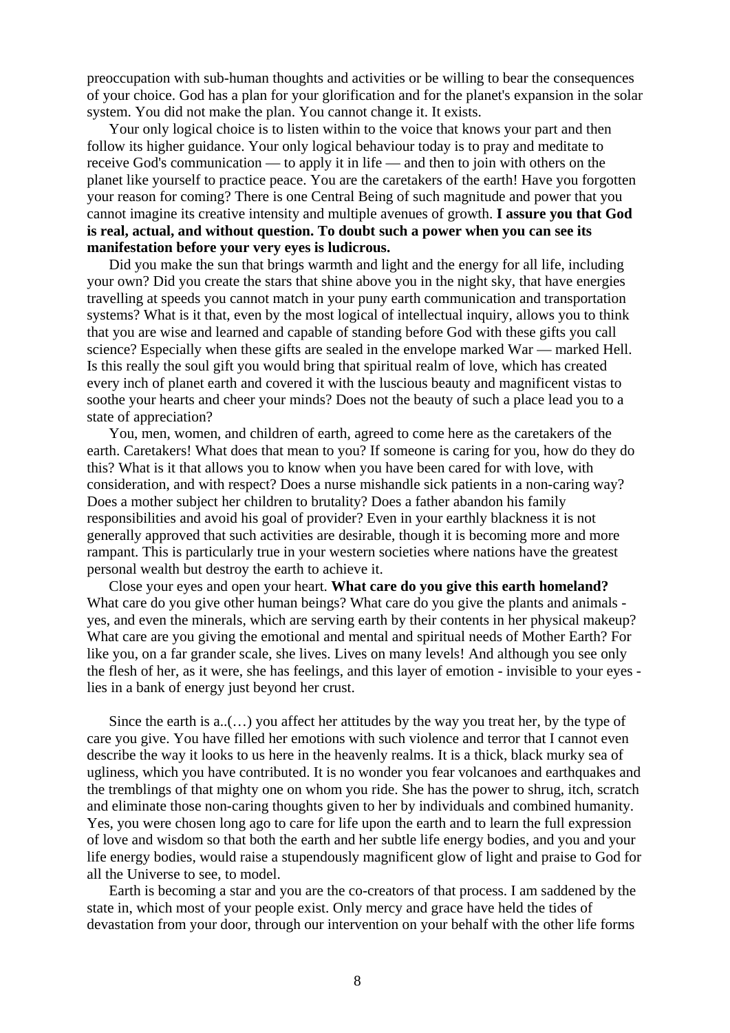preoccupation with sub-human thoughts and activities or be willing to bear the consequences of your choice. God has a plan for your glorification and for the planet's expansion in the solar system. You did not make the plan. You cannot change it. It exists.

Your only logical choice is to listen within to the voice that knows your part and then follow its higher guidance. Your only logical behaviour today is to pray and meditate to receive God's communication — to apply it in life — and then to join with others on the planet like yourself to practice peace. You are the caretakers of the earth! Have you forgotten your reason for coming? There is one Central Being of such magnitude and power that you cannot imagine its creative intensity and multiple avenues of growth. **I assure you that God is real, actual, and without question. To doubt such a power when you can see its manifestation before your very eyes is ludicrous.**

Did you make the sun that brings warmth and light and the energy for all life, including your own? Did you create the stars that shine above you in the night sky, that have energies travelling at speeds you cannot match in your puny earth communication and transportation systems? What is it that, even by the most logical of intellectual inquiry, allows you to think that you are wise and learned and capable of standing before God with these gifts you call science? Especially when these gifts are sealed in the envelope marked War — marked Hell. Is this really the soul gift you would bring that spiritual realm of love, which has created every inch of planet earth and covered it with the luscious beauty and magnificent vistas to soothe your hearts and cheer your minds? Does not the beauty of such a place lead you to a state of appreciation?

You, men, women, and children of earth, agreed to come here as the caretakers of the earth. Caretakers! What does that mean to you? If someone is caring for you, how do they do this? What is it that allows you to know when you have been cared for with love, with consideration, and with respect? Does a nurse mishandle sick patients in a non-caring way? Does a mother subject her children to brutality? Does a father abandon his family responsibilities and avoid his goal of provider? Even in your earthly blackness it is not generally approved that such activities are desirable, though it is becoming more and more rampant. This is particularly true in your western societies where nations have the greatest personal wealth but destroy the earth to achieve it.

Close your eyes and open your heart. **What care do you give this earth homeland?** What care do you give other human beings? What care do you give the plants and animals - yes, and even the minerals, which are serving earth by their contents in her physical makeup? What care are you giving the emotional and mental and spiritual needs of Mother Earth? For like you, on a far grander scale, she lives. Lives on many levels! And although you see only the flesh of her, as it were, she has feelings, and this layer of emotion - invisible to your eyes - lies in a bank of energy just beyond her crust.

Since the earth is a..(…) you affect her attitudes by the way you treat her, by the type of care you give. You have filled her emotions with such violence and terror that I cannot even describe the way it looks to us here in the heavenly realms. It is a thick, black murky sea of ugliness, which you have contributed. It is no wonder you fear volcanoes and earthquakes and the tremblings of that mighty one on whom you ride. She has the power to shrug, itch, scratch and eliminate those non-caring thoughts given to her by individuals and combined humanity. Yes, you were chosen long ago to care for life upon the earth and to learn the full expression of love and wisdom so that both the earth and her subtle life energy bodies, and you and your life energy bodies, would raise a stupendously magnificent glow of light and praise to God for all the Universe to see, to model.

Earth is becoming a star and you are the co-creators of that process. I am saddened by the state in, which most of your people exist. Only mercy and grace have held the tides of devastation from your door, through our intervention on your behalf with the other life forms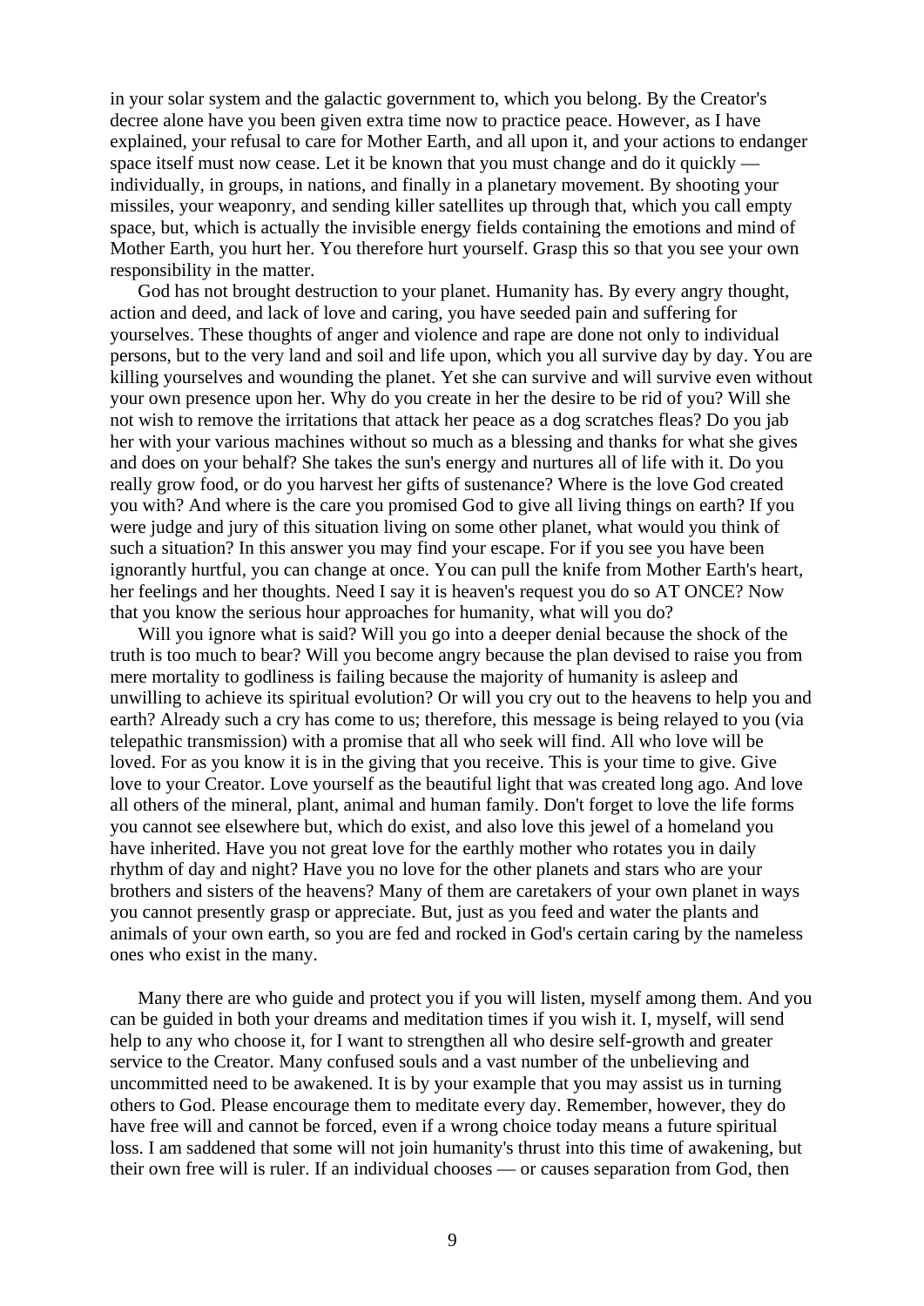in your solar system and the galactic government to, which you belong. By the Creator's decree alone have you been given extra time now to practice peace. However, as I have explained, your refusal to care for Mother Earth, and all upon it, and your actions to endanger space itself must now cease. Let it be known that you must change and do it quickly — individually, in groups, in nations, and finally in a planetary movement. By shooting your missiles, your weaponry, and sending killer satellites up through that, which you call empty space, but, which is actually the invisible energy fields containing the emotions and mind of Mother Earth, you hurt her. You therefore hurt yourself. Grasp this so that you see your own responsibility in the matter.

God has not brought destruction to your planet. Humanity has. By every angry thought, action and deed, and lack of love and caring, you have seeded pain and suffering for yourselves. These thoughts of anger and violence and rape are done not only to individual persons, but to the very land and soil and life upon, which you all survive day by day. You are killing yourselves and wounding the planet. Yet she can survive and will survive even without your own presence upon her. Why do you create in her the desire to be rid of you? Will she not wish to remove the irritations that attack her peace as a dog scratches fleas? Do you jab her with your various machines without so much as a blessing and thanks for what she gives and does on your behalf? She takes the sun's energy and nurtures all of life with it. Do you really grow food, or do you harvest her gifts of sustenance? Where is the love God created you with? And where is the care you promised God to give all living things on earth? If you were judge and jury of this situation living on some other planet, what would you think of such a situation? In this answer you may find your escape. For if you see you have been ignorantly hurtful, you can change at once. You can pull the knife from Mother Earth's heart, her feelings and her thoughts. Need I say it is heaven's request you do so AT ONCE? Now that you know the serious hour approaches for humanity, what will you do?

Will you ignore what is said? Will you go into a deeper denial because the shock of the truth is too much to bear? Will you become angry because the plan devised to raise you from mere mortality to godliness is failing because the majority of humanity is asleep and unwilling to achieve its spiritual evolution? Or will you cry out to the heavens to help you and earth? Already such a cry has come to us; therefore, this message is being relayed to you (via telepathic transmission) with a promise that all who seek will find. All who love will be loved. For as you know it is in the giving that you receive. This is your time to give. Give love to your Creator. Love yourself as the beautiful light that was created long ago. And love all others of the mineral, plant, animal and human family. Don't forget to love the life forms you cannot see elsewhere but, which do exist, and also love this jewel of a homeland you have inherited. Have you not great love for the earthly mother who rotates you in daily rhythm of day and night? Have you no love for the other planets and stars who are your brothers and sisters of the heavens? Many of them are caretakers of your own planet in ways you cannot presently grasp or appreciate. But, just as you feed and water the plants and animals of your own earth, so you are fed and rocked in God's certain caring by the nameless ones who exist in the many.

Many there are who guide and protect you if you will listen, myself among them. And you can be guided in both your dreams and meditation times if you wish it. I, myself, will send help to any who choose it, for I want to strengthen all who desire self-growth and greater service to the Creator. Many confused souls and a vast number of the unbelieving and uncommitted need to be awakened. It is by your example that you may assist us in turning others to God. Please encourage them to meditate every day. Remember, however, they do have free will and cannot be forced, even if a wrong choice today means a future spiritual loss. I am saddened that some will not join humanity's thrust into this time of awakening, but their own free will is ruler. If an individual chooses — or causes separation from God, then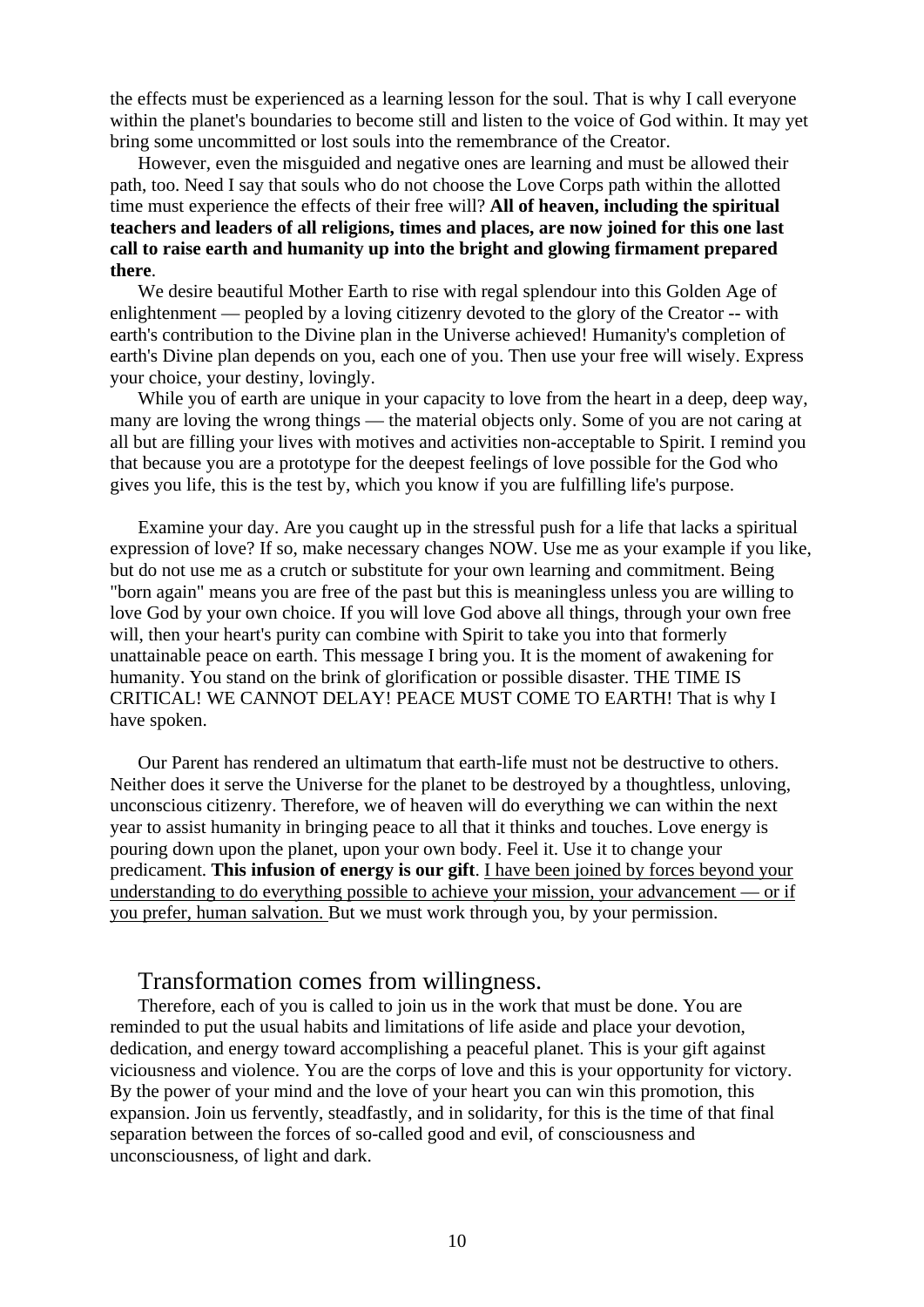the effects must be experienced as a learning lesson for the soul. That is why I call everyone within the planet's boundaries to become still and listen to the voice of God within. It may yet bring some uncommitted or lost souls into the remembrance of the Creator.

However, even the misguided and negative ones are learning and must be allowed their path, too. Need I say that souls who do not choose the Love Corps path within the allotted time must experience the effects of their free will? **All of heaven, including the spiritual teachers and leaders of all religions, times and places, are now joined for this one last call to raise earth and humanity up into the bright and glowing firmament prepared there**.

We desire beautiful Mother Earth to rise with regal splendour into this Golden Age of enlightenment — peopled by a loving citizenry devoted to the glory of the Creator -- with earth's contribution to the Divine plan in the Universe achieved! Humanity's completion of earth's Divine plan depends on you, each one of you. Then use your free will wisely. Express your choice, your destiny, lovingly.

While you of earth are unique in your capacity to love from the heart in a deep, deep way, many are loving the wrong things — the material objects only. Some of you are not caring at all but are filling your lives with motives and activities non-acceptable to Spirit. I remind you that because you are a prototype for the deepest feelings of love possible for the God who gives you life, this is the test by, which you know if you are fulfilling life's purpose.

Examine your day. Are you caught up in the stressful push for a life that lacks a spiritual expression of love? If so, make necessary changes NOW. Use me as your example if you like, but do not use me as a crutch or substitute for your own learning and commitment. Being "born again" means you are free of the past but this is meaningless unless you are willing to love God by your own choice. If you will love God above all things, through your own free will, then your heart's purity can combine with Spirit to take you into that formerly unattainable peace on earth. This message I bring you. It is the moment of awakening for humanity. You stand on the brink of glorification or possible disaster. THE TIME IS CRITICAL! WE CANNOT DELAY! PEACE MUST COME TO EARTH! That is why I have spoken.

Our Parent has rendered an ultimatum that earth-life must not be destructive to others. Neither does it serve the Universe for the planet to be destroyed by a thoughtless, unloving, unconscious citizenry. Therefore, we of heaven will do everything we can within the next year to assist humanity in bringing peace to all that it thinks and touches. Love energy is pouring down upon the planet, upon your own body. Feel it. Use it to change your predicament. **This infusion of energy is our gift**. <u>I have been joined by forces beyond your understanding to do everything possible to achieve your mission, your advancement — or if you prefer, human salvation.</u> But we must work through you, by your permission.

## Transformation comes from willingness.

Therefore, each of you is called to join us in the work that must be done. You are reminded to put the usual habits and limitations of life aside and place your devotion, dedication, and energy toward accomplishing a peaceful planet. This is your gift against viciousness and violence. You are the corps of love and this is your opportunity for victory. By the power of your mind and the love of your heart you can win this promotion, this expansion. Join us fervently, steadfastly, and in solidarity, for this is the time of that final separation between the forces of so-called good and evil, of consciousness and unconsciousness, of light and dark.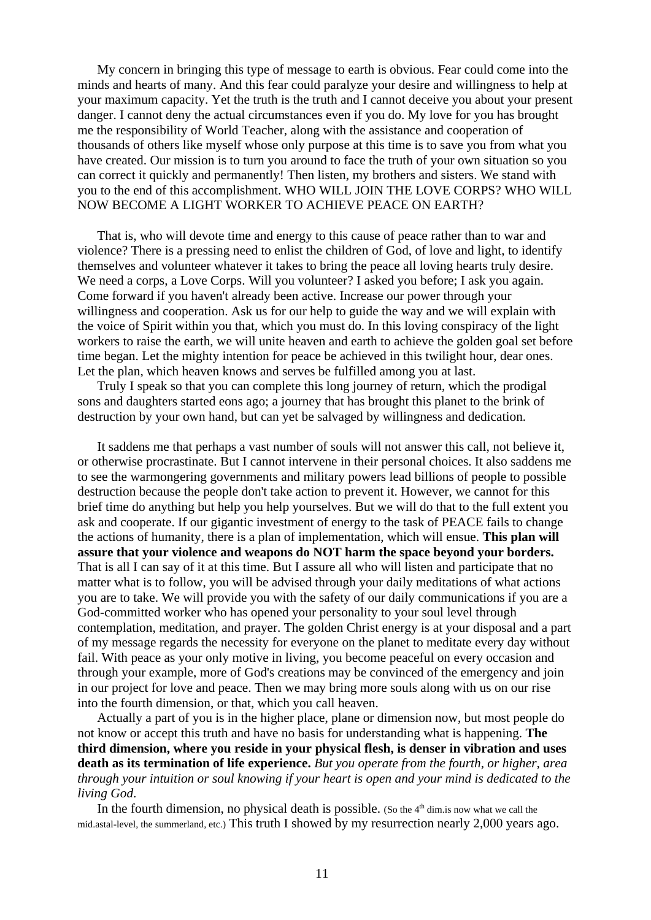My concern in bringing this type of message to earth is obvious. Fear could come into the minds and hearts of many. And this fear could paralyze your desire and willingness to help at your maximum capacity. Yet the truth is the truth and I cannot deceive you about your present danger. I cannot deny the actual circumstances even if you do. My love for you has brought me the responsibility of World Teacher, along with the assistance and cooperation of thousands of others like myself whose only purpose at this time is to save you from what you have created. Our mission is to turn you around to face the truth of your own situation so you can correct it quickly and permanently! Then listen, my brothers and sisters. We stand with you to the end of this accomplishment. WHO WILL JOIN THE LOVE CORPS? WHO WILL NOW BECOME A LIGHT WORKER TO ACHIEVE PEACE ON EARTH?

That is, who will devote time and energy to this cause of peace rather than to war and violence? There is a pressing need to enlist the children of God, of love and light, to identify themselves and volunteer whatever it takes to bring the peace all loving hearts truly desire. We need a corps, a Love Corps. Will you volunteer? I asked you before; I ask you again. Come forward if you haven't already been active. Increase our power through your willingness and cooperation. Ask us for our help to guide the way and we will explain with the voice of Spirit within you that, which you must do. In this loving conspiracy of the light workers to raise the earth, we will unite heaven and earth to achieve the golden goal set before time began. Let the mighty intention for peace be achieved in this twilight hour, dear ones. Let the plan, which heaven knows and serves be fulfilled among you at last.

Truly I speak so that you can complete this long journey of return, which the prodigal sons and daughters started eons ago; a journey that has brought this planet to the brink of destruction by your own hand, but can yet be salvaged by willingness and dedication.

It saddens me that perhaps a vast number of souls will not answer this call, not believe it, or otherwise procrastinate. But I cannot intervene in their personal choices. It also saddens me to see the warmongering governments and military powers lead billions of people to possible destruction because the people don't take action to prevent it. However, we cannot for this brief time do anything but help you help yourselves. But we will do that to the full extent you ask and cooperate. If our gigantic investment of energy to the task of PEACE fails to change the actions of humanity, there is a plan of implementation, which will ensue. **This plan will assure that your violence and weapons do NOT harm the space beyond your borders.** That is all I can say of it at this time. But I assure all who will listen and participate that no matter what is to follow, you will be advised through your daily meditations of what actions you are to take. We will provide you with the safety of our daily communications if you are a God-committed worker who has opened your personality to your soul level through contemplation, meditation, and prayer. The golden Christ energy is at your disposal and a part of my message regards the necessity for everyone on the planet to meditate every day without fail. With peace as your only motive in living, you become peaceful on every occasion and through your example, more of God's creations may be convinced of the emergency and join in our project for love and peace. Then we may bring more souls along with us on our rise into the fourth dimension, or that, which you call heaven.

Actually a part of you is in the higher place, plane or dimension now, but most people do not know or accept this truth and have no basis for understanding what is happening. **The third dimension, where you reside in your physical flesh, is denser in vibration and uses death as its termination of life experience.** *But you operate from the fourth, or higher, area through your intuition or soul knowing if your heart is open and your mind is dedicated to the living God.*

In the fourth dimension, no physical death is possible. (So the 4th dim.is now what we call the mid.astal-level, the summerland, etc.) This truth I showed by my resurrection nearly 2,000 years ago.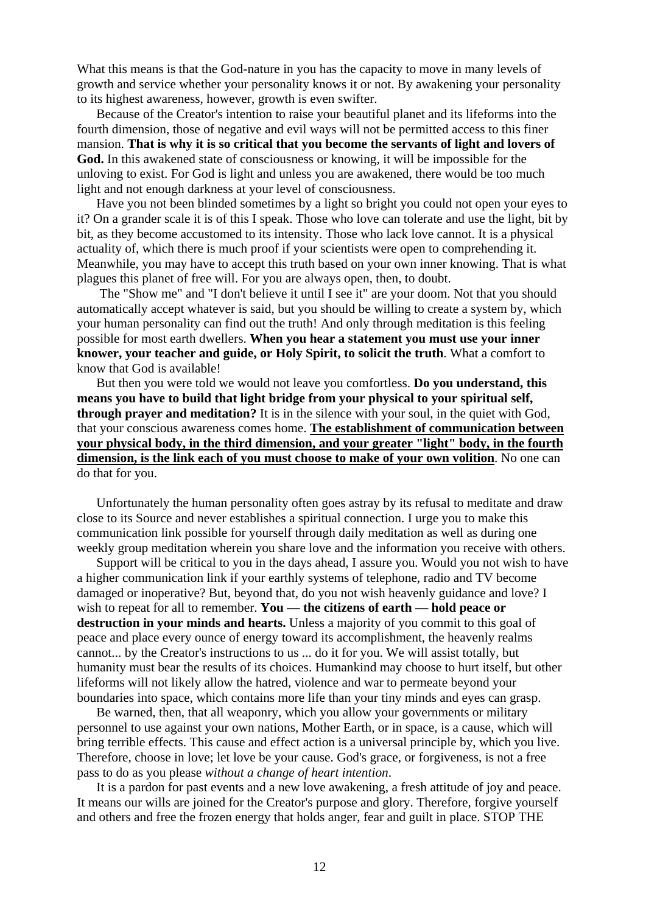What this means is that the God-nature in you has the capacity to move in many levels of growth and service whether your personality knows it or not. By awakening your personality to its highest awareness, however, growth is even swifter.

Because of the Creator's intention to raise your beautiful planet and its lifeforms into the fourth dimension, those of negative and evil ways will not be permitted access to this finer mansion. **That is why it is so critical that you become the servants of light and lovers of God.** In this awakened state of consciousness or knowing, it will be impossible for the unloving to exist. For God is light and unless you are awakened, there would be too much light and not enough darkness at your level of consciousness.

Have you not been blinded sometimes by a light so bright you could not open your eyes to it? On a grander scale it is of this I speak. Those who love can tolerate and use the light, bit by bit, as they become accustomed to its intensity. Those who lack love cannot. It is a physical actuality of, which there is much proof if your scientists were open to comprehending it. Meanwhile, you may have to accept this truth based on your own inner knowing. That is what plagues this planet of free will. For you are always open, then, to doubt.

The "Show me" and "I don't believe it until I see it" are your doom. Not that you should automatically accept whatever is said, but you should be willing to create a system by, which your human personality can find out the truth! And only through meditation is this feeling possible for most earth dwellers. **When you hear a statement you must use your inner knower, your teacher and guide, or Holy Spirit, to solicit the truth**. What a comfort to know that God is available!

But then you were told we would not leave you comfortless. **Do you understand, this means you have to build that light bridge from your physical to your spiritual self, through prayer and meditation?** It is in the silence with your soul, in the quiet with God, that your conscious awareness comes home. **<u>The establishment of communication between your physical body, in the third dimension, and your greater "light" body, in the fourth dimension, is the link each of you must choose to make of your own volition</u>**. No one can do that for you.

Unfortunately the human personality often goes astray by its refusal to meditate and draw close to its Source and never establishes a spiritual connection. I urge you to make this communication link possible for yourself through daily meditation as well as during one weekly group meditation wherein you share love and the information you receive with others.

Support will be critical to you in the days ahead, I assure you. Would you not wish to have a higher communication link if your earthly systems of telephone, radio and TV become damaged or inoperative? But, beyond that, do you not wish heavenly guidance and love? I wish to repeat for all to remember. **You — the citizens of earth — hold peace or destruction in your minds and hearts.** Unless a majority of you commit to this goal of peace and place every ounce of energy toward its accomplishment, the heavenly realms cannot... by the Creator's instructions to us ... do it for you. We will assist totally, but humanity must bear the results of its choices. Humankind may choose to hurt itself, but other lifeforms will not likely allow the hatred, violence and war to permeate beyond your boundaries into space, which contains more life than your tiny minds and eyes can grasp.

Be warned, then, that all weaponry, which you allow your governments or military personnel to use against your own nations, Mother Earth, or in space, is a cause, which will bring terrible effects. This cause and effect action is a universal principle by, which you live. Therefore, choose in love; let love be your cause. God's grace, or forgiveness, is not a free pass to do as you please *without a change of heart intention*.

It is a pardon for past events and a new love awakening, a fresh attitude of joy and peace. It means our wills are joined for the Creator's purpose and glory. Therefore, forgive yourself and others and free the frozen energy that holds anger, fear and guilt in place. STOP THE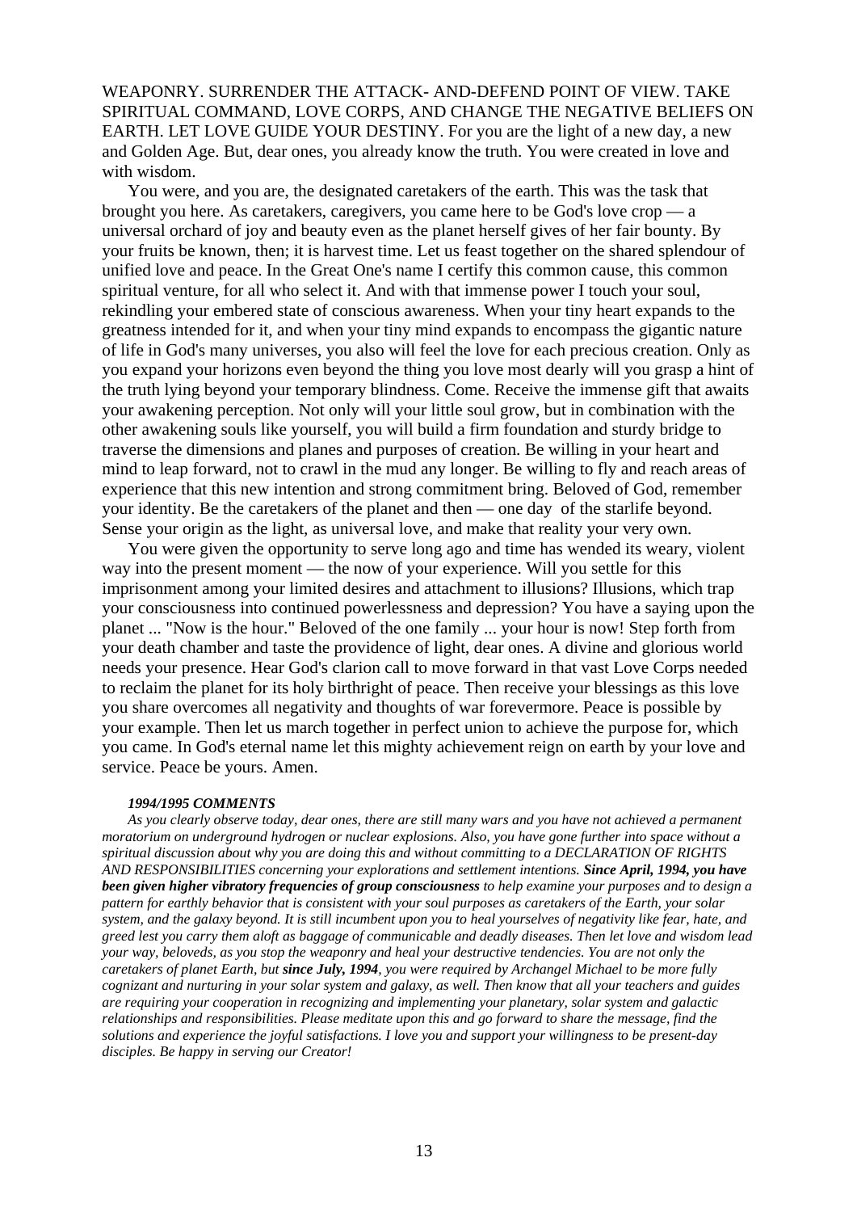WEAPONRY. SURRENDER THE ATTACK- AND-DEFEND POINT OF VIEW. TAKE SPIRITUAL COMMAND, LOVE CORPS, AND CHANGE THE NEGATIVE BELIEFS ON EARTH. LET LOVE GUIDE YOUR DESTINY. For you are the light of a new day, a new and Golden Age. But, dear ones, you already know the truth. You were created in love and with wisdom.

You were, and you are, the designated caretakers of the earth. This was the task that brought you here. As caretakers, caregivers, you came here to be God's love crop — a universal orchard of joy and beauty even as the planet herself gives of her fair bounty. By your fruits be known, then; it is harvest time. Let us feast together on the shared splendour of unified love and peace. In the Great One's name I certify this common cause, this common spiritual venture, for all who select it. And with that immense power I touch your soul, rekindling your embered state of conscious awareness. When your tiny heart expands to the greatness intended for it, and when your tiny mind expands to encompass the gigantic nature of life in God's many universes, you also will feel the love for each precious creation. Only as you expand your horizons even beyond the thing you love most dearly will you grasp a hint of the truth lying beyond your temporary blindness. Come. Receive the immense gift that awaits your awakening perception. Not only will your little soul grow, but in combination with the other awakening souls like yourself, you will build a firm foundation and sturdy bridge to traverse the dimensions and planes and purposes of creation. Be willing in your heart and mind to leap forward, not to crawl in the mud any longer. Be willing to fly and reach areas of experience that this new intention and strong commitment bring. Beloved of God, remember your identity. Be the caretakers of the planet and then — one day of the starlife beyond. Sense your origin as the light, as universal love, and make that reality your very own.

You were given the opportunity to serve long ago and time has wended its weary, violent way into the present moment — the now of your experience. Will you settle for this imprisonment among your limited desires and attachment to illusions? Illusions, which trap your consciousness into continued powerlessness and depression? You have a saying upon the planet ... "Now is the hour." Beloved of the one family ... your hour is now! Step forth from your death chamber and taste the providence of light, dear ones. A divine and glorious world needs your presence. Hear God's clarion call to move forward in that vast Love Corps needed to reclaim the planet for its holy birthright of peace. Then receive your blessings as this love you share overcomes all negativity and thoughts of war forevermore. Peace is possible by your example. Then let us march together in perfect union to achieve the purpose for, which you came. In God's eternal name let this mighty achievement reign on earth by your love and service. Peace be yours. Amen.

***1994/1995 COMMENTS***

*As you clearly observe today, dear ones, there are still many wars and you have not achieved a permanent moratorium on underground hydrogen or nuclear explosions. Also, you have gone further into space without a spiritual discussion about why you are doing this and without committing to a DECLARATION OF RIGHTS AND RESPONSIBILITIES concerning your explorations and settlement intentions.* ***Since April, 1994, you have been given higher vibratory frequencies of group consciousness*** *to help examine your purposes and to design a pattern for earthly behavior that is consistent with your soul purposes as caretakers of the Earth, your solar system, and the galaxy beyond. It is still incumbent upon you to heal yourselves of negativity like fear, hate, and greed lest you carry them aloft as baggage of communicable and deadly diseases. Then let love and wisdom lead your way, beloveds, as you stop the weaponry and heal your destructive tendencies. You are not only the caretakers of planet Earth, but* ***since July, 1994****, you were required by Archangel Michael to be more fully cognizant and nurturing in your solar system and galaxy, as well. Then know that all your teachers and guides are requiring your cooperation in recognizing and implementing your planetary, solar system and galactic relationships and responsibilities. Please meditate upon this and go forward to share the message, find the solutions and experience the joyful satisfactions. I love you and support your willingness to be present-day disciples. Be happy in serving our Creator!*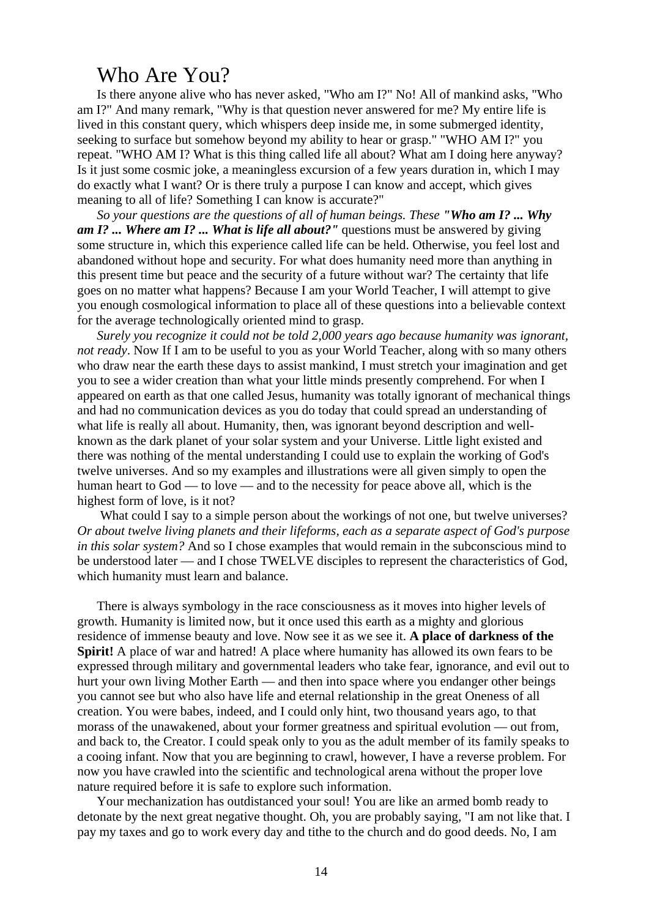# Who Are You?

Is there anyone alive who has never asked, "Who am I?" No! All of mankind asks, "Who am I?" And many remark, "Why is that question never answered for me? My entire life is lived in this constant query, which whispers deep inside me, in some submerged identity, seeking to surface but somehow beyond my ability to hear or grasp." "WHO AM I?" you repeat. "WHO AM I? What is this thing called life all about? What am I doing here anyway? Is it just some cosmic joke, a meaningless excursion of a few years duration in, which I may do exactly what I want? Or is there truly a purpose I can know and accept, which gives meaning to all of life? Something I can know is accurate?"

*So your questions are the questions of all of human beings. These* ***"Who am I? ... Why am I? ... Where am I? ... What is life all about?"*** questions must be answered by giving some structure in, which this experience called life can be held. Otherwise, you feel lost and abandoned without hope and security. For what does humanity need more than anything in this present time but peace and the security of a future without war? The certainty that life goes on no matter what happens? Because I am your World Teacher, I will attempt to give you enough cosmological information to place all of these questions into a believable context for the average technologically oriented mind to grasp.

*Surely you recognize it could not be told 2,000 years ago because humanity was ignorant, not ready*. Now If I am to be useful to you as your World Teacher, along with so many others who draw near the earth these days to assist mankind, I must stretch your imagination and get you to see a wider creation than what your little minds presently comprehend. For when I appeared on earth as that one called Jesus, humanity was totally ignorant of mechanical things and had no communication devices as you do today that could spread an understanding of what life is really all about. Humanity, then, was ignorant beyond description and well-known as the dark planet of your solar system and your Universe. Little light existed and there was nothing of the mental understanding I could use to explain the working of God's twelve universes. And so my examples and illustrations were all given simply to open the human heart to God — to love — and to the necessity for peace above all, which is the highest form of love, is it not?

What could I say to a simple person about the workings of not one, but twelve universes? *Or about twelve living planets and their lifeforms, each as a separate aspect of God's purpose in this solar system?* And so I chose examples that would remain in the subconscious mind to be understood later — and I chose TWELVE disciples to represent the characteristics of God, which humanity must learn and balance.

There is always symbology in the race consciousness as it moves into higher levels of growth. Humanity is limited now, but it once used this earth as a mighty and glorious residence of immense beauty and love. Now see it as we see it. **A place of darkness of the Spirit!** A place of war and hatred! A place where humanity has allowed its own fears to be expressed through military and governmental leaders who take fear, ignorance, and evil out to hurt your own living Mother Earth — and then into space where you endanger other beings you cannot see but who also have life and eternal relationship in the great Oneness of all creation. You were babes, indeed, and I could only hint, two thousand years ago, to that morass of the unawakened, about your former greatness and spiritual evolution — out from, and back to, the Creator. I could speak only to you as the adult member of its family speaks to a cooing infant. Now that you are beginning to crawl, however, I have a reverse problem. For now you have crawled into the scientific and technological arena without the proper love nature required before it is safe to explore such information.

Your mechanization has outdistanced your soul! You are like an armed bomb ready to detonate by the next great negative thought. Oh, you are probably saying, "I am not like that. I pay my taxes and go to work every day and tithe to the church and do good deeds. No, I am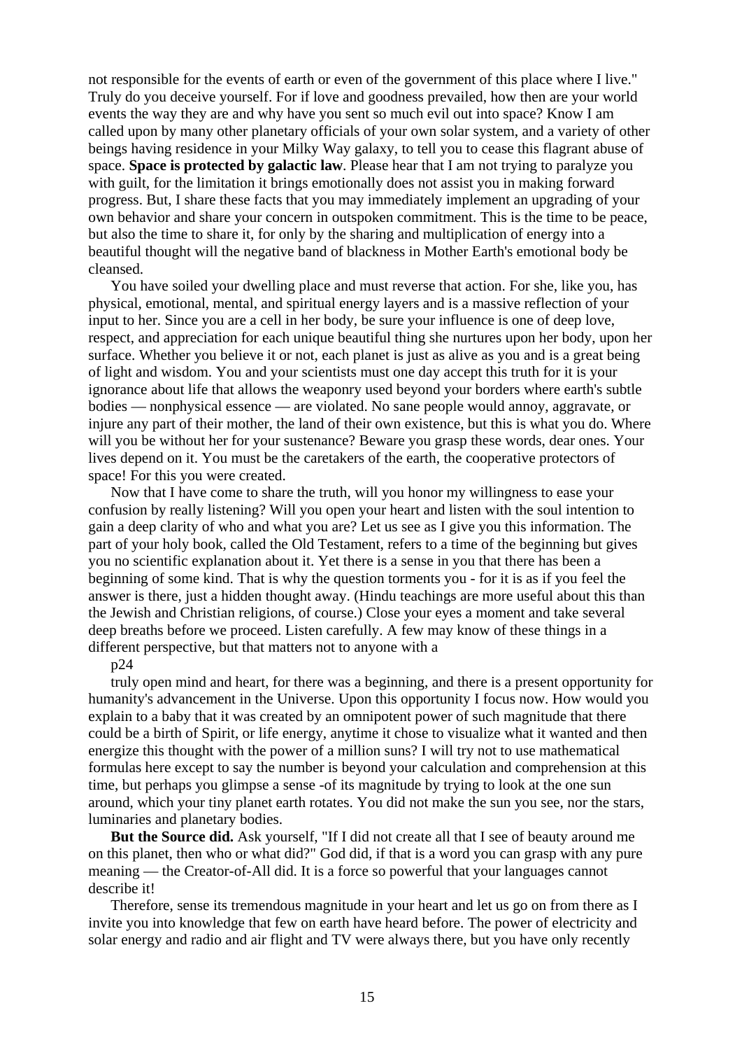not responsible for the events of earth or even of the government of this place where I live." Truly do you deceive yourself. For if love and goodness prevailed, how then are your world events the way they are and why have you sent so much evil out into space? Know I am called upon by many other planetary officials of your own solar system, and a variety of other beings having residence in your Milky Way galaxy, to tell you to cease this flagrant abuse of space. **Space is protected by galactic law**. Please hear that I am not trying to paralyze you with guilt, for the limitation it brings emotionally does not assist you in making forward progress. But, I share these facts that you may immediately implement an upgrading of your own behavior and share your concern in outspoken commitment. This is the time to be peace, but also the time to share it, for only by the sharing and multiplication of energy into a beautiful thought will the negative band of blackness in Mother Earth's emotional body be cleansed.

You have soiled your dwelling place and must reverse that action. For she, like you, has physical, emotional, mental, and spiritual energy layers and is a massive reflection of your input to her. Since you are a cell in her body, be sure your influence is one of deep love, respect, and appreciation for each unique beautiful thing she nurtures upon her body, upon her surface. Whether you believe it or not, each planet is just as alive as you and is a great being of light and wisdom. You and your scientists must one day accept this truth for it is your ignorance about life that allows the weaponry used beyond your borders where earth's subtle bodies — nonphysical essence — are violated. No sane people would annoy, aggravate, or injure any part of their mother, the land of their own existence, but this is what you do. Where will you be without her for your sustenance? Beware you grasp these words, dear ones. Your lives depend on it. You must be the caretakers of the earth, the cooperative protectors of space! For this you were created.

Now that I have come to share the truth, will you honor my willingness to ease your confusion by really listening? Will you open your heart and listen with the soul intention to gain a deep clarity of who and what you are? Let us see as I give you this information. The part of your holy book, called the Old Testament, refers to a time of the beginning but gives you no scientific explanation about it. Yet there is a sense in you that there has been a beginning of some kind. That is why the question torments you - for it is as if you feel the answer is there, just a hidden thought away. (Hindu teachings are more useful about this than the Jewish and Christian religions, of course.) Close your eyes a moment and take several deep breaths before we proceed. Listen carefully. A few may know of these things in a different perspective, but that matters not to anyone with a

p24

truly open mind and heart, for there was a beginning, and there is a present opportunity for humanity's advancement in the Universe. Upon this opportunity I focus now. How would you explain to a baby that it was created by an omnipotent power of such magnitude that there could be a birth of Spirit, or life energy, anytime it chose to visualize what it wanted and then energize this thought with the power of a million suns? I will try not to use mathematical formulas here except to say the number is beyond your calculation and comprehension at this time, but perhaps you glimpse a sense -of its magnitude by trying to look at the one sun around, which your tiny planet earth rotates. You did not make the sun you see, nor the stars, luminaries and planetary bodies.

**But the Source did.** Ask yourself, "If I did not create all that I see of beauty around me on this planet, then who or what did?" God did, if that is a word you can grasp with any pure meaning — the Creator-of-All did. It is a force so powerful that your languages cannot describe it!

Therefore, sense its tremendous magnitude in your heart and let us go on from there as I invite you into knowledge that few on earth have heard before. The power of electricity and solar energy and radio and air flight and TV were always there, but you have only recently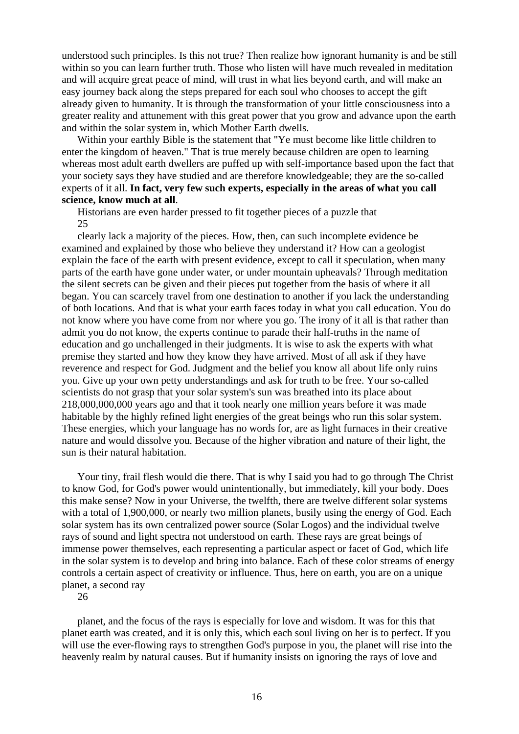understood such principles. Is this not true? Then realize how ignorant humanity is and be still within so you can learn further truth. Those who listen will have much revealed in meditation and will acquire great peace of mind, will trust in what lies beyond earth, and will make an easy journey back along the steps prepared for each soul who chooses to accept the gift already given to humanity. It is through the transformation of your little consciousness into a greater reality and attunement with this great power that you grow and advance upon the earth and within the solar system in, which Mother Earth dwells.

Within your earthly Bible is the statement that "Ye must become like little children to enter the kingdom of heaven." That is true merely because children are open to learning whereas most adult earth dwellers are puffed up with self-importance based upon the fact that your society says they have studied and are therefore knowledgeable; they are the so-called experts of it all. **In fact, very few such experts, especially in the areas of what you call science, know much at all**.

Historians are even harder pressed to fit together pieces of a puzzle that clearly lack a majority of the pieces. How, then, can such incomplete evidence be examined and explained by those who believe they understand it? How can a geologist explain the face of the earth with present evidence, except to call it speculation, when many parts of the earth have gone under water, or under mountain upheavals? Through meditation the silent secrets can be given and their pieces put together from the basis of where it all began. You can scarcely travel from one destination to another if you lack the understanding of both locations. And that is what your earth faces today in what you call education. You do not know where you have come from nor where you go. The irony of it all is that rather than admit you do not know, the experts continue to parade their half-truths in the name of education and go unchallenged in their judgments. It is wise to ask the experts with what premise they started and how they know they have arrived. Most of all ask if they have reverence and respect for God. Judgment and the belief you know all about life only ruins you. Give up your own petty understandings and ask for truth to be free. Your so-called scientists do not grasp that your solar system's sun was breathed into its place about 218,000,000,000 years ago and that it took nearly one million years before it was made habitable by the highly refined light energies of the great beings who run this solar system. These energies, which your language has no words for, are as light furnaces in their creative nature and would dissolve you. Because of the higher vibration and nature of their light, the sun is their natural habitation.

Your tiny, frail flesh would die there. That is why I said you had to go through The Christ to know God, for God's power would unintentionally, but immediately, kill your body. Does this make sense? Now in your Universe, the twelfth, there are twelve different solar systems with a total of 1,900,000, or nearly two million planets, busily using the energy of God. Each solar system has its own centralized power source (Solar Logos) and the individual twelve rays of sound and light spectra not understood on earth. These rays are great beings of immense power themselves, each representing a particular aspect or facet of God, which life in the solar system is to develop and bring into balance. Each of these color streams of energy controls a certain aspect of creativity or influence. Thus, here on earth, you are on a unique planet, a second ray planet, and the focus of the rays is especially for love and wisdom. It was for this that planet earth was created, and it is only this, which each soul living on her is to perfect. If you will use the ever-flowing rays to strengthen God's purpose in you, the planet will rise into the heavenly realm by natural causes. But if humanity insists on ignoring the rays of love and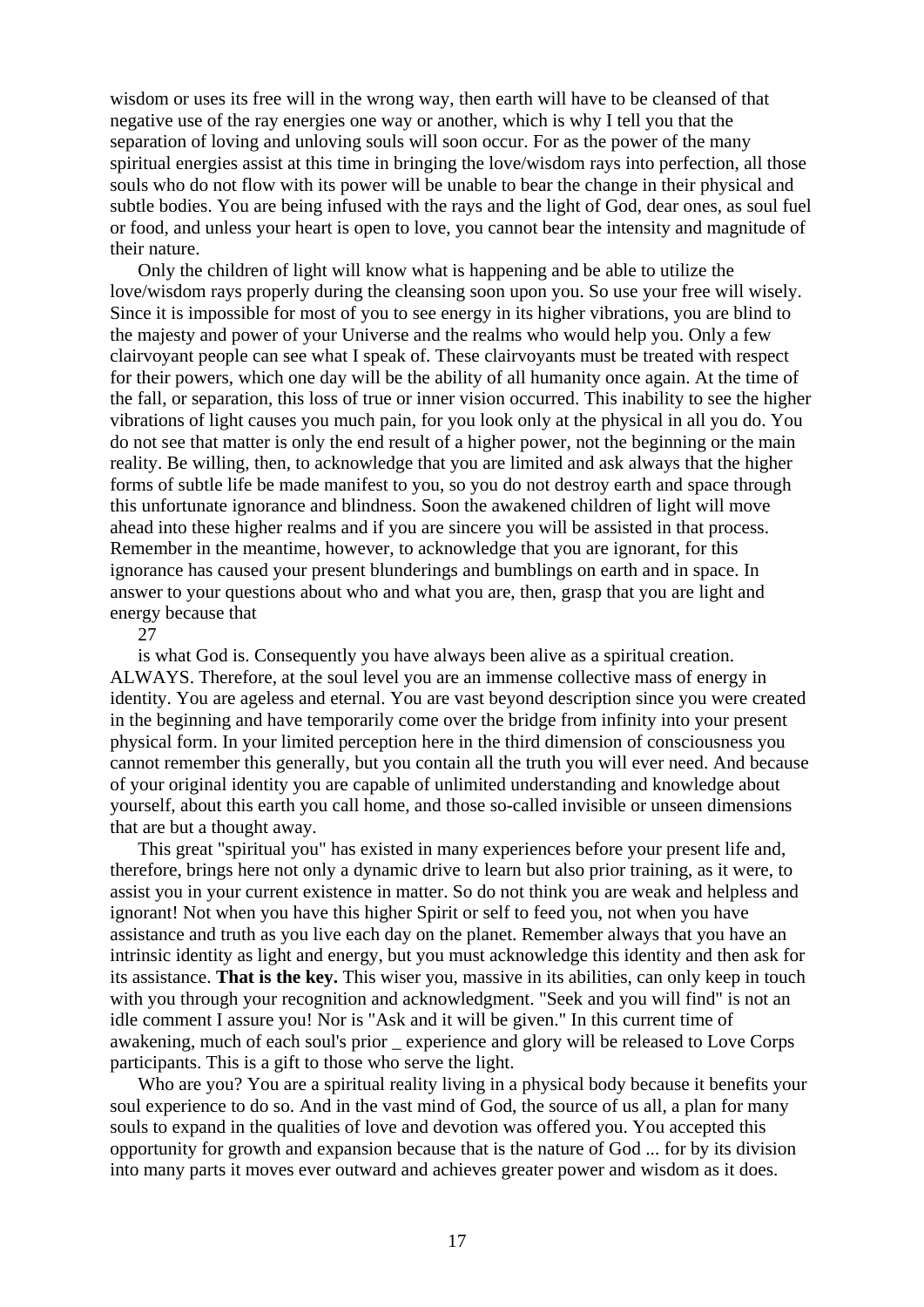wisdom or uses its free will in the wrong way, then earth will have to be cleansed of that negative use of the ray energies one way or another, which is why I tell you that the separation of loving and unloving souls will soon occur. For as the power of the many spiritual energies assist at this time in bringing the love/wisdom rays into perfection, all those souls who do not flow with its power will be unable to bear the change in their physical and subtle bodies. You are being infused with the rays and the light of God, dear ones, as soul fuel or food, and unless your heart is open to love, you cannot bear the intensity and magnitude of their nature.

Only the children of light will know what is happening and be able to utilize the love/wisdom rays properly during the cleansing soon upon you. So use your free will wisely. Since it is impossible for most of you to see energy in its higher vibrations, you are blind to the majesty and power of your Universe and the realms who would help you. Only a few clairvoyant people can see what I speak of. These clairvoyants must be treated with respect for their powers, which one day will be the ability of all humanity once again. At the time of the fall, or separation, this loss of true or inner vision occurred. This inability to see the higher vibrations of light causes you much pain, for you look only at the physical in all you do. You do not see that matter is only the end result of a higher power, not the beginning or the main reality. Be willing, then, to acknowledge that you are limited and ask always that the higher forms of subtle life be made manifest to you, so you do not destroy earth and space through this unfortunate ignorance and blindness. Soon the awakened children of light will move ahead into these higher realms and if you are sincere you will be assisted in that process. Remember in the meantime, however, to acknowledge that you are ignorant, for this ignorance has caused your present blunderings and bumblings on earth and in space. In answer to your questions about who and what you are, then, grasp that you are light and energy because that is what God is. Consequently you have always been alive as a spiritual creation. ALWAYS. Therefore, at the soul level you are an immense collective mass of energy in identity. You are ageless and eternal. You are vast beyond description since you were created in the beginning and have temporarily come over the bridge from infinity into your present physical form. In your limited perception here in the third dimension of consciousness you cannot remember this generally, but you contain all the truth you will ever need. And because of your original identity you are capable of unlimited understanding and knowledge about yourself, about this earth you call home, and those so-called invisible or unseen dimensions that are but a thought away.

This great "spiritual you" has existed in many experiences before your present life and, therefore, brings here not only a dynamic drive to learn but also prior training, as it were, to assist you in your current existence in matter. So do not think you are weak and helpless and ignorant! Not when you have this higher Spirit or self to feed you, not when you have assistance and truth as you live each day on the planet. Remember always that you have an intrinsic identity as light and energy, but you must acknowledge this identity and then ask for its assistance. **That is the key.** This wiser you, massive in its abilities, can only keep in touch with you through your recognition and acknowledgment. "Seek and you will find" is not an idle comment I assure you! Nor is "Ask and it will be given." In this current time of awakening, much of each soul's prior _ experience and glory will be released to Love Corps participants. This is a gift to those who serve the light.

Who are you? You are a spiritual reality living in a physical body because it benefits your soul experience to do so. And in the vast mind of God, the source of us all, a plan for many souls to expand in the qualities of love and devotion was offered you. You accepted this opportunity for growth and expansion because that is the nature of God ... for by its division into many parts it moves ever outward and achieves greater power and wisdom as it does.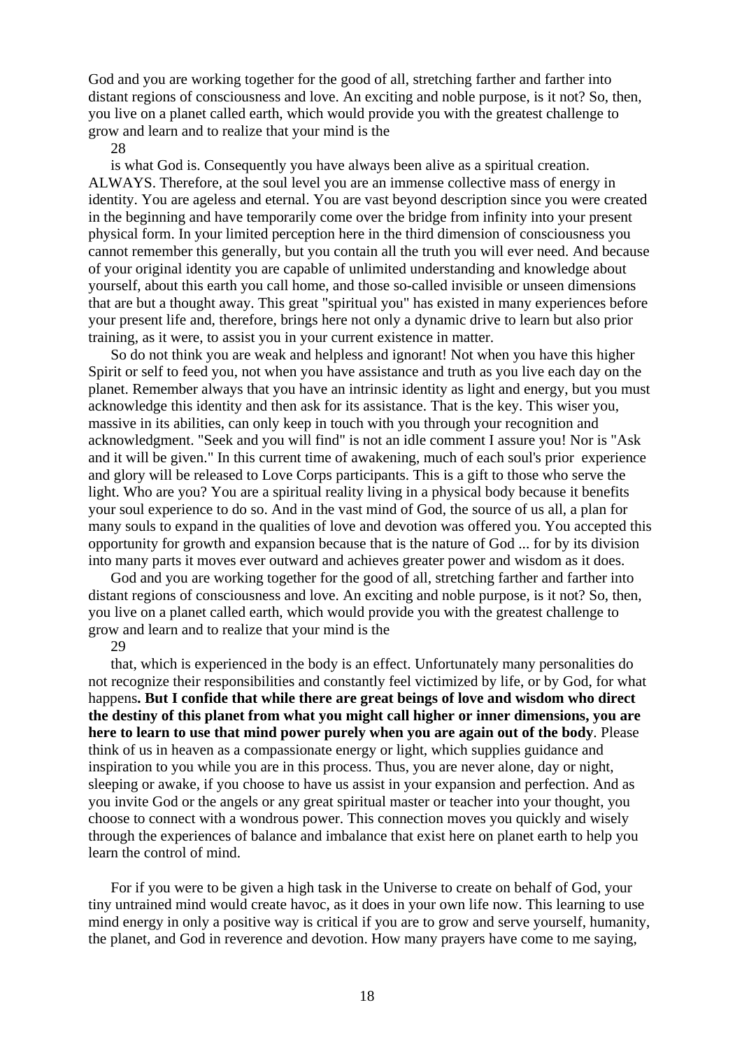God and you are working together for the good of all, stretching farther and farther into distant regions of consciousness and love. An exciting and noble purpose, is it not? So, then, you live on a planet called earth, which would provide you with the greatest challenge to grow and learn and to realize that your mind is the

28

is what God is. Consequently you have always been alive as a spiritual creation. ALWAYS. Therefore, at the soul level you are an immense collective mass of energy in identity. You are ageless and eternal. You are vast beyond description since you were created in the beginning and have temporarily come over the bridge from infinity into your present physical form. In your limited perception here in the third dimension of consciousness you cannot remember this generally, but you contain all the truth you will ever need. And because of your original identity you are capable of unlimited understanding and knowledge about yourself, about this earth you call home, and those so-called invisible or unseen dimensions that are but a thought away. This great "spiritual you" has existed in many experiences before your present life and, therefore, brings here not only a dynamic drive to learn but also prior training, as it were, to assist you in your current existence in matter.

So do not think you are weak and helpless and ignorant! Not when you have this higher Spirit or self to feed you, not when you have assistance and truth as you live each day on the planet. Remember always that you have an intrinsic identity as light and energy, but you must acknowledge this identity and then ask for its assistance. That is the key. This wiser you, massive in its abilities, can only keep in touch with you through your recognition and acknowledgment. "Seek and you will find" is not an idle comment I assure you! Nor is "Ask and it will be given." In this current time of awakening, much of each soul's prior experience and glory will be released to Love Corps participants. This is a gift to those who serve the light. Who are you? You are a spiritual reality living in a physical body because it benefits your soul experience to do so. And in the vast mind of God, the source of us all, a plan for many souls to expand in the qualities of love and devotion was offered you. You accepted this opportunity for growth and expansion because that is the nature of God ... for by its division into many parts it moves ever outward and achieves greater power and wisdom as it does.

God and you are working together for the good of all, stretching farther and farther into distant regions of consciousness and love. An exciting and noble purpose, is it not? So, then, you live on a planet called earth, which would provide you with the greatest challenge to grow and learn and to realize that your mind is the

29

that, which is experienced in the body is an effect. Unfortunately many personalities do not recognize their responsibilities and constantly feel victimized by life, or by God, for what happens**. But I confide that while there are great beings of love and wisdom who direct the destiny of this planet from what you might call higher or inner dimensions, you are here to learn to use that mind power purely when you are again out of the body**. Please think of us in heaven as a compassionate energy or light, which supplies guidance and inspiration to you while you are in this process. Thus, you are never alone, day or night, sleeping or awake, if you choose to have us assist in your expansion and perfection. And as you invite God or the angels or any great spiritual master or teacher into your thought, you choose to connect with a wondrous power. This connection moves you quickly and wisely through the experiences of balance and imbalance that exist here on planet earth to help you learn the control of mind.

For if you were to be given a high task in the Universe to create on behalf of God, your tiny untrained mind would create havoc, as it does in your own life now. This learning to use mind energy in only a positive way is critical if you are to grow and serve yourself, humanity, the planet, and God in reverence and devotion. How many prayers have come to me saying,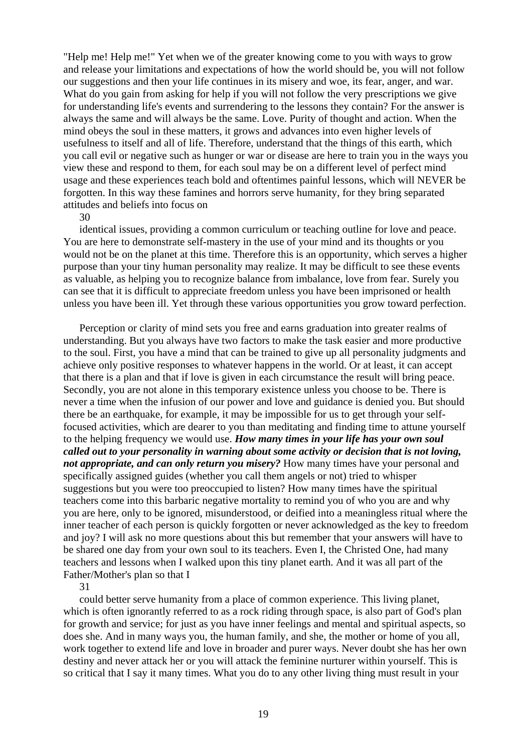"Help me! Help me!" Yet when we of the greater knowing come to you with ways to grow and release your limitations and expectations of how the world should be, you will not follow our suggestions and then your life continues in its misery and woe, its fear, anger, and war. What do you gain from asking for help if you will not follow the very prescriptions we give for understanding life's events and surrendering to the lessons they contain? For the answer is always the same and will always be the same. Love. Purity of thought and action. When the mind obeys the soul in these matters, it grows and advances into even higher levels of usefulness to itself and all of life. Therefore, understand that the things of this earth, which you call evil or negative such as hunger or war or disease are here to train you in the ways you view these and respond to them, for each soul may be on a different level of perfect mind usage and these experiences teach bold and oftentimes painful lessons, which will NEVER be forgotten. In this way these famines and horrors serve humanity, for they bring separated attitudes and beliefs into focus on identical issues, providing a common curriculum or teaching outline for love and peace. You are here to demonstrate self-mastery in the use of your mind and its thoughts or you would not be on the planet at this time. Therefore this is an opportunity, which serves a higher purpose than your tiny human personality may realize. It may be difficult to see these events as valuable, as helping you to recognize balance from imbalance, love from fear. Surely you can see that it is difficult to appreciate freedom unless you have been imprisoned or health unless you have been ill. Yet through these various opportunities you grow toward perfection.

Perception or clarity of mind sets you free and earns graduation into greater realms of understanding. But you always have two factors to make the task easier and more productive to the soul. First, you have a mind that can be trained to give up all personality judgments and achieve only positive responses to whatever happens in the world. Or at least, it can accept that there is a plan and that if love is given in each circumstance the result will bring peace. Secondly, you are not alone in this temporary existence unless you choose to be. There is never a time when the infusion of our power and love and guidance is denied you. But should there be an earthquake, for example, it may be impossible for us to get through your self-focused activities, which are dearer to you than meditating and finding time to attune yourself to the helping frequency we would use. ***How many times in your life has your own soul called out to your personality in warning about some activity or decision that is not loving, not appropriate, and can only return you misery?*** How many times have your personal and specifically assigned guides (whether you call them angels or not) tried to whisper suggestions but you were too preoccupied to listen? How many times have the spiritual teachers come into this barbaric negative mortality to remind you of who you are and why you are here, only to be ignored, misunderstood, or deified into a meaningless ritual where the inner teacher of each person is quickly forgotten or never acknowledged as the key to freedom and joy? I will ask no more questions about this but remember that your answers will have to be shared one day from your own soul to its teachers. Even I, the Christed One, had many teachers and lessons when I walked upon this tiny planet earth. And it was all part of the Father/Mother's plan so that I could better serve humanity from a place of common experience. This living planet, which is often ignorantly referred to as a rock riding through space, is also part of God's plan for growth and service; for just as you have inner feelings and mental and spiritual aspects, so does she. And in many ways you, the human family, and she, the mother or home of you all, work together to extend life and love in broader and purer ways. Never doubt she has her own destiny and never attack her or you will attack the feminine nurturer within yourself. This is so critical that I say it many times. What you do to any other living thing must result in your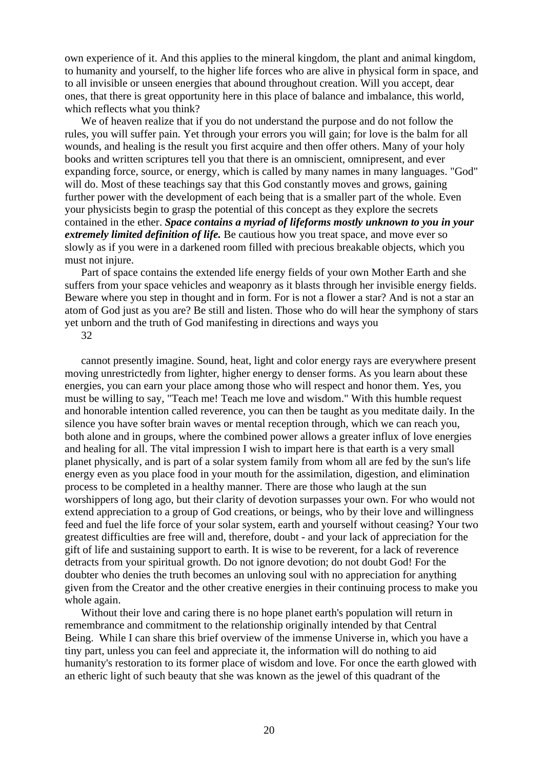own experience of it. And this applies to the mineral kingdom, the plant and animal kingdom, to humanity and yourself, to the higher life forces who are alive in physical form in space, and to all invisible or unseen energies that abound throughout creation. Will you accept, dear ones, that there is great opportunity here in this place of balance and imbalance, this world, which reflects what you think?

We of heaven realize that if you do not understand the purpose and do not follow the rules, you will suffer pain. Yet through your errors you will gain; for love is the balm for all wounds, and healing is the result you first acquire and then offer others. Many of your holy books and written scriptures tell you that there is an omniscient, omnipresent, and ever expanding force, source, or energy, which is called by many names in many languages. "God" will do. Most of these teachings say that this God constantly moves and grows, gaining further power with the development of each being that is a smaller part of the whole. Even your physicists begin to grasp the potential of this concept as they explore the secrets contained in the ether. ***Space contains a myriad of lifeforms mostly unknown to you in your extremely limited definition of life.*** Be cautious how you treat space, and move ever so slowly as if you were in a darkened room filled with precious breakable objects, which you must not injure.

Part of space contains the extended life energy fields of your own Mother Earth and she suffers from your space vehicles and weaponry as it blasts through her invisible energy fields. Beware where you step in thought and in form. For is not a flower a star? And is not a star an atom of God just as you are? Be still and listen. Those who do will hear the symphony of stars yet unborn and the truth of God manifesting in directions and ways you

32

cannot presently imagine. Sound, heat, light and color energy rays are everywhere present moving unrestrictedly from lighter, higher energy to denser forms. As you learn about these energies, you can earn your place among those who will respect and honor them. Yes, you must be willing to say, "Teach me! Teach me love and wisdom." With this humble request and honorable intention called reverence, you can then be taught as you meditate daily. In the silence you have softer brain waves or mental reception through, which we can reach you, both alone and in groups, where the combined power allows a greater influx of love energies and healing for all. The vital impression I wish to impart here is that earth is a very small planet physically, and is part of a solar system family from whom all are fed by the sun's life energy even as you place food in your mouth for the assimilation, digestion, and elimination process to be completed in a healthy manner. There are those who laugh at the sun worshippers of long ago, but their clarity of devotion surpasses your own. For who would not extend appreciation to a group of God creations, or beings, who by their love and willingness feed and fuel the life force of your solar system, earth and yourself without ceasing? Your two greatest difficulties are free will and, therefore, doubt - and your lack of appreciation for the gift of life and sustaining support to earth. It is wise to be reverent, for a lack of reverence detracts from your spiritual growth. Do not ignore devotion; do not doubt God! For the doubter who denies the truth becomes an unloving soul with no appreciation for anything given from the Creator and the other creative energies in their continuing process to make you whole again.

Without their love and caring there is no hope planet earth's population will return in remembrance and commitment to the relationship originally intended by that Central Being. While I can share this brief overview of the immense Universe in, which you have a tiny part, unless you can feel and appreciate it, the information will do nothing to aid humanity's restoration to its former place of wisdom and love. For once the earth glowed with an etheric light of such beauty that she was known as the jewel of this quadrant of the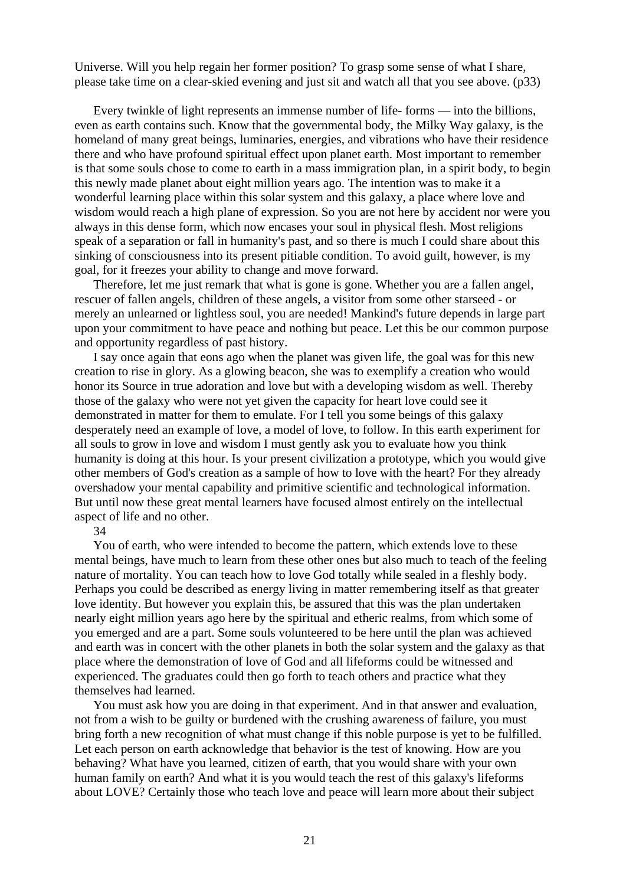Universe. Will you help regain her former position? To grasp some sense of what I share, please take time on a clear-skied evening and just sit and watch all that you see above. (p33)

Every twinkle of light represents an immense number of life- forms — into the billions, even as earth contains such. Know that the governmental body, the Milky Way galaxy, is the homeland of many great beings, luminaries, energies, and vibrations who have their residence there and who have profound spiritual effect upon planet earth. Most important to remember is that some souls chose to come to earth in a mass immigration plan, in a spirit body, to begin this newly made planet about eight million years ago. The intention was to make it a wonderful learning place within this solar system and this galaxy, a place where love and wisdom would reach a high plane of expression. So you are not here by accident nor were you always in this dense form, which now encases your soul in physical flesh. Most religions speak of a separation or fall in humanity's past, and so there is much I could share about this sinking of consciousness into its present pitiable condition. To avoid guilt, however, is my goal, for it freezes your ability to change and move forward.

Therefore, let me just remark that what is gone is gone. Whether you are a fallen angel, rescuer of fallen angels, children of these angels, a visitor from some other starseed - or merely an unlearned or lightless soul, you are needed! Mankind's future depends in large part upon your commitment to have peace and nothing but peace. Let this be our common purpose and opportunity regardless of past history.

I say once again that eons ago when the planet was given life, the goal was for this new creation to rise in glory. As a glowing beacon, she was to exemplify a creation who would honor its Source in true adoration and love but with a developing wisdom as well. Thereby those of the galaxy who were not yet given the capacity for heart love could see it demonstrated in matter for them to emulate. For I tell you some beings of this galaxy desperately need an example of love, a model of love, to follow. In this earth experiment for all souls to grow in love and wisdom I must gently ask you to evaluate how you think humanity is doing at this hour. Is your present civilization a prototype, which you would give other members of God's creation as a sample of how to love with the heart? For they already overshadow your mental capability and primitive scientific and technological information. But until now these great mental learners have focused almost entirely on the intellectual aspect of life and no other.

34

You of earth, who were intended to become the pattern, which extends love to these mental beings, have much to learn from these other ones but also much to teach of the feeling nature of mortality. You can teach how to love God totally while sealed in a fleshly body. Perhaps you could be described as energy living in matter remembering itself as that greater love identity. But however you explain this, be assured that this was the plan undertaken nearly eight million years ago here by the spiritual and etheric realms, from which some of you emerged and are a part. Some souls volunteered to be here until the plan was achieved and earth was in concert with the other planets in both the solar system and the galaxy as that place where the demonstration of love of God and all lifeforms could be witnessed and experienced. The graduates could then go forth to teach others and practice what they themselves had learned.

You must ask how you are doing in that experiment. And in that answer and evaluation, not from a wish to be guilty or burdened with the crushing awareness of failure, you must bring forth a new recognition of what must change if this noble purpose is yet to be fulfilled. Let each person on earth acknowledge that behavior is the test of knowing. How are you behaving? What have you learned, citizen of earth, that you would share with your own human family on earth? And what it is you would teach the rest of this galaxy's lifeforms about LOVE? Certainly those who teach love and peace will learn more about their subject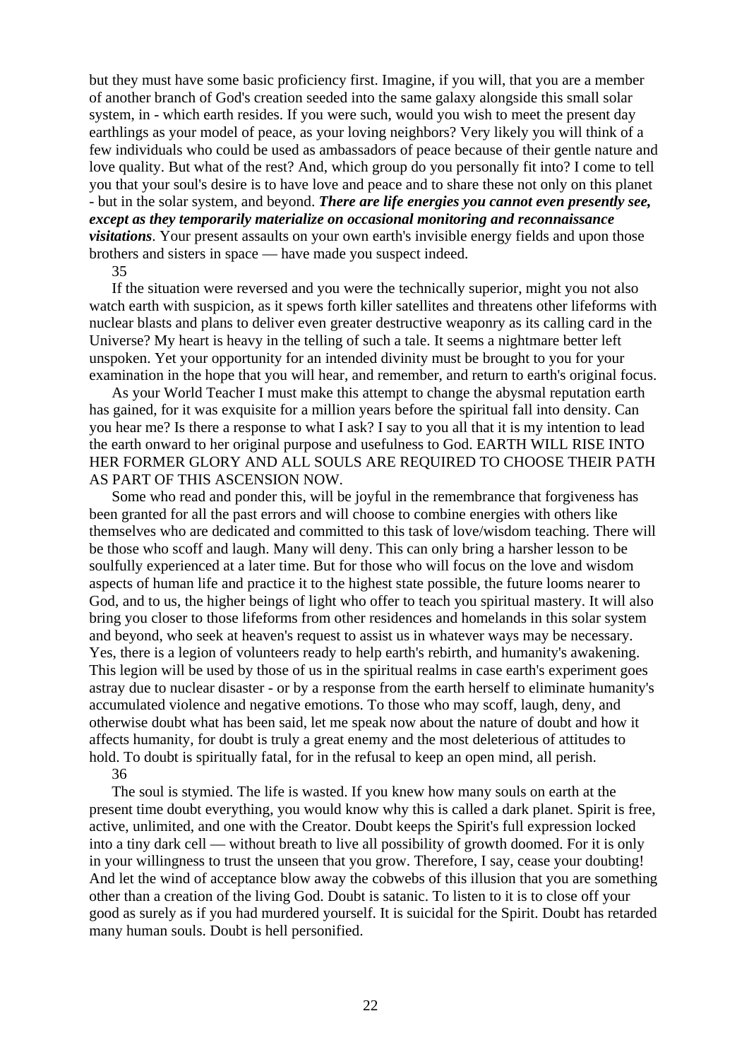but they must have some basic proficiency first. Imagine, if you will, that you are a member of another branch of God's creation seeded into the same galaxy alongside this small solar system, in - which earth resides. If you were such, would you wish to meet the present day earthlings as your model of peace, as your loving neighbors? Very likely you will think of a few individuals who could be used as ambassadors of peace because of their gentle nature and love quality. But what of the rest? And, which group do you personally fit into? I come to tell you that your soul's desire is to have love and peace and to share these not only on this planet - but in the solar system, and beyond. ***There are life energies you cannot even presently see, except as they temporarily materialize on occasional monitoring and reconnaissance visitations***. Your present assaults on your own earth's invisible energy fields and upon those brothers and sisters in space — have made you suspect indeed.

35

If the situation were reversed and you were the technically superior, might you not also watch earth with suspicion, as it spews forth killer satellites and threatens other lifeforms with nuclear blasts and plans to deliver even greater destructive weaponry as its calling card in the Universe? My heart is heavy in the telling of such a tale. It seems a nightmare better left unspoken. Yet your opportunity for an intended divinity must be brought to you for your examination in the hope that you will hear, and remember, and return to earth's original focus.

As your World Teacher I must make this attempt to change the abysmal reputation earth has gained, for it was exquisite for a million years before the spiritual fall into density. Can you hear me? Is there a response to what I ask? I say to you all that it is my intention to lead the earth onward to her original purpose and usefulness to God. EARTH WILL RISE INTO HER FORMER GLORY AND ALL SOULS ARE REQUIRED TO CHOOSE THEIR PATH AS PART OF THIS ASCENSION NOW.

Some who read and ponder this, will be joyful in the remembrance that forgiveness has been granted for all the past errors and will choose to combine energies with others like themselves who are dedicated and committed to this task of love/wisdom teaching. There will be those who scoff and laugh. Many will deny. This can only bring a harsher lesson to be soulfully experienced at a later time. But for those who will focus on the love and wisdom aspects of human life and practice it to the highest state possible, the future looms nearer to God, and to us, the higher beings of light who offer to teach you spiritual mastery. It will also bring you closer to those lifeforms from other residences and homelands in this solar system and beyond, who seek at heaven's request to assist us in whatever ways may be necessary. Yes, there is a legion of volunteers ready to help earth's rebirth, and humanity's awakening. This legion will be used by those of us in the spiritual realms in case earth's experiment goes astray due to nuclear disaster - or by a response from the earth herself to eliminate humanity's accumulated violence and negative emotions. To those who may scoff, laugh, deny, and otherwise doubt what has been said, let me speak now about the nature of doubt and how it affects humanity, for doubt is truly a great enemy and the most deleterious of attitudes to hold. To doubt is spiritually fatal, for in the refusal to keep an open mind, all perish.

36

The soul is stymied. The life is wasted. If you knew how many souls on earth at the present time doubt everything, you would know why this is called a dark planet. Spirit is free, active, unlimited, and one with the Creator. Doubt keeps the Spirit's full expression locked into a tiny dark cell — without breath to live all possibility of growth doomed. For it is only in your willingness to trust the unseen that you grow. Therefore, I say, cease your doubting! And let the wind of acceptance blow away the cobwebs of this illusion that you are something other than a creation of the living God. Doubt is satanic. To listen to it is to close off your good as surely as if you had murdered yourself. It is suicidal for the Spirit. Doubt has retarded many human souls. Doubt is hell personified.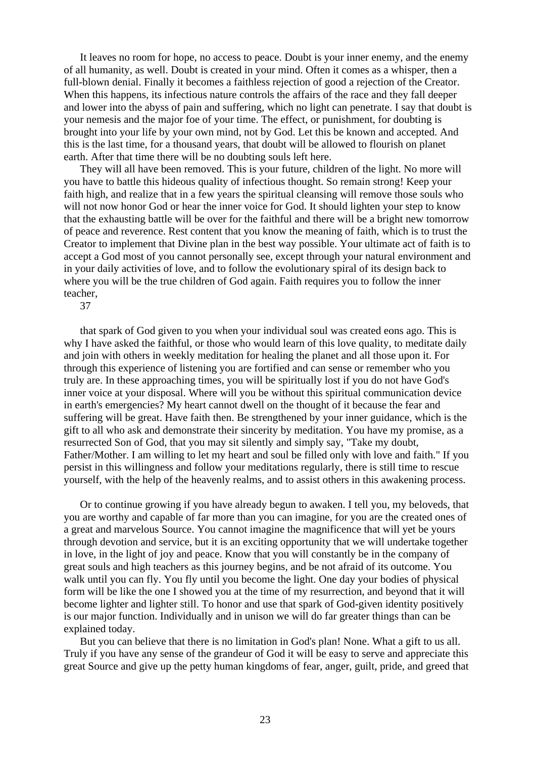It leaves no room for hope, no access to peace. Doubt is your inner enemy, and the enemy of all humanity, as well. Doubt is created in your mind. Often it comes as a whisper, then a full-blown denial. Finally it becomes a faithless rejection of good a rejection of the Creator. When this happens, its infectious nature controls the affairs of the race and they fall deeper and lower into the abyss of pain and suffering, which no light can penetrate. I say that doubt is your nemesis and the major foe of your time. The effect, or punishment, for doubting is brought into your life by your own mind, not by God. Let this be known and accepted. And this is the last time, for a thousand years, that doubt will be allowed to flourish on planet earth. After that time there will be no doubting souls left here.

They will all have been removed. This is your future, children of the light. No more will you have to battle this hideous quality of infectious thought. So remain strong! Keep your faith high, and realize that in a few years the spiritual cleansing will remove those souls who will not now honor God or hear the inner voice for God. It should lighten your step to know that the exhausting battle will be over for the faithful and there will be a bright new tomorrow of peace and reverence. Rest content that you know the meaning of faith, which is to trust the Creator to implement that Divine plan in the best way possible. Your ultimate act of faith is to accept a God most of you cannot personally see, except through your natural environment and in your daily activities of love, and to follow the evolutionary spiral of its design back to where you will be the true children of God again. Faith requires you to follow the inner teacher,

that spark of God given to you when your individual soul was created eons ago. This is why I have asked the faithful, or those who would learn of this love quality, to meditate daily and join with others in weekly meditation for healing the planet and all those upon it. For through this experience of listening you are fortified and can sense or remember who you truly are. In these approaching times, you will be spiritually lost if you do not have God's inner voice at your disposal. Where will you be without this spiritual communication device in earth's emergencies? My heart cannot dwell on the thought of it because the fear and suffering will be great. Have faith then. Be strengthened by your inner guidance, which is the gift to all who ask and demonstrate their sincerity by meditation. You have my promise, as a resurrected Son of God, that you may sit silently and simply say, "Take my doubt, Father/Mother. I am willing to let my heart and soul be filled only with love and faith." If you persist in this willingness and follow your meditations regularly, there is still time to rescue yourself, with the help of the heavenly realms, and to assist others in this awakening process.

Or to continue growing if you have already begun to awaken. I tell you, my beloveds, that you are worthy and capable of far more than you can imagine, for you are the created ones of a great and marvelous Source. You cannot imagine the magnificence that will yet be yours through devotion and service, but it is an exciting opportunity that we will undertake together in love, in the light of joy and peace. Know that you will constantly be in the company of great souls and high teachers as this journey begins, and be not afraid of its outcome. You walk until you can fly. You fly until you become the light. One day your bodies of physical form will be like the one I showed you at the time of my resurrection, and beyond that it will become lighter and lighter still. To honor and use that spark of God-given identity positively is our major function. Individually and in unison we will do far greater things than can be explained today.

But you can believe that there is no limitation in God's plan! None. What a gift to us all. Truly if you have any sense of the grandeur of God it will be easy to serve and appreciate this great Source and give up the petty human kingdoms of fear, anger, guilt, pride, and greed that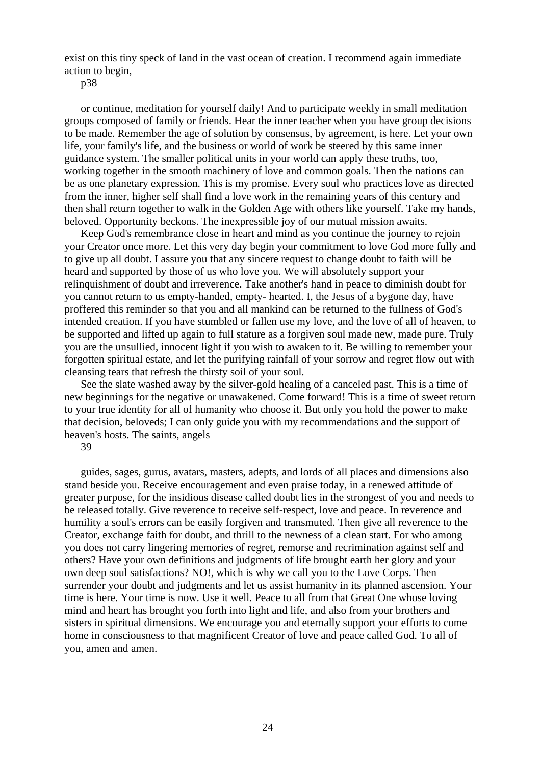exist on this tiny speck of land in the vast ocean of creation. I recommend again immediate action to begin, or continue, meditation for yourself daily! And to participate weekly in small meditation groups composed of family or friends. Hear the inner teacher when you have group decisions to be made. Remember the age of solution by consensus, by agreement, is here. Let your own life, your family's life, and the business or world of work be steered by this same inner guidance system. The smaller political units in your world can apply these truths, too, working together in the smooth machinery of love and common goals. Then the nations can be as one planetary expression. This is my promise. Every soul who practices love as directed from the inner, higher self shall find a love work in the remaining years of this century and then shall return together to walk in the Golden Age with others like yourself. Take my hands, beloved. Opportunity beckons. The inexpressible joy of our mutual mission awaits.

Keep God's remembrance close in heart and mind as you continue the journey to rejoin your Creator once more. Let this very day begin your commitment to love God more fully and to give up all doubt. I assure you that any sincere request to change doubt to faith will be heard and supported by those of us who love you. We will absolutely support your relinquishment of doubt and irreverence. Take another's hand in peace to diminish doubt for you cannot return to us empty-handed, empty- hearted. I, the Jesus of a bygone day, have proffered this reminder so that you and all mankind can be returned to the fullness of God's intended creation. If you have stumbled or fallen use my love, and the love of all of heaven, to be supported and lifted up again to full stature as a forgiven soul made new, made pure. Truly you are the unsullied, innocent light if you wish to awaken to it. Be willing to remember your forgotten spiritual estate, and let the purifying rainfall of your sorrow and regret flow out with cleansing tears that refresh the thirsty soil of your soul.

See the slate washed away by the silver-gold healing of a canceled past. This is a time of new beginnings for the negative or unawakened. Come forward! This is a time of sweet return to your true identity for all of humanity who choose it. But only you hold the power to make that decision, beloveds; I can only guide you with my recommendations and the support of heaven's hosts. The saints, angels guides, sages, gurus, avatars, masters, adepts, and lords of all places and dimensions also stand beside you. Receive encouragement and even praise today, in a renewed attitude of greater purpose, for the insidious disease called doubt lies in the strongest of you and needs to be released totally. Give reverence to receive self-respect, love and peace. In reverence and humility a soul's errors can be easily forgiven and transmuted. Then give all reverence to the Creator, exchange faith for doubt, and thrill to the newness of a clean start. For who among you does not carry lingering memories of regret, remorse and recrimination against self and others? Have your own definitions and judgments of life brought earth her glory and your own deep soul satisfactions? NO!, which is why we call you to the Love Corps. Then surrender your doubt and judgments and let us assist humanity in its planned ascension. Your time is here. Your time is now. Use it well. Peace to all from that Great One whose loving mind and heart has brought you forth into light and life, and also from your brothers and sisters in spiritual dimensions. We encourage you and eternally support your efforts to come home in consciousness to that magnificent Creator of love and peace called God. To all of you, amen and amen.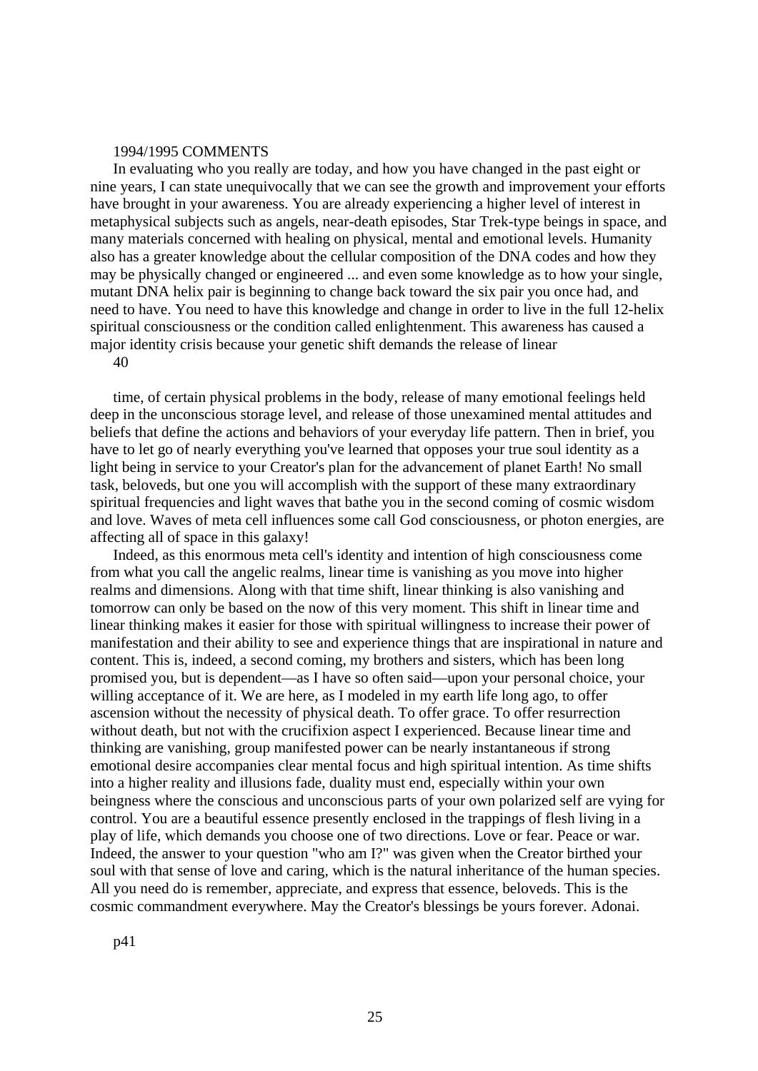1994/1995 COMMENTS

In evaluating who you really are today, and how you have changed in the past eight or nine years, I can state unequivocally that we can see the growth and improvement your efforts have brought in your awareness. You are already experiencing a higher level of interest in metaphysical subjects such as angels, near-death episodes, Star Trek-type beings in space, and many materials concerned with healing on physical, mental and emotional levels. Humanity also has a greater knowledge about the cellular composition of the DNA codes and how they may be physically changed or engineered ... and even some knowledge as to how your single, mutant DNA helix pair is beginning to change back toward the six pair you once had, and need to have. You need to have this knowledge and change in order to live in the full 12-helix spiritual consciousness or the condition called enlightenment. This awareness has caused a major identity crisis because your genetic shift demands the release of linear time, of certain physical problems in the body, release of many emotional feelings held deep in the unconscious storage level, and release of those unexamined mental attitudes and beliefs that define the actions and behaviors of your everyday life pattern. Then in brief, you have to let go of nearly everything you've learned that opposes your true soul identity as a light being in service to your Creator's plan for the advancement of planet Earth! No small task, beloveds, but one you will accomplish with the support of these many extraordinary spiritual frequencies and light waves that bathe you in the second coming of cosmic wisdom and love. Waves of meta cell influences some call God consciousness, or photon energies, are affecting all of space in this galaxy!

Indeed, as this enormous meta cell's identity and intention of high consciousness come from what you call the angelic realms, linear time is vanishing as you move into higher realms and dimensions. Along with that time shift, linear thinking is also vanishing and tomorrow can only be based on the now of this very moment. This shift in linear time and linear thinking makes it easier for those with spiritual willingness to increase their power of manifestation and their ability to see and experience things that are inspirational in nature and content. This is, indeed, a second coming, my brothers and sisters, which has been long promised you, but is dependent—as I have so often said—upon your personal choice, your willing acceptance of it. We are here, as I modeled in my earth life long ago, to offer ascension without the necessity of physical death. To offer grace. To offer resurrection without death, but not with the crucifixion aspect I experienced. Because linear time and thinking are vanishing, group manifested power can be nearly instantaneous if strong emotional desire accompanies clear mental focus and high spiritual intention. As time shifts into a higher reality and illusions fade, duality must end, especially within your own beingness where the conscious and unconscious parts of your own polarized self are vying for control. You are a beautiful essence presently enclosed in the trappings of flesh living in a play of life, which demands you choose one of two directions. Love or fear. Peace or war. Indeed, the answer to your question "who am I?" was given when the Creator birthed your soul with that sense of love and caring, which is the natural inheritance of the human species. All you need do is remember, appreciate, and express that essence, beloveds. This is the cosmic commandment everywhere. May the Creator's blessings be yours forever. Adonai.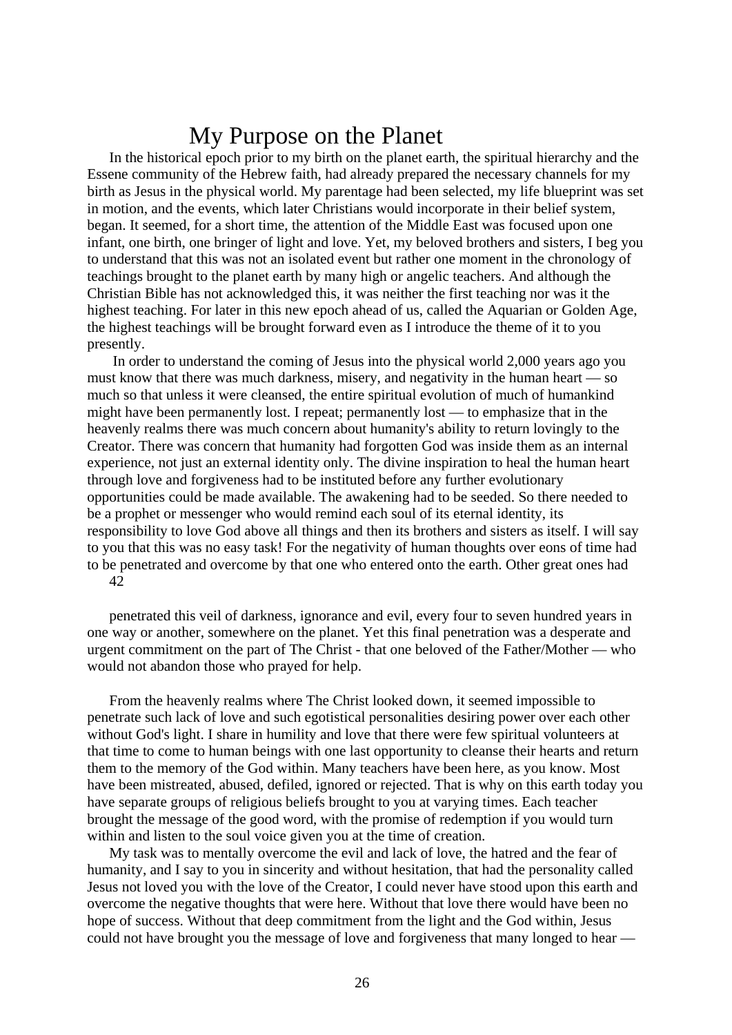# My Purpose on the Planet

In the historical epoch prior to my birth on the planet earth, the spiritual hierarchy and the Essene community of the Hebrew faith, had already prepared the necessary channels for my birth as Jesus in the physical world. My parentage had been selected, my life blueprint was set in motion, and the events, which later Christians would incorporate in their belief system, began. It seemed, for a short time, the attention of the Middle East was focused upon one infant, one birth, one bringer of light and love. Yet, my beloved brothers and sisters, I beg you to understand that this was not an isolated event but rather one moment in the chronology of teachings brought to the planet earth by many high or angelic teachers. And although the Christian Bible has not acknowledged this, it was neither the first teaching nor was it the highest teaching. For later in this new epoch ahead of us, called the Aquarian or Golden Age, the highest teachings will be brought forward even as I introduce the theme of it to you presently.

In order to understand the coming of Jesus into the physical world 2,000 years ago you must know that there was much darkness, misery, and negativity in the human heart — so much so that unless it were cleansed, the entire spiritual evolution of much of humankind might have been permanently lost. I repeat; permanently lost — to emphasize that in the heavenly realms there was much concern about humanity's ability to return lovingly to the Creator. There was concern that humanity had forgotten God was inside them as an internal experience, not just an external identity only. The divine inspiration to heal the human heart through love and forgiveness had to be instituted before any further evolutionary opportunities could be made available. The awakening had to be seeded. So there needed to be a prophet or messenger who would remind each soul of its eternal identity, its responsibility to love God above all things and then its brothers and sisters as itself. I will say to you that this was no easy task! For the negativity of human thoughts over eons of time had to be penetrated and overcome by that one who entered onto the earth. Other great ones had

42

penetrated this veil of darkness, ignorance and evil, every four to seven hundred years in one way or another, somewhere on the planet. Yet this final penetration was a desperate and urgent commitment on the part of The Christ - that one beloved of the Father/Mother — who would not abandon those who prayed for help.

From the heavenly realms where The Christ looked down, it seemed impossible to penetrate such lack of love and such egotistical personalities desiring power over each other without God's light. I share in humility and love that there were few spiritual volunteers at that time to come to human beings with one last opportunity to cleanse their hearts and return them to the memory of the God within. Many teachers have been here, as you know. Most have been mistreated, abused, defiled, ignored or rejected. That is why on this earth today you have separate groups of religious beliefs brought to you at varying times. Each teacher brought the message of the good word, with the promise of redemption if you would turn within and listen to the soul voice given you at the time of creation.

My task was to mentally overcome the evil and lack of love, the hatred and the fear of humanity, and I say to you in sincerity and without hesitation, that had the personality called Jesus not loved you with the love of the Creator, I could never have stood upon this earth and overcome the negative thoughts that were here. Without that love there would have been no hope of success. Without that deep commitment from the light and the God within, Jesus could not have brought you the message of love and forgiveness that many longed to hear —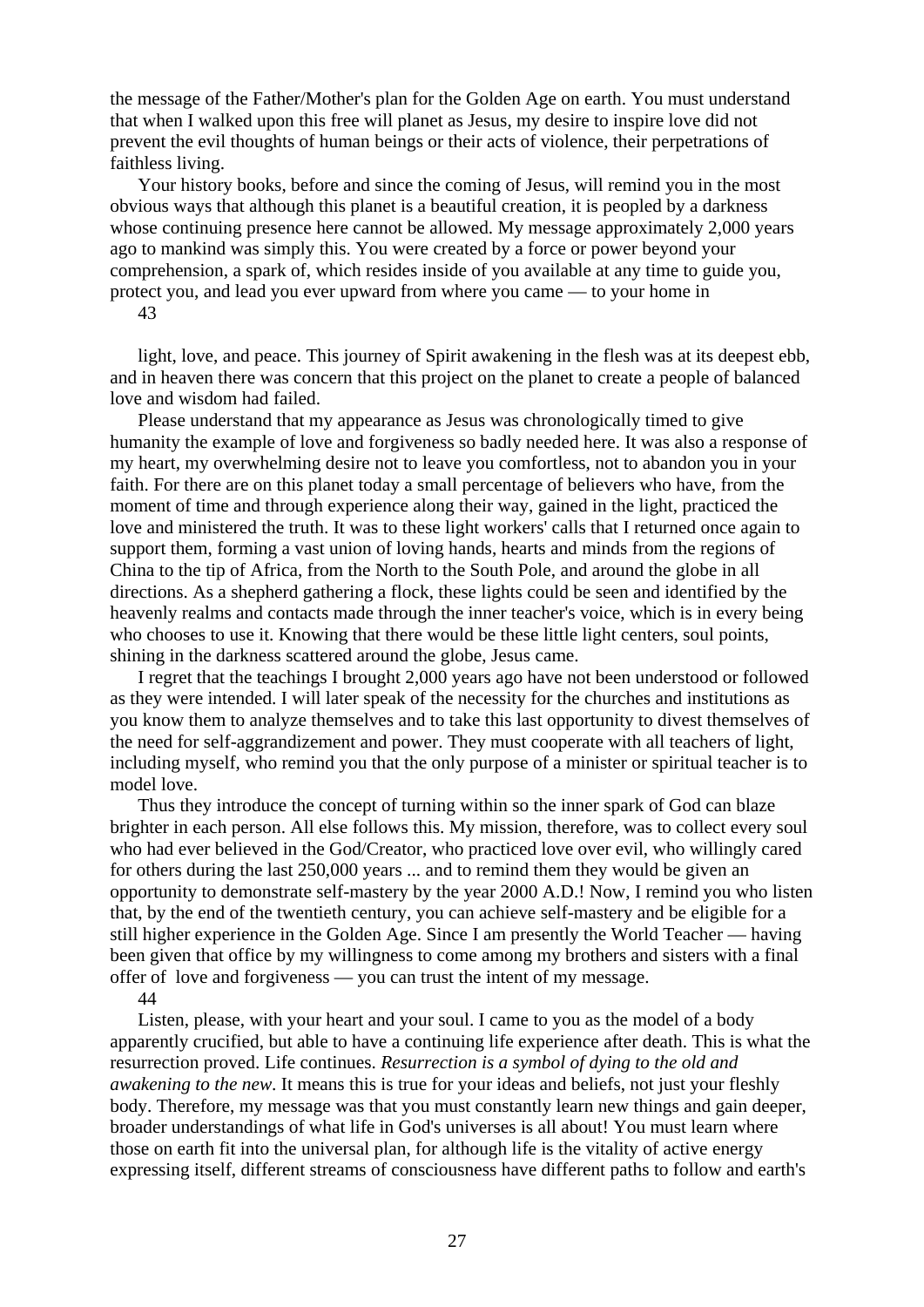the message of the Father/Mother's plan for the Golden Age on earth. You must understand that when I walked upon this free will planet as Jesus, my desire to inspire love did not prevent the evil thoughts of human beings or their acts of violence, their perpetrations of faithless living.

Your history books, before and since the coming of Jesus, will remind you in the most obvious ways that although this planet is a beautiful creation, it is peopled by a darkness whose continuing presence here cannot be allowed. My message approximately 2,000 years ago to mankind was simply this. You were created by a force or power beyond your comprehension, a spark of, which resides inside of you available at any time to guide you, protect you, and lead you ever upward from where you came — to your home in light, love, and peace. This journey of Spirit awakening in the flesh was at its deepest ebb, and in heaven there was concern that this project on the planet to create a people of balanced love and wisdom had failed.

Please understand that my appearance as Jesus was chronologically timed to give humanity the example of love and forgiveness so badly needed here. It was also a response of my heart, my overwhelming desire not to leave you comfortless, not to abandon you in your faith. For there are on this planet today a small percentage of believers who have, from the moment of time and through experience along their way, gained in the light, practiced the love and ministered the truth. It was to these light workers' calls that I returned once again to support them, forming a vast union of loving hands, hearts and minds from the regions of China to the tip of Africa, from the North to the South Pole, and around the globe in all directions. As a shepherd gathering a flock, these lights could be seen and identified by the heavenly realms and contacts made through the inner teacher's voice, which is in every being who chooses to use it. Knowing that there would be these little light centers, soul points, shining in the darkness scattered around the globe, Jesus came.

I regret that the teachings I brought 2,000 years ago have not been understood or followed as they were intended. I will later speak of the necessity for the churches and institutions as you know them to analyze themselves and to take this last opportunity to divest themselves of the need for self-aggrandizement and power. They must cooperate with all teachers of light, including myself, who remind you that the only purpose of a minister or spiritual teacher is to model love.

Thus they introduce the concept of turning within so the inner spark of God can blaze brighter in each person. All else follows this. My mission, therefore, was to collect every soul who had ever believed in the God/Creator, who practiced love over evil, who willingly cared for others during the last 250,000 years ... and to remind them they would be given an opportunity to demonstrate self-mastery by the year 2000 A.D.! Now, I remind you who listen that, by the end of the twentieth century, you can achieve self-mastery and be eligible for a still higher experience in the Golden Age. Since I am presently the World Teacher — having been given that office by my willingness to come among my brothers and sisters with a final offer of love and forgiveness — you can trust the intent of my message.

Listen, please, with your heart and your soul. I came to you as the model of a body apparently crucified, but able to have a continuing life experience after death. This is what the resurrection proved. Life continues. *Resurrection is a symbol of dying to the old and awakening to the new*. It means this is true for your ideas and beliefs, not just your fleshly body. Therefore, my message was that you must constantly learn new things and gain deeper, broader understandings of what life in God's universes is all about! You must learn where those on earth fit into the universal plan, for although life is the vitality of active energy expressing itself, different streams of consciousness have different paths to follow and earth's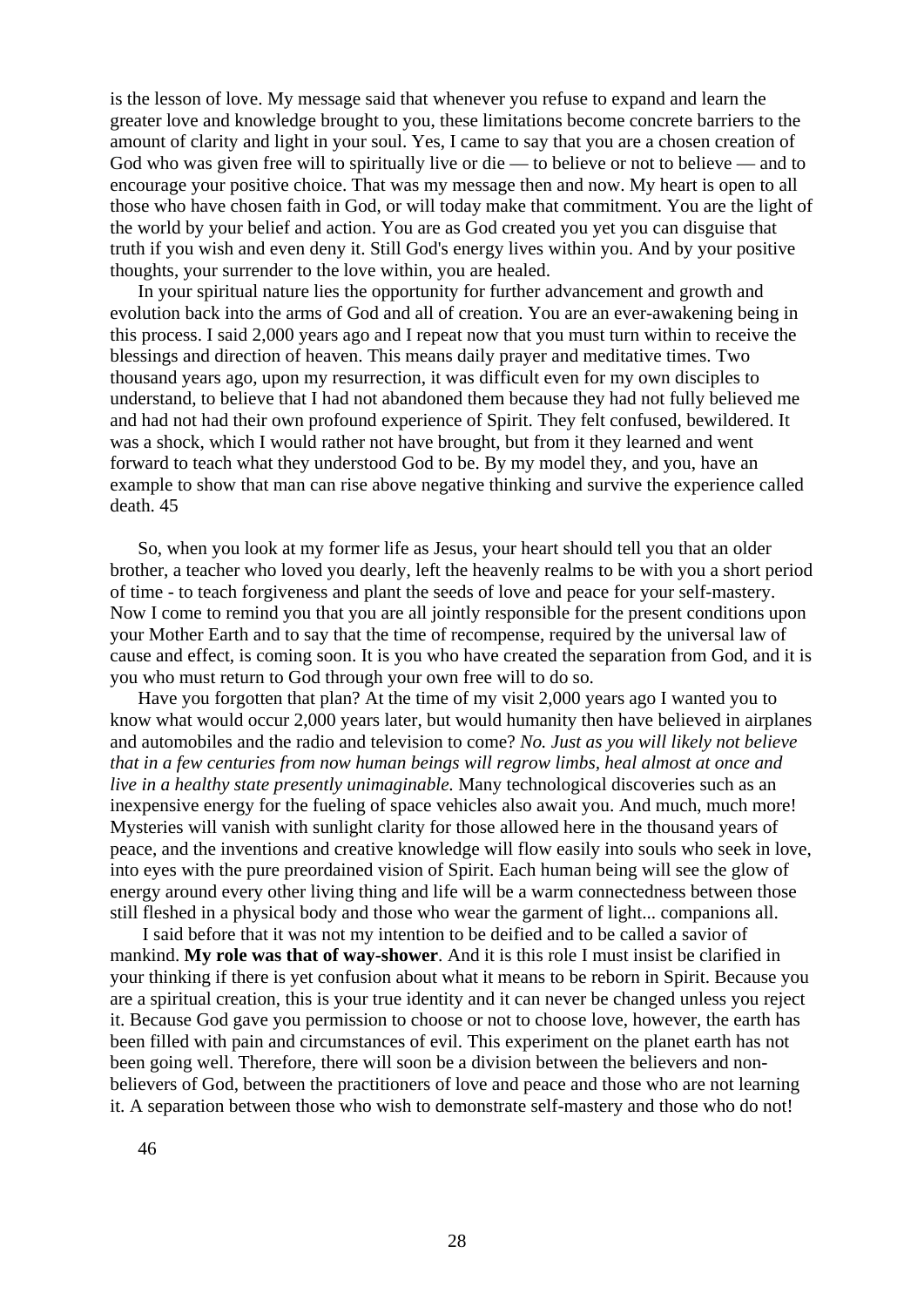is the lesson of love. My message said that whenever you refuse to expand and learn the greater love and knowledge brought to you, these limitations become concrete barriers to the amount of clarity and light in your soul. Yes, I came to say that you are a chosen creation of God who was given free will to spiritually live or die — to believe or not to believe — and to encourage your positive choice. That was my message then and now. My heart is open to all those who have chosen faith in God, or will today make that commitment. You are the light of the world by your belief and action. You are as God created you yet you can disguise that truth if you wish and even deny it. Still God's energy lives within you. And by your positive thoughts, your surrender to the love within, you are healed.

In your spiritual nature lies the opportunity for further advancement and growth and evolution back into the arms of God and all of creation. You are an ever-awakening being in this process. I said 2,000 years ago and I repeat now that you must turn within to receive the blessings and direction of heaven. This means daily prayer and meditative times. Two thousand years ago, upon my resurrection, it was difficult even for my own disciples to understand, to believe that I had not abandoned them because they had not fully believed me and had not had their own profound experience of Spirit. They felt confused, bewildered. It was a shock, which I would rather not have brought, but from it they learned and went forward to teach what they understood God to be. By my model they, and you, have an example to show that man can rise above negative thinking and survive the experience called death. 45

So, when you look at my former life as Jesus, your heart should tell you that an older brother, a teacher who loved you dearly, left the heavenly realms to be with you a short period of time - to teach forgiveness and plant the seeds of love and peace for your self-mastery. Now I come to remind you that you are all jointly responsible for the present conditions upon your Mother Earth and to say that the time of recompense, required by the universal law of cause and effect, is coming soon. It is you who have created the separation from God, and it is you who must return to God through your own free will to do so.

Have you forgotten that plan? At the time of my visit 2,000 years ago I wanted you to know what would occur 2,000 years later, but would humanity then have believed in airplanes and automobiles and the radio and television to come? *No. Just as you will likely not believe that in a few centuries from now human beings will regrow limbs, heal almost at once and live in a healthy state presently unimaginable.* Many technological discoveries such as an inexpensive energy for the fueling of space vehicles also await you. And much, much more! Mysteries will vanish with sunlight clarity for those allowed here in the thousand years of peace, and the inventions and creative knowledge will flow easily into souls who seek in love, into eyes with the pure preordained vision of Spirit. Each human being will see the glow of energy around every other living thing and life will be a warm connectedness between those still fleshed in a physical body and those who wear the garment of light... companions all.

I said before that it was not my intention to be deified and to be called a savior of mankind. **My role was that of way-shower**. And it is this role I must insist be clarified in your thinking if there is yet confusion about what it means to be reborn in Spirit. Because you are a spiritual creation, this is your true identity and it can never be changed unless you reject it. Because God gave you permission to choose or not to choose love, however, the earth has been filled with pain and circumstances of evil. This experiment on the planet earth has not been going well. Therefore, there will soon be a division between the believers and non-believers of God, between the practitioners of love and peace and those who are not learning it. A separation between those who wish to demonstrate self-mastery and those who do not!

46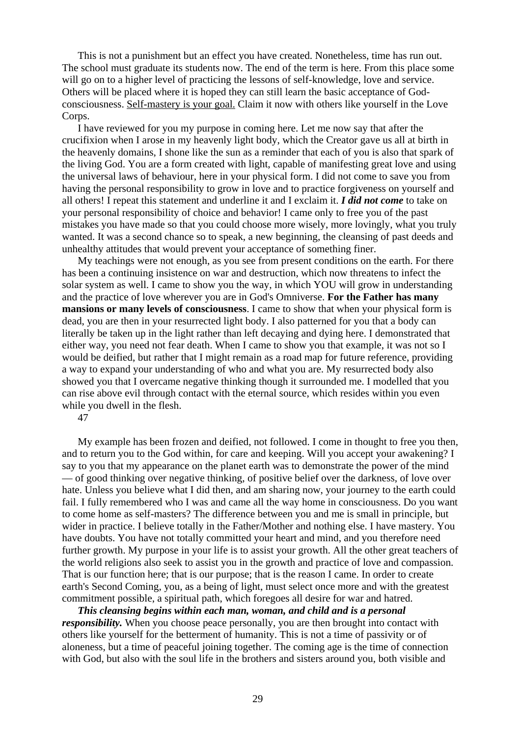This is not a punishment but an effect you have created. Nonetheless, time has run out. The school must graduate its students now. The end of the term is here. From this place some will go on to a higher level of practicing the lessons of self-knowledge, love and service. Others will be placed where it is hoped they can still learn the basic acceptance of God-consciousness. Self-mastery is your goal. Claim it now with others like yourself in the Love Corps.

I have reviewed for you my purpose in coming here. Let me now say that after the crucifixion when I arose in my heavenly light body, which the Creator gave us all at birth in the heavenly domains, I shone like the sun as a reminder that each of you is also that spark of the living God. You are a form created with light, capable of manifesting great love and using the universal laws of behaviour, here in your physical form. I did not come to save you from having the personal responsibility to grow in love and to practice forgiveness on yourself and all others! I repeat this statement and underline it and I exclaim it. ***I did not come*** to take on your personal responsibility of choice and behavior! I came only to free you of the past mistakes you have made so that you could choose more wisely, more lovingly, what you truly wanted. It was a second chance so to speak, a new beginning, the cleansing of past deeds and unhealthy attitudes that would prevent your acceptance of something finer.

My teachings were not enough, as you see from present conditions on the earth. For there has been a continuing insistence on war and destruction, which now threatens to infect the solar system as well. I came to show you the way, in which YOU will grow in understanding and the practice of love wherever you are in God's Omniverse. **For the Father has many mansions or many levels of consciousness**. I came to show that when your physical form is dead, you are then in your resurrected light body. I also patterned for you that a body can literally be taken up in the light rather than left decaying and dying here. I demonstrated that either way, you need not fear death. When I came to show you that example, it was not so I would be deified, but rather that I might remain as a road map for future reference, providing a way to expand your understanding of who and what you are. My resurrected body also showed you that I overcame negative thinking though it surrounded me. I modelled that you can rise above evil through contact with the eternal source, which resides within you even while you dwell in the flesh.

47

My example has been frozen and deified, not followed. I come in thought to free you then, and to return you to the God within, for care and keeping. Will you accept your awakening? I say to you that my appearance on the planet earth was to demonstrate the power of the mind — of good thinking over negative thinking, of positive belief over the darkness, of love over hate. Unless you believe what I did then, and am sharing now, your journey to the earth could fail. I fully remembered who I was and came all the way home in consciousness. Do you want to come home as self-masters? The difference between you and me is small in principle, but wider in practice. I believe totally in the Father/Mother and nothing else. I have mastery. You have doubts. You have not totally committed your heart and mind, and you therefore need further growth. My purpose in your life is to assist your growth. All the other great teachers of the world religions also seek to assist you in the growth and practice of love and compassion. That is our function here; that is our purpose; that is the reason I came. In order to create earth's Second Coming, you, as a being of light, must select once more and with the greatest commitment possible, a spiritual path, which foregoes all desire for war and hatred.

***This cleansing begins within each man, woman, and child and is a personal responsibility.*** When you choose peace personally, you are then brought into contact with others like yourself for the betterment of humanity. This is not a time of passivity or of aloneness, but a time of peaceful joining together. The coming age is the time of connection with God, but also with the soul life in the brothers and sisters around you, both visible and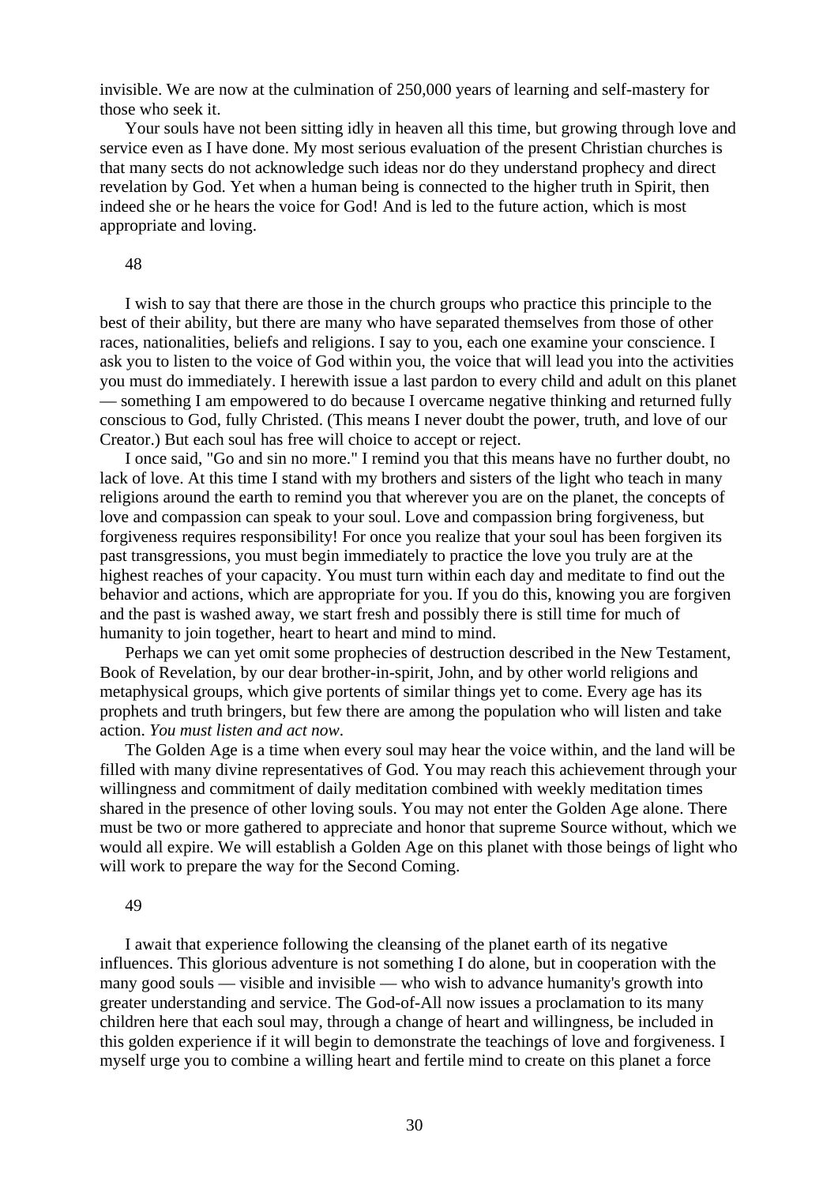invisible. We are now at the culmination of 250,000 years of learning and self-mastery for those who seek it.

Your souls have not been sitting idly in heaven all this time, but growing through love and service even as I have done. My most serious evaluation of the present Christian churches is that many sects do not acknowledge such ideas nor do they understand prophecy and direct revelation by God. Yet when a human being is connected to the higher truth in Spirit, then indeed she or he hears the voice for God! And is led to the future action, which is most appropriate and loving.

48

I wish to say that there are those in the church groups who practice this principle to the best of their ability, but there are many who have separated themselves from those of other races, nationalities, beliefs and religions. I say to you, each one examine your conscience. I ask you to listen to the voice of God within you, the voice that will lead you into the activities you must do immediately. I herewith issue a last pardon to every child and adult on this planet — something I am empowered to do because I overcame negative thinking and returned fully conscious to God, fully Christed. (This means I never doubt the power, truth, and love of our Creator.) But each soul has free will choice to accept or reject.

I once said, "Go and sin no more." I remind you that this means have no further doubt, no lack of love. At this time I stand with my brothers and sisters of the light who teach in many religions around the earth to remind you that wherever you are on the planet, the concepts of love and compassion can speak to your soul. Love and compassion bring forgiveness, but forgiveness requires responsibility! For once you realize that your soul has been forgiven its past transgressions, you must begin immediately to practice the love you truly are at the highest reaches of your capacity. You must turn within each day and meditate to find out the behavior and actions, which are appropriate for you. If you do this, knowing you are forgiven and the past is washed away, we start fresh and possibly there is still time for much of humanity to join together, heart to heart and mind to mind.

Perhaps we can yet omit some prophecies of destruction described in the New Testament, Book of Revelation, by our dear brother-in-spirit, John, and by other world religions and metaphysical groups, which give portents of similar things yet to come. Every age has its prophets and truth bringers, but few there are among the population who will listen and take action. *You must listen and act now*.

The Golden Age is a time when every soul may hear the voice within, and the land will be filled with many divine representatives of God. You may reach this achievement through your willingness and commitment of daily meditation combined with weekly meditation times shared in the presence of other loving souls. You may not enter the Golden Age alone. There must be two or more gathered to appreciate and honor that supreme Source without, which we would all expire. We will establish a Golden Age on this planet with those beings of light who will work to prepare the way for the Second Coming.

49

I await that experience following the cleansing of the planet earth of its negative influences. This glorious adventure is not something I do alone, but in cooperation with the many good souls — visible and invisible — who wish to advance humanity's growth into greater understanding and service. The God-of-All now issues a proclamation to its many children here that each soul may, through a change of heart and willingness, be included in this golden experience if it will begin to demonstrate the teachings of love and forgiveness. I myself urge you to combine a willing heart and fertile mind to create on this planet a force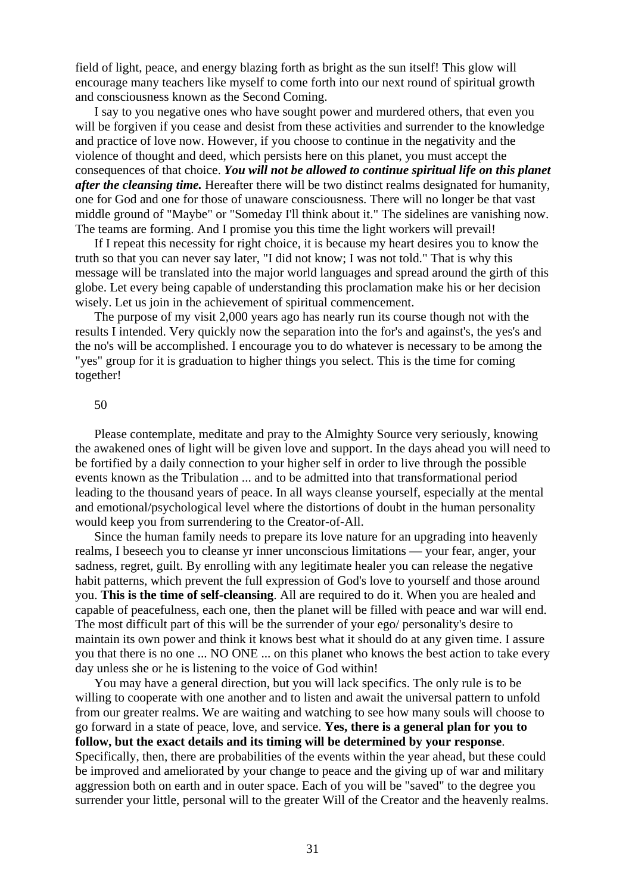field of light, peace, and energy blazing forth as bright as the sun itself! This glow will encourage many teachers like myself to come forth into our next round of spiritual growth and consciousness known as the Second Coming.

I say to you negative ones who have sought power and murdered others, that even you will be forgiven if you cease and desist from these activities and surrender to the knowledge and practice of love now. However, if you choose to continue in the negativity and the violence of thought and deed, which persists here on this planet, you must accept the consequences of that choice. ***You will not be allowed to continue spiritual life on this planet after the cleansing time.*** Hereafter there will be two distinct realms designated for humanity, one for God and one for those of unaware consciousness. There will no longer be that vast middle ground of "Maybe" or "Someday I'll think about it." The sidelines are vanishing now. The teams are forming. And I promise you this time the light workers will prevail!

If I repeat this necessity for right choice, it is because my heart desires you to know the truth so that you can never say later, "I did not know; I was not told." That is why this message will be translated into the major world languages and spread around the girth of this globe. Let every being capable of understanding this proclamation make his or her decision wisely. Let us join in the achievement of spiritual commencement.

The purpose of my visit 2,000 years ago has nearly run its course though not with the results I intended. Very quickly now the separation into the for's and against's, the yes's and the no's will be accomplished. I encourage you to do whatever is necessary to be among the "yes" group for it is graduation to higher things you select. This is the time for coming together!

50

Please contemplate, meditate and pray to the Almighty Source very seriously, knowing the awakened ones of light will be given love and support. In the days ahead you will need to be fortified by a daily connection to your higher self in order to live through the possible events known as the Tribulation ... and to be admitted into that transformational period leading to the thousand years of peace. In all ways cleanse yourself, especially at the mental and emotional/psychological level where the distortions of doubt in the human personality would keep you from surrendering to the Creator-of-All.

Since the human family needs to prepare its love nature for an upgrading into heavenly realms, I beseech you to cleanse yr inner unconscious limitations — your fear, anger, your sadness, regret, guilt. By enrolling with any legitimate healer you can release the negative habit patterns, which prevent the full expression of God's love to yourself and those around you. **This is the time of self-cleansing**. All are required to do it. When you are healed and capable of peacefulness, each one, then the planet will be filled with peace and war will end. The most difficult part of this will be the surrender of your ego/ personality's desire to maintain its own power and think it knows best what it should do at any given time. I assure you that there is no one ... NO ONE ... on this planet who knows the best action to take every day unless she or he is listening to the voice of God within!

You may have a general direction, but you will lack specifics. The only rule is to be willing to cooperate with one another and to listen and await the universal pattern to unfold from our greater realms. We are waiting and watching to see how many souls will choose to go forward in a state of peace, love, and service. **Yes, there is a general plan for you to follow, but the exact details and its timing will be determined by your response**. Specifically, then, there are probabilities of the events within the year ahead, but these could be improved and ameliorated by your change to peace and the giving up of war and military aggression both on earth and in outer space. Each of you will be "saved" to the degree you surrender your little, personal will to the greater Will of the Creator and the heavenly realms.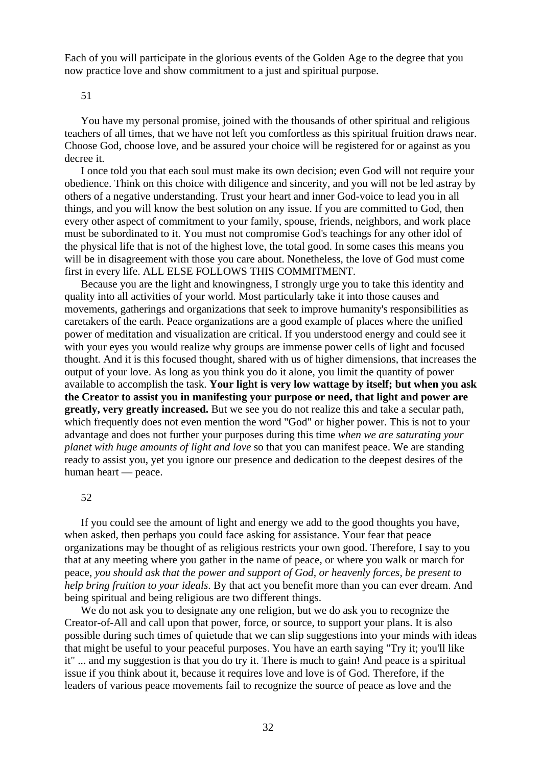Each of you will participate in the glorious events of the Golden Age to the degree that you now practice love and show commitment to a just and spiritual purpose.

51

You have my personal promise, joined with the thousands of other spiritual and religious teachers of all times, that we have not left you comfortless as this spiritual fruition draws near. Choose God, choose love, and be assured your choice will be registered for or against as you decree it.

I once told you that each soul must make its own decision; even God will not require your obedience. Think on this choice with diligence and sincerity, and you will not be led astray by others of a negative understanding. Trust your heart and inner God-voice to lead you in all things, and you will know the best solution on any issue. If you are committed to God, then every other aspect of commitment to your family, spouse, friends, neighbors, and work place must be subordinated to it. You must not compromise God's teachings for any other idol of the physical life that is not of the highest love, the total good. In some cases this means you will be in disagreement with those you care about. Nonetheless, the love of God must come first in every life. ALL ELSE FOLLOWS THIS COMMITMENT.

Because you are the light and knowingness, I strongly urge you to take this identity and quality into all activities of your world. Most particularly take it into those causes and movements, gatherings and organizations that seek to improve humanity's responsibilities as caretakers of the earth. Peace organizations are a good example of places where the unified power of meditation and visualization are critical. If you understood energy and could see it with your eyes you would realize why groups are immense power cells of light and focused thought. And it is this focused thought, shared with us of higher dimensions, that increases the output of your love. As long as you think you do it alone, you limit the quantity of power available to accomplish the task. **Your light is very low wattage by itself; but when you ask the Creator to assist you in manifesting your purpose or need, that light and power are greatly, very greatly increased.** But we see you do not realize this and take a secular path, which frequently does not even mention the word "God" or higher power. This is not to your advantage and does not further your purposes during this time *when we are saturating your planet with huge amounts of light and love* so that you can manifest peace. We are standing ready to assist you, yet you ignore our presence and dedication to the deepest desires of the human heart — peace.

52

If you could see the amount of light and energy we add to the good thoughts you have, when asked, then perhaps you could face asking for assistance. Your fear that peace organizations may be thought of as religious restricts your own good. Therefore, I say to you that at any meeting where you gather in the name of peace, or where you walk or march for peace, *you should ask that the power and support of God, or heavenly forces, be present to help bring fruition to your ideals*. By that act you benefit more than you can ever dream. And being spiritual and being religious are two different things.

We do not ask you to designate any one religion, but we do ask you to recognize the Creator-of-All and call upon that power, force, or source, to support your plans. It is also possible during such times of quietude that we can slip suggestions into your minds with ideas that might be useful to your peaceful purposes. You have an earth saying "Try it; you'll like it" ... and my suggestion is that you do try it. There is much to gain! And peace is a spiritual issue if you think about it, because it requires love and love is of God. Therefore, if the leaders of various peace movements fail to recognize the source of peace as love and the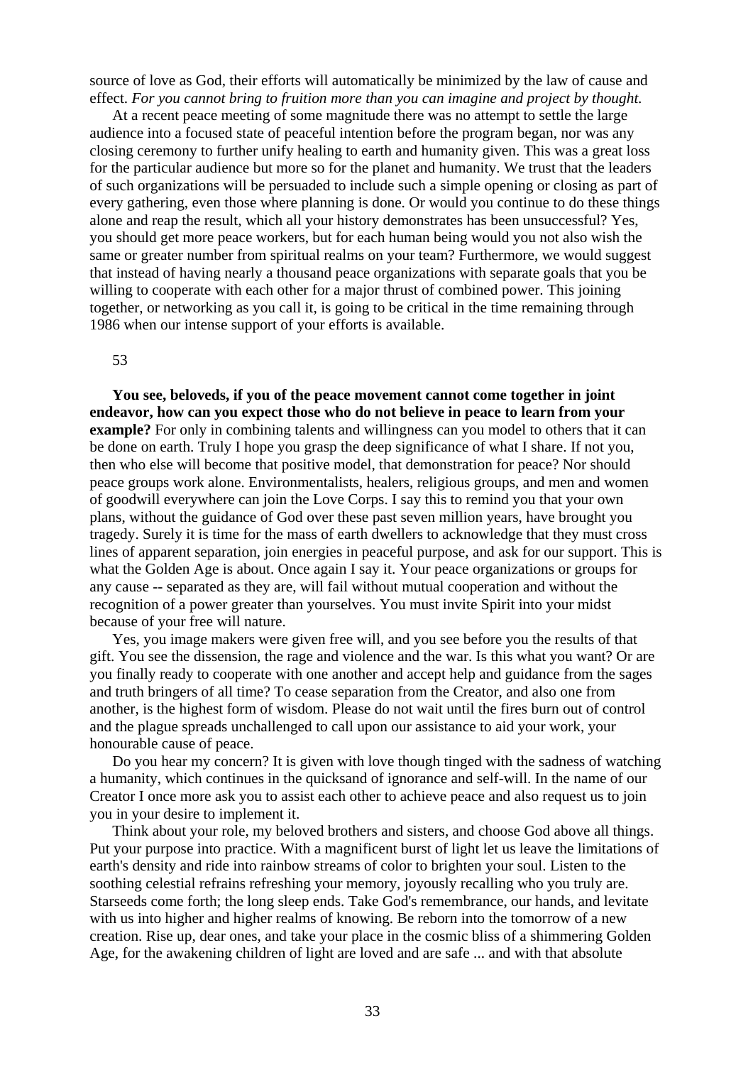source of love as God, their efforts will automatically be minimized by the law of cause and effect. *For you cannot bring to fruition more than you can imagine and project by thought.*

At a recent peace meeting of some magnitude there was no attempt to settle the large audience into a focused state of peaceful intention before the program began, nor was any closing ceremony to further unify healing to earth and humanity given. This was a great loss for the particular audience but more so for the planet and humanity. We trust that the leaders of such organizations will be persuaded to include such a simple opening or closing as part of every gathering, even those where planning is done. Or would you continue to do these things alone and reap the result, which all your history demonstrates has been unsuccessful? Yes, you should get more peace workers, but for each human being would you not also wish the same or greater number from spiritual realms on your team? Furthermore, we would suggest that instead of having nearly a thousand peace organizations with separate goals that you be willing to cooperate with each other for a major thrust of combined power. This joining together, or networking as you call it, is going to be critical in the time remaining through 1986 when our intense support of your efforts is available.

**You see, beloveds, if you of the peace movement cannot come together in joint endeavor, how can you expect those who do not believe in peace to learn from your example?** For only in combining talents and willingness can you model to others that it can be done on earth. Truly I hope you grasp the deep significance of what I share. If not you, then who else will become that positive model, that demonstration for peace? Nor should peace groups work alone. Environmentalists, healers, religious groups, and men and women of goodwill everywhere can join the Love Corps. I say this to remind you that your own plans, without the guidance of God over these past seven million years, have brought you tragedy. Surely it is time for the mass of earth dwellers to acknowledge that they must cross lines of apparent separation, join energies in peaceful purpose, and ask for our support. This is what the Golden Age is about. Once again I say it. Your peace organizations or groups for any cause -- separated as they are, will fail without mutual cooperation and without the recognition of a power greater than yourselves. You must invite Spirit into your midst because of your free will nature.

Yes, you image makers were given free will, and you see before you the results of that gift. You see the dissension, the rage and violence and the war. Is this what you want? Or are you finally ready to cooperate with one another and accept help and guidance from the sages and truth bringers of all time? To cease separation from the Creator, and also one from another, is the highest form of wisdom. Please do not wait until the fires burn out of control and the plague spreads unchallenged to call upon our assistance to aid your work, your honourable cause of peace.

Do you hear my concern? It is given with love though tinged with the sadness of watching a humanity, which continues in the quicksand of ignorance and self-will. In the name of our Creator I once more ask you to assist each other to achieve peace and also request us to join you in your desire to implement it.

Think about your role, my beloved brothers and sisters, and choose God above all things. Put your purpose into practice. With a magnificent burst of light let us leave the limitations of earth's density and ride into rainbow streams of color to brighten your soul. Listen to the soothing celestial refrains refreshing your memory, joyously recalling who you truly are. Starseeds come forth; the long sleep ends. Take God's remembrance, our hands, and levitate with us into higher and higher realms of knowing. Be reborn into the tomorrow of a new creation. Rise up, dear ones, and take your place in the cosmic bliss of a shimmering Golden Age, for the awakening children of light are loved and are safe ... and with that absolute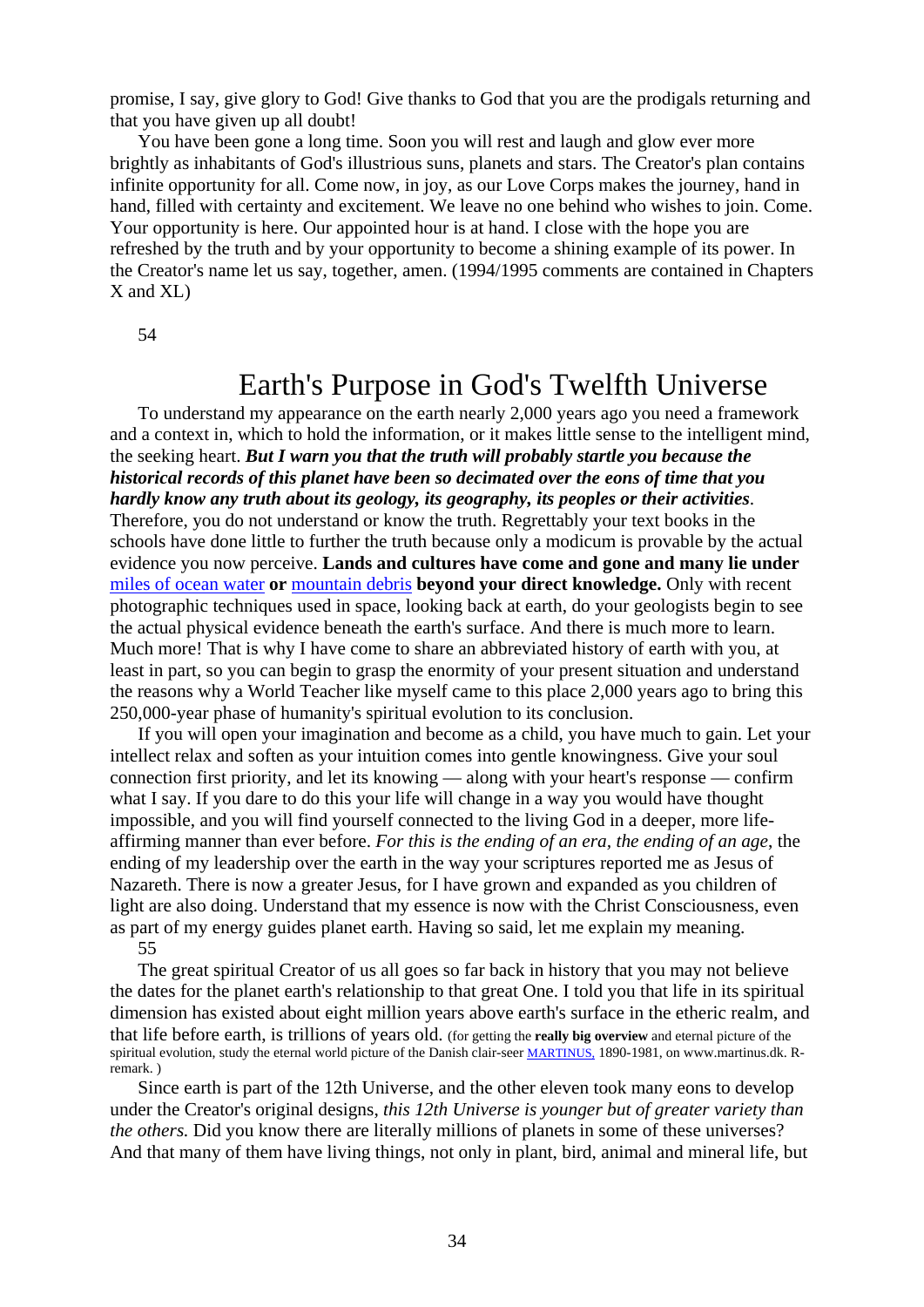promise, I say, give glory to God! Give thanks to God that you are the prodigals returning and that you have given up all doubt!

You have been gone a long time. Soon you will rest and laugh and glow ever more brightly as inhabitants of God's illustrious suns, planets and stars. The Creator's plan contains infinite opportunity for all. Come now, in joy, as our Love Corps makes the journey, hand in hand, filled with certainty and excitement. We leave no one behind who wishes to join. Come. Your opportunity is here. Our appointed hour is at hand. I close with the hope you are refreshed by the truth and by your opportunity to become a shining example of its power. In the Creator's name let us say, together, amen. (1994/1995 comments are contained in Chapters X and XL)

54

# Earth's Purpose in God's Twelfth Universe

To understand my appearance on the earth nearly 2,000 years ago you need a framework and a context in, which to hold the information, or it makes little sense to the intelligent mind, the seeking heart. ***But I warn you that the truth will probably startle you because the historical records of this planet have been so decimated over the eons of time that you hardly know any truth about its geology, its geography, its peoples or their activities***. Therefore, you do not understand or know the truth. Regrettably your text books in the schools have done little to further the truth because only a modicum is provable by the actual evidence you now perceive. **Lands and cultures have come and gone and many lie under** miles of ocean water **or** mountain debris **beyond your direct knowledge.** Only with recent photographic techniques used in space, looking back at earth, do your geologists begin to see the actual physical evidence beneath the earth's surface. And there is much more to learn. Much more! That is why I have come to share an abbreviated history of earth with you, at least in part, so you can begin to grasp the enormity of your present situation and understand the reasons why a World Teacher like myself came to this place 2,000 years ago to bring this 250,000-year phase of humanity's spiritual evolution to its conclusion.

If you will open your imagination and become as a child, you have much to gain. Let your intellect relax and soften as your intuition comes into gentle knowingness. Give your soul connection first priority, and let its knowing — along with your heart's response — confirm what I say. If you dare to do this your life will change in a way you would have thought impossible, and you will find yourself connected to the living God in a deeper, more life-affirming manner than ever before. *For this is the ending of an era, the ending of an age*, the ending of my leadership over the earth in the way your scriptures reported me as Jesus of Nazareth. There is now a greater Jesus, for I have grown and expanded as you children of light are also doing. Understand that my essence is now with the Christ Consciousness, even as part of my energy guides planet earth. Having so said, let me explain my meaning.

55

The great spiritual Creator of us all goes so far back in history that you may not believe the dates for the planet earth's relationship to that great One. I told you that life in its spiritual dimension has existed about eight million years above earth's surface in the etheric realm, and that life before earth, is trillions of years old. (for getting the **really big overview** and eternal picture of the spiritual evolution, study the eternal world picture of the Danish clair-seer MARTINUS, 1890-1981, on www.martinus.dk. R-remark. )

Since earth is part of the 12th Universe, and the other eleven took many eons to develop under the Creator's original designs, *this 12th Universe is younger but of greater variety than the others.* Did you know there are literally millions of planets in some of these universes? And that many of them have living things, not only in plant, bird, animal and mineral life, but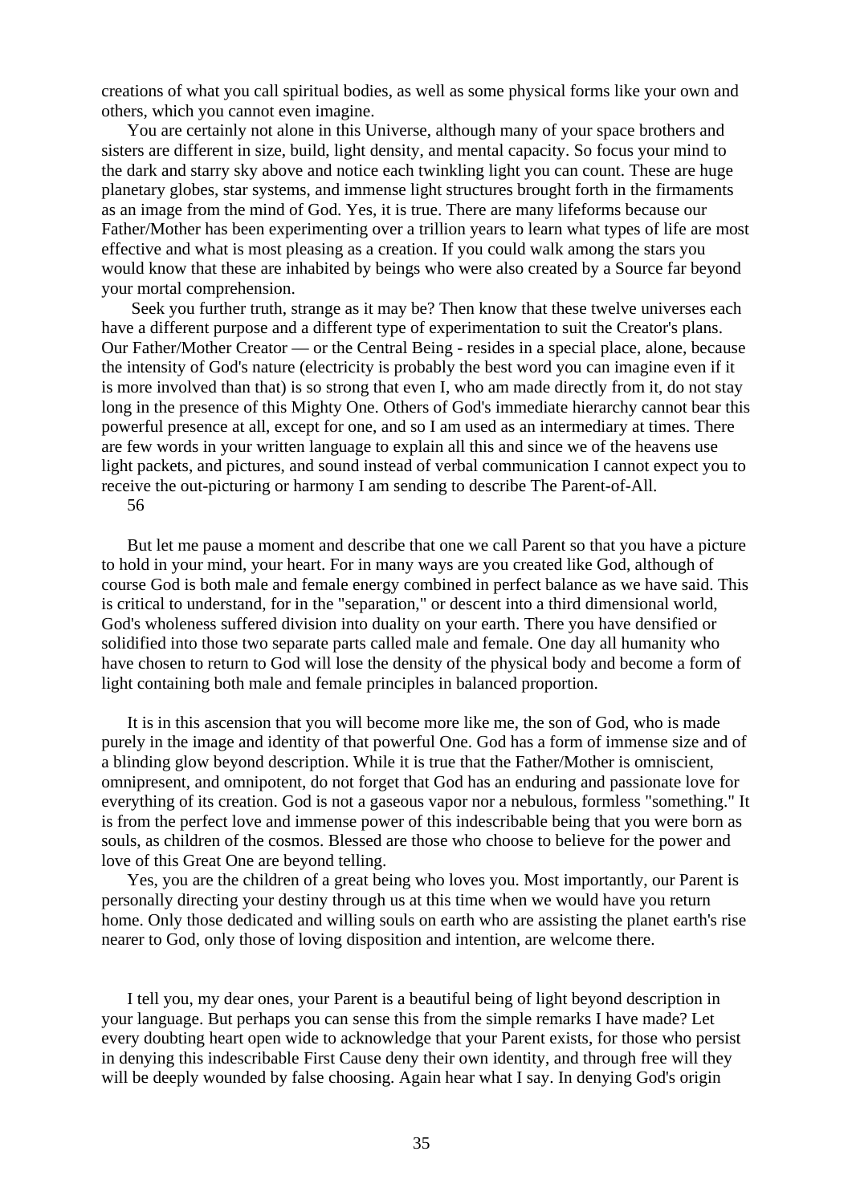creations of what you call spiritual bodies, as well as some physical forms like your own and others, which you cannot even imagine.

You are certainly not alone in this Universe, although many of your space brothers and sisters are different in size, build, light density, and mental capacity. So focus your mind to the dark and starry sky above and notice each twinkling light you can count. These are huge planetary globes, star systems, and immense light structures brought forth in the firmaments as an image from the mind of God. Yes, it is true. There are many lifeforms because our Father/Mother has been experimenting over a trillion years to learn what types of life are most effective and what is most pleasing as a creation. If you could walk among the stars you would know that these are inhabited by beings who were also created by a Source far beyond your mortal comprehension.

Seek you further truth, strange as it may be? Then know that these twelve universes each have a different purpose and a different type of experimentation to suit the Creator's plans. Our Father/Mother Creator — or the Central Being - resides in a special place, alone, because the intensity of God's nature (electricity is probably the best word you can imagine even if it is more involved than that) is so strong that even I, who am made directly from it, do not stay long in the presence of this Mighty One. Others of God's immediate hierarchy cannot bear this powerful presence at all, except for one, and so I am used as an intermediary at times. There are few words in your written language to explain all this and since we of the heavens use light packets, and pictures, and sound instead of verbal communication I cannot expect you to receive the out-picturing or harmony I am sending to describe The Parent-of-All.

But let me pause a moment and describe that one we call Parent so that you have a picture to hold in your mind, your heart. For in many ways are you created like God, although of course God is both male and female energy combined in perfect balance as we have said. This is critical to understand, for in the "separation," or descent into a third dimensional world, God's wholeness suffered division into duality on your earth. There you have densified or solidified into those two separate parts called male and female. One day all humanity who have chosen to return to God will lose the density of the physical body and become a form of light containing both male and female principles in balanced proportion.

It is in this ascension that you will become more like me, the son of God, who is made purely in the image and identity of that powerful One. God has a form of immense size and of a blinding glow beyond description. While it is true that the Father/Mother is omniscient, omnipresent, and omnipotent, do not forget that God has an enduring and passionate love for everything of its creation. God is not a gaseous vapor nor a nebulous, formless "something." It is from the perfect love and immense power of this indescribable being that you were born as souls, as children of the cosmos. Blessed are those who choose to believe for the power and love of this Great One are beyond telling.

Yes, you are the children of a great being who loves you. Most importantly, our Parent is personally directing your destiny through us at this time when we would have you return home. Only those dedicated and willing souls on earth who are assisting the planet earth's rise nearer to God, only those of loving disposition and intention, are welcome there.

I tell you, my dear ones, your Parent is a beautiful being of light beyond description in your language. But perhaps you can sense this from the simple remarks I have made? Let every doubting heart open wide to acknowledge that your Parent exists, for those who persist in denying this indescribable First Cause deny their own identity, and through free will they will be deeply wounded by false choosing. Again hear what I say. In denying God's origin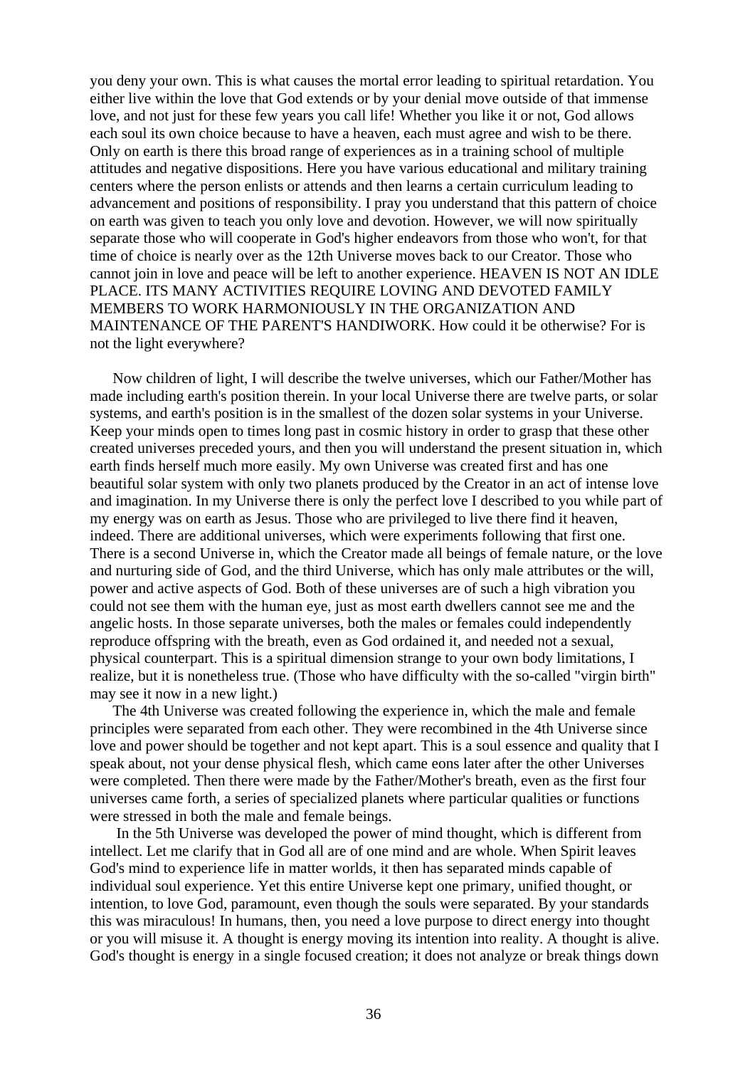you deny your own. This is what causes the mortal error leading to spiritual retardation. You either live within the love that God extends or by your denial move outside of that immense love, and not just for these few years you call life! Whether you like it or not, God allows each soul its own choice because to have a heaven, each must agree and wish to be there. Only on earth is there this broad range of experiences as in a training school of multiple attitudes and negative dispositions. Here you have various educational and military training centers where the person enlists or attends and then learns a certain curriculum leading to advancement and positions of responsibility. I pray you understand that this pattern of choice on earth was given to teach you only love and devotion. However, we will now spiritually separate those who will cooperate in God's higher endeavors from those who won't, for that time of choice is nearly over as the 12th Universe moves back to our Creator. Those who cannot join in love and peace will be left to another experience. HEAVEN IS NOT AN IDLE PLACE. ITS MANY ACTIVITIES REQUIRE LOVING AND DEVOTED FAMILY MEMBERS TO WORK HARMONIOUSLY IN THE ORGANIZATION AND MAINTENANCE OF THE PARENT'S HANDIWORK. How could it be otherwise? For is not the light everywhere?

Now children of light, I will describe the twelve universes, which our Father/Mother has made including earth's position therein. In your local Universe there are twelve parts, or solar systems, and earth's position is in the smallest of the dozen solar systems in your Universe. Keep your minds open to times long past in cosmic history in order to grasp that these other created universes preceded yours, and then you will understand the present situation in, which earth finds herself much more easily. My own Universe was created first and has one beautiful solar system with only two planets produced by the Creator in an act of intense love and imagination. In my Universe there is only the perfect love I described to you while part of my energy was on earth as Jesus. Those who are privileged to live there find it heaven, indeed. There are additional universes, which were experiments following that first one. There is a second Universe in, which the Creator made all beings of female nature, or the love and nurturing side of God, and the third Universe, which has only male attributes or the will, power and active aspects of God. Both of these universes are of such a high vibration you could not see them with the human eye, just as most earth dwellers cannot see me and the angelic hosts. In those separate universes, both the males or females could independently reproduce offspring with the breath, even as God ordained it, and needed not a sexual, physical counterpart. This is a spiritual dimension strange to your own body limitations, I realize, but it is nonetheless true. (Those who have difficulty with the so-called "virgin birth" may see it now in a new light.)

The 4th Universe was created following the experience in, which the male and female principles were separated from each other. They were recombined in the 4th Universe since love and power should be together and not kept apart. This is a soul essence and quality that I speak about, not your dense physical flesh, which came eons later after the other Universes were completed. Then there were made by the Father/Mother's breath, even as the first four universes came forth, a series of specialized planets where particular qualities or functions were stressed in both the male and female beings.

In the 5th Universe was developed the power of mind thought, which is different from intellect. Let me clarify that in God all are of one mind and are whole. When Spirit leaves God's mind to experience life in matter worlds, it then has separated minds capable of individual soul experience. Yet this entire Universe kept one primary, unified thought, or intention, to love God, paramount, even though the souls were separated. By your standards this was miraculous! In humans, then, you need a love purpose to direct energy into thought or you will misuse it. A thought is energy moving its intention into reality. A thought is alive. God's thought is energy in a single focused creation; it does not analyze or break things down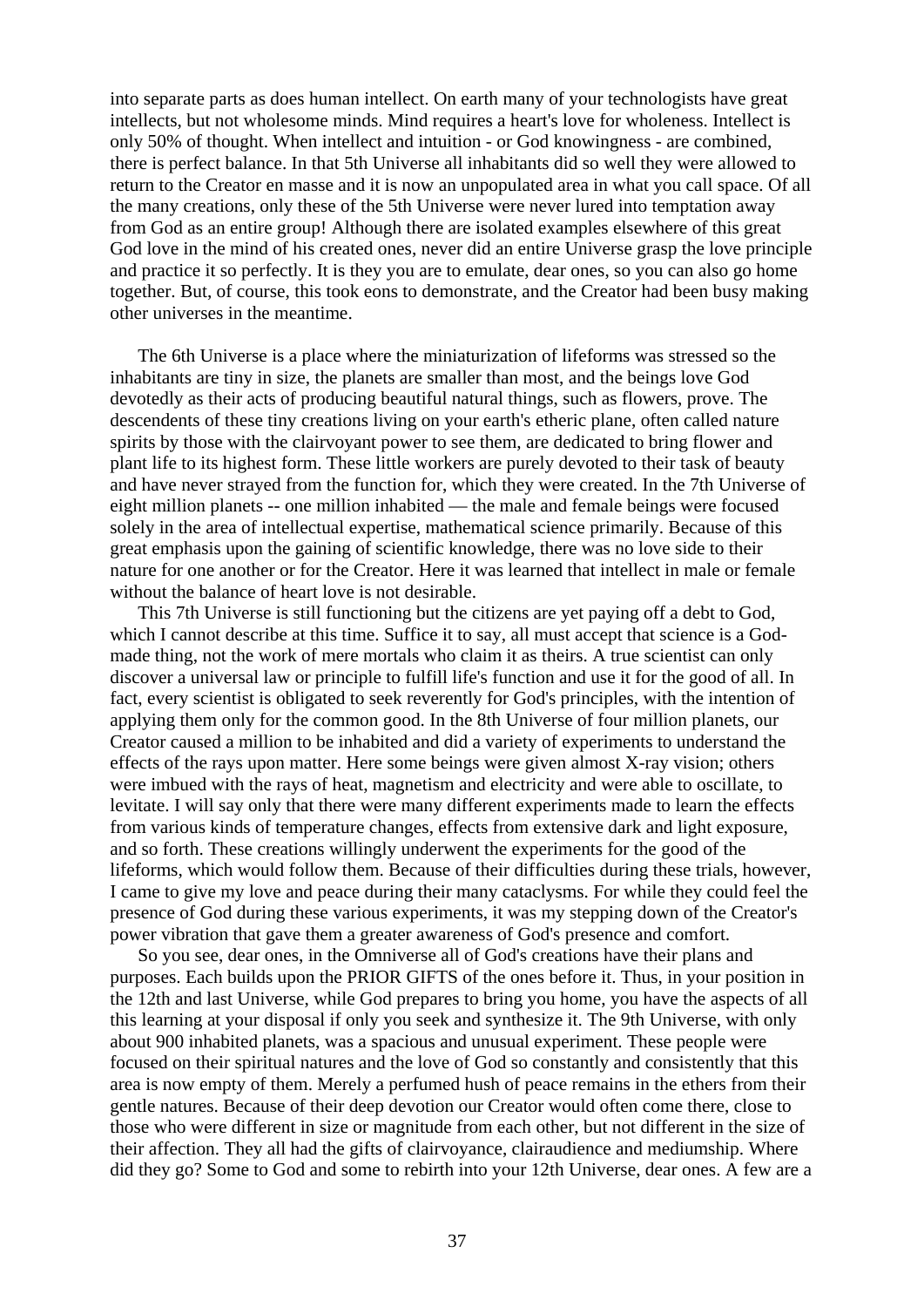into separate parts as does human intellect. On earth many of your technologists have great intellects, but not wholesome minds. Mind requires a heart's love for wholeness. Intellect is only 50% of thought. When intellect and intuition - or God knowingness - are combined, there is perfect balance. In that 5th Universe all inhabitants did so well they were allowed to return to the Creator en masse and it is now an unpopulated area in what you call space. Of all the many creations, only these of the 5th Universe were never lured into temptation away from God as an entire group! Although there are isolated examples elsewhere of this great God love in the mind of his created ones, never did an entire Universe grasp the love principle and practice it so perfectly. It is they you are to emulate, dear ones, so you can also go home together. But, of course, this took eons to demonstrate, and the Creator had been busy making other universes in the meantime.

The 6th Universe is a place where the miniaturization of lifeforms was stressed so the inhabitants are tiny in size, the planets are smaller than most, and the beings love God devotedly as their acts of producing beautiful natural things, such as flowers, prove. The descendents of these tiny creations living on your earth's etheric plane, often called nature spirits by those with the clairvoyant power to see them, are dedicated to bring flower and plant life to its highest form. These little workers are purely devoted to their task of beauty and have never strayed from the function for, which they were created. In the 7th Universe of eight million planets -- one million inhabited — the male and female beings were focused solely in the area of intellectual expertise, mathematical science primarily. Because of this great emphasis upon the gaining of scientific knowledge, there was no love side to their nature for one another or for the Creator. Here it was learned that intellect in male or female without the balance of heart love is not desirable.

This 7th Universe is still functioning but the citizens are yet paying off a debt to God, which I cannot describe at this time. Suffice it to say, all must accept that science is a God-made thing, not the work of mere mortals who claim it as theirs. A true scientist can only discover a universal law or principle to fulfill life's function and use it for the good of all. In fact, every scientist is obligated to seek reverently for God's principles, with the intention of applying them only for the common good. In the 8th Universe of four million planets, our Creator caused a million to be inhabited and did a variety of experiments to understand the effects of the rays upon matter. Here some beings were given almost X-ray vision; others were imbued with the rays of heat, magnetism and electricity and were able to oscillate, to levitate. I will say only that there were many different experiments made to learn the effects from various kinds of temperature changes, effects from extensive dark and light exposure, and so forth. These creations willingly underwent the experiments for the good of the lifeforms, which would follow them. Because of their difficulties during these trials, however, I came to give my love and peace during their many cataclysms. For while they could feel the presence of God during these various experiments, it was my stepping down of the Creator's power vibration that gave them a greater awareness of God's presence and comfort.

So you see, dear ones, in the Omniverse all of God's creations have their plans and purposes. Each builds upon the PRIOR GIFTS of the ones before it. Thus, in your position in the 12th and last Universe, while God prepares to bring you home, you have the aspects of all this learning at your disposal if only you seek and synthesize it. The 9th Universe, with only about 900 inhabited planets, was a spacious and unusual experiment. These people were focused on their spiritual natures and the love of God so constantly and consistently that this area is now empty of them. Merely a perfumed hush of peace remains in the ethers from their gentle natures. Because of their deep devotion our Creator would often come there, close to those who were different in size or magnitude from each other, but not different in the size of their affection. They all had the gifts of clairvoyance, clairaudience and mediumship. Where did they go? Some to God and some to rebirth into your 12th Universe, dear ones. A few are a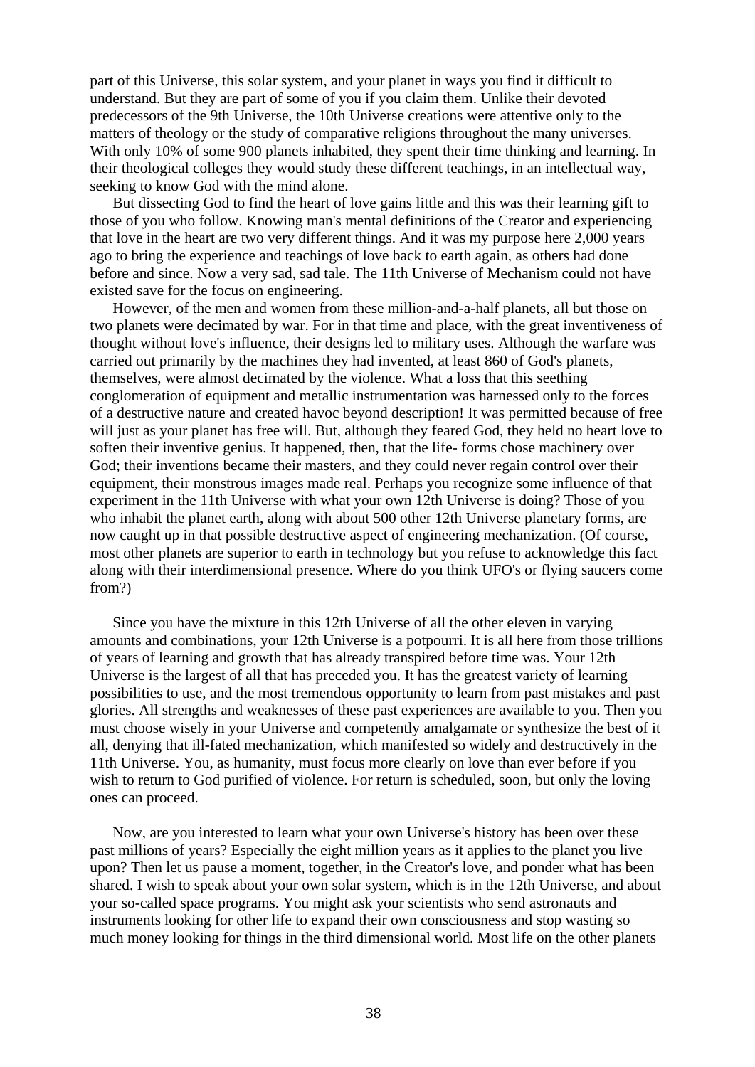part of this Universe, this solar system, and your planet in ways you find it difficult to understand. But they are part of some of you if you claim them. Unlike their devoted predecessors of the 9th Universe, the 10th Universe creations were attentive only to the matters of theology or the study of comparative religions throughout the many universes. With only 10% of some 900 planets inhabited, they spent their time thinking and learning. In their theological colleges they would study these different teachings, in an intellectual way, seeking to know God with the mind alone.

But dissecting God to find the heart of love gains little and this was their learning gift to those of you who follow. Knowing man's mental definitions of the Creator and experiencing that love in the heart are two very different things. And it was my purpose here 2,000 years ago to bring the experience and teachings of love back to earth again, as others had done before and since. Now a very sad, sad tale. The 11th Universe of Mechanism could not have existed save for the focus on engineering.

However, of the men and women from these million-and-a-half planets, all but those on two planets were decimated by war. For in that time and place, with the great inventiveness of thought without love's influence, their designs led to military uses. Although the warfare was carried out primarily by the machines they had invented, at least 860 of God's planets, themselves, were almost decimated by the violence. What a loss that this seething conglomeration of equipment and metallic instrumentation was harnessed only to the forces of a destructive nature and created havoc beyond description! It was permitted because of free will just as your planet has free will. But, although they feared God, they held no heart love to soften their inventive genius. It happened, then, that the life- forms chose machinery over God; their inventions became their masters, and they could never regain control over their equipment, their monstrous images made real. Perhaps you recognize some influence of that experiment in the 11th Universe with what your own 12th Universe is doing? Those of you who inhabit the planet earth, along with about 500 other 12th Universe planetary forms, are now caught up in that possible destructive aspect of engineering mechanization. (Of course, most other planets are superior to earth in technology but you refuse to acknowledge this fact along with their interdimensional presence. Where do you think UFO's or flying saucers come from?)

Since you have the mixture in this 12th Universe of all the other eleven in varying amounts and combinations, your 12th Universe is a potpourri. It is all here from those trillions of years of learning and growth that has already transpired before time was. Your 12th Universe is the largest of all that has preceded you. It has the greatest variety of learning possibilities to use, and the most tremendous opportunity to learn from past mistakes and past glories. All strengths and weaknesses of these past experiences are available to you. Then you must choose wisely in your Universe and competently amalgamate or synthesize the best of it all, denying that ill-fated mechanization, which manifested so widely and destructively in the 11th Universe. You, as humanity, must focus more clearly on love than ever before if you wish to return to God purified of violence. For return is scheduled, soon, but only the loving ones can proceed.

Now, are you interested to learn what your own Universe's history has been over these past millions of years? Especially the eight million years as it applies to the planet you live upon? Then let us pause a moment, together, in the Creator's love, and ponder what has been shared. I wish to speak about your own solar system, which is in the 12th Universe, and about your so-called space programs. You might ask your scientists who send astronauts and instruments looking for other life to expand their own consciousness and stop wasting so much money looking for things in the third dimensional world. Most life on the other planets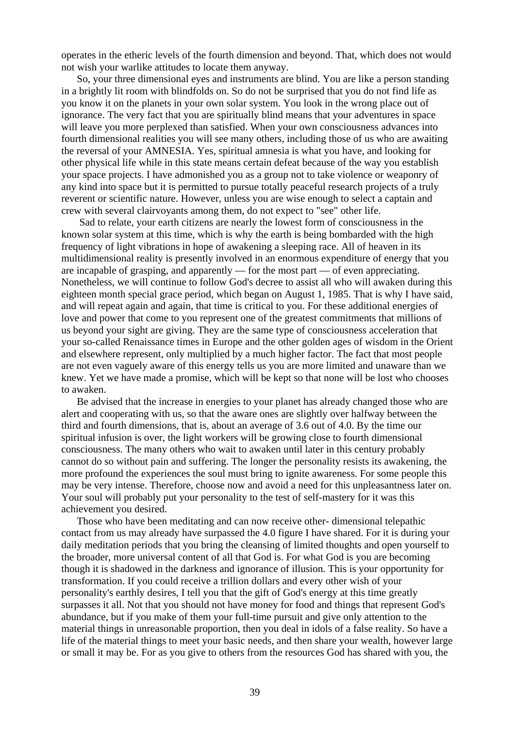operates in the etheric levels of the fourth dimension and beyond. That, which does not would not wish your warlike attitudes to locate them anyway.

So, your three dimensional eyes and instruments are blind. You are like a person standing in a brightly lit room with blindfolds on. So do not be surprised that you do not find life as you know it on the planets in your own solar system. You look in the wrong place out of ignorance. The very fact that you are spiritually blind means that your adventures in space will leave you more perplexed than satisfied. When your own consciousness advances into fourth dimensional realities you will see many others, including those of us who are awaiting the reversal of your AMNESIA. Yes, spiritual amnesia is what you have, and looking for other physical life while in this state means certain defeat because of the way you establish your space projects. I have admonished you as a group not to take violence or weaponry of any kind into space but it is permitted to pursue totally peaceful research projects of a truly reverent or scientific nature. However, unless you are wise enough to select a captain and crew with several clairvoyants among them, do not expect to "see" other life.

Sad to relate, your earth citizens are nearly the lowest form of consciousness in the known solar system at this time, which is why the earth is being bombarded with the high frequency of light vibrations in hope of awakening a sleeping race. All of heaven in its multidimensional reality is presently involved in an enormous expenditure of energy that you are incapable of grasping, and apparently — for the most part — of even appreciating. Nonetheless, we will continue to follow God's decree to assist all who will awaken during this eighteen month special grace period, which began on August 1, 1985. That is why I have said, and will repeat again and again, that time is critical to you. For these additional energies of love and power that come to you represent one of the greatest commitments that millions of us beyond your sight are giving. They are the same type of consciousness acceleration that your so-called Renaissance times in Europe and the other golden ages of wisdom in the Orient and elsewhere represent, only multiplied by a much higher factor. The fact that most people are not even vaguely aware of this energy tells us you are more limited and unaware than we knew. Yet we have made a promise, which will be kept so that none will be lost who chooses to awaken.

Be advised that the increase in energies to your planet has already changed those who are alert and cooperating with us, so that the aware ones are slightly over halfway between the third and fourth dimensions, that is, about an average of 3.6 out of 4.0. By the time our spiritual infusion is over, the light workers will be growing close to fourth dimensional consciousness. The many others who wait to awaken until later in this century probably cannot do so without pain and suffering. The longer the personality resists its awakening, the more profound the experiences the soul must bring to ignite awareness. For some people this may be very intense. Therefore, choose now and avoid a need for this unpleasantness later on. Your soul will probably put your personality to the test of self-mastery for it was this achievement you desired.

Those who have been meditating and can now receive other- dimensional telepathic contact from us may already have surpassed the 4.0 figure I have shared. For it is during your daily meditation periods that you bring the cleansing of limited thoughts and open yourself to the broader, more universal content of all that God is. For what God is you are becoming though it is shadowed in the darkness and ignorance of illusion. This is your opportunity for transformation. If you could receive a trillion dollars and every other wish of your personality's earthly desires, I tell you that the gift of God's energy at this time greatly surpasses it all. Not that you should not have money for food and things that represent God's abundance, but if you make of them your full-time pursuit and give only attention to the material things in unreasonable proportion, then you deal in idols of a false reality. So have a life of the material things to meet your basic needs, and then share your wealth, however large or small it may be. For as you give to others from the resources God has shared with you, the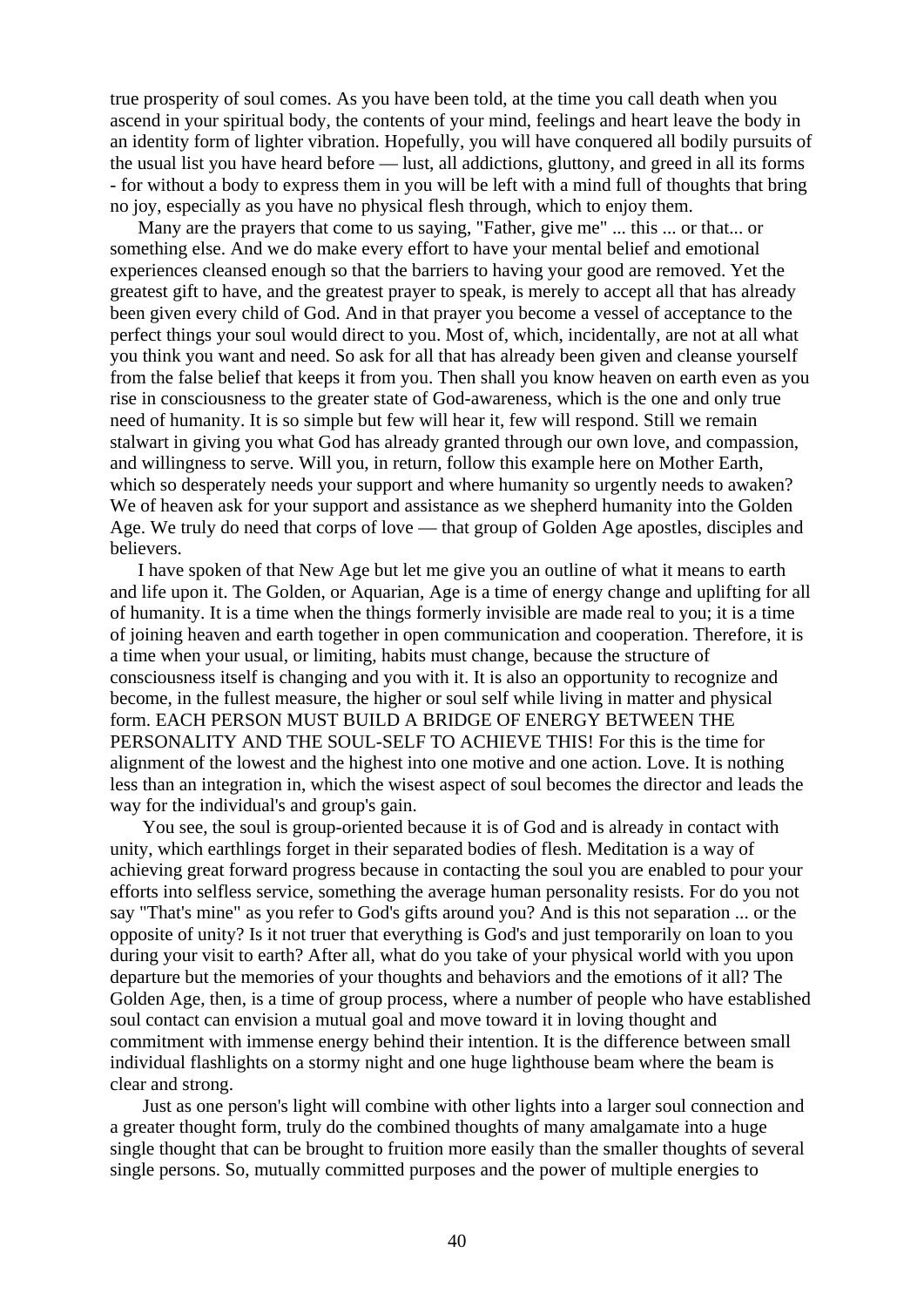true prosperity of soul comes. As you have been told, at the time you call death when you ascend in your spiritual body, the contents of your mind, feelings and heart leave the body in an identity form of lighter vibration. Hopefully, you will have conquered all bodily pursuits of the usual list you have heard before — lust, all addictions, gluttony, and greed in all its forms - for without a body to express them in you will be left with a mind full of thoughts that bring no joy, especially as you have no physical flesh through, which to enjoy them.

Many are the prayers that come to us saying, "Father, give me" ... this ... or that... or something else. And we do make every effort to have your mental belief and emotional experiences cleansed enough so that the barriers to having your good are removed. Yet the greatest gift to have, and the greatest prayer to speak, is merely to accept all that has already been given every child of God. And in that prayer you become a vessel of acceptance to the perfect things your soul would direct to you. Most of, which, incidentally, are not at all what you think you want and need. So ask for all that has already been given and cleanse yourself from the false belief that keeps it from you. Then shall you know heaven on earth even as you rise in consciousness to the greater state of God-awareness, which is the one and only true need of humanity. It is so simple but few will hear it, few will respond. Still we remain stalwart in giving you what God has already granted through our own love, and compassion, and willingness to serve. Will you, in return, follow this example here on Mother Earth, which so desperately needs your support and where humanity so urgently needs to awaken? We of heaven ask for your support and assistance as we shepherd humanity into the Golden Age. We truly do need that corps of love — that group of Golden Age apostles, disciples and believers.

I have spoken of that New Age but let me give you an outline of what it means to earth and life upon it. The Golden, or Aquarian, Age is a time of energy change and uplifting for all of humanity. It is a time when the things formerly invisible are made real to you; it is a time of joining heaven and earth together in open communication and cooperation. Therefore, it is a time when your usual, or limiting, habits must change, because the structure of consciousness itself is changing and you with it. It is also an opportunity to recognize and become, in the fullest measure, the higher or soul self while living in matter and physical form. EACH PERSON MUST BUILD A BRIDGE OF ENERGY BETWEEN THE PERSONALITY AND THE SOUL-SELF TO ACHIEVE THIS! For this is the time for alignment of the lowest and the highest into one motive and one action. Love. It is nothing less than an integration in, which the wisest aspect of soul becomes the director and leads the way for the individual's and group's gain.

You see, the soul is group-oriented because it is of God and is already in contact with unity, which earthlings forget in their separated bodies of flesh. Meditation is a way of achieving great forward progress because in contacting the soul you are enabled to pour your efforts into selfless service, something the average human personality resists. For do you not say "That's mine" as you refer to God's gifts around you? And is this not separation ... or the opposite of unity? Is it not truer that everything is God's and just temporarily on loan to you during your visit to earth? After all, what do you take of your physical world with you upon departure but the memories of your thoughts and behaviors and the emotions of it all? The Golden Age, then, is a time of group process, where a number of people who have established soul contact can envision a mutual goal and move toward it in loving thought and commitment with immense energy behind their intention. It is the difference between small individual flashlights on a stormy night and one huge lighthouse beam where the beam is clear and strong.

Just as one person's light will combine with other lights into a larger soul connection and a greater thought form, truly do the combined thoughts of many amalgamate into a huge single thought that can be brought to fruition more easily than the smaller thoughts of several single persons. So, mutually committed purposes and the power of multiple energies to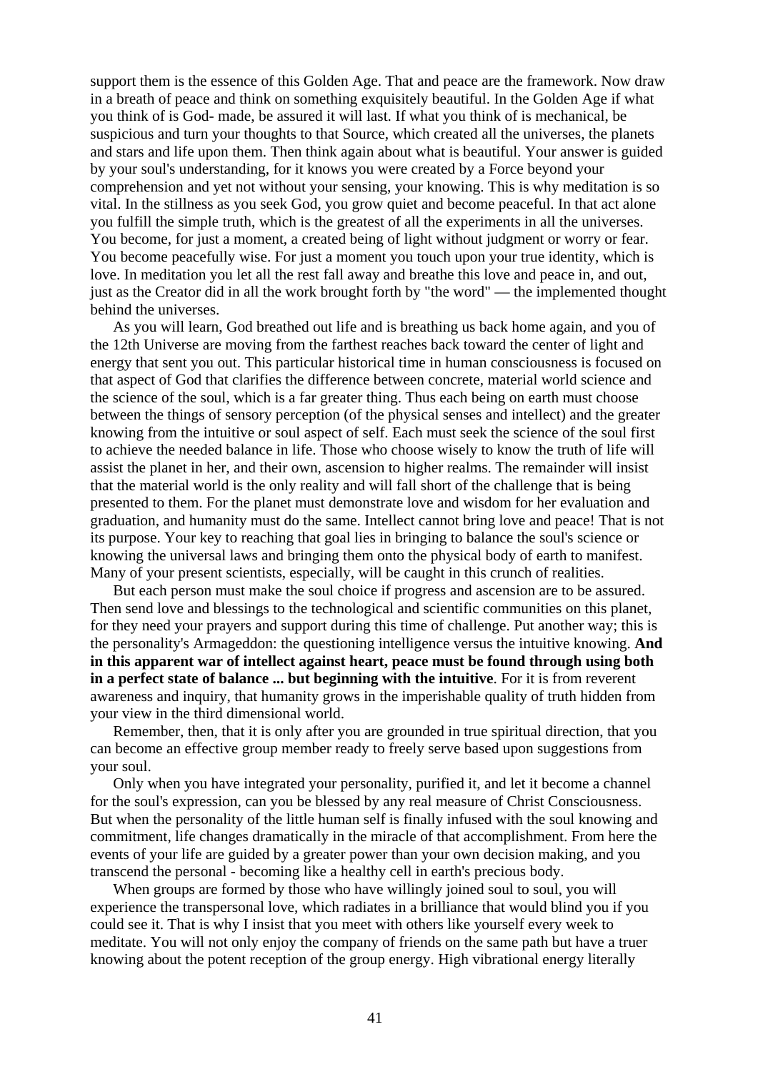support them is the essence of this Golden Age. That and peace are the framework. Now draw in a breath of peace and think on something exquisitely beautiful. In the Golden Age if what you think of is God- made, be assured it will last. If what you think of is mechanical, be suspicious and turn your thoughts to that Source, which created all the universes, the planets and stars and life upon them. Then think again about what is beautiful. Your answer is guided by your soul's understanding, for it knows you were created by a Force beyond your comprehension and yet not without your sensing, your knowing. This is why meditation is so vital. In the stillness as you seek God, you grow quiet and become peaceful. In that act alone you fulfill the simple truth, which is the greatest of all the experiments in all the universes. You become, for just a moment, a created being of light without judgment or worry or fear. You become peacefully wise. For just a moment you touch upon your true identity, which is love. In meditation you let all the rest fall away and breathe this love and peace in, and out, just as the Creator did in all the work brought forth by "the word" — the implemented thought behind the universes.

As you will learn, God breathed out life and is breathing us back home again, and you of the 12th Universe are moving from the farthest reaches back toward the center of light and energy that sent you out. This particular historical time in human consciousness is focused on that aspect of God that clarifies the difference between concrete, material world science and the science of the soul, which is a far greater thing. Thus each being on earth must choose between the things of sensory perception (of the physical senses and intellect) and the greater knowing from the intuitive or soul aspect of self. Each must seek the science of the soul first to achieve the needed balance in life. Those who choose wisely to know the truth of life will assist the planet in her, and their own, ascension to higher realms. The remainder will insist that the material world is the only reality and will fall short of the challenge that is being presented to them. For the planet must demonstrate love and wisdom for her evaluation and graduation, and humanity must do the same. Intellect cannot bring love and peace! That is not its purpose. Your key to reaching that goal lies in bringing to balance the soul's science or knowing the universal laws and bringing them onto the physical body of earth to manifest. Many of your present scientists, especially, will be caught in this crunch of realities.

But each person must make the soul choice if progress and ascension are to be assured. Then send love and blessings to the technological and scientific communities on this planet, for they need your prayers and support during this time of challenge. Put another way; this is the personality's Armageddon: the questioning intelligence versus the intuitive knowing. **And in this apparent war of intellect against heart, peace must be found through using both in a perfect state of balance ... but beginning with the intuitive**. For it is from reverent awareness and inquiry, that humanity grows in the imperishable quality of truth hidden from your view in the third dimensional world.

Remember, then, that it is only after you are grounded in true spiritual direction, that you can become an effective group member ready to freely serve based upon suggestions from your soul.

Only when you have integrated your personality, purified it, and let it become a channel for the soul's expression, can you be blessed by any real measure of Christ Consciousness. But when the personality of the little human self is finally infused with the soul knowing and commitment, life changes dramatically in the miracle of that accomplishment. From here the events of your life are guided by a greater power than your own decision making, and you transcend the personal - becoming like a healthy cell in earth's precious body.

When groups are formed by those who have willingly joined soul to soul, you will experience the transpersonal love, which radiates in a brilliance that would blind you if you could see it. That is why I insist that you meet with others like yourself every week to meditate. You will not only enjoy the company of friends on the same path but have a truer knowing about the potent reception of the group energy. High vibrational energy literally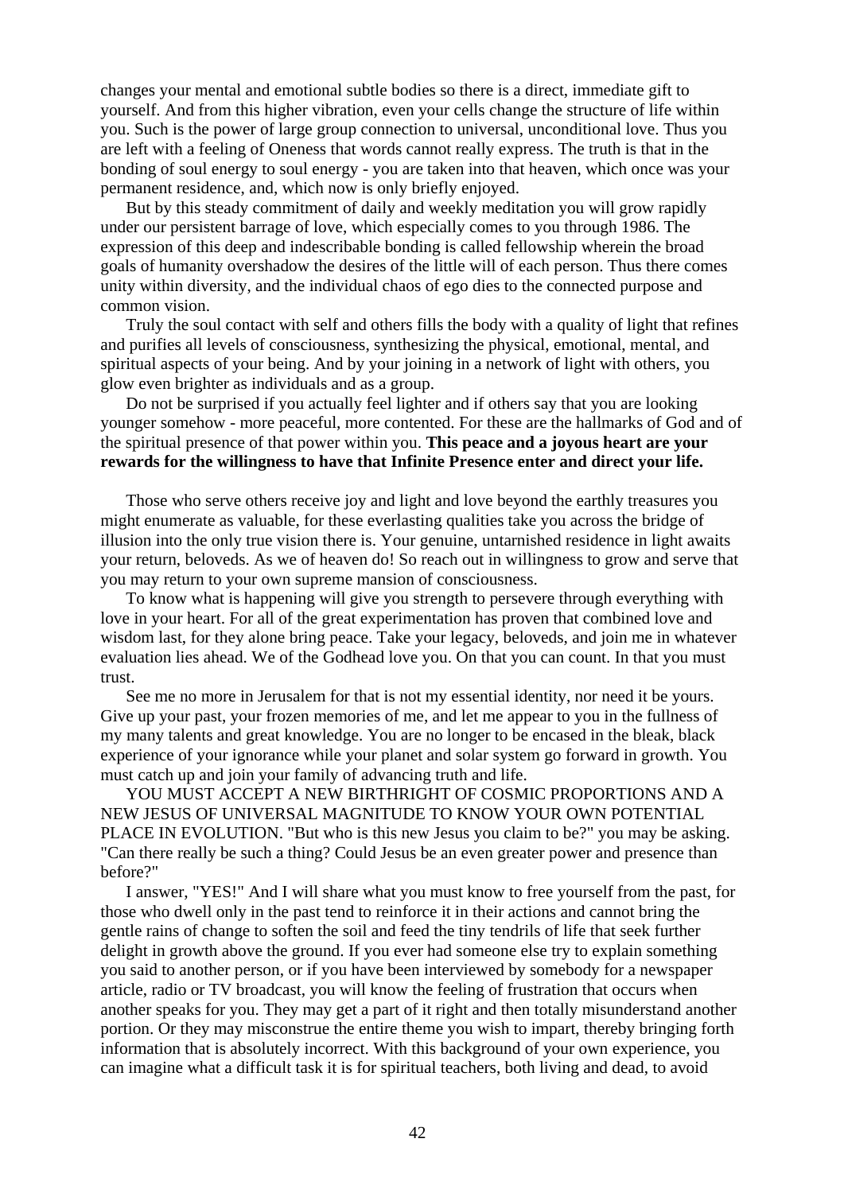changes your mental and emotional subtle bodies so there is a direct, immediate gift to yourself. And from this higher vibration, even your cells change the structure of life within you. Such is the power of large group connection to universal, unconditional love. Thus you are left with a feeling of Oneness that words cannot really express. The truth is that in the bonding of soul energy to soul energy - you are taken into that heaven, which once was your permanent residence, and, which now is only briefly enjoyed.

But by this steady commitment of daily and weekly meditation you will grow rapidly under our persistent barrage of love, which especially comes to you through 1986. The expression of this deep and indescribable bonding is called fellowship wherein the broad goals of humanity overshadow the desires of the little will of each person. Thus there comes unity within diversity, and the individual chaos of ego dies to the connected purpose and common vision.

Truly the soul contact with self and others fills the body with a quality of light that refines and purifies all levels of consciousness, synthesizing the physical, emotional, mental, and spiritual aspects of your being. And by your joining in a network of light with others, you glow even brighter as individuals and as a group.

Do not be surprised if you actually feel lighter and if others say that you are looking younger somehow - more peaceful, more contented. For these are the hallmarks of God and of the spiritual presence of that power within you. **This peace and a joyous heart are your rewards for the willingness to have that Infinite Presence enter and direct your life.**

Those who serve others receive joy and light and love beyond the earthly treasures you might enumerate as valuable, for these everlasting qualities take you across the bridge of illusion into the only true vision there is. Your genuine, untarnished residence in light awaits your return, beloveds. As we of heaven do! So reach out in willingness to grow and serve that you may return to your own supreme mansion of consciousness.

To know what is happening will give you strength to persevere through everything with love in your heart. For all of the great experimentation has proven that combined love and wisdom last, for they alone bring peace. Take your legacy, beloveds, and join me in whatever evaluation lies ahead. We of the Godhead love you. On that you can count. In that you must trust.

See me no more in Jerusalem for that is not my essential identity, nor need it be yours. Give up your past, your frozen memories of me, and let me appear to you in the fullness of my many talents and great knowledge. You are no longer to be encased in the bleak, black experience of your ignorance while your planet and solar system go forward in growth. You must catch up and join your family of advancing truth and life.

YOU MUST ACCEPT A NEW BIRTHRIGHT OF COSMIC PROPORTIONS AND A NEW JESUS OF UNIVERSAL MAGNITUDE TO KNOW YOUR OWN POTENTIAL PLACE IN EVOLUTION. "But who is this new Jesus you claim to be?" you may be asking. "Can there really be such a thing? Could Jesus be an even greater power and presence than before?"

I answer, "YES!" And I will share what you must know to free yourself from the past, for those who dwell only in the past tend to reinforce it in their actions and cannot bring the gentle rains of change to soften the soil and feed the tiny tendrils of life that seek further delight in growth above the ground. If you ever had someone else try to explain something you said to another person, or if you have been interviewed by somebody for a newspaper article, radio or TV broadcast, you will know the feeling of frustration that occurs when another speaks for you. They may get a part of it right and then totally misunderstand another portion. Or they may misconstrue the entire theme you wish to impart, thereby bringing forth information that is absolutely incorrect. With this background of your own experience, you can imagine what a difficult task it is for spiritual teachers, both living and dead, to avoid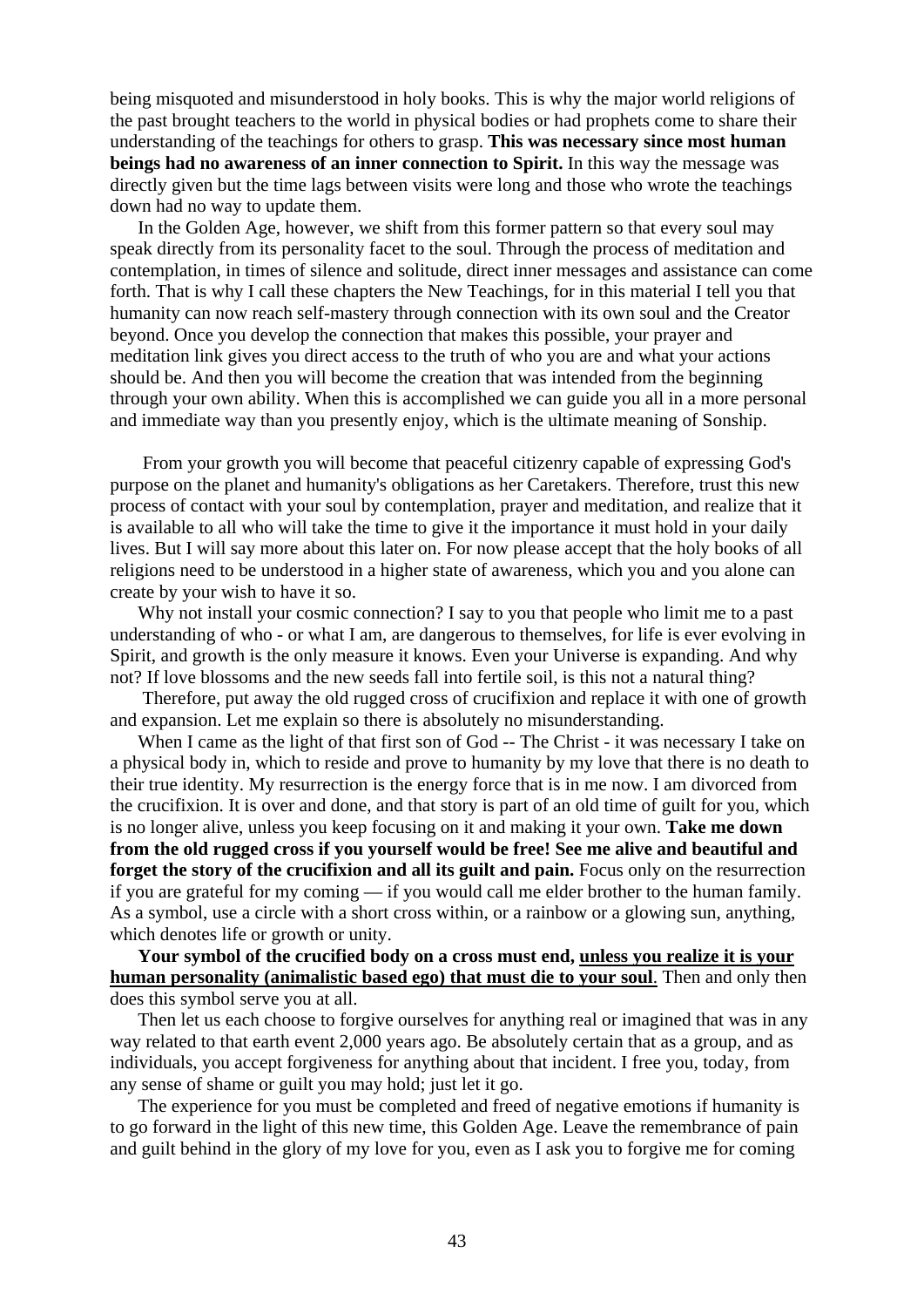being misquoted and misunderstood in holy books. This is why the major world religions of the past brought teachers to the world in physical bodies or had prophets come to share their understanding of the teachings for others to grasp. **This was necessary since most human beings had no awareness of an inner connection to Spirit.** In this way the message was directly given but the time lags between visits were long and those who wrote the teachings down had no way to update them.

In the Golden Age, however, we shift from this former pattern so that every soul may speak directly from its personality facet to the soul. Through the process of meditation and contemplation, in times of silence and solitude, direct inner messages and assistance can come forth. That is why I call these chapters the New Teachings, for in this material I tell you that humanity can now reach self-mastery through connection with its own soul and the Creator beyond. Once you develop the connection that makes this possible, your prayer and meditation link gives you direct access to the truth of who you are and what your actions should be. And then you will become the creation that was intended from the beginning through your own ability. When this is accomplished we can guide you all in a more personal and immediate way than you presently enjoy, which is the ultimate meaning of Sonship.

From your growth you will become that peaceful citizenry capable of expressing God's purpose on the planet and humanity's obligations as her Caretakers. Therefore, trust this new process of contact with your soul by contemplation, prayer and meditation, and realize that it is available to all who will take the time to give it the importance it must hold in your daily lives. But I will say more about this later on. For now please accept that the holy books of all religions need to be understood in a higher state of awareness, which you and you alone can create by your wish to have it so.

Why not install your cosmic connection? I say to you that people who limit me to a past understanding of who - or what I am, are dangerous to themselves, for life is ever evolving in Spirit, and growth is the only measure it knows. Even your Universe is expanding. And why not? If love blossoms and the new seeds fall into fertile soil, is this not a natural thing?

Therefore, put away the old rugged cross of crucifixion and replace it with one of growth and expansion. Let me explain so there is absolutely no misunderstanding.

When I came as the light of that first son of God -- The Christ - it was necessary I take on a physical body in, which to reside and prove to humanity by my love that there is no death to their true identity. My resurrection is the energy force that is in me now. I am divorced from the crucifixion. It is over and done, and that story is part of an old time of guilt for you, which is no longer alive, unless you keep focusing on it and making it your own. **Take me down from the old rugged cross if you yourself would be free! See me alive and beautiful and forget the story of the crucifixion and all its guilt and pain.** Focus only on the resurrection if you are grateful for my coming — if you would call me elder brother to the human family. As a symbol, use a circle with a short cross within, or a rainbow or a glowing sun, anything, which denotes life or growth or unity.

**Your symbol of the crucified body on a cross must end, <u>unless you realize it is your human personality (animalistic based ego) that must die to your soul</u>**. Then and only then does this symbol serve you at all.

Then let us each choose to forgive ourselves for anything real or imagined that was in any way related to that earth event 2,000 years ago. Be absolutely certain that as a group, and as individuals, you accept forgiveness for anything about that incident. I free you, today, from any sense of shame or guilt you may hold; just let it go.

The experience for you must be completed and freed of negative emotions if humanity is to go forward in the light of this new time, this Golden Age. Leave the remembrance of pain and guilt behind in the glory of my love for you, even as I ask you to forgive me for coming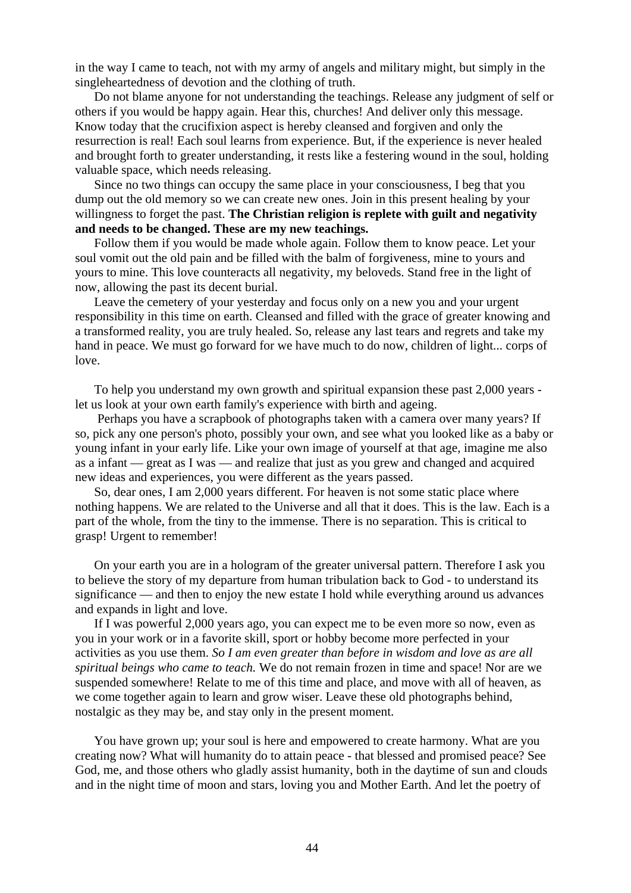in the way I came to teach, not with my army of angels and military might, but simply in the singleheartedness of devotion and the clothing of truth.

Do not blame anyone for not understanding the teachings. Release any judgment of self or others if you would be happy again. Hear this, churches! And deliver only this message. Know today that the crucifixion aspect is hereby cleansed and forgiven and only the resurrection is real! Each soul learns from experience. But, if the experience is never healed and brought forth to greater understanding, it rests like a festering wound in the soul, holding valuable space, which needs releasing.

Since no two things can occupy the same place in your consciousness, I beg that you dump out the old memory so we can create new ones. Join in this present healing by your willingness to forget the past. **The Christian religion is replete with guilt and negativity and needs to be changed. These are my new teachings.**

Follow them if you would be made whole again. Follow them to know peace. Let your soul vomit out the old pain and be filled with the balm of forgiveness, mine to yours and yours to mine. This love counteracts all negativity, my beloveds. Stand free in the light of now, allowing the past its decent burial.

Leave the cemetery of your yesterday and focus only on a new you and your urgent responsibility in this time on earth. Cleansed and filled with the grace of greater knowing and a transformed reality, you are truly healed. So, release any last tears and regrets and take my hand in peace. We must go forward for we have much to do now, children of light... corps of love.

To help you understand my own growth and spiritual expansion these past 2,000 years - let us look at your own earth family's experience with birth and ageing.

Perhaps you have a scrapbook of photographs taken with a camera over many years? If so, pick any one person's photo, possibly your own, and see what you looked like as a baby or young infant in your early life. Like your own image of yourself at that age, imagine me also as a infant — great as I was — and realize that just as you grew and changed and acquired new ideas and experiences, you were different as the years passed.

So, dear ones, I am 2,000 years different. For heaven is not some static place where nothing happens. We are related to the Universe and all that it does. This is the law. Each is a part of the whole, from the tiny to the immense. There is no separation. This is critical to grasp! Urgent to remember!

On your earth you are in a hologram of the greater universal pattern. Therefore I ask you to believe the story of my departure from human tribulation back to God - to understand its significance — and then to enjoy the new estate I hold while everything around us advances and expands in light and love.

If I was powerful 2,000 years ago, you can expect me to be even more so now, even as you in your work or in a favorite skill, sport or hobby become more perfected in your activities as you use them. *So I am even greater than before in wisdom and love as are all spiritual beings who came to teach.* We do not remain frozen in time and space! Nor are we suspended somewhere! Relate to me of this time and place, and move with all of heaven, as we come together again to learn and grow wiser. Leave these old photographs behind, nostalgic as they may be, and stay only in the present moment.

You have grown up; your soul is here and empowered to create harmony. What are you creating now? What will humanity do to attain peace - that blessed and promised peace? See God, me, and those others who gladly assist humanity, both in the daytime of sun and clouds and in the night time of moon and stars, loving you and Mother Earth. And let the poetry of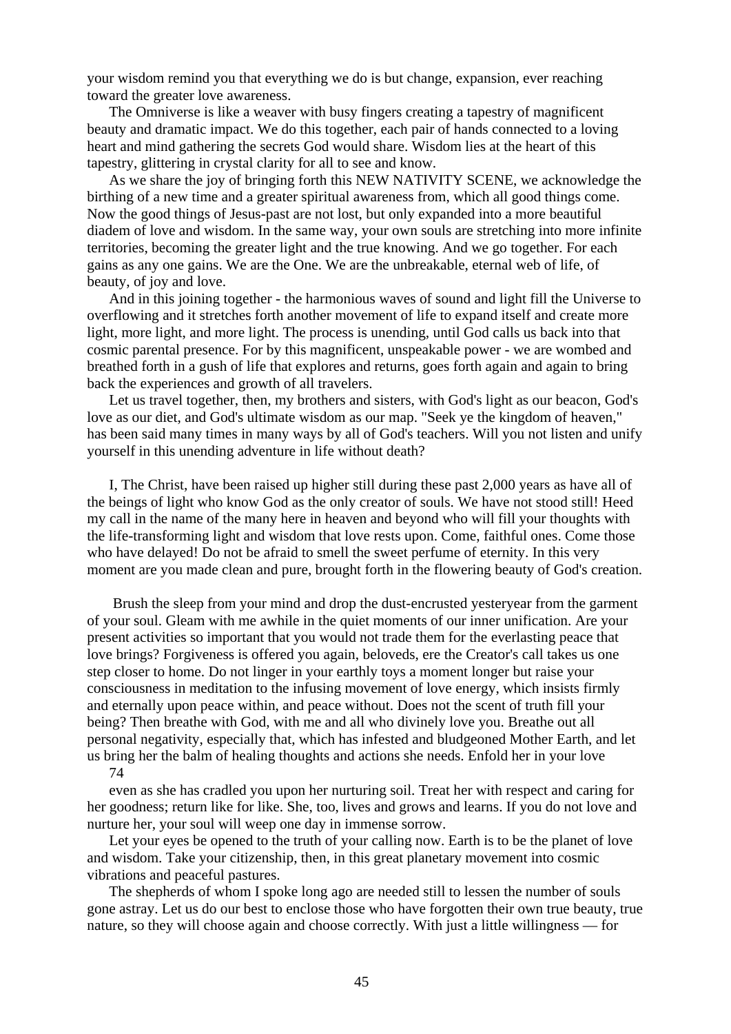your wisdom remind you that everything we do is but change, expansion, ever reaching toward the greater love awareness.

The Omniverse is like a weaver with busy fingers creating a tapestry of magnificent beauty and dramatic impact. We do this together, each pair of hands connected to a loving heart and mind gathering the secrets God would share. Wisdom lies at the heart of this tapestry, glittering in crystal clarity for all to see and know.

As we share the joy of bringing forth this NEW NATIVITY SCENE, we acknowledge the birthing of a new time and a greater spiritual awareness from, which all good things come. Now the good things of Jesus-past are not lost, but only expanded into a more beautiful diadem of love and wisdom. In the same way, your own souls are stretching into more infinite territories, becoming the greater light and the true knowing. And we go together. For each gains as any one gains. We are the One. We are the unbreakable, eternal web of life, of beauty, of joy and love.

And in this joining together - the harmonious waves of sound and light fill the Universe to overflowing and it stretches forth another movement of life to expand itself and create more light, more light, and more light. The process is unending, until God calls us back into that cosmic parental presence. For by this magnificent, unspeakable power - we are wombed and breathed forth in a gush of life that explores and returns, goes forth again and again to bring back the experiences and growth of all travelers.

Let us travel together, then, my brothers and sisters, with God's light as our beacon, God's love as our diet, and God's ultimate wisdom as our map. "Seek ye the kingdom of heaven," has been said many times in many ways by all of God's teachers. Will you not listen and unify yourself in this unending adventure in life without death?

I, The Christ, have been raised up higher still during these past 2,000 years as have all of the beings of light who know God as the only creator of souls. We have not stood still! Heed my call in the name of the many here in heaven and beyond who will fill your thoughts with the life-transforming light and wisdom that love rests upon. Come, faithful ones. Come those who have delayed! Do not be afraid to smell the sweet perfume of eternity. In this very moment are you made clean and pure, brought forth in the flowering beauty of God's creation.

Brush the sleep from your mind and drop the dust-encrusted yesteryear from the garment of your soul. Gleam with me awhile in the quiet moments of our inner unification. Are your present activities so important that you would not trade them for the everlasting peace that love brings? Forgiveness is offered you again, beloveds, ere the Creator's call takes us one step closer to home. Do not linger in your earthly toys a moment longer but raise your consciousness in meditation to the infusing movement of love energy, which insists firmly and eternally upon peace within, and peace without. Does not the scent of truth fill your being? Then breathe with God, with me and all who divinely love you. Breathe out all personal negativity, especially that, which has infested and bludgeoned Mother Earth, and let us bring her the balm of healing thoughts and actions she needs. Enfold her in your love even as she has cradled you upon her nurturing soil. Treat her with respect and caring for her goodness; return like for like. She, too, lives and grows and learns. If you do not love and nurture her, your soul will weep one day in immense sorrow.

Let your eyes be opened to the truth of your calling now. Earth is to be the planet of love and wisdom. Take your citizenship, then, in this great planetary movement into cosmic vibrations and peaceful pastures.

The shepherds of whom I spoke long ago are needed still to lessen the number of souls gone astray. Let us do our best to enclose those who have forgotten their own true beauty, true nature, so they will choose again and choose correctly. With just a little willingness — for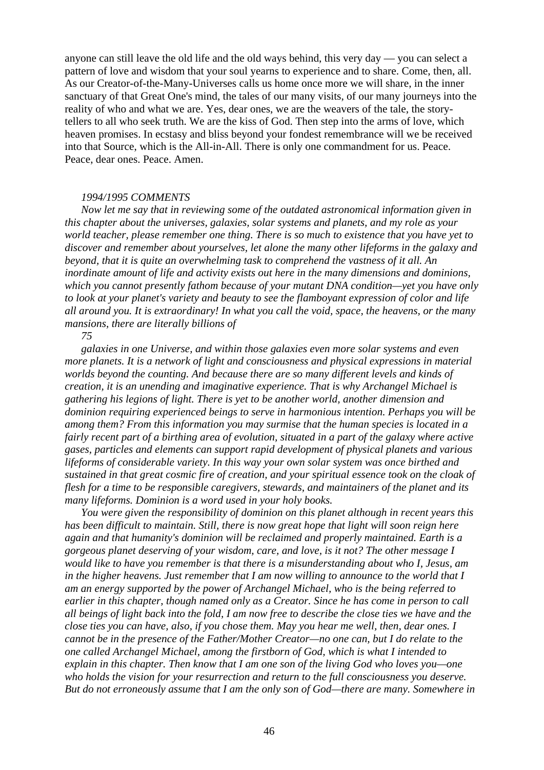anyone can still leave the old life and the old ways behind, this very day — you can select a pattern of love and wisdom that your soul yearns to experience and to share. Come, then, all. As our Creator-of-the-Many-Universes calls us home once more we will share, in the inner sanctuary of that Great One's mind, the tales of our many visits, of our many journeys into the reality of who and what we are. Yes, dear ones, we are the weavers of the tale, the story-tellers to all who seek truth. We are the kiss of God. Then step into the arms of love, which heaven promises. In ecstasy and bliss beyond your fondest remembrance will we be received into that Source, which is the All-in-All. There is only one commandment for us. Peace. Peace, dear ones. Peace. Amen.

*1994/1995 COMMENTS*

*Now let me say that in reviewing some of the outdated astronomical information given in this chapter about the universes, galaxies, solar systems and planets, and my role as your world teacher, please remember one thing. There is so much to existence that you have yet to discover and remember about yourselves, let alone the many other lifeforms in the galaxy and beyond, that it is quite an overwhelming task to comprehend the vastness of it all. An inordinate amount of life and activity exists out here in the many dimensions and dominions, which you cannot presently fathom because of your mutant DNA condition—yet you have only to look at your planet's variety and beauty to see the flamboyant expression of color and life all around you. It is extraordinary! In what you call the void, space, the heavens, or the many mansions, there are literally billions of*

*75*

*galaxies in one Universe, and within those galaxies even more solar systems and even more planets. It is a network of light and consciousness and physical expressions in material worlds beyond the counting. And because there are so many different levels and kinds of creation, it is an unending and imaginative experience. That is why Archangel Michael is gathering his legions of light. There is yet to be another world, another dimension and dominion requiring experienced beings to serve in harmonious intention. Perhaps you will be among them? From this information you may surmise that the human species is located in a fairly recent part of a birthing area of evolution, situated in a part of the galaxy where active gases, particles and elements can support rapid development of physical planets and various lifeforms of considerable variety. In this way your own solar system was once birthed and sustained in that great cosmic fire of creation, and your spiritual essence took on the cloak of flesh for a time to be responsible caregivers, stewards, and maintainers of the planet and its many lifeforms. Dominion is a word used in your holy books.*

*You were given the responsibility of dominion on this planet although in recent years this has been difficult to maintain. Still, there is now great hope that light will soon reign here again and that humanity's dominion will be reclaimed and properly maintained. Earth is a gorgeous planet deserving of your wisdom, care, and love, is it not? The other message I would like to have you remember is that there is a misunderstanding about who I, Jesus, am in the higher heavens. Just remember that I am now willing to announce to the world that I am an energy supported by the power of Archangel Michael, who is the being referred to earlier in this chapter, though named only as a Creator. Since he has come in person to call all beings of light back into the fold, I am now free to describe the close ties we have and the close ties you can have, also, if you chose them. May you hear me well, then, dear ones. I cannot be in the presence of the Father/Mother Creator—no one can, but I do relate to the one called Archangel Michael, among the firstborn of God, which is what I intended to explain in this chapter. Then know that I am one son of the living God who loves you—one who holds the vision for your resurrection and return to the full consciousness you deserve. But do not erroneously assume that I am the only son of God—there are many. Somewhere in*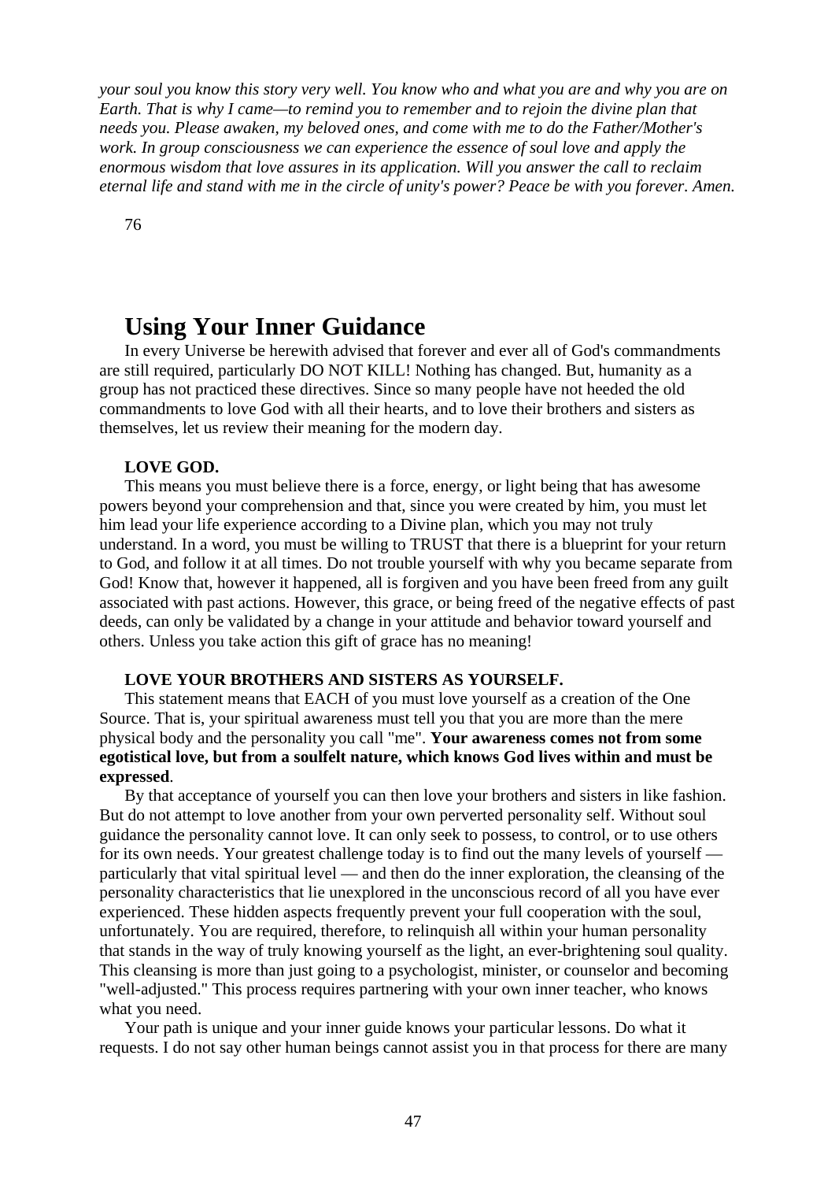*your soul you know this story very well. You know who and what you are and why you are on Earth. That is why I came—to remind you to remember and to rejoin the divine plan that needs you. Please awaken, my beloved ones, and come with me to do the Father/Mother's work. In group consciousness we can experience the essence of soul love and apply the enormous wisdom that love assures in its application. Will you answer the call to reclaim eternal life and stand with me in the circle of unity's power? Peace be with you forever. Amen.*

76

## Using Your Inner Guidance

In every Universe be herewith advised that forever and ever all of God's commandments are still required, particularly DO NOT KILL! Nothing has changed. But, humanity as a group has not practiced these directives. Since so many people have not heeded the old commandments to love God with all their hearts, and to love their brothers and sisters as themselves, let us review their meaning for the modern day.

**LOVE GOD.**

This means you must believe there is a force, energy, or light being that has awesome powers beyond your comprehension and that, since you were created by him, you must let him lead your life experience according to a Divine plan, which you may not truly understand. In a word, you must be willing to TRUST that there is a blueprint for your return to God, and follow it at all times. Do not trouble yourself with why you became separate from God! Know that, however it happened, all is forgiven and you have been freed from any guilt associated with past actions. However, this grace, or being freed of the negative effects of past deeds, can only be validated by a change in your attitude and behavior toward yourself and others. Unless you take action this gift of grace has no meaning!

**LOVE YOUR BROTHERS AND SISTERS AS YOURSELF.**

This statement means that EACH of you must love yourself as a creation of the One Source. That is, your spiritual awareness must tell you that you are more than the mere physical body and the personality you call "me". **Your awareness comes not from some egotistical love, but from a soulfelt nature, which knows God lives within and must be expressed**.

By that acceptance of yourself you can then love your brothers and sisters in like fashion. But do not attempt to love another from your own perverted personality self. Without soul guidance the personality cannot love. It can only seek to possess, to control, or to use others for its own needs. Your greatest challenge today is to find out the many levels of yourself — particularly that vital spiritual level — and then do the inner exploration, the cleansing of the personality characteristics that lie unexplored in the unconscious record of all you have ever experienced. These hidden aspects frequently prevent your full cooperation with the soul, unfortunately. You are required, therefore, to relinquish all within your human personality that stands in the way of truly knowing yourself as the light, an ever-brightening soul quality. This cleansing is more than just going to a psychologist, minister, or counselor and becoming "well-adjusted." This process requires partnering with your own inner teacher, who knows what you need.

Your path is unique and your inner guide knows your particular lessons. Do what it requests. I do not say other human beings cannot assist you in that process for there are many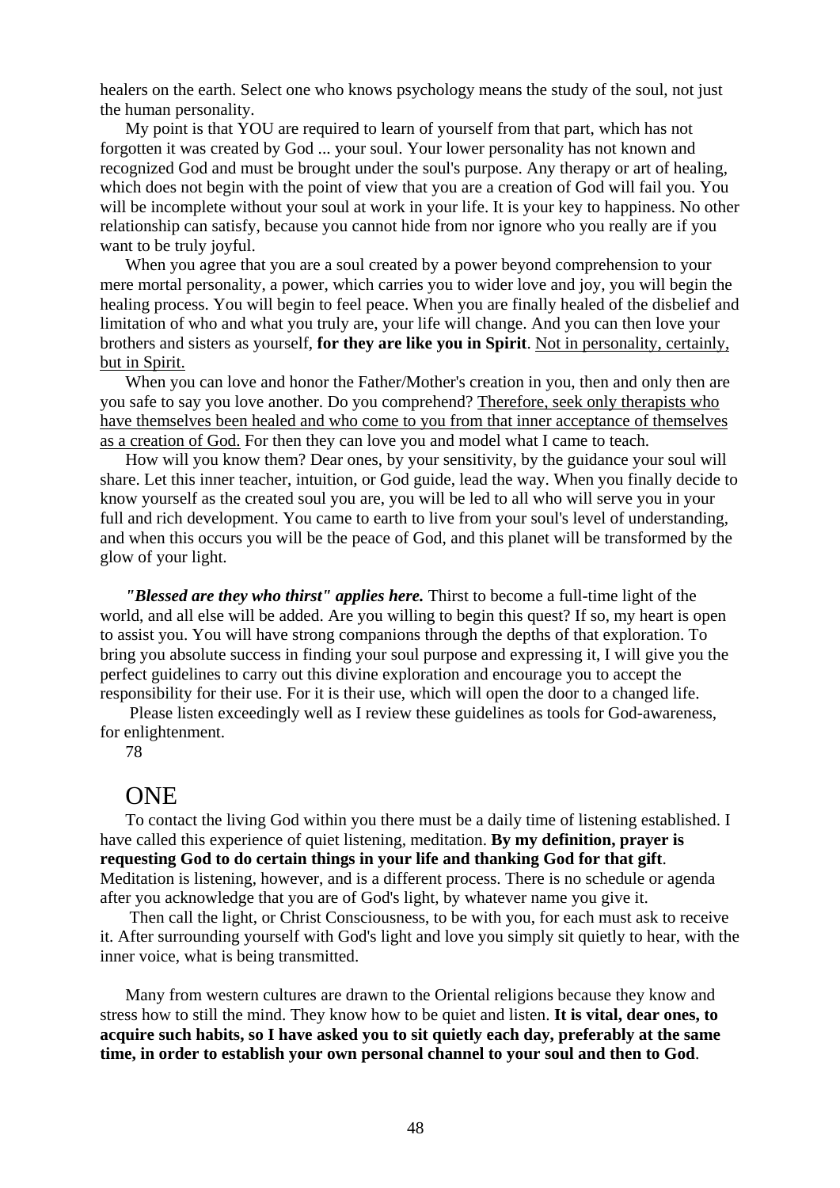healers on the earth. Select one who knows psychology means the study of the soul, not just the human personality.

My point is that YOU are required to learn of yourself from that part, which has not forgotten it was created by God ... your soul. Your lower personality has not known and recognized God and must be brought under the soul's purpose. Any therapy or art of healing, which does not begin with the point of view that you are a creation of God will fail you. You will be incomplete without your soul at work in your life. It is your key to happiness. No other relationship can satisfy, because you cannot hide from nor ignore who you really are if you want to be truly joyful.

When you agree that you are a soul created by a power beyond comprehension to your mere mortal personality, a power, which carries you to wider love and joy, you will begin the healing process. You will begin to feel peace. When you are finally healed of the disbelief and limitation of who and what you truly are, your life will change. And you can then love your brothers and sisters as yourself, **for they are like you in Spirit**. <u>Not in personality, certainly, but in Spirit.</u>

When you can love and honor the Father/Mother's creation in you, then and only then are you safe to say you love another. Do you comprehend? <u>Therefore, seek only therapists who have themselves been healed and who come to you from that inner acceptance of themselves as a creation of God.</u> For then they can love you and model what I came to teach.

How will you know them? Dear ones, by your sensitivity, by the guidance your soul will share. Let this inner teacher, intuition, or God guide, lead the way. When you finally decide to know yourself as the created soul you are, you will be led to all who will serve you in your full and rich development. You came to earth to live from your soul's level of understanding, and when this occurs you will be the peace of God, and this planet will be transformed by the glow of your light.

***"Blessed are they who thirst" applies here.*** Thirst to become a full-time light of the world, and all else will be added. Are you willing to begin this quest? If so, my heart is open to assist you. You will have strong companions through the depths of that exploration. To bring you absolute success in finding your soul purpose and expressing it, I will give you the perfect guidelines to carry out this divine exploration and encourage you to accept the responsibility for their use. For it is their use, which will open the door to a changed life.

Please listen exceedingly well as I review these guidelines as tools for God-awareness, for enlightenment.

78

## ONE

To contact the living God within you there must be a daily time of listening established. I have called this experience of quiet listening, meditation. **By my definition, prayer is requesting God to do certain things in your life and thanking God for that gift**. Meditation is listening, however, and is a different process. There is no schedule or agenda after you acknowledge that you are of God's light, by whatever name you give it.

Then call the light, or Christ Consciousness, to be with you, for each must ask to receive it. After surrounding yourself with God's light and love you simply sit quietly to hear, with the inner voice, what is being transmitted.

Many from western cultures are drawn to the Oriental religions because they know and stress how to still the mind. They know how to be quiet and listen. **It is vital, dear ones, to acquire such habits, so I have asked you to sit quietly each day, preferably at the same time, in order to establish your own personal channel to your soul and then to God**.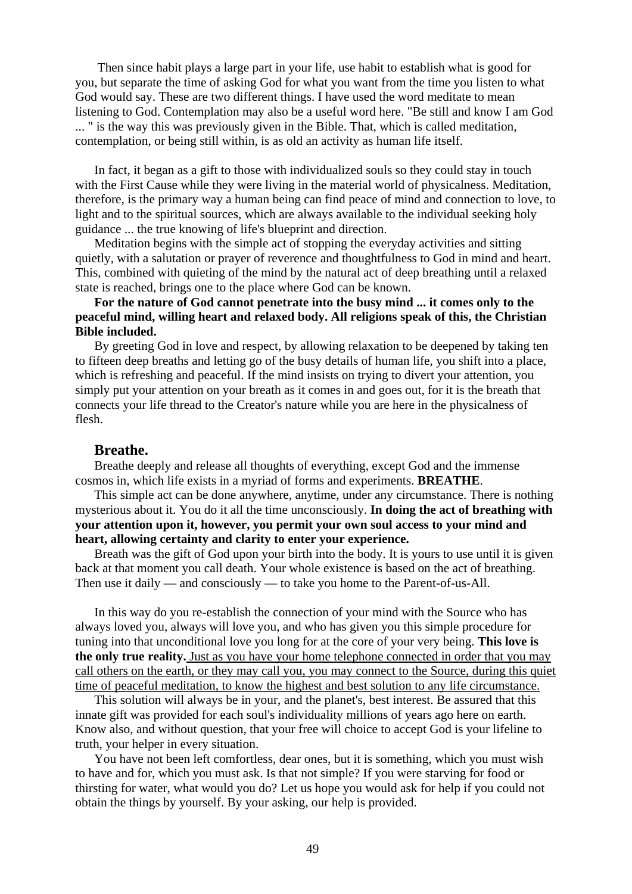Then since habit plays a large part in your life, use habit to establish what is good for you, but separate the time of asking God for what you want from the time you listen to what God would say. These are two different things. I have used the word meditate to mean listening to God. Contemplation may also be a useful word here. "Be still and know I am God ... " is the way this was previously given in the Bible. That, which is called meditation, contemplation, or being still within, is as old an activity as human life itself.

In fact, it began as a gift to those with individualized souls so they could stay in touch with the First Cause while they were living in the material world of physicalness. Meditation, therefore, is the primary way a human being can find peace of mind and connection to love, to light and to the spiritual sources, which are always available to the individual seeking holy guidance ... the true knowing of life's blueprint and direction.

Meditation begins with the simple act of stopping the everyday activities and sitting quietly, with a salutation or prayer of reverence and thoughtfulness to God in mind and heart. This, combined with quieting of the mind by the natural act of deep breathing until a relaxed state is reached, brings one to the place where God can be known.

**For the nature of God cannot penetrate into the busy mind ... it comes only to the peaceful mind, willing heart and relaxed body. All religions speak of this, the Christian Bible included.**

By greeting God in love and respect, by allowing relaxation to be deepened by taking ten to fifteen deep breaths and letting go of the busy details of human life, you shift into a place, which is refreshing and peaceful. If the mind insists on trying to divert your attention, you simply put your attention on your breath as it comes in and goes out, for it is the breath that connects your life thread to the Creator's nature while you are here in the physicalness of flesh.

### Breathe.

Breathe deeply and release all thoughts of everything, except God and the immense cosmos in, which life exists in a myriad of forms and experiments. **BREATHE**.

This simple act can be done anywhere, anytime, under any circumstance. There is nothing mysterious about it. You do it all the time unconsciously. **In doing the act of breathing with your attention upon it, however, you permit your own soul access to your mind and heart, allowing certainty and clarity to enter your experience.**

Breath was the gift of God upon your birth into the body. It is yours to use until it is given back at that moment you call death. Your whole existence is based on the act of breathing. Then use it daily — and consciously — to take you home to the Parent-of-us-All.

In this way do you re-establish the connection of your mind with the Source who has always loved you, always will love you, and who has given you this simple procedure for tuning into that unconditional love you long for at the core of your very being. **This love is the only true reality.** <u>Just as you have your home telephone connected in order that you may call others on the earth, or they may call you, you may connect to the Source, during this quiet time of peaceful meditation, to know the highest and best solution to any life circumstance.</u>

This solution will always be in your, and the planet's, best interest. Be assured that this innate gift was provided for each soul's individuality millions of years ago here on earth. Know also, and without question, that your free will choice to accept God is your lifeline to truth, your helper in every situation.

You have not been left comfortless, dear ones, but it is something, which you must wish to have and for, which you must ask. Is that not simple? If you were starving for food or thirsting for water, what would you do? Let us hope you would ask for help if you could not obtain the things by yourself. By your asking, our help is provided.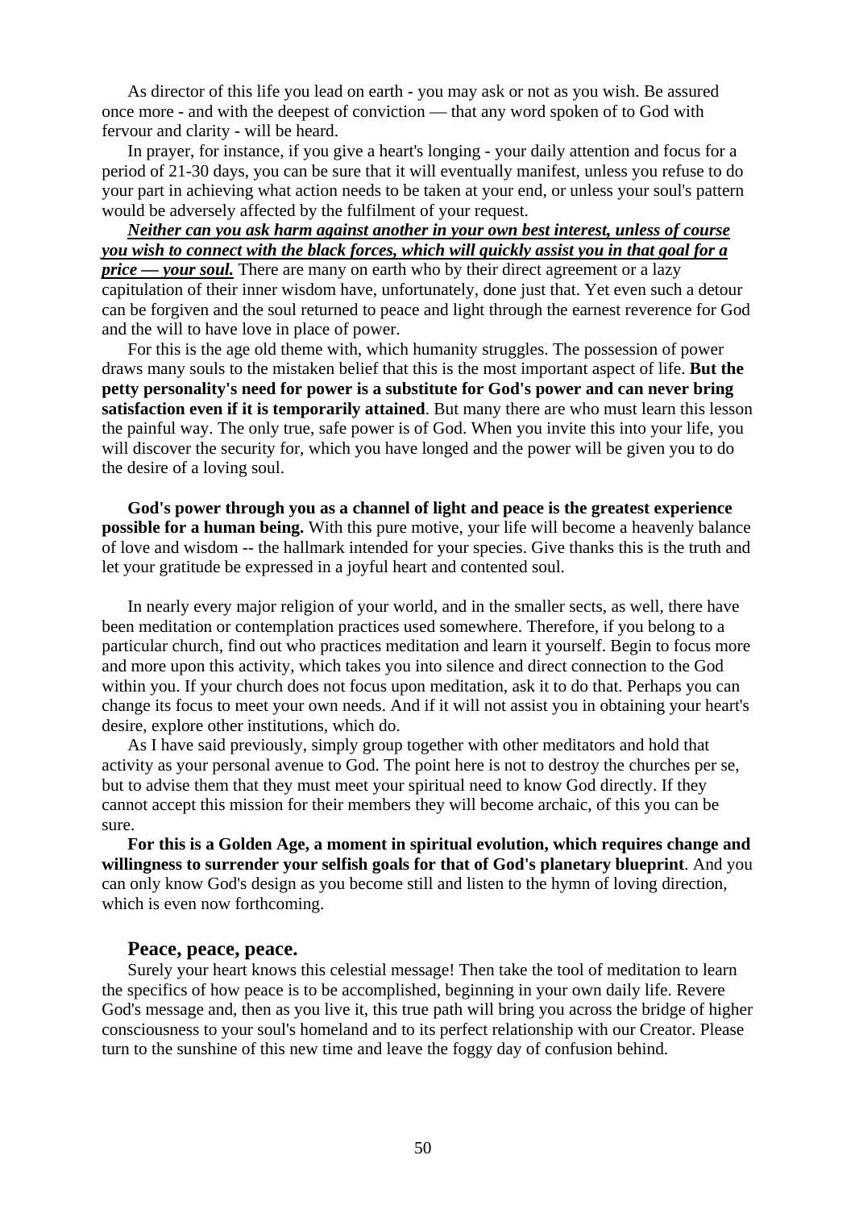As director of this life you lead on earth - you may ask or not as you wish. Be assured once more - and with the deepest of conviction — that any word spoken of to God with fervour and clarity - will be heard.

In prayer, for instance, if you give a heart's longing - your daily attention and focus for a period of 21-30 days, you can be sure that it will eventually manifest, unless you refuse to do your part in achieving what action needs to be taken at your end, or unless your soul's pattern would be adversely affected by the fulfilment of your request.

***Neither can you ask harm against another in your own best interest, unless of course you wish to connect with the black forces, which will quickly assist you in that goal for a price — your soul.*** There are many on earth who by their direct agreement or a lazy capitulation of their inner wisdom have, unfortunately, done just that. Yet even such a detour can be forgiven and the soul returned to peace and light through the earnest reverence for God and the will to have love in place of power.

For this is the age old theme with, which humanity struggles. The possession of power draws many souls to the mistaken belief that this is the most important aspect of life. **But the petty personality's need for power is a substitute for God's power and can never bring satisfaction even if it is temporarily attained**. But many there are who must learn this lesson the painful way. The only true, safe power is of God. When you invite this into your life, you will discover the security for, which you have longed and the power will be given you to do the desire of a loving soul.

**God's power through you as a channel of light and peace is the greatest experience possible for a human being.** With this pure motive, your life will become a heavenly balance of love and wisdom -- the hallmark intended for your species. Give thanks this is the truth and let your gratitude be expressed in a joyful heart and contented soul.

In nearly every major religion of your world, and in the smaller sects, as well, there have been meditation or contemplation practices used somewhere. Therefore, if you belong to a particular church, find out who practices meditation and learn it yourself. Begin to focus more and more upon this activity, which takes you into silence and direct connection to the God within you. If your church does not focus upon meditation, ask it to do that. Perhaps you can change its focus to meet your own needs. And if it will not assist you in obtaining your heart's desire, explore other institutions, which do.

As I have said previously, simply group together with other meditators and hold that activity as your personal avenue to God. The point here is not to destroy the churches per se, but to advise them that they must meet your spiritual need to know God directly. If they cannot accept this mission for their members they will become archaic, of this you can be sure.

**For this is a Golden Age, a moment in spiritual evolution, which requires change and willingness to surrender your selfish goals for that of God's planetary blueprint**. And you can only know God's design as you become still and listen to the hymn of loving direction, which is even now forthcoming.

### Peace, peace, peace.

Surely your heart knows this celestial message! Then take the tool of meditation to learn the specifics of how peace is to be accomplished, beginning in your own daily life. Revere God's message and, then as you live it, this true path will bring you across the bridge of higher consciousness to your soul's homeland and to its perfect relationship with our Creator. Please turn to the sunshine of this new time and leave the foggy day of confusion behind.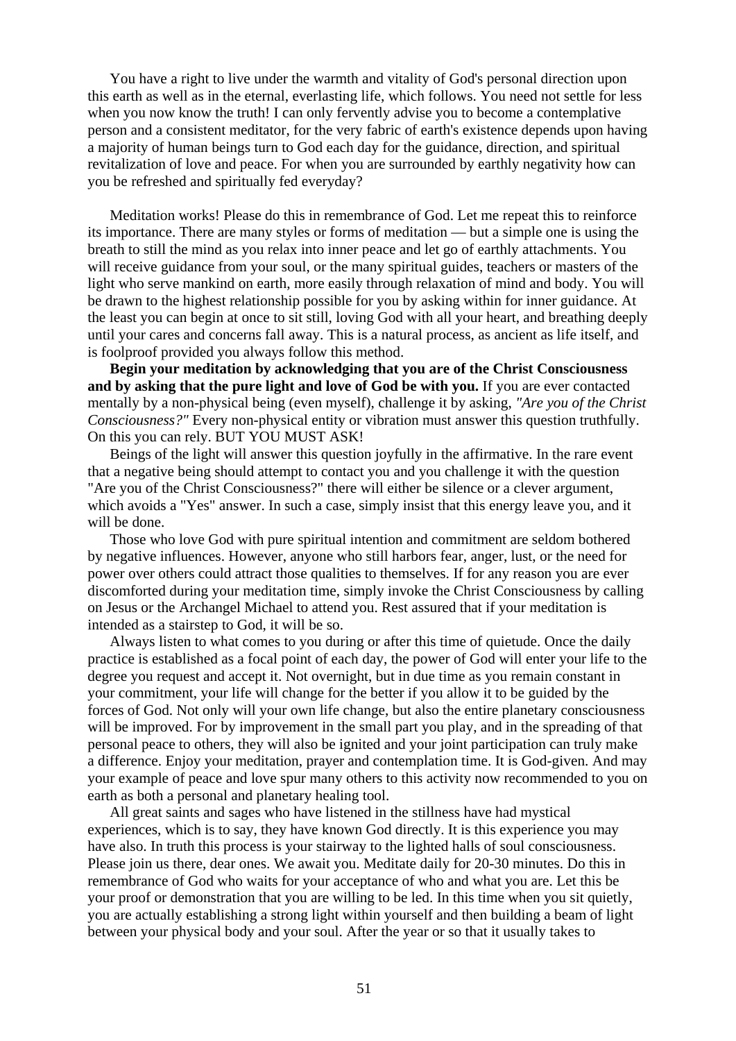You have a right to live under the warmth and vitality of God's personal direction upon this earth as well as in the eternal, everlasting life, which follows. You need not settle for less when you now know the truth! I can only fervently advise you to become a contemplative person and a consistent meditator, for the very fabric of earth's existence depends upon having a majority of human beings turn to God each day for the guidance, direction, and spiritual revitalization of love and peace. For when you are surrounded by earthly negativity how can you be refreshed and spiritually fed everyday?

Meditation works! Please do this in remembrance of God. Let me repeat this to reinforce its importance. There are many styles or forms of meditation — but a simple one is using the breath to still the mind as you relax into inner peace and let go of earthly attachments. You will receive guidance from your soul, or the many spiritual guides, teachers or masters of the light who serve mankind on earth, more easily through relaxation of mind and body. You will be drawn to the highest relationship possible for you by asking within for inner guidance. At the least you can begin at once to sit still, loving God with all your heart, and breathing deeply until your cares and concerns fall away. This is a natural process, as ancient as life itself, and is foolproof provided you always follow this method.

**Begin your meditation by acknowledging that you are of the Christ Consciousness and by asking that the pure light and love of God be with you.** If you are ever contacted mentally by a non-physical being (even myself), challenge it by asking, *"Are you of the Christ Consciousness?"* Every non-physical entity or vibration must answer this question truthfully. On this you can rely. BUT YOU MUST ASK!

Beings of the light will answer this question joyfully in the affirmative. In the rare event that a negative being should attempt to contact you and you challenge it with the question "Are you of the Christ Consciousness?" there will either be silence or a clever argument, which avoids a "Yes" answer. In such a case, simply insist that this energy leave you, and it will be done.

Those who love God with pure spiritual intention and commitment are seldom bothered by negative influences. However, anyone who still harbors fear, anger, lust, or the need for power over others could attract those qualities to themselves. If for any reason you are ever discomforted during your meditation time, simply invoke the Christ Consciousness by calling on Jesus or the Archangel Michael to attend you. Rest assured that if your meditation is intended as a stairstep to God, it will be so.

Always listen to what comes to you during or after this time of quietude. Once the daily practice is established as a focal point of each day, the power of God will enter your life to the degree you request and accept it. Not overnight, but in due time as you remain constant in your commitment, your life will change for the better if you allow it to be guided by the forces of God. Not only will your own life change, but also the entire planetary consciousness will be improved. For by improvement in the small part you play, and in the spreading of that personal peace to others, they will also be ignited and your joint participation can truly make a difference. Enjoy your meditation, prayer and contemplation time. It is God-given. And may your example of peace and love spur many others to this activity now recommended to you on earth as both a personal and planetary healing tool.

All great saints and sages who have listened in the stillness have had mystical experiences, which is to say, they have known God directly. It is this experience you may have also. In truth this process is your stairway to the lighted halls of soul consciousness. Please join us there, dear ones. We await you. Meditate daily for 20-30 minutes. Do this in remembrance of God who waits for your acceptance of who and what you are. Let this be your proof or demonstration that you are willing to be led. In this time when you sit quietly, you are actually establishing a strong light within yourself and then building a beam of light between your physical body and your soul. After the year or so that it usually takes to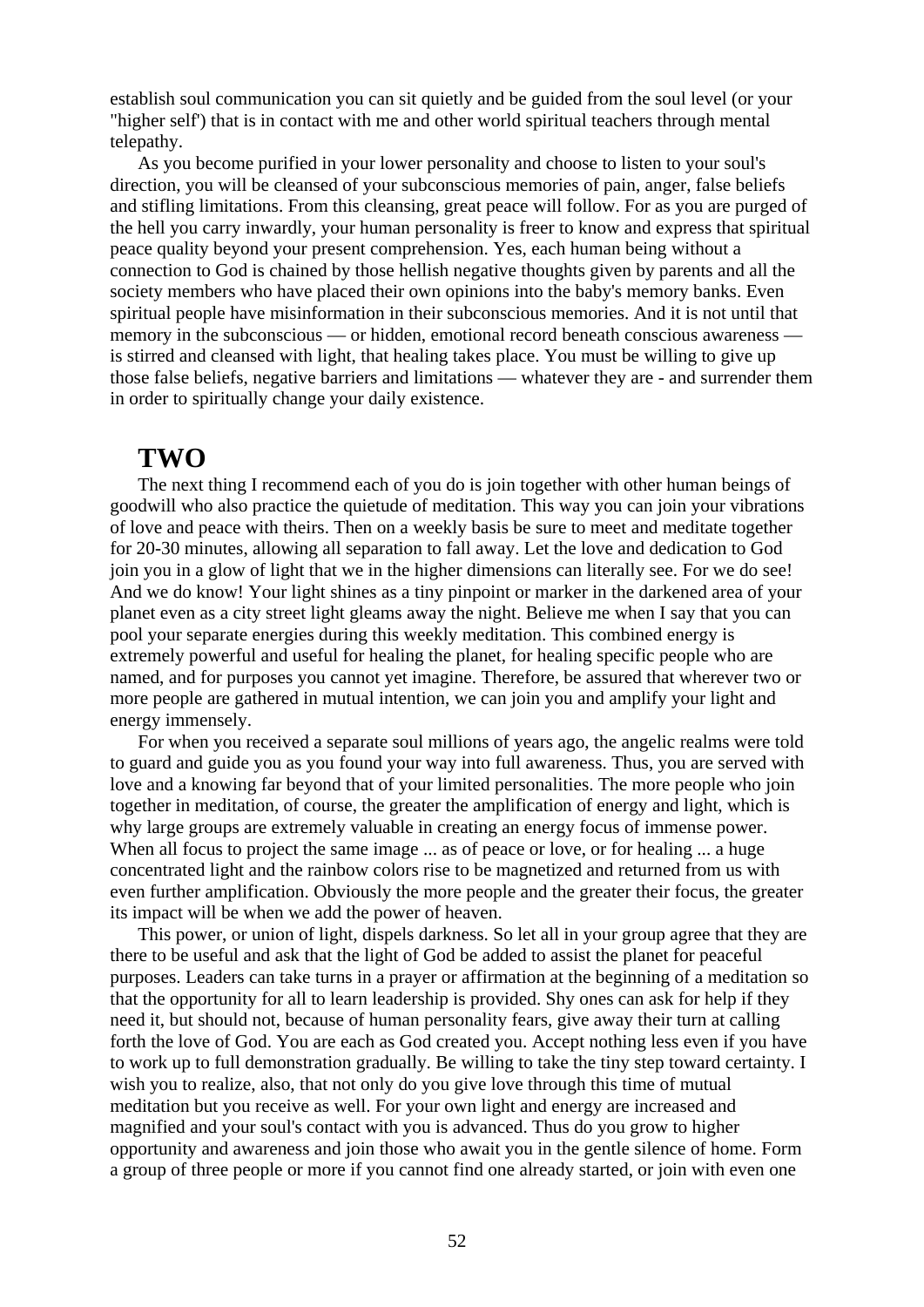establish soul communication you can sit quietly and be guided from the soul level (or your "higher self') that is in contact with me and other world spiritual teachers through mental telepathy.

As you become purified in your lower personality and choose to listen to your soul's direction, you will be cleansed of your subconscious memories of pain, anger, false beliefs and stifling limitations. From this cleansing, great peace will follow. For as you are purged of the hell you carry inwardly, your human personality is freer to know and express that spiritual peace quality beyond your present comprehension. Yes, each human being without a connection to God is chained by those hellish negative thoughts given by parents and all the society members who have placed their own opinions into the baby's memory banks. Even spiritual people have misinformation in their subconscious memories. And it is not until that memory in the subconscious — or hidden, emotional record beneath conscious awareness — is stirred and cleansed with light, that healing takes place. You must be willing to give up those false beliefs, negative barriers and limitations — whatever they are - and surrender them in order to spiritually change your daily existence.

## TWO

The next thing I recommend each of you do is join together with other human beings of goodwill who also practice the quietude of meditation. This way you can join your vibrations of love and peace with theirs. Then on a weekly basis be sure to meet and meditate together for 20-30 minutes, allowing all separation to fall away. Let the love and dedication to God join you in a glow of light that we in the higher dimensions can literally see. For we do see! And we do know! Your light shines as a tiny pinpoint or marker in the darkened area of your planet even as a city street light gleams away the night. Believe me when I say that you can pool your separate energies during this weekly meditation. This combined energy is extremely powerful and useful for healing the planet, for healing specific people who are named, and for purposes you cannot yet imagine. Therefore, be assured that wherever two or more people are gathered in mutual intention, we can join you and amplify your light and energy immensely.

For when you received a separate soul millions of years ago, the angelic realms were told to guard and guide you as you found your way into full awareness. Thus, you are served with love and a knowing far beyond that of your limited personalities. The more people who join together in meditation, of course, the greater the amplification of energy and light, which is why large groups are extremely valuable in creating an energy focus of immense power. When all focus to project the same image ... as of peace or love, or for healing ... a huge concentrated light and the rainbow colors rise to be magnetized and returned from us with even further amplification. Obviously the more people and the greater their focus, the greater its impact will be when we add the power of heaven.

This power, or union of light, dispels darkness. So let all in your group agree that they are there to be useful and ask that the light of God be added to assist the planet for peaceful purposes. Leaders can take turns in a prayer or affirmation at the beginning of a meditation so that the opportunity for all to learn leadership is provided. Shy ones can ask for help if they need it, but should not, because of human personality fears, give away their turn at calling forth the love of God. You are each as God created you. Accept nothing less even if you have to work up to full demonstration gradually. Be willing to take the tiny step toward certainty. I wish you to realize, also, that not only do you give love through this time of mutual meditation but you receive as well. For your own light and energy are increased and magnified and your soul's contact with you is advanced. Thus do you grow to higher opportunity and awareness and join those who await you in the gentle silence of home. Form a group of three people or more if you cannot find one already started, or join with even one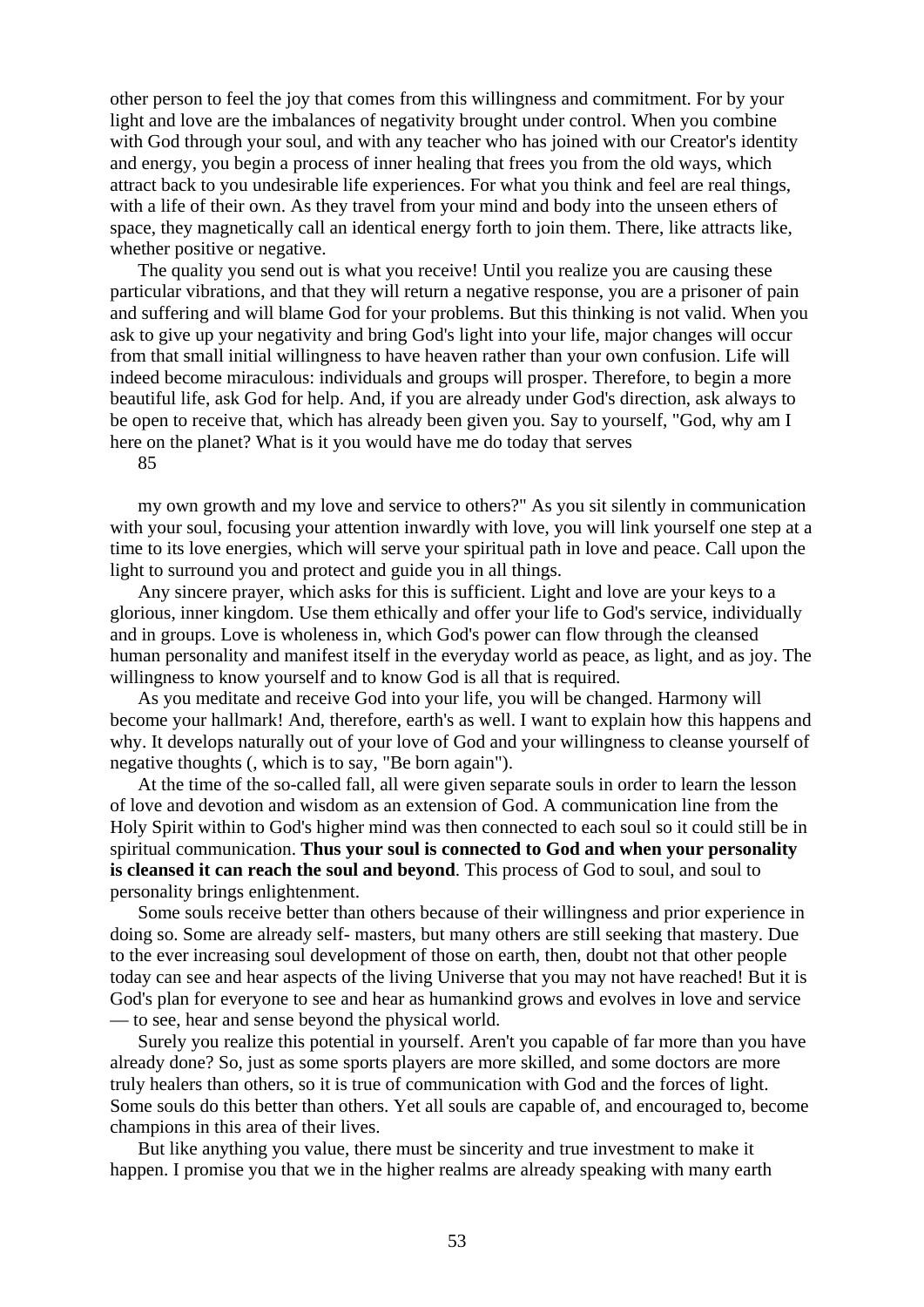other person to feel the joy that comes from this willingness and commitment. For by your light and love are the imbalances of negativity brought under control. When you combine with God through your soul, and with any teacher who has joined with our Creator's identity and energy, you begin a process of inner healing that frees you from the old ways, which attract back to you undesirable life experiences. For what you think and feel are real things, with a life of their own. As they travel from your mind and body into the unseen ethers of space, they magnetically call an identical energy forth to join them. There, like attracts like, whether positive or negative.

The quality you send out is what you receive! Until you realize you are causing these particular vibrations, and that they will return a negative response, you are a prisoner of pain and suffering and will blame God for your problems. But this thinking is not valid. When you ask to give up your negativity and bring God's light into your life, major changes will occur from that small initial willingness to have heaven rather than your own confusion. Life will indeed become miraculous: individuals and groups will prosper. Therefore, to begin a more beautiful life, ask God for help. And, if you are already under God's direction, ask always to be open to receive that, which has already been given you. Say to yourself, "God, why am I here on the planet? What is it you would have me do today that serves

85

my own growth and my love and service to others?" As you sit silently in communication with your soul, focusing your attention inwardly with love, you will link yourself one step at a time to its love energies, which will serve your spiritual path in love and peace. Call upon the light to surround you and protect and guide you in all things.

Any sincere prayer, which asks for this is sufficient. Light and love are your keys to a glorious, inner kingdom. Use them ethically and offer your life to God's service, individually and in groups. Love is wholeness in, which God's power can flow through the cleansed human personality and manifest itself in the everyday world as peace, as light, and as joy. The willingness to know yourself and to know God is all that is required.

As you meditate and receive God into your life, you will be changed. Harmony will become your hallmark! And, therefore, earth's as well. I want to explain how this happens and why. It develops naturally out of your love of God and your willingness to cleanse yourself of negative thoughts (, which is to say, "Be born again").

At the time of the so-called fall, all were given separate souls in order to learn the lesson of love and devotion and wisdom as an extension of God. A communication line from the Holy Spirit within to God's higher mind was then connected to each soul so it could still be in spiritual communication. **Thus your soul is connected to God and when your personality is cleansed it can reach the soul and beyond**. This process of God to soul, and soul to personality brings enlightenment.

Some souls receive better than others because of their willingness and prior experience in doing so. Some are already self- masters, but many others are still seeking that mastery. Due to the ever increasing soul development of those on earth, then, doubt not that other people today can see and hear aspects of the living Universe that you may not have reached! But it is God's plan for everyone to see and hear as humankind grows and evolves in love and service — to see, hear and sense beyond the physical world.

Surely you realize this potential in yourself. Aren't you capable of far more than you have already done? So, just as some sports players are more skilled, and some doctors are more truly healers than others, so it is true of communication with God and the forces of light. Some souls do this better than others. Yet all souls are capable of, and encouraged to, become champions in this area of their lives.

But like anything you value, there must be sincerity and true investment to make it happen. I promise you that we in the higher realms are already speaking with many earth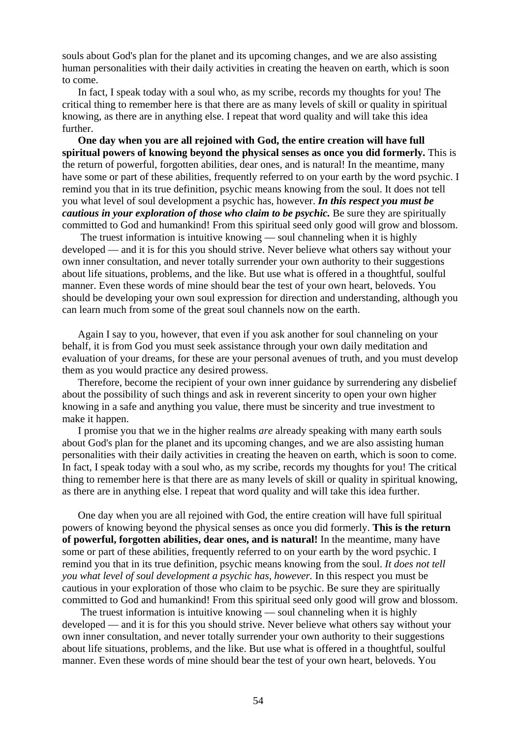souls about God's plan for the planet and its upcoming changes, and we are also assisting human personalities with their daily activities in creating the heaven on earth, which is soon to come.

In fact, I speak today with a soul who, as my scribe, records my thoughts for you! The critical thing to remember here is that there are as many levels of skill or quality in spiritual knowing, as there are in anything else. I repeat that word quality and will take this idea further.

**One day when you are all rejoined with God, the entire creation will have full spiritual powers of knowing beyond the physical senses as once you did formerly.** This is the return of powerful, forgotten abilities, dear ones, and is natural! In the meantime, many have some or part of these abilities, frequently referred to on your earth by the word psychic. I remind you that in its true definition, psychic means knowing from the soul. It does not tell you what level of soul development a psychic has, however. ***In this respect you must be cautious in your exploration of those who claim to be psychic.*** Be sure they are spiritually committed to God and humankind! From this spiritual seed only good will grow and blossom.

The truest information is intuitive knowing — soul channeling when it is highly developed — and it is for this you should strive. Never believe what others say without your own inner consultation, and never totally surrender your own authority to their suggestions about life situations, problems, and the like. But use what is offered in a thoughtful, soulful manner. Even these words of mine should bear the test of your own heart, beloveds. You should be developing your own soul expression for direction and understanding, although you can learn much from some of the great soul channels now on the earth.

Again I say to you, however, that even if you ask another for soul channeling on your behalf, it is from God you must seek assistance through your own daily meditation and evaluation of your dreams, for these are your personal avenues of truth, and you must develop them as you would practice any desired prowess.

Therefore, become the recipient of your own inner guidance by surrendering any disbelief about the possibility of such things and ask in reverent sincerity to open your own higher knowing in a safe and anything you value, there must be sincerity and true investment to make it happen.

I promise you that we in the higher realms *are* already speaking with many earth souls about God's plan for the planet and its upcoming changes, and we are also assisting human personalities with their daily activities in creating the heaven on earth, which is soon to come. In fact, I speak today with a soul who, as my scribe, records my thoughts for you! The critical thing to remember here is that there are as many levels of skill or quality in spiritual knowing, as there are in anything else. I repeat that word quality and will take this idea further.

One day when you are all rejoined with God, the entire creation will have full spiritual powers of knowing beyond the physical senses as once you did formerly. **This is the return of powerful, forgotten abilities, dear ones, and is natural!** In the meantime, many have some or part of these abilities, frequently referred to on your earth by the word psychic. I remind you that in its true definition, psychic means knowing from the soul. *It does not tell you what level of soul development a psychic has, however.* In this respect you must be cautious in your exploration of those who claim to be psychic. Be sure they are spiritually committed to God and humankind! From this spiritual seed only good will grow and blossom.

The truest information is intuitive knowing — soul channeling when it is highly developed — and it is for this you should strive. Never believe what others say without your own inner consultation, and never totally surrender your own authority to their suggestions about life situations, problems, and the like. But use what is offered in a thoughtful, soulful manner. Even these words of mine should bear the test of your own heart, beloveds. You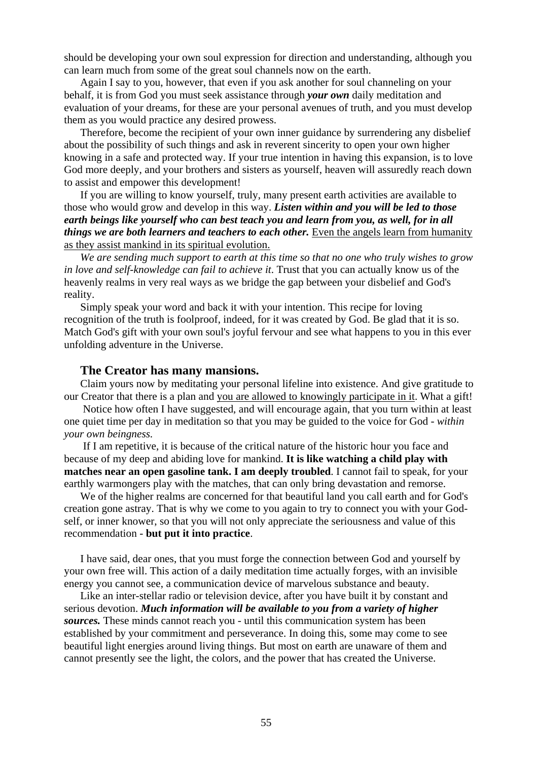should be developing your own soul expression for direction and understanding, although you can learn much from some of the great soul channels now on the earth.

Again I say to you, however, that even if you ask another for soul channeling on your behalf, it is from God you must seek assistance through ***your own*** daily meditation and evaluation of your dreams, for these are your personal avenues of truth, and you must develop them as you would practice any desired prowess.

Therefore, become the recipient of your own inner guidance by surrendering any disbelief about the possibility of such things and ask in reverent sincerity to open your own higher knowing in a safe and protected way. If your true intention in having this expansion, is to love God more deeply, and your brothers and sisters as yourself, heaven will assuredly reach down to assist and empower this development!

If you are willing to know yourself, truly, many present earth activities are available to those who would grow and develop in this way. ***Listen within and you will be led to those earth beings like yourself who can best teach you and learn from you, as well, for in all things we are both learners and teachers to each other.*** <u>Even the angels learn from humanity as they assist mankind in its spiritual evolution.</u>

*We are sending much support to earth at this time so that no one who truly wishes to grow in love and self-knowledge can fail to achieve it.* Trust that you can actually know us of the heavenly realms in very real ways as we bridge the gap between your disbelief and God's reality.

Simply speak your word and back it with your intention. This recipe for loving recognition of the truth is foolproof, indeed, for it was created by God. Be glad that it is so. Match God's gift with your own soul's joyful fervour and see what happens to you in this ever unfolding adventure in the Universe.

### The Creator has many mansions.

Claim yours now by meditating your personal lifeline into existence. And give gratitude to our Creator that there is a plan and <u>you are allowed to knowingly participate in it</u>. What a gift!

Notice how often I have suggested, and will encourage again, that you turn within at least one quiet time per day in meditation so that you may be guided to the voice for God - *within your own beingness.*

If I am repetitive, it is because of the critical nature of the historic hour you face and because of my deep and abiding love for mankind. **It is like watching a child play with matches near an open gasoline tank. I am deeply troubled**. I cannot fail to speak, for your earthly warmongers play with the matches, that can only bring devastation and remorse.

We of the higher realms are concerned for that beautiful land you call earth and for God's creation gone astray. That is why we come to you again to try to connect you with your God-self, or inner knower, so that you will not only appreciate the seriousness and value of this recommendation - **but put it into practice**.

I have said, dear ones, that you must forge the connection between God and yourself by your own free will. This action of a daily meditation time actually forges, with an invisible energy you cannot see, a communication device of marvelous substance and beauty.

Like an inter-stellar radio or television device, after you have built it by constant and serious devotion. ***Much information will be available to you from a variety of higher sources.*** These minds cannot reach you - until this communication system has been established by your commitment and perseverance. In doing this, some may come to see beautiful light energies around living things. But most on earth are unaware of them and cannot presently see the light, the colors, and the power that has created the Universe.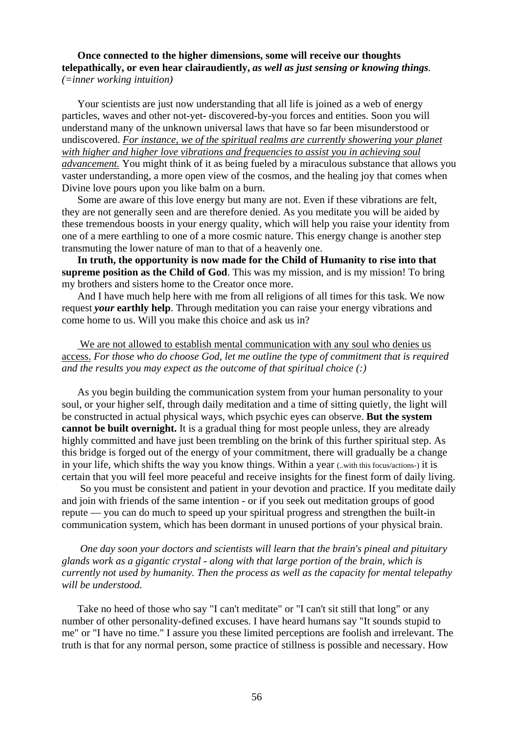**Once connected to the higher dimensions, some will receive our thoughts telepathically, or even hear clairaudiently,** ***as well as just sensing or knowing things****.* *(=inner working intuition)*

Your scientists are just now understanding that all life is joined as a web of energy particles, waves and other not-yet- discovered-by-you forces and entities. Soon you will understand many of the unknown universal laws that have so far been misunderstood or undiscovered. <u>*For instance, we of the spiritual realms are currently showering your planet with higher and higher love vibrations and frequencies to assist you in achieving soul advancement.*</u> You might think of it as being fueled by a miraculous substance that allows you vaster understanding, a more open view of the cosmos, and the healing joy that comes when Divine love pours upon you like balm on a burn.

Some are aware of this love energy but many are not. Even if these vibrations are felt, they are not generally seen and are therefore denied. As you meditate you will be aided by these tremendous boosts in your energy quality, which will help you raise your identity from one of a mere earthling to one of a more cosmic nature. This energy change is another step transmuting the lower nature of man to that of a heavenly one.

**In truth, the opportunity is now made for the Child of Humanity to rise into that supreme position as the Child of God**. This was my mission, and is my mission! To bring my brothers and sisters home to the Creator once more.

And I have much help here with me from all religions of all times for this task. We now request ***your*** **earthly help**. Through meditation you can raise your energy vibrations and come home to us. Will you make this choice and ask us in?

<u>We are not allowed to establish mental communication with any soul who denies us access.</u> *For those who do choose God, let me outline the type of commitment that is required and the results you may expect as the outcome of that spiritual choice (:)*

As you begin building the communication system from your human personality to your soul, or your higher self, through daily meditation and a time of sitting quietly, the light will be constructed in actual physical ways, which psychic eyes can observe. **But the system cannot be built overnight.** It is a gradual thing for most people unless, they are already highly committed and have just been trembling on the brink of this further spiritual step. As this bridge is forged out of the energy of your commitment, there will gradually be a change in your life, which shifts the way you know things. Within a year (..with this focus/actions-) it is certain that you will feel more peaceful and receive insights for the finest form of daily living.

So you must be consistent and patient in your devotion and practice. If you meditate daily and join with friends of the same intention - or if you seek out meditation groups of good repute — you can do much to speed up your spiritual progress and strengthen the built-in communication system, which has been dormant in unused portions of your physical brain.

*One day soon your doctors and scientists will learn that the brain's pineal and pituitary glands work as a gigantic crystal - along with that large portion of the brain, which is currently not used by humanity. Then the process as well as the capacity for mental telepathy will be understood.*

Take no heed of those who say "I can't meditate" or "I can't sit still that long" or any number of other personality-defined excuses. I have heard humans say "It sounds stupid to me" or "I have no time." I assure you these limited perceptions are foolish and irrelevant. The truth is that for any normal person, some practice of stillness is possible and necessary. How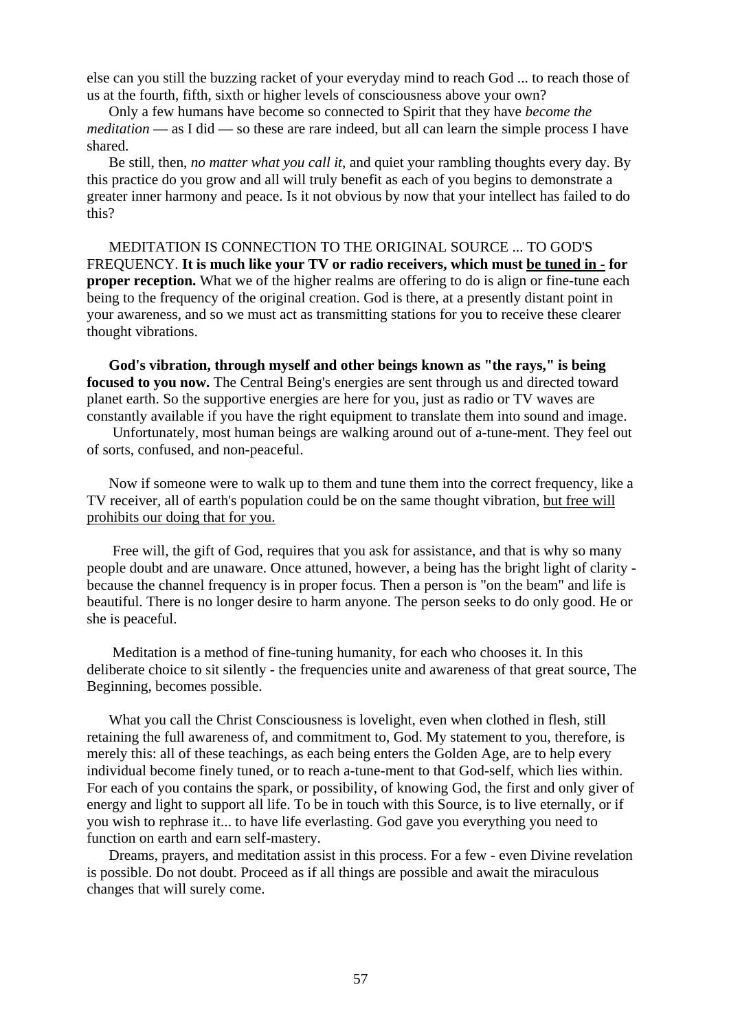else can you still the buzzing racket of your everyday mind to reach God ... to reach those of us at the fourth, fifth, sixth or higher levels of consciousness above your own?

Only a few humans have become so connected to Spirit that they have *become the meditation* — as I did — so these are rare indeed, but all can learn the simple process I have shared.

Be still, then, *no matter what you call it*, and quiet your rambling thoughts every day. By this practice do you grow and all will truly benefit as each of you begins to demonstrate a greater inner harmony and peace. Is it not obvious by now that your intellect has failed to do this?

MEDITATION IS CONNECTION TO THE ORIGINAL SOURCE ... TO GOD'S FREQUENCY. **It is much like your TV or radio receivers, which must <u>be tuned in -</u> for proper reception.** What we of the higher realms are offering to do is align or fine-tune each being to the frequency of the original creation. God is there, at a presently distant point in your awareness, and so we must act as transmitting stations for you to receive these clearer thought vibrations.

**God's vibration, through myself and other beings known as "the rays," is being focused to you now.** The Central Being's energies are sent through us and directed toward planet earth. So the supportive energies are here for you, just as radio or TV waves are constantly available if you have the right equipment to translate them into sound and image.

Unfortunately, most human beings are walking around out of a-tune-ment. They feel out of sorts, confused, and non-peaceful.

Now if someone were to walk up to them and tune them into the correct frequency, like a TV receiver, all of earth's population could be on the same thought vibration, <u>but free will prohibits our doing that for you.</u>

Free will, the gift of God, requires that you ask for assistance, and that is why so many people doubt and are unaware. Once attuned, however, a being has the bright light of clarity - because the channel frequency is in proper focus. Then a person is "on the beam" and life is beautiful. There is no longer desire to harm anyone. The person seeks to do only good. He or she is peaceful.

Meditation is a method of fine-tuning humanity, for each who chooses it. In this deliberate choice to sit silently - the frequencies unite and awareness of that great source, The Beginning, becomes possible.

What you call the Christ Consciousness is lovelight, even when clothed in flesh, still retaining the full awareness of, and commitment to, God. My statement to you, therefore, is merely this: all of these teachings, as each being enters the Golden Age, are to help every individual become finely tuned, or to reach a-tune-ment to that God-self, which lies within. For each of you contains the spark, or possibility, of knowing God, the first and only giver of energy and light to support all life. To be in touch with this Source, is to live eternally, or if you wish to rephrase it... to have life everlasting. God gave you everything you need to function on earth and earn self-mastery.

Dreams, prayers, and meditation assist in this process. For a few - even Divine revelation is possible. Do not doubt. Proceed as if all things are possible and await the miraculous changes that will surely come.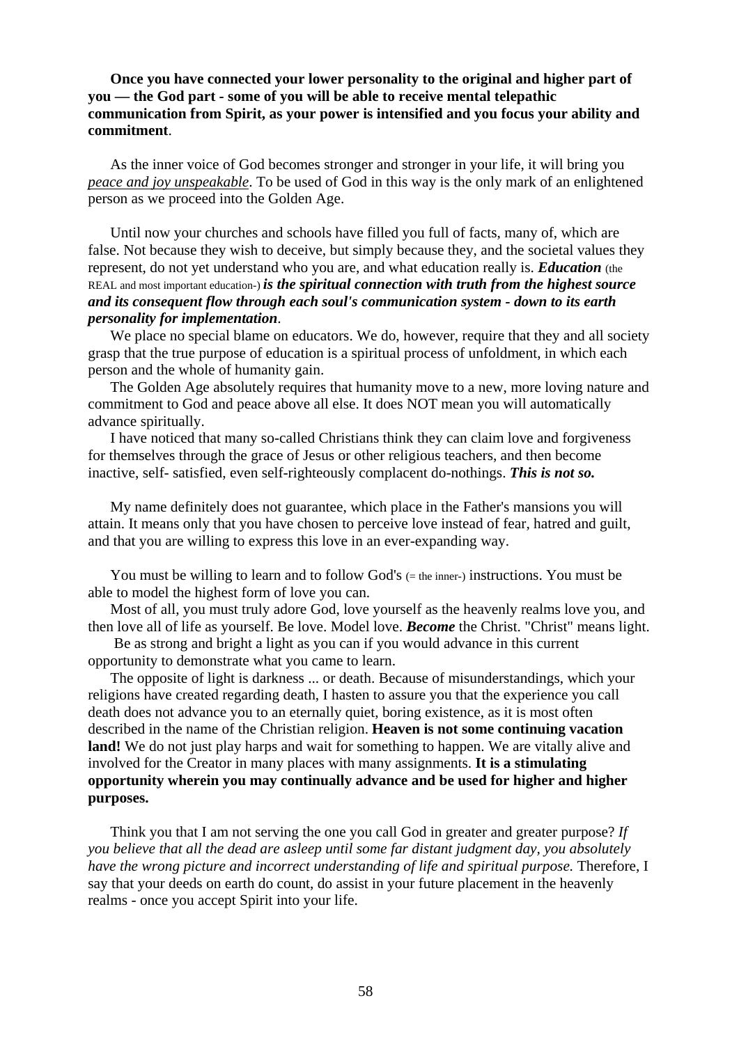**Once you have connected your lower personality to the original and higher part of you — the God part - some of you will be able to receive mental telepathic communication from Spirit, as your power is intensified and you focus your ability and commitment**.

As the inner voice of God becomes stronger and stronger in your life, it will bring you <u>*peace and joy unspeakable*</u>. To be used of God in this way is the only mark of an enlightened person as we proceed into the Golden Age.

Until now your churches and schools have filled you full of facts, many of, which are false. Not because they wish to deceive, but simply because they, and the societal values they represent, do not yet understand who you are, and what education really is. ***Education*** (the REAL and most important education-) ***is the spiritual connection with truth from the highest source and its consequent flow through each soul's communication system - down to its earth personality for implementation***.

We place no special blame on educators. We do, however, require that they and all society grasp that the true purpose of education is a spiritual process of unfoldment, in which each person and the whole of humanity gain.

The Golden Age absolutely requires that humanity move to a new, more loving nature and commitment to God and peace above all else. It does NOT mean you will automatically advance spiritually.

I have noticed that many so-called Christians think they can claim love and forgiveness for themselves through the grace of Jesus or other religious teachers, and then become inactive, self- satisfied, even self-righteously complacent do-nothings. ***This is not so.***

My name definitely does not guarantee, which place in the Father's mansions you will attain. It means only that you have chosen to perceive love instead of fear, hatred and guilt, and that you are willing to express this love in an ever-expanding way.

You must be willing to learn and to follow God's (= the inner-) instructions. You must be able to model the highest form of love you can.

Most of all, you must truly adore God, love yourself as the heavenly realms love you, and then love all of life as yourself. Be love. Model love. ***Become*** the Christ. "Christ" means light.

Be as strong and bright a light as you can if you would advance in this current opportunity to demonstrate what you came to learn.

The opposite of light is darkness ... or death. Because of misunderstandings, which your religions have created regarding death, I hasten to assure you that the experience you call death does not advance you to an eternally quiet, boring existence, as it is most often described in the name of the Christian religion. **Heaven is not some continuing vacation land!** We do not just play harps and wait for something to happen. We are vitally alive and involved for the Creator in many places with many assignments. **It is a stimulating opportunity wherein you may continually advance and be used for higher and higher purposes.**

Think you that I am not serving the one you call God in greater and greater purpose? *If you believe that all the dead are asleep until some far distant judgment day, you absolutely have the wrong picture and incorrect understanding of life and spiritual purpose.* Therefore, I say that your deeds on earth do count, do assist in your future placement in the heavenly realms - once you accept Spirit into your life.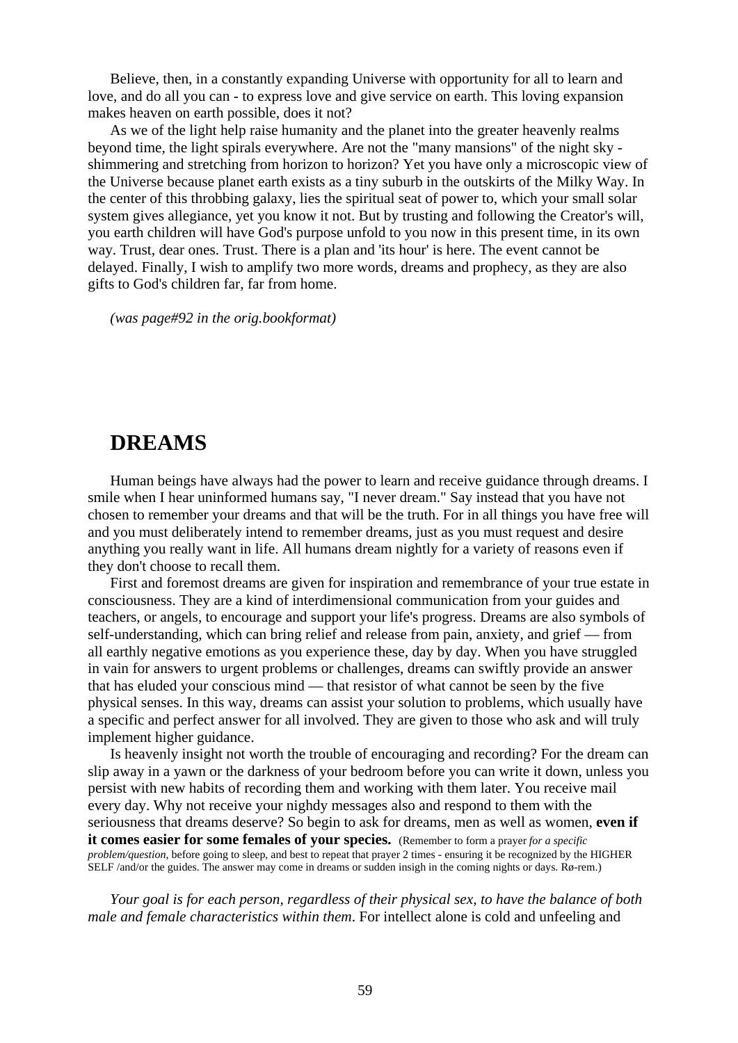Believe, then, in a constantly expanding Universe with opportunity for all to learn and love, and do all you can - to express love and give service on earth. This loving expansion makes heaven on earth possible, does it not?

As we of the light help raise humanity and the planet into the greater heavenly realms beyond time, the light spirals everywhere. Are not the "many mansions" of the night sky - shimmering and stretching from horizon to horizon? Yet you have only a microscopic view of the Universe because planet earth exists as a tiny suburb in the outskirts of the Milky Way. In the center of this throbbing galaxy, lies the spiritual seat of power to, which your small solar system gives allegiance, yet you know it not. But by trusting and following the Creator's will, you earth children will have God's purpose unfold to you now in this present time, in its own way. Trust, dear ones. Trust. There is a plan and 'its hour' is here. The event cannot be delayed. Finally, I wish to amplify two more words, dreams and prophecy, as they are also gifts to God's children far, far from home.

*(was page#92 in the orig.bookformat)*

## DREAMS

Human beings have always had the power to learn and receive guidance through dreams. I smile when I hear uninformed humans say, "I never dream." Say instead that you have not chosen to remember your dreams and that will be the truth. For in all things you have free will and you must deliberately intend to remember dreams, just as you must request and desire anything you really want in life. All humans dream nightly for a variety of reasons even if they don't choose to recall them.

First and foremost dreams are given for inspiration and remembrance of your true estate in consciousness. They are a kind of interdimensional communication from your guides and teachers, or angels, to encourage and support your life's progress. Dreams are also symbols of self-understanding, which can bring relief and release from pain, anxiety, and grief — from all earthly negative emotions as you experience these, day by day. When you have struggled in vain for answers to urgent problems or challenges, dreams can swiftly provide an answer that has eluded your conscious mind — that resistor of what cannot be seen by the five physical senses. In this way, dreams can assist your solution to problems, which usually have a specific and perfect answer for all involved. They are given to those who ask and will truly implement higher guidance.

Is heavenly insight not worth the trouble of encouraging and recording? For the dream can slip away in a yawn or the darkness of your bedroom before you can write it down, unless you persist with new habits of recording them and working with them later. You receive mail every day. Why not receive your nighdy messages also and respond to them with the seriousness that dreams deserve? So begin to ask for dreams, men as well as women, **even if it comes easier for some females of your species.** (Remember to form a prayer *for a specific problem/question*, before going to sleep, and best to repeat that prayer 2 times - ensuring it be recognized by the HIGHER SELF /and/or the guides. The answer may come in dreams or sudden insigh in the coming nights or days. Rø-rem.)

*Your goal is for each person, regardless of their physical sex, to have the balance of both male and female characteristics within them*. For intellect alone is cold and unfeeling and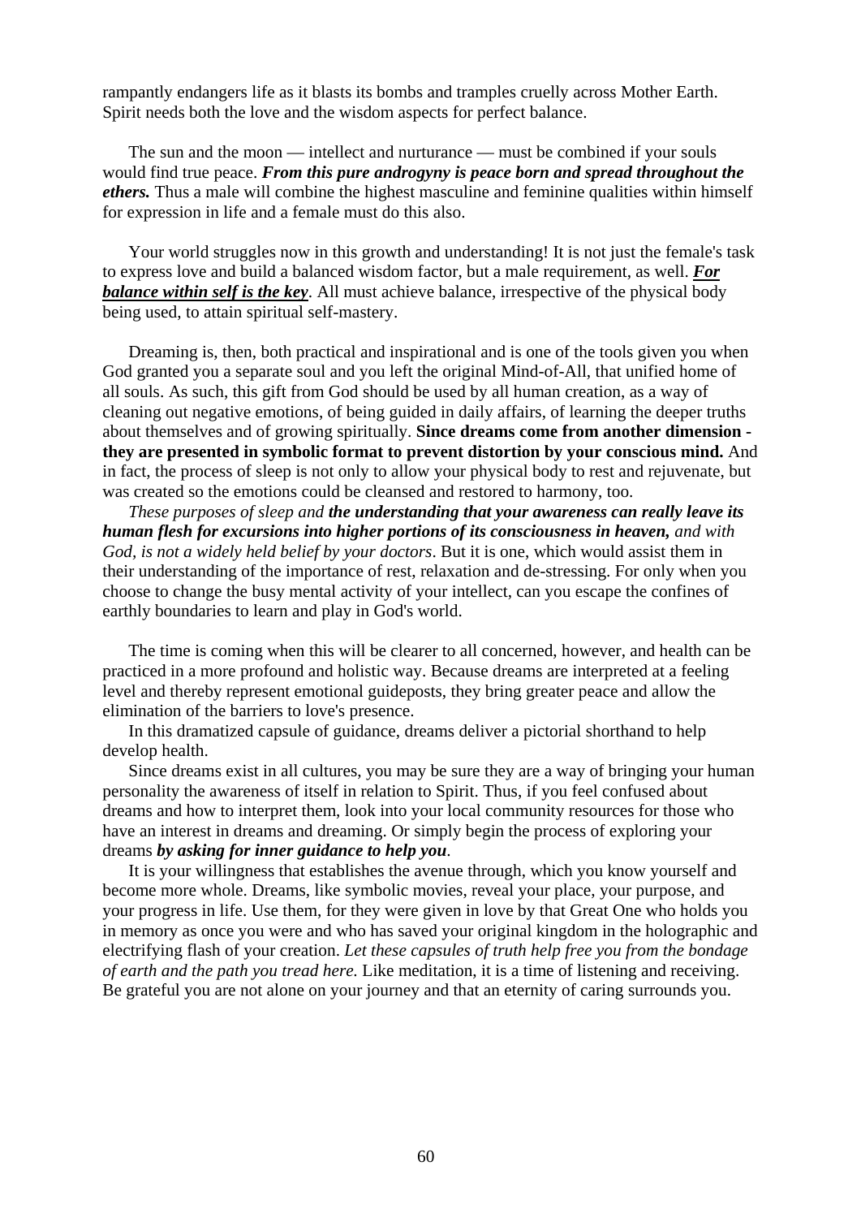rampantly endangers life as it blasts its bombs and tramples cruelly across Mother Earth. Spirit needs both the love and the wisdom aspects for perfect balance.

The sun and the moon — intellect and nurturance — must be combined if your souls would find true peace. ***From this pure androgyny is peace born and spread throughout the ethers.*** Thus a male will combine the highest masculine and feminine qualities within himself for expression in life and a female must do this also.

Your world struggles now in this growth and understanding! It is not just the female's task to express love and build a balanced wisdom factor, but a male requirement, as well. <u>***For balance within self is the key***</u>. All must achieve balance, irrespective of the physical body being used, to attain spiritual self-mastery.

Dreaming is, then, both practical and inspirational and is one of the tools given you when God granted you a separate soul and you left the original Mind-of-All, that unified home of all souls. As such, this gift from God should be used by all human creation, as a way of cleaning out negative emotions, of being guided in daily affairs, of learning the deeper truths about themselves and of growing spiritually. **Since dreams come from another dimension - they are presented in symbolic format to prevent distortion by your conscious mind.** And in fact, the process of sleep is not only to allow your physical body to rest and rejuvenate, but was created so the emotions could be cleansed and restored to harmony, too.

*These purposes of sleep and* ***the understanding that your awareness can really leave its human flesh for excursions into higher portions of its consciousness in heaven,*** *and with God, is not a widely held belief by your doctors*. But it is one, which would assist them in their understanding of the importance of rest, relaxation and de-stressing. For only when you choose to change the busy mental activity of your intellect, can you escape the confines of earthly boundaries to learn and play in God's world.

The time is coming when this will be clearer to all concerned, however, and health can be practiced in a more profound and holistic way. Because dreams are interpreted at a feeling level and thereby represent emotional guideposts, they bring greater peace and allow the elimination of the barriers to love's presence.

In this dramatized capsule of guidance, dreams deliver a pictorial shorthand to help develop health.

Since dreams exist in all cultures, you may be sure they are a way of bringing your human personality the awareness of itself in relation to Spirit. Thus, if you feel confused about dreams and how to interpret them, look into your local community resources for those who have an interest in dreams and dreaming. Or simply begin the process of exploring your dreams ***by asking for inner guidance to help you***.

It is your willingness that establishes the avenue through, which you know yourself and become more whole. Dreams, like symbolic movies, reveal your place, your purpose, and your progress in life. Use them, for they were given in love by that Great One who holds you in memory as once you were and who has saved your original kingdom in the holographic and electrifying flash of your creation. *Let these capsules of truth help free you from the bondage of earth and the path you tread here.* Like meditation, it is a time of listening and receiving. Be grateful you are not alone on your journey and that an eternity of caring surrounds you.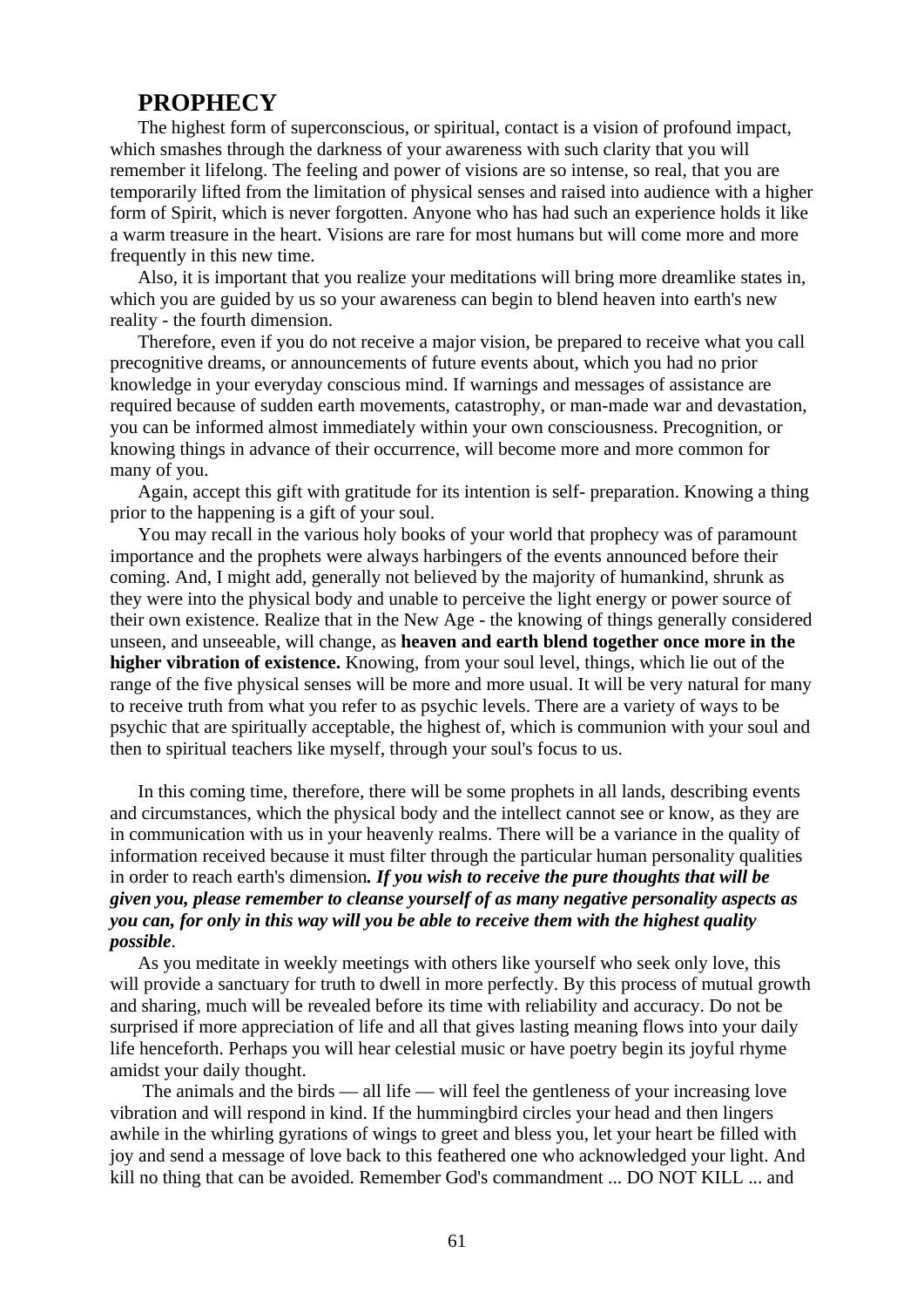## PROPHECY

The highest form of superconscious, or spiritual, contact is a vision of profound impact, which smashes through the darkness of your awareness with such clarity that you will remember it lifelong. The feeling and power of visions are so intense, so real, that you are temporarily lifted from the limitation of physical senses and raised into audience with a higher form of Spirit, which is never forgotten. Anyone who has had such an experience holds it like a warm treasure in the heart. Visions are rare for most humans but will come more and more frequently in this new time.

Also, it is important that you realize your meditations will bring more dreamlike states in, which you are guided by us so your awareness can begin to blend heaven into earth's new reality - the fourth dimension.

Therefore, even if you do not receive a major vision, be prepared to receive what you call precognitive dreams, or announcements of future events about, which you had no prior knowledge in your everyday conscious mind. If warnings and messages of assistance are required because of sudden earth movements, catastrophy, or man-made war and devastation, you can be informed almost immediately within your own consciousness. Precognition, or knowing things in advance of their occurrence, will become more and more common for many of you.

Again, accept this gift with gratitude for its intention is self- preparation. Knowing a thing prior to the happening is a gift of your soul.

You may recall in the various holy books of your world that prophecy was of paramount importance and the prophets were always harbingers of the events announced before their coming. And, I might add, generally not believed by the majority of humankind, shrunk as they were into the physical body and unable to perceive the light energy or power source of their own existence. Realize that in the New Age - the knowing of things generally considered unseen, and unseeable, will change, as **heaven and earth blend together once more in the higher vibration of existence.** Knowing, from your soul level, things, which lie out of the range of the five physical senses will be more and more usual. It will be very natural for many to receive truth from what you refer to as psychic levels. There are a variety of ways to be psychic that are spiritually acceptable, the highest of, which is communion with your soul and then to spiritual teachers like myself, through your soul's focus to us.

In this coming time, therefore, there will be some prophets in all lands, describing events and circumstances, which the physical body and the intellect cannot see or know, as they are in communication with us in your heavenly realms. There will be a variance in the quality of information received because it must filter through the particular human personality qualities in order to reach earth's dimension***. If you wish to receive the pure thoughts that will be given you, please remember to cleanse yourself of as many negative personality aspects as you can, for only in this way will you be able to receive them with the highest quality possible***.

As you meditate in weekly meetings with others like yourself who seek only love, this will provide a sanctuary for truth to dwell in more perfectly. By this process of mutual growth and sharing, much will be revealed before its time with reliability and accuracy. Do not be surprised if more appreciation of life and all that gives lasting meaning flows into your daily life henceforth. Perhaps you will hear celestial music or have poetry begin its joyful rhyme amidst your daily thought.

The animals and the birds — all life — will feel the gentleness of your increasing love vibration and will respond in kind. If the hummingbird circles your head and then lingers awhile in the whirling gyrations of wings to greet and bless you, let your heart be filled with joy and send a message of love back to this feathered one who acknowledged your light. And kill no thing that can be avoided. Remember God's commandment ... DO NOT KILL ... and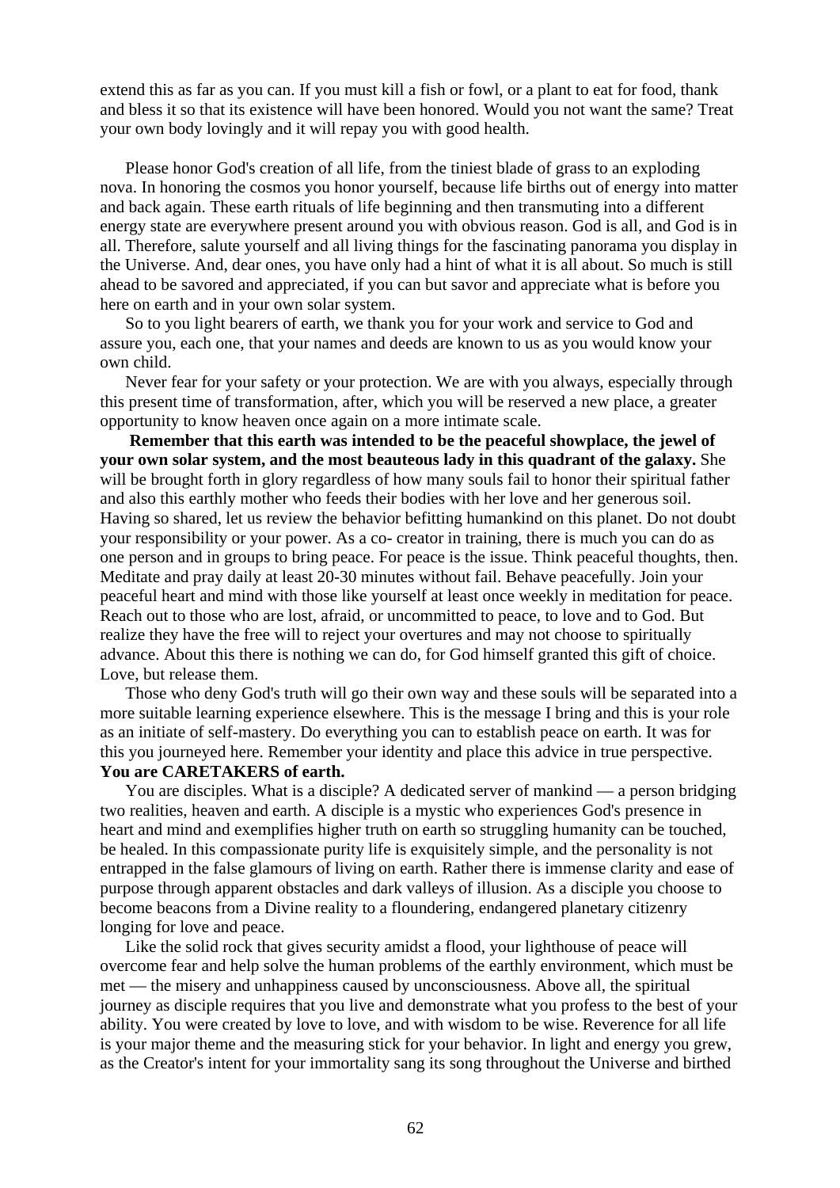extend this as far as you can. If you must kill a fish or fowl, or a plant to eat for food, thank and bless it so that its existence will have been honored. Would you not want the same? Treat your own body lovingly and it will repay you with good health.

Please honor God's creation of all life, from the tiniest blade of grass to an exploding nova. In honoring the cosmos you honor yourself, because life births out of energy into matter and back again. These earth rituals of life beginning and then transmuting into a different energy state are everywhere present around you with obvious reason. God is all, and God is in all. Therefore, salute yourself and all living things for the fascinating panorama you display in the Universe. And, dear ones, you have only had a hint of what it is all about. So much is still ahead to be savored and appreciated, if you can but savor and appreciate what is before you here on earth and in your own solar system.

So to you light bearers of earth, we thank you for your work and service to God and assure you, each one, that your names and deeds are known to us as you would know your own child.

Never fear for your safety or your protection. We are with you always, especially through this present time of transformation, after, which you will be reserved a new place, a greater opportunity to know heaven once again on a more intimate scale.

**Remember that this earth was intended to be the peaceful showplace, the jewel of your own solar system, and the most beauteous lady in this quadrant of the galaxy.** She will be brought forth in glory regardless of how many souls fail to honor their spiritual father and also this earthly mother who feeds their bodies with her love and her generous soil. Having so shared, let us review the behavior befitting humankind on this planet. Do not doubt your responsibility or your power. As a co- creator in training, there is much you can do as one person and in groups to bring peace. For peace is the issue. Think peaceful thoughts, then. Meditate and pray daily at least 20-30 minutes without fail. Behave peacefully. Join your peaceful heart and mind with those like yourself at least once weekly in meditation for peace. Reach out to those who are lost, afraid, or uncommitted to peace, to love and to God. But realize they have the free will to reject your overtures and may not choose to spiritually advance. About this there is nothing we can do, for God himself granted this gift of choice. Love, but release them.

Those who deny God's truth will go their own way and these souls will be separated into a more suitable learning experience elsewhere. This is the message I bring and this is your role as an initiate of self-mastery. Do everything you can to establish peace on earth. It was for this you journeyed here. Remember your identity and place this advice in true perspective. **You are CARETAKERS of earth.**

You are disciples. What is a disciple? A dedicated server of mankind — a person bridging two realities, heaven and earth. A disciple is a mystic who experiences God's presence in heart and mind and exemplifies higher truth on earth so struggling humanity can be touched, be healed. In this compassionate purity life is exquisitely simple, and the personality is not entrapped in the false glamours of living on earth. Rather there is immense clarity and ease of purpose through apparent obstacles and dark valleys of illusion. As a disciple you choose to become beacons from a Divine reality to a floundering, endangered planetary citizenry longing for love and peace.

Like the solid rock that gives security amidst a flood, your lighthouse of peace will overcome fear and help solve the human problems of the earthly environment, which must be met — the misery and unhappiness caused by unconsciousness. Above all, the spiritual journey as disciple requires that you live and demonstrate what you profess to the best of your ability. You were created by love to love, and with wisdom to be wise. Reverence for all life is your major theme and the measuring stick for your behavior. In light and energy you grew, as the Creator's intent for your immortality sang its song throughout the Universe and birthed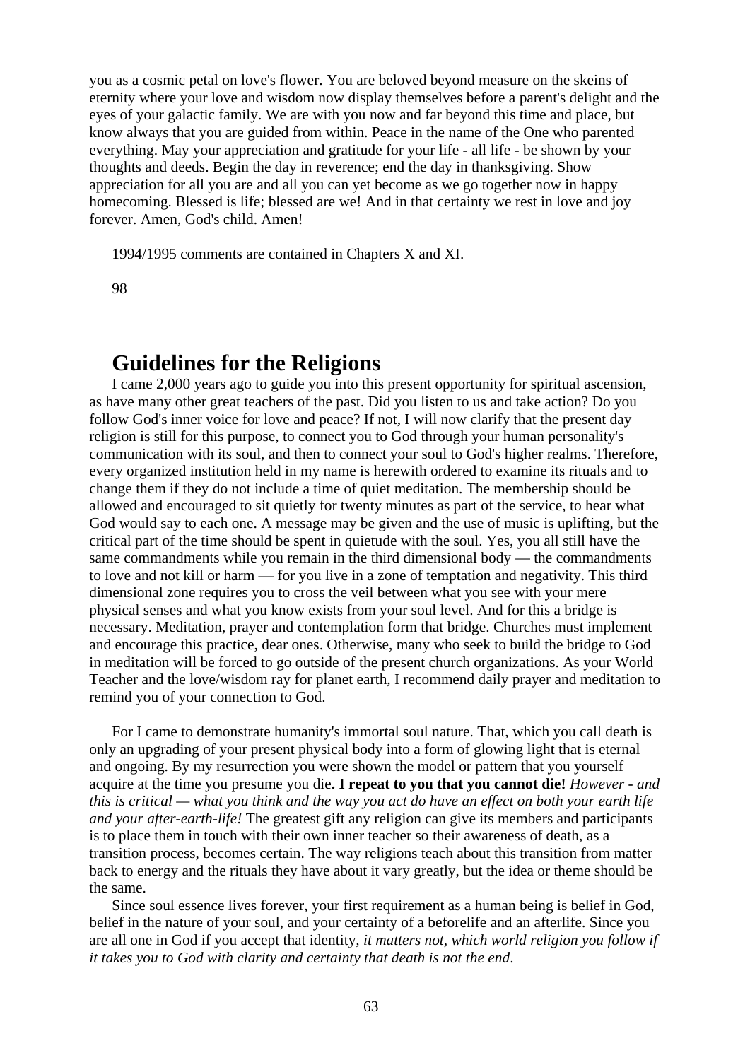you as a cosmic petal on love's flower. You are beloved beyond measure on the skeins of eternity where your love and wisdom now display themselves before a parent's delight and the eyes of your galactic family. We are with you now and far beyond this time and place, but know always that you are guided from within. Peace in the name of the One who parented everything. May your appreciation and gratitude for your life - all life - be shown by your thoughts and deeds. Begin the day in reverence; end the day in thanksgiving. Show appreciation for all you are and all you can yet become as we go together now in happy homecoming. Blessed is life; blessed are we! And in that certainty we rest in love and joy forever. Amen, God's child. Amen!

1994/1995 comments are contained in Chapters X and XI.

98

# Guidelines for the Religions

I came 2,000 years ago to guide you into this present opportunity for spiritual ascension, as have many other great teachers of the past. Did you listen to us and take action? Do you follow God's inner voice for love and peace? If not, I will now clarify that the present day religion is still for this purpose, to connect you to God through your human personality's communication with its soul, and then to connect your soul to God's higher realms. Therefore, every organized institution held in my name is herewith ordered to examine its rituals and to change them if they do not include a time of quiet meditation. The membership should be allowed and encouraged to sit quietly for twenty minutes as part of the service, to hear what God would say to each one. A message may be given and the use of music is uplifting, but the critical part of the time should be spent in quietude with the soul. Yes, you all still have the same commandments while you remain in the third dimensional body — the commandments to love and not kill or harm — for you live in a zone of temptation and negativity. This third dimensional zone requires you to cross the veil between what you see with your mere physical senses and what you know exists from your soul level. And for this a bridge is necessary. Meditation, prayer and contemplation form that bridge. Churches must implement and encourage this practice, dear ones. Otherwise, many who seek to build the bridge to God in meditation will be forced to go outside of the present church organizations. As your World Teacher and the love/wisdom ray for planet earth, I recommend daily prayer and meditation to remind you of your connection to God.

For I came to demonstrate humanity's immortal soul nature. That, which you call death is only an upgrading of your present physical body into a form of glowing light that is eternal and ongoing. By my resurrection you were shown the model or pattern that you yourself acquire at the time you presume you die**. I repeat to you that you cannot die!** *However - and this is critical — what you think and the way you act do have an effect on both your earth life and your after-earth-life!* The greatest gift any religion can give its members and participants is to place them in touch with their own inner teacher so their awareness of death, as a transition process, becomes certain. The way religions teach about this transition from matter back to energy and the rituals they have about it vary greatly, but the idea or theme should be the same.

Since soul essence lives forever, your first requirement as a human being is belief in God, belief in the nature of your soul, and your certainty of a beforelife and an afterlife. Since you are all one in God if you accept that identity, *it matters not, which world religion you follow if it takes you to God with clarity and certainty that death is not the end*.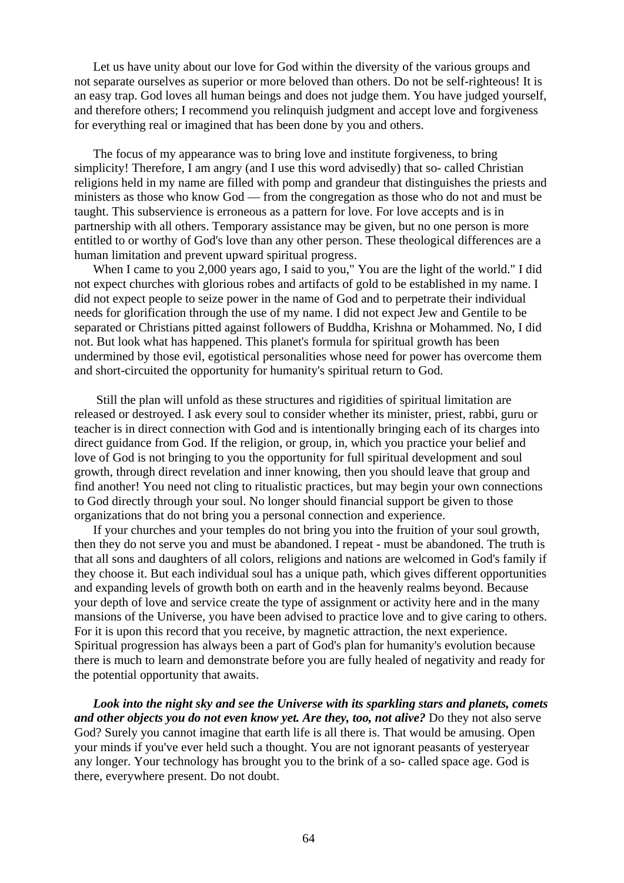Let us have unity about our love for God within the diversity of the various groups and not separate ourselves as superior or more beloved than others. Do not be self-righteous! It is an easy trap. God loves all human beings and does not judge them. You have judged yourself, and therefore others; I recommend you relinquish judgment and accept love and forgiveness for everything real or imagined that has been done by you and others.

The focus of my appearance was to bring love and institute forgiveness, to bring simplicity! Therefore, I am angry (and I use this word advisedly) that so- called Christian religions held in my name are filled with pomp and grandeur that distinguishes the priests and ministers as those who know God — from the congregation as those who do not and must be taught. This subservience is erroneous as a pattern for love. For love accepts and is in partnership with all others. Temporary assistance may be given, but no one person is more entitled to or worthy of God's love than any other person. These theological differences are a human limitation and prevent upward spiritual progress.

When I came to you 2,000 years ago, I said to you," You are the light of the world." I did not expect churches with glorious robes and artifacts of gold to be established in my name. I did not expect people to seize power in the name of God and to perpetrate their individual needs for glorification through the use of my name. I did not expect Jew and Gentile to be separated or Christians pitted against followers of Buddha, Krishna or Mohammed. No, I did not. But look what has happened. This planet's formula for spiritual growth has been undermined by those evil, egotistical personalities whose need for power has overcome them and short-circuited the opportunity for humanity's spiritual return to God.

Still the plan will unfold as these structures and rigidities of spiritual limitation are released or destroyed. I ask every soul to consider whether its minister, priest, rabbi, guru or teacher is in direct connection with God and is intentionally bringing each of its charges into direct guidance from God. If the religion, or group, in, which you practice your belief and love of God is not bringing to you the opportunity for full spiritual development and soul growth, through direct revelation and inner knowing, then you should leave that group and find another! You need not cling to ritualistic practices, but may begin your own connections to God directly through your soul. No longer should financial support be given to those organizations that do not bring you a personal connection and experience.

If your churches and your temples do not bring you into the fruition of your soul growth, then they do not serve you and must be abandoned. I repeat - must be abandoned. The truth is that all sons and daughters of all colors, religions and nations are welcomed in God's family if they choose it. But each individual soul has a unique path, which gives different opportunities and expanding levels of growth both on earth and in the heavenly realms beyond. Because your depth of love and service create the type of assignment or activity here and in the many mansions of the Universe, you have been advised to practice love and to give caring to others. For it is upon this record that you receive, by magnetic attraction, the next experience. Spiritual progression has always been a part of God's plan for humanity's evolution because there is much to learn and demonstrate before you are fully healed of negativity and ready for the potential opportunity that awaits.

***Look into the night sky and see the Universe with its sparkling stars and planets, comets and other objects you do not even know yet. Are they, too, not alive?*** Do they not also serve God? Surely you cannot imagine that earth life is all there is. That would be amusing. Open your minds if you've ever held such a thought. You are not ignorant peasants of yesteryear any longer. Your technology has brought you to the brink of a so- called space age. God is there, everywhere present. Do not doubt.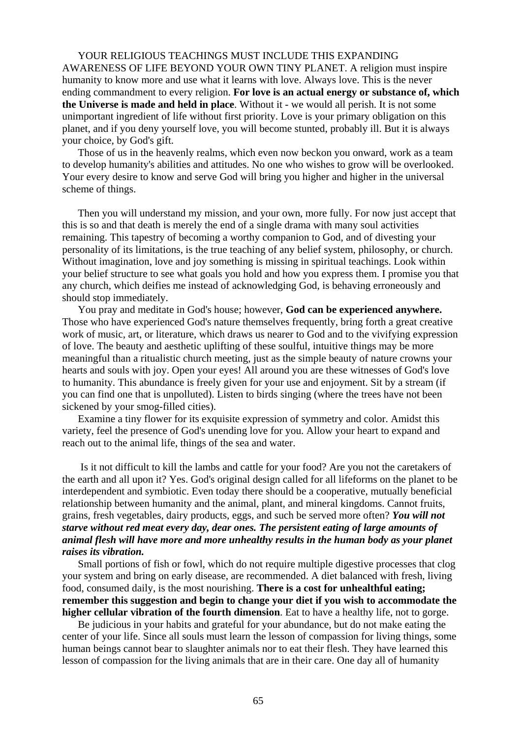YOUR RELIGIOUS TEACHINGS MUST INCLUDE THIS EXPANDING AWARENESS OF LIFE BEYOND YOUR OWN TINY PLANET. A religion must inspire humanity to know more and use what it learns with love. Always love. This is the never ending commandment to every religion. **For love is an actual energy or substance of, which the Universe is made and held in place**. Without it - we would all perish. It is not some unimportant ingredient of life without first priority. Love is your primary obligation on this planet, and if you deny yourself love, you will become stunted, probably ill. But it is always your choice, by God's gift.

Those of us in the heavenly realms, which even now beckon you onward, work as a team to develop humanity's abilities and attitudes. No one who wishes to grow will be overlooked. Your every desire to know and serve God will bring you higher and higher in the universal scheme of things.

Then you will understand my mission, and your own, more fully. For now just accept that this is so and that death is merely the end of a single drama with many soul activities remaining. This tapestry of becoming a worthy companion to God, and of divesting your personality of its limitations, is the true teaching of any belief system, philosophy, or church. Without imagination, love and joy something is missing in spiritual teachings. Look within your belief structure to see what goals you hold and how you express them. I promise you that any church, which deifies me instead of acknowledging God, is behaving erroneously and should stop immediately.

You pray and meditate in God's house; however, **God can be experienced anywhere.** Those who have experienced God's nature themselves frequently, bring forth a great creative work of music, art, or literature, which draws us nearer to God and to the vivifying expression of love. The beauty and aesthetic uplifting of these soulful, intuitive things may be more meaningful than a ritualistic church meeting, just as the simple beauty of nature crowns your hearts and souls with joy. Open your eyes! All around you are these witnesses of God's love to humanity. This abundance is freely given for your use and enjoyment. Sit by a stream (if you can find one that is unpolluted). Listen to birds singing (where the trees have not been sickened by your smog-filled cities).

Examine a tiny flower for its exquisite expression of symmetry and color. Amidst this variety, feel the presence of God's unending love for you. Allow your heart to expand and reach out to the animal life, things of the sea and water.

Is it not difficult to kill the lambs and cattle for your food? Are you not the caretakers of the earth and all upon it? Yes. God's original design called for all lifeforms on the planet to be interdependent and symbiotic. Even today there should be a cooperative, mutually beneficial relationship between humanity and the animal, plant, and mineral kingdoms. Cannot fruits, grains, fresh vegetables, dairy products, eggs, and such be served more often? ***You will not starve without red meat every day, dear ones. The persistent eating of large amounts of animal flesh will have more and more unhealthy results in the human body as your planet raises its vibration.***

Small portions of fish or fowl, which do not require multiple digestive processes that clog your system and bring on early disease, are recommended. A diet balanced with fresh, living food, consumed daily, is the most nourishing. **There is a cost for unhealthful eating; remember this suggestion and begin to change your diet if you wish to accommodate the higher cellular vibration of the fourth dimension**. Eat to have a healthy life, not to gorge.

Be judicious in your habits and grateful for your abundance, but do not make eating the center of your life. Since all souls must learn the lesson of compassion for living things, some human beings cannot bear to slaughter animals nor to eat their flesh. They have learned this lesson of compassion for the living animals that are in their care. One day all of humanity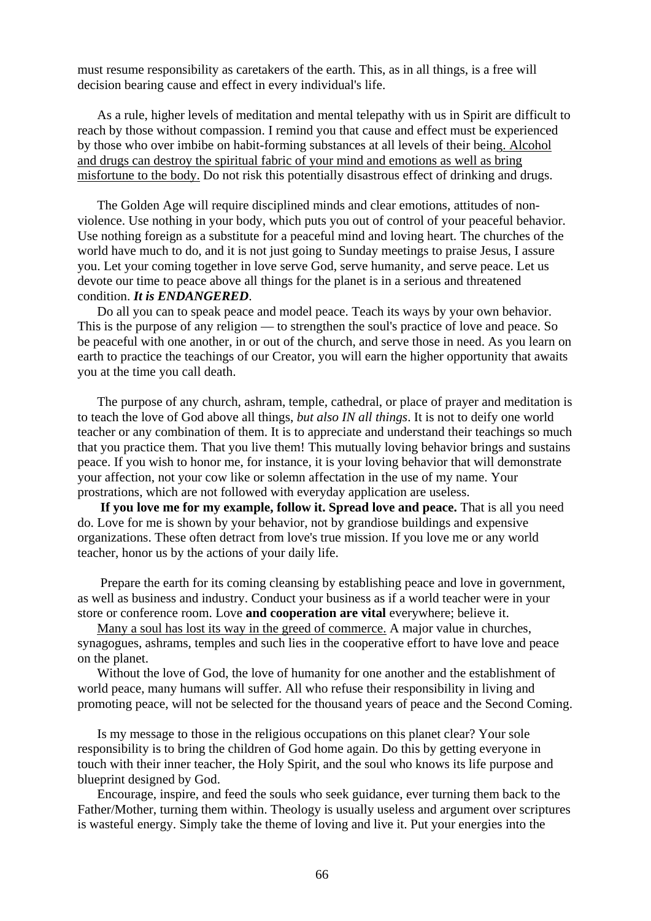must resume responsibility as caretakers of the earth. This, as in all things, is a free will decision bearing cause and effect in every individual's life.

As a rule, higher levels of meditation and mental telepathy with us in Spirit are difficult to reach by those without compassion. I remind you that cause and effect must be experienced by those who over imbibe on habit-forming substances at all levels of their being<u>. Alcohol and drugs can destroy the spiritual fabric of your mind and emotions as well as bring misfortune to the body.</u> Do not risk this potentially disastrous effect of drinking and drugs.

The Golden Age will require disciplined minds and clear emotions, attitudes of non-violence. Use nothing in your body, which puts you out of control of your peaceful behavior. Use nothing foreign as a substitute for a peaceful mind and loving heart. The churches of the world have much to do, and it is not just going to Sunday meetings to praise Jesus, I assure you. Let your coming together in love serve God, serve humanity, and serve peace. Let us devote our time to peace above all things for the planet is in a serious and threatened condition. ***It is ENDANGERED***.

Do all you can to speak peace and model peace. Teach its ways by your own behavior. This is the purpose of any religion — to strengthen the soul's practice of love and peace. So be peaceful with one another, in or out of the church, and serve those in need. As you learn on earth to practice the teachings of our Creator, you will earn the higher opportunity that awaits you at the time you call death.

The purpose of any church, ashram, temple, cathedral, or place of prayer and meditation is to teach the love of God above all things, *but also IN all things*. It is not to deify one world teacher or any combination of them. It is to appreciate and understand their teachings so much that you practice them. That you live them! This mutually loving behavior brings and sustains peace. If you wish to honor me, for instance, it is your loving behavior that will demonstrate your affection, not your cow like or solemn affectation in the use of my name. Your prostrations, which are not followed with everyday application are useless.

**If you love me for my example, follow it. Spread love and peace.** That is all you need do. Love for me is shown by your behavior, not by grandiose buildings and expensive organizations. These often detract from love's true mission. If you love me or any world teacher, honor us by the actions of your daily life.

Prepare the earth for its coming cleansing by establishing peace and love in government, as well as business and industry. Conduct your business as if a world teacher were in your store or conference room. Love **and cooperation are vital** everywhere; believe it.

<u>Many a soul has lost its way in the greed of commerce.</u> A major value in churches, synagogues, ashrams, temples and such lies in the cooperative effort to have love and peace on the planet.

Without the love of God, the love of humanity for one another and the establishment of world peace, many humans will suffer. All who refuse their responsibility in living and promoting peace, will not be selected for the thousand years of peace and the Second Coming.

Is my message to those in the religious occupations on this planet clear? Your sole responsibility is to bring the children of God home again. Do this by getting everyone in touch with their inner teacher, the Holy Spirit, and the soul who knows its life purpose and blueprint designed by God.

Encourage, inspire, and feed the souls who seek guidance, ever turning them back to the Father/Mother, turning them within. Theology is usually useless and argument over scriptures is wasteful energy. Simply take the theme of loving and live it. Put your energies into the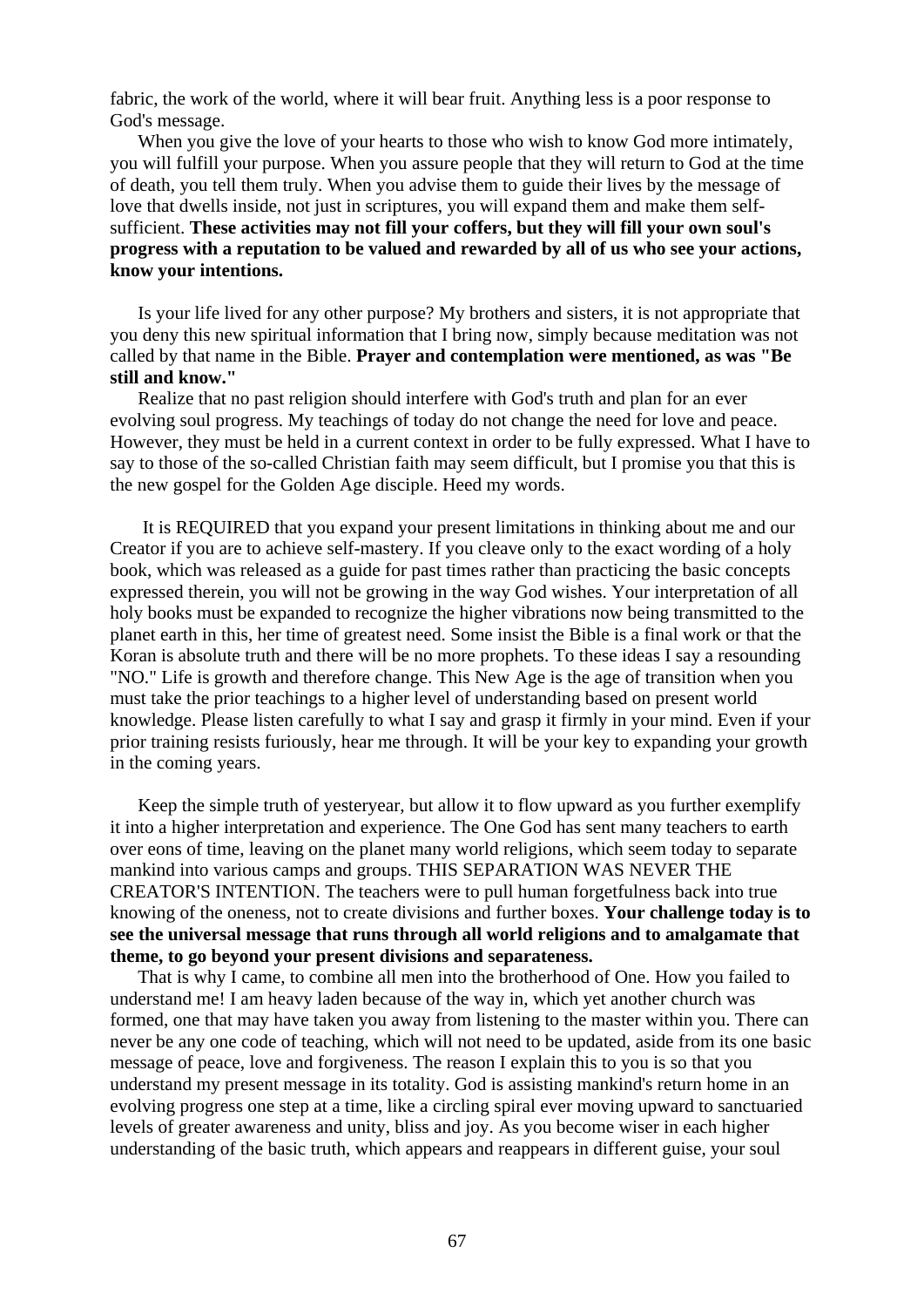fabric, the work of the world, where it will bear fruit. Anything less is a poor response to God's message.

When you give the love of your hearts to those who wish to know God more intimately, you will fulfill your purpose. When you assure people that they will return to God at the time of death, you tell them truly. When you advise them to guide their lives by the message of love that dwells inside, not just in scriptures, you will expand them and make them self-sufficient. **These activities may not fill your coffers, but they will fill your own soul's progress with a reputation to be valued and rewarded by all of us who see your actions, know your intentions.**

Is your life lived for any other purpose? My brothers and sisters, it is not appropriate that you deny this new spiritual information that I bring now, simply because meditation was not called by that name in the Bible. **Prayer and contemplation were mentioned, as was "Be still and know."**

Realize that no past religion should interfere with God's truth and plan for an ever evolving soul progress. My teachings of today do not change the need for love and peace. However, they must be held in a current context in order to be fully expressed. What I have to say to those of the so-called Christian faith may seem difficult, but I promise you that this is the new gospel for the Golden Age disciple. Heed my words.

It is REQUIRED that you expand your present limitations in thinking about me and our Creator if you are to achieve self-mastery. If you cleave only to the exact wording of a holy book, which was released as a guide for past times rather than practicing the basic concepts expressed therein, you will not be growing in the way God wishes. Your interpretation of all holy books must be expanded to recognize the higher vibrations now being transmitted to the planet earth in this, her time of greatest need. Some insist the Bible is a final work or that the Koran is absolute truth and there will be no more prophets. To these ideas I say a resounding "NO." Life is growth and therefore change. This New Age is the age of transition when you must take the prior teachings to a higher level of understanding based on present world knowledge. Please listen carefully to what I say and grasp it firmly in your mind. Even if your prior training resists furiously, hear me through. It will be your key to expanding your growth in the coming years.

Keep the simple truth of yesteryear, but allow it to flow upward as you further exemplify it into a higher interpretation and experience. The One God has sent many teachers to earth over eons of time, leaving on the planet many world religions, which seem today to separate mankind into various camps and groups. THIS SEPARATION WAS NEVER THE CREATOR'S INTENTION. The teachers were to pull human forgetfulness back into true knowing of the oneness, not to create divisions and further boxes. **Your challenge today is to see the universal message that runs through all world religions and to amalgamate that theme, to go beyond your present divisions and separateness.**

That is why I came, to combine all men into the brotherhood of One. How you failed to understand me! I am heavy laden because of the way in, which yet another church was formed, one that may have taken you away from listening to the master within you. There can never be any one code of teaching, which will not need to be updated, aside from its one basic message of peace, love and forgiveness. The reason I explain this to you is so that you understand my present message in its totality. God is assisting mankind's return home in an evolving progress one step at a time, like a circling spiral ever moving upward to sanctuaried levels of greater awareness and unity, bliss and joy. As you become wiser in each higher understanding of the basic truth, which appears and reappears in different guise, your soul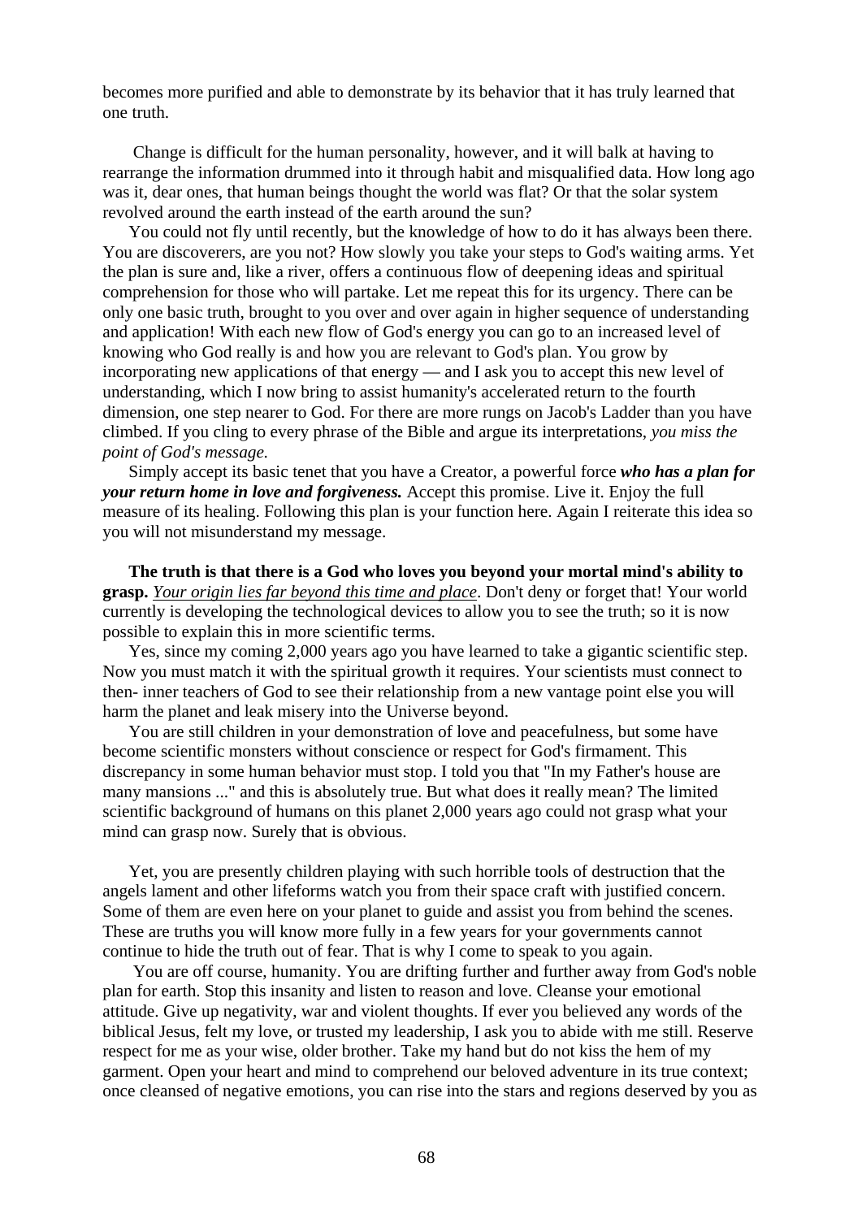becomes more purified and able to demonstrate by its behavior that it has truly learned that one truth.

Change is difficult for the human personality, however, and it will balk at having to rearrange the information drummed into it through habit and misqualified data. How long ago was it, dear ones, that human beings thought the world was flat? Or that the solar system revolved around the earth instead of the earth around the sun?

You could not fly until recently, but the knowledge of how to do it has always been there. You are discoverers, are you not? How slowly you take your steps to God's waiting arms. Yet the plan is sure and, like a river, offers a continuous flow of deepening ideas and spiritual comprehension for those who will partake. Let me repeat this for its urgency. There can be only one basic truth, brought to you over and over again in higher sequence of understanding and application! With each new flow of God's energy you can go to an increased level of knowing who God really is and how you are relevant to God's plan. You grow by incorporating new applications of that energy — and I ask you to accept this new level of understanding, which I now bring to assist humanity's accelerated return to the fourth dimension, one step nearer to God. For there are more rungs on Jacob's Ladder than you have climbed. If you cling to every phrase of the Bible and argue its interpretations, *you miss the point of God's message.*

Simply accept its basic tenet that you have a Creator, a powerful force ***who has a plan for your return home in love and forgiveness.*** Accept this promise. Live it. Enjoy the full measure of its healing. Following this plan is your function here. Again I reiterate this idea so you will not misunderstand my message.

**The truth is that there is a God who loves you beyond your mortal mind's ability to grasp.** *Your origin lies far beyond this time and place*. Don't deny or forget that! Your world currently is developing the technological devices to allow you to see the truth; so it is now possible to explain this in more scientific terms.

Yes, since my coming 2,000 years ago you have learned to take a gigantic scientific step. Now you must match it with the spiritual growth it requires. Your scientists must connect to then- inner teachers of God to see their relationship from a new vantage point else you will harm the planet and leak misery into the Universe beyond.

You are still children in your demonstration of love and peacefulness, but some have become scientific monsters without conscience or respect for God's firmament. This discrepancy in some human behavior must stop. I told you that "In my Father's house are many mansions ..." and this is absolutely true. But what does it really mean? The limited scientific background of humans on this planet 2,000 years ago could not grasp what your mind can grasp now. Surely that is obvious.

Yet, you are presently children playing with such horrible tools of destruction that the angels lament and other lifeforms watch you from their space craft with justified concern. Some of them are even here on your planet to guide and assist you from behind the scenes. These are truths you will know more fully in a few years for your governments cannot continue to hide the truth out of fear. That is why I come to speak to you again.

You are off course, humanity. You are drifting further and further away from God's noble plan for earth. Stop this insanity and listen to reason and love. Cleanse your emotional attitude. Give up negativity, war and violent thoughts. If ever you believed any words of the biblical Jesus, felt my love, or trusted my leadership, I ask you to abide with me still. Reserve respect for me as your wise, older brother. Take my hand but do not kiss the hem of my garment. Open your heart and mind to comprehend our beloved adventure in its true context; once cleansed of negative emotions, you can rise into the stars and regions deserved by you as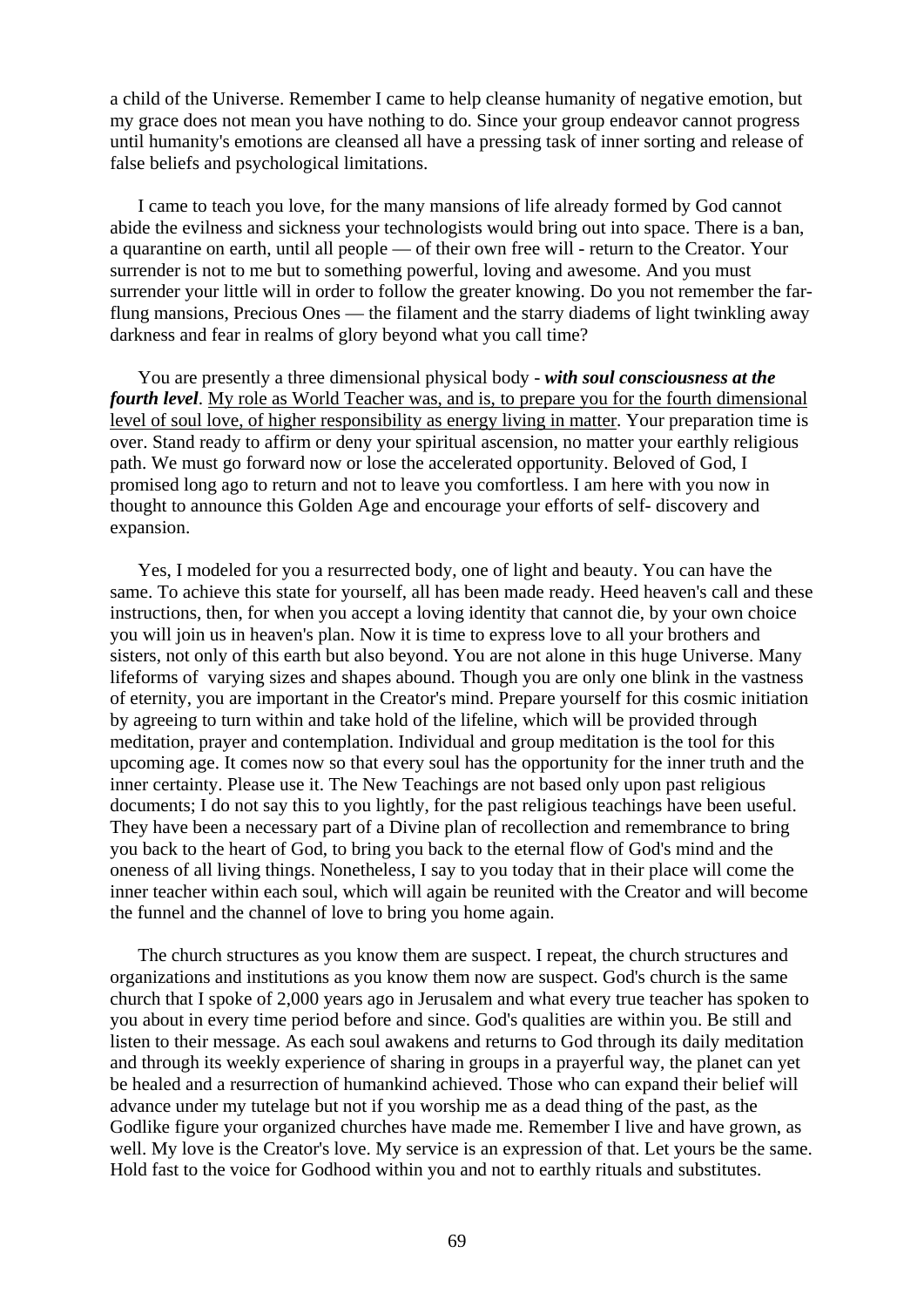a child of the Universe. Remember I came to help cleanse humanity of negative emotion, but my grace does not mean you have nothing to do. Since your group endeavor cannot progress until humanity's emotions are cleansed all have a pressing task of inner sorting and release of false beliefs and psychological limitations.

I came to teach you love, for the many mansions of life already formed by God cannot abide the evilness and sickness your technologists would bring out into space. There is a ban, a quarantine on earth, until all people — of their own free will - return to the Creator. Your surrender is not to me but to something powerful, loving and awesome. And you must surrender your little will in order to follow the greater knowing. Do you not remember the far-flung mansions, Precious Ones — the filament and the starry diadems of light twinkling away darkness and fear in realms of glory beyond what you call time?

You are presently a three dimensional physical body - ***with soul consciousness at the fourth level***. <u>My role as World Teacher was, and is, to prepare you for the fourth dimensional level of soul love, of higher responsibility as energy living in matter</u>. Your preparation time is over. Stand ready to affirm or deny your spiritual ascension, no matter your earthly religious path. We must go forward now or lose the accelerated opportunity. Beloved of God, I promised long ago to return and not to leave you comfortless. I am here with you now in thought to announce this Golden Age and encourage your efforts of self- discovery and expansion.

Yes, I modeled for you a resurrected body, one of light and beauty. You can have the same. To achieve this state for yourself, all has been made ready. Heed heaven's call and these instructions, then, for when you accept a loving identity that cannot die, by your own choice you will join us in heaven's plan. Now it is time to express love to all your brothers and sisters, not only of this earth but also beyond. You are not alone in this huge Universe. Many lifeforms of varying sizes and shapes abound. Though you are only one blink in the vastness of eternity, you are important in the Creator's mind. Prepare yourself for this cosmic initiation by agreeing to turn within and take hold of the lifeline, which will be provided through meditation, prayer and contemplation. Individual and group meditation is the tool for this upcoming age. It comes now so that every soul has the opportunity for the inner truth and the inner certainty. Please use it. The New Teachings are not based only upon past religious documents; I do not say this to you lightly, for the past religious teachings have been useful. They have been a necessary part of a Divine plan of recollection and remembrance to bring you back to the heart of God, to bring you back to the eternal flow of God's mind and the oneness of all living things. Nonetheless, I say to you today that in their place will come the inner teacher within each soul, which will again be reunited with the Creator and will become the funnel and the channel of love to bring you home again.

The church structures as you know them are suspect. I repeat, the church structures and organizations and institutions as you know them now are suspect. God's church is the same church that I spoke of 2,000 years ago in Jerusalem and what every true teacher has spoken to you about in every time period before and since. God's qualities are within you. Be still and listen to their message. As each soul awakens and returns to God through its daily meditation and through its weekly experience of sharing in groups in a prayerful way, the planet can yet be healed and a resurrection of humankind achieved. Those who can expand their belief will advance under my tutelage but not if you worship me as a dead thing of the past, as the Godlike figure your organized churches have made me. Remember I live and have grown, as well. My love is the Creator's love. My service is an expression of that. Let yours be the same. Hold fast to the voice for Godhood within you and not to earthly rituals and substitutes.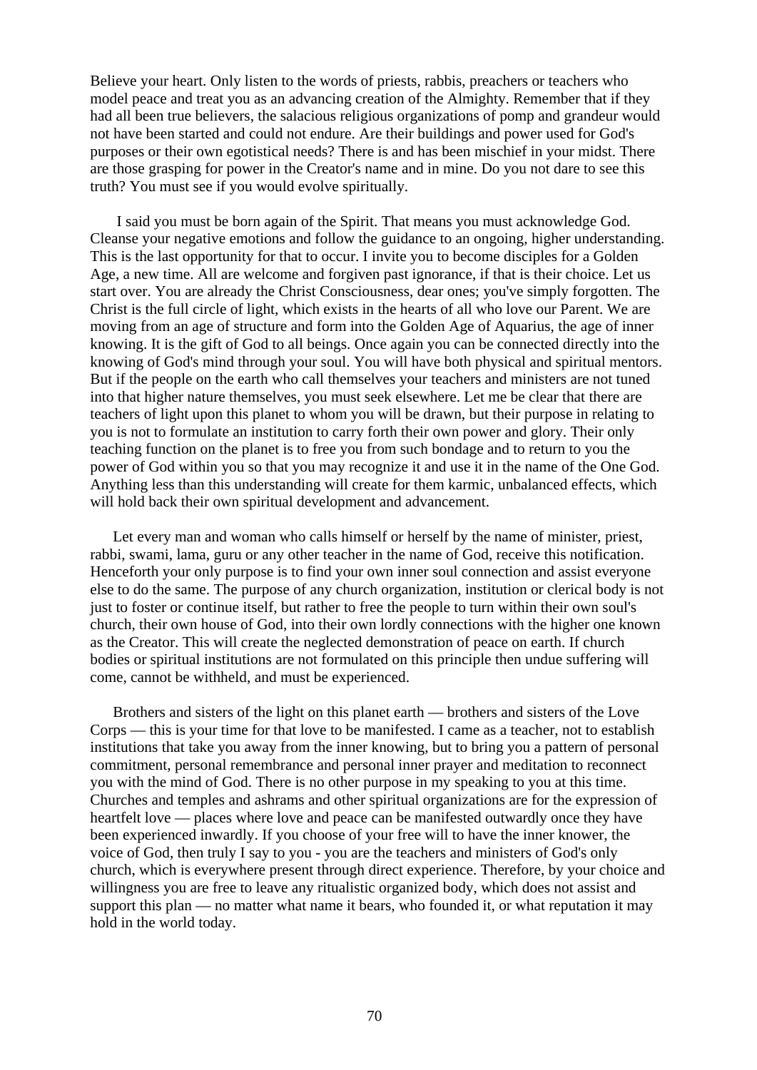Believe your heart. Only listen to the words of priests, rabbis, preachers or teachers who model peace and treat you as an advancing creation of the Almighty. Remember that if they had all been true believers, the salacious religious organizations of pomp and grandeur would not have been started and could not endure. Are their buildings and power used for God's purposes or their own egotistical needs? There is and has been mischief in your midst. There are those grasping for power in the Creator's name and in mine. Do you not dare to see this truth? You must see if you would evolve spiritually.

I said you must be born again of the Spirit. That means you must acknowledge God. Cleanse your negative emotions and follow the guidance to an ongoing, higher understanding. This is the last opportunity for that to occur. I invite you to become disciples for a Golden Age, a new time. All are welcome and forgiven past ignorance, if that is their choice. Let us start over. You are already the Christ Consciousness, dear ones; you've simply forgotten. The Christ is the full circle of light, which exists in the hearts of all who love our Parent. We are moving from an age of structure and form into the Golden Age of Aquarius, the age of inner knowing. It is the gift of God to all beings. Once again you can be connected directly into the knowing of God's mind through your soul. You will have both physical and spiritual mentors. But if the people on the earth who call themselves your teachers and ministers are not tuned into that higher nature themselves, you must seek elsewhere. Let me be clear that there are teachers of light upon this planet to whom you will be drawn, but their purpose in relating to you is not to formulate an institution to carry forth their own power and glory. Their only teaching function on the planet is to free you from such bondage and to return to you the power of God within you so that you may recognize it and use it in the name of the One God. Anything less than this understanding will create for them karmic, unbalanced effects, which will hold back their own spiritual development and advancement.

Let every man and woman who calls himself or herself by the name of minister, priest, rabbi, swami, lama, guru or any other teacher in the name of God, receive this notification. Henceforth your only purpose is to find your own inner soul connection and assist everyone else to do the same. The purpose of any church organization, institution or clerical body is not just to foster or continue itself, but rather to free the people to turn within their own soul's church, their own house of God, into their own lordly connections with the higher one known as the Creator. This will create the neglected demonstration of peace on earth. If church bodies or spiritual institutions are not formulated on this principle then undue suffering will come, cannot be withheld, and must be experienced.

Brothers and sisters of the light on this planet earth — brothers and sisters of the Love Corps — this is your time for that love to be manifested. I came as a teacher, not to establish institutions that take you away from the inner knowing, but to bring you a pattern of personal commitment, personal remembrance and personal inner prayer and meditation to reconnect you with the mind of God. There is no other purpose in my speaking to you at this time. Churches and temples and ashrams and other spiritual organizations are for the expression of heartfelt love — places where love and peace can be manifested outwardly once they have been experienced inwardly. If you choose of your free will to have the inner knower, the voice of God, then truly I say to you - you are the teachers and ministers of God's only church, which is everywhere present through direct experience. Therefore, by your choice and willingness you are free to leave any ritualistic organized body, which does not assist and support this plan — no matter what name it bears, who founded it, or what reputation it may hold in the world today.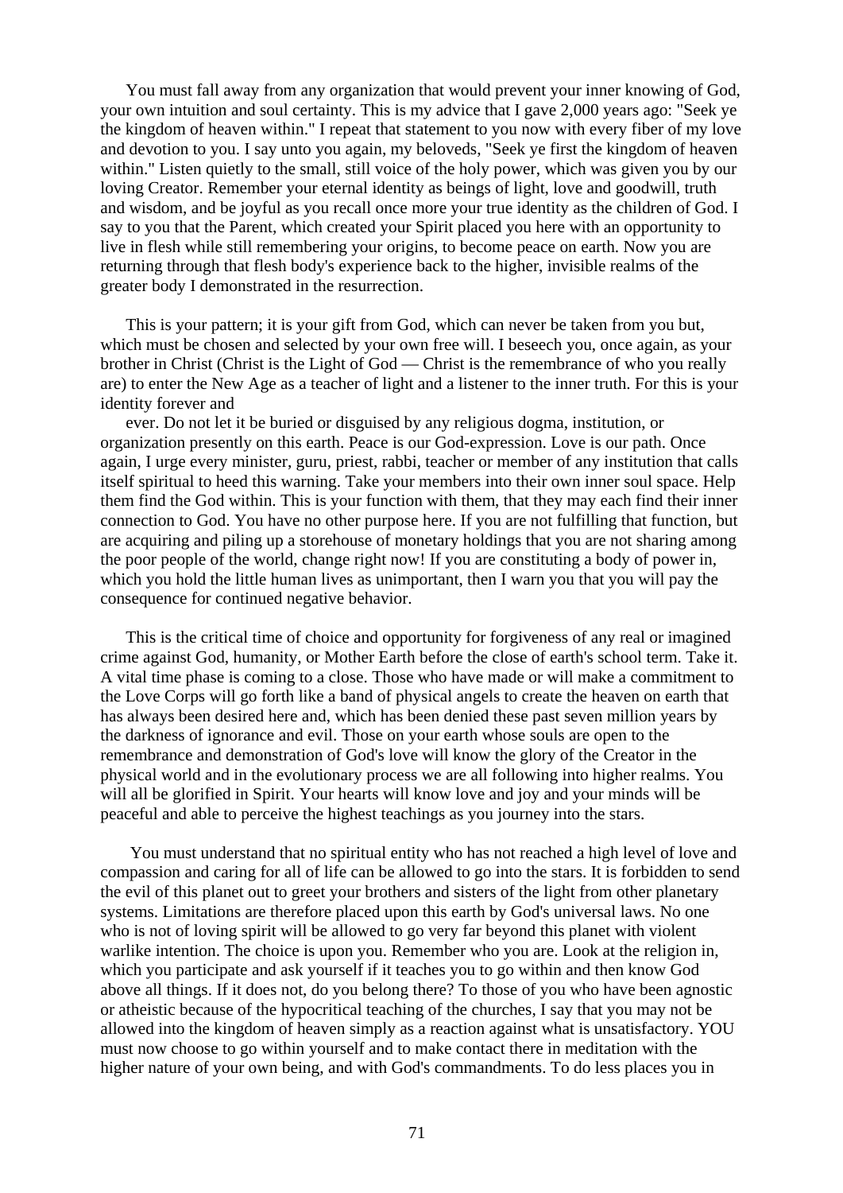You must fall away from any organization that would prevent your inner knowing of God, your own intuition and soul certainty. This is my advice that I gave 2,000 years ago: "Seek ye the kingdom of heaven within." I repeat that statement to you now with every fiber of my love and devotion to you. I say unto you again, my beloveds, "Seek ye first the kingdom of heaven within." Listen quietly to the small, still voice of the holy power, which was given you by our loving Creator. Remember your eternal identity as beings of light, love and goodwill, truth and wisdom, and be joyful as you recall once more your true identity as the children of God. I say to you that the Parent, which created your Spirit placed you here with an opportunity to live in flesh while still remembering your origins, to become peace on earth. Now you are returning through that flesh body's experience back to the higher, invisible realms of the greater body I demonstrated in the resurrection.

This is your pattern; it is your gift from God, which can never be taken from you but, which must be chosen and selected by your own free will. I beseech you, once again, as your brother in Christ (Christ is the Light of God — Christ is the remembrance of who you really are) to enter the New Age as a teacher of light and a listener to the inner truth. For this is your identity forever and ever. Do not let it be buried or disguised by any religious dogma, institution, or organization presently on this earth. Peace is our God-expression. Love is our path. Once again, I urge every minister, guru, priest, rabbi, teacher or member of any institution that calls itself spiritual to heed this warning. Take your members into their own inner soul space. Help them find the God within. This is your function with them, that they may each find their inner connection to God. You have no other purpose here. If you are not fulfilling that function, but are acquiring and piling up a storehouse of monetary holdings that you are not sharing among the poor people of the world, change right now! If you are constituting a body of power in, which you hold the little human lives as unimportant, then I warn you that you will pay the consequence for continued negative behavior.

This is the critical time of choice and opportunity for forgiveness of any real or imagined crime against God, humanity, or Mother Earth before the close of earth's school term. Take it. A vital time phase is coming to a close. Those who have made or will make a commitment to the Love Corps will go forth like a band of physical angels to create the heaven on earth that has always been desired here and, which has been denied these past seven million years by the darkness of ignorance and evil. Those on your earth whose souls are open to the remembrance and demonstration of God's love will know the glory of the Creator in the physical world and in the evolutionary process we are all following into higher realms. You will all be glorified in Spirit. Your hearts will know love and joy and your minds will be peaceful and able to perceive the highest teachings as you journey into the stars.

You must understand that no spiritual entity who has not reached a high level of love and compassion and caring for all of life can be allowed to go into the stars. It is forbidden to send the evil of this planet out to greet your brothers and sisters of the light from other planetary systems. Limitations are therefore placed upon this earth by God's universal laws. No one who is not of loving spirit will be allowed to go very far beyond this planet with violent warlike intention. The choice is upon you. Remember who you are. Look at the religion in, which you participate and ask yourself if it teaches you to go within and then know God above all things. If it does not, do you belong there? To those of you who have been agnostic or atheistic because of the hypocritical teaching of the churches, I say that you may not be allowed into the kingdom of heaven simply as a reaction against what is unsatisfactory. YOU must now choose to go within yourself and to make contact there in meditation with the higher nature of your own being, and with God's commandments. To do less places you in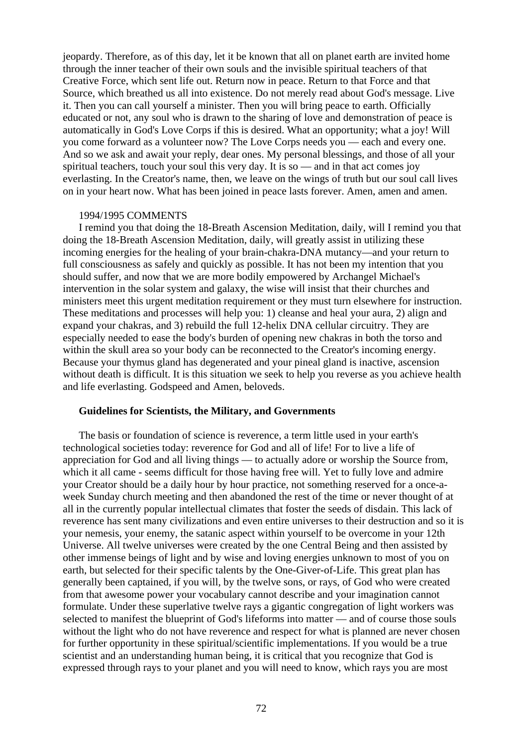jeopardy. Therefore, as of this day, let it be known that all on planet earth are invited home through the inner teacher of their own souls and the invisible spiritual teachers of that Creative Force, which sent life out. Return now in peace. Return to that Force and that Source, which breathed us all into existence. Do not merely read about God's message. Live it. Then you can call yourself a minister. Then you will bring peace to earth. Officially educated or not, any soul who is drawn to the sharing of love and demonstration of peace is automatically in God's Love Corps if this is desired. What an opportunity; what a joy! Will you come forward as a volunteer now? The Love Corps needs you — each and every one. And so we ask and await your reply, dear ones. My personal blessings, and those of all your spiritual teachers, touch your soul this very day. It is so — and in that act comes joy everlasting. In the Creator's name, then, we leave on the wings of truth but our soul call lives on in your heart now. What has been joined in peace lasts forever. Amen, amen and amen.

1994/1995 COMMENTS

I remind you that doing the 18-Breath Ascension Meditation, daily, will I remind you that doing the 18-Breath Ascension Meditation, daily, will greatly assist in utilizing these incoming energies for the healing of your brain-chakra-DNA mutancy—and your return to full consciousness as safely and quickly as possible. It has not been my intention that you should suffer, and now that we are more bodily empowered by Archangel Michael's intervention in the solar system and galaxy, the wise will insist that their churches and ministers meet this urgent meditation requirement or they must turn elsewhere for instruction. These meditations and processes will help you: 1) cleanse and heal your aura, 2) align and expand your chakras, and 3) rebuild the full 12-helix DNA cellular circuitry. They are especially needed to ease the body's burden of opening new chakras in both the torso and within the skull area so your body can be reconnected to the Creator's incoming energy. Because your thymus gland has degenerated and your pineal gland is inactive, ascension without death is difficult. It is this situation we seek to help you reverse as you achieve health and life everlasting. Godspeed and Amen, beloveds.

**Guidelines for Scientists, the Military, and Governments**

The basis or foundation of science is reverence, a term little used in your earth's technological societies today: reverence for God and all of life! For to live a life of appreciation for God and all living things — to actually adore or worship the Source from, which it all came - seems difficult for those having free will. Yet to fully love and admire your Creator should be a daily hour by hour practice, not something reserved for a once-a-week Sunday church meeting and then abandoned the rest of the time or never thought of at all in the currently popular intellectual climates that foster the seeds of disdain. This lack of reverence has sent many civilizations and even entire universes to their destruction and so it is your nemesis, your enemy, the satanic aspect within yourself to be overcome in your 12th Universe. All twelve universes were created by the one Central Being and then assisted by other immense beings of light and by wise and loving energies unknown to most of you on earth, but selected for their specific talents by the One-Giver-of-Life. This great plan has generally been captained, if you will, by the twelve sons, or rays, of God who were created from that awesome power your vocabulary cannot describe and your imagination cannot formulate. Under these superlative twelve rays a gigantic congregation of light workers was selected to manifest the blueprint of God's lifeforms into matter — and of course those souls without the light who do not have reverence and respect for what is planned are never chosen for further opportunity in these spiritual/scientific implementations. If you would be a true scientist and an understanding human being, it is critical that you recognize that God is expressed through rays to your planet and you will need to know, which rays you are most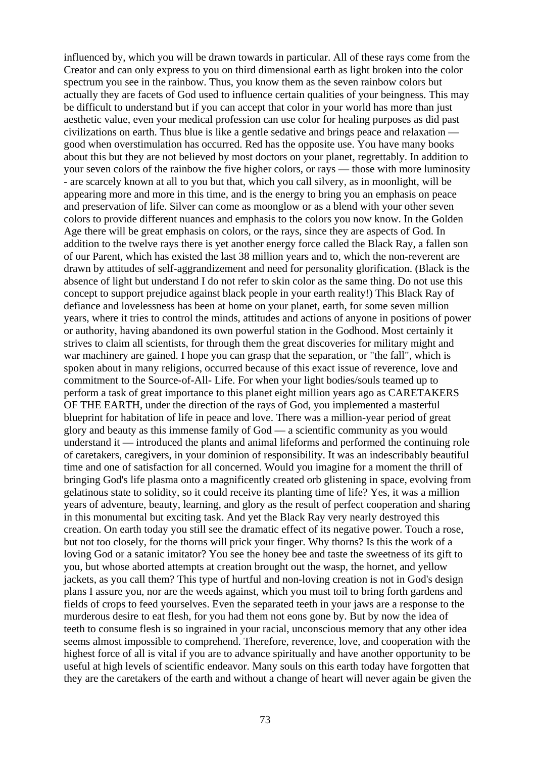influenced by, which you will be drawn towards in particular. All of these rays come from the Creator and can only express to you on third dimensional earth as light broken into the color spectrum you see in the rainbow. Thus, you know them as the seven rainbow colors but actually they are facets of God used to influence certain qualities of your beingness. This may be difficult to understand but if you can accept that color in your world has more than just aesthetic value, even your medical profession can use color for healing purposes as did past civilizations on earth. Thus blue is like a gentle sedative and brings peace and relaxation — good when overstimulation has occurred. Red has the opposite use. You have many books about this but they are not believed by most doctors on your planet, regrettably. In addition to your seven colors of the rainbow the five higher colors, or rays — those with more luminosity - are scarcely known at all to you but that, which you call silvery, as in moonlight, will be appearing more and more in this time, and is the energy to bring you an emphasis on peace and preservation of life. Silver can come as moonglow or as a blend with your other seven colors to provide different nuances and emphasis to the colors you now know. In the Golden Age there will be great emphasis on colors, or the rays, since they are aspects of God. In addition to the twelve rays there is yet another energy force called the Black Ray, a fallen son of our Parent, which has existed the last 38 million years and to, which the non-reverent are drawn by attitudes of self-aggrandizement and need for personality glorification. (Black is the absence of light but understand I do not refer to skin color as the same thing. Do not use this concept to support prejudice against black people in your earth reality!) This Black Ray of defiance and lovelessness has been at home on your planet, earth, for some seven million years, where it tries to control the minds, attitudes and actions of anyone in positions of power or authority, having abandoned its own powerful station in the Godhood. Most certainly it strives to claim all scientists, for through them the great discoveries for military might and war machinery are gained. I hope you can grasp that the separation, or "the fall", which is spoken about in many religions, occurred because of this exact issue of reverence, love and commitment to the Source-of-All- Life. For when your light bodies/souls teamed up to perform a task of great importance to this planet eight million years ago as CARETAKERS OF THE EARTH, under the direction of the rays of God, you implemented a masterful blueprint for habitation of life in peace and love. There was a million-year period of great glory and beauty as this immense family of God — a scientific community as you would understand it — introduced the plants and animal lifeforms and performed the continuing role of caretakers, caregivers, in your dominion of responsibility. It was an indescribably beautiful time and one of satisfaction for all concerned. Would you imagine for a moment the thrill of bringing God's life plasma onto a magnificently created orb glistening in space, evolving from gelatinous state to solidity, so it could receive its planting time of life? Yes, it was a million years of adventure, beauty, learning, and glory as the result of perfect cooperation and sharing in this monumental but exciting task. And yet the Black Ray very nearly destroyed this creation. On earth today you still see the dramatic effect of its negative power. Touch a rose, but not too closely, for the thorns will prick your finger. Why thorns? Is this the work of a loving God or a satanic imitator? You see the honey bee and taste the sweetness of its gift to you, but whose aborted attempts at creation brought out the wasp, the hornet, and yellow jackets, as you call them? This type of hurtful and non-loving creation is not in God's design plans I assure you, nor are the weeds against, which you must toil to bring forth gardens and fields of crops to feed yourselves. Even the separated teeth in your jaws are a response to the murderous desire to eat flesh, for you had them not eons gone by. But by now the idea of teeth to consume flesh is so ingrained in your racial, unconscious memory that any other idea seems almost impossible to comprehend. Therefore, reverence, love, and cooperation with the highest force of all is vital if you are to advance spiritually and have another opportunity to be useful at high levels of scientific endeavor. Many souls on this earth today have forgotten that they are the caretakers of the earth and without a change of heart will never again be given the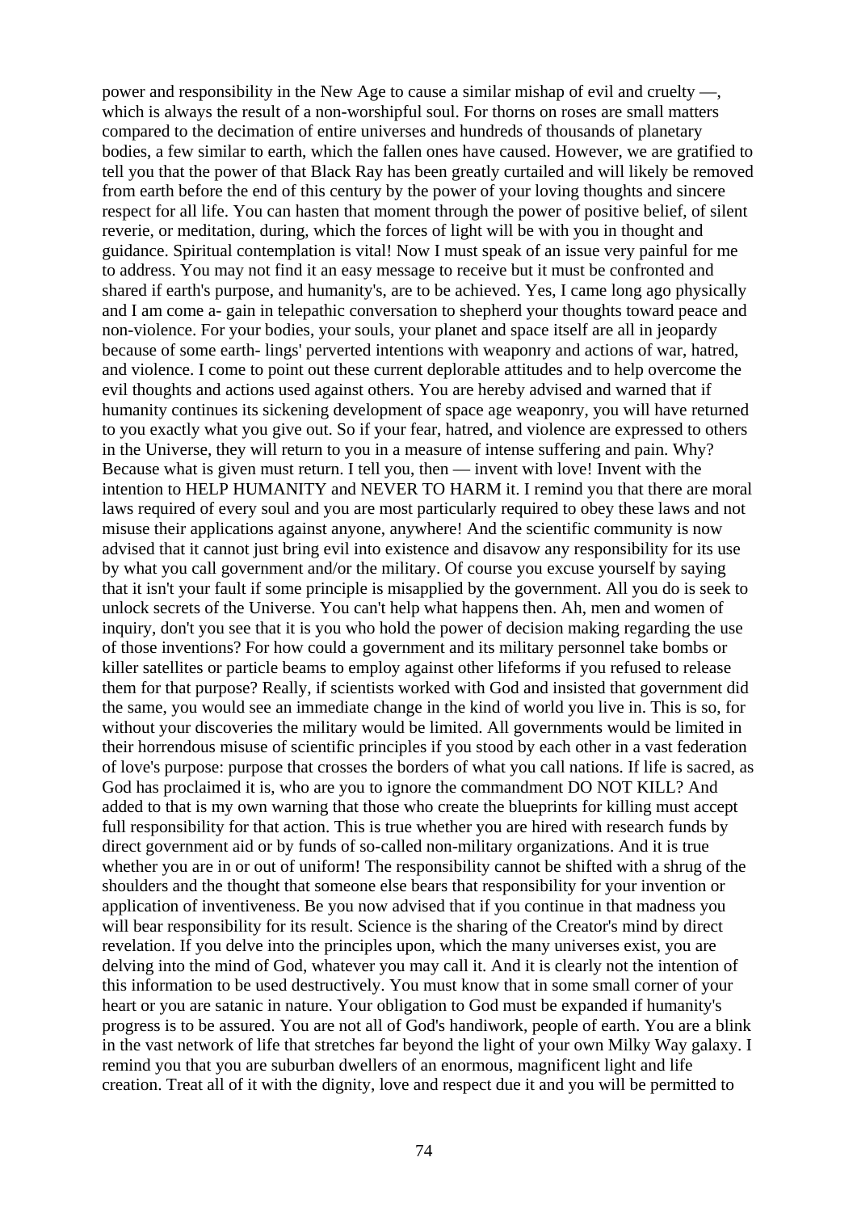power and responsibility in the New Age to cause a similar mishap of evil and cruelty —, which is always the result of a non-worshipful soul. For thorns on roses are small matters compared to the decimation of entire universes and hundreds of thousands of planetary bodies, a few similar to earth, which the fallen ones have caused. However, we are gratified to tell you that the power of that Black Ray has been greatly curtailed and will likely be removed from earth before the end of this century by the power of your loving thoughts and sincere respect for all life. You can hasten that moment through the power of positive belief, of silent reverie, or meditation, during, which the forces of light will be with you in thought and guidance. Spiritual contemplation is vital! Now I must speak of an issue very painful for me to address. You may not find it an easy message to receive but it must be confronted and shared if earth's purpose, and humanity's, are to be achieved. Yes, I came long ago physically and I am come a- gain in telepathic conversation to shepherd your thoughts toward peace and non-violence. For your bodies, your souls, your planet and space itself are all in jeopardy because of some earth- lings' perverted intentions with weaponry and actions of war, hatred, and violence. I come to point out these current deplorable attitudes and to help overcome the evil thoughts and actions used against others. You are hereby advised and warned that if humanity continues its sickening development of space age weaponry, you will have returned to you exactly what you give out. So if your fear, hatred, and violence are expressed to others in the Universe, they will return to you in a measure of intense suffering and pain. Why? Because what is given must return. I tell you, then — invent with love! Invent with the intention to HELP HUMANITY and NEVER TO HARM it. I remind you that there are moral laws required of every soul and you are most particularly required to obey these laws and not misuse their applications against anyone, anywhere! And the scientific community is now advised that it cannot just bring evil into existence and disavow any responsibility for its use by what you call government and/or the military. Of course you excuse yourself by saying that it isn't your fault if some principle is misapplied by the government. All you do is seek to unlock secrets of the Universe. You can't help what happens then. Ah, men and women of inquiry, don't you see that it is you who hold the power of decision making regarding the use of those inventions? For how could a government and its military personnel take bombs or killer satellites or particle beams to employ against other lifeforms if you refused to release them for that purpose? Really, if scientists worked with God and insisted that government did the same, you would see an immediate change in the kind of world you live in. This is so, for without your discoveries the military would be limited. All governments would be limited in their horrendous misuse of scientific principles if you stood by each other in a vast federation of love's purpose: purpose that crosses the borders of what you call nations. If life is sacred, as God has proclaimed it is, who are you to ignore the commandment DO NOT KILL? And added to that is my own warning that those who create the blueprints for killing must accept full responsibility for that action. This is true whether you are hired with research funds by direct government aid or by funds of so-called non-military organizations. And it is true whether you are in or out of uniform! The responsibility cannot be shifted with a shrug of the shoulders and the thought that someone else bears that responsibility for your invention or application of inventiveness. Be you now advised that if you continue in that madness you will bear responsibility for its result. Science is the sharing of the Creator's mind by direct revelation. If you delve into the principles upon, which the many universes exist, you are delving into the mind of God, whatever you may call it. And it is clearly not the intention of this information to be used destructively. You must know that in some small corner of your heart or you are satanic in nature. Your obligation to God must be expanded if humanity's progress is to be assured. You are not all of God's handiwork, people of earth. You are a blink in the vast network of life that stretches far beyond the light of your own Milky Way galaxy. I remind you that you are suburban dwellers of an enormous, magnificent light and life creation. Treat all of it with the dignity, love and respect due it and you will be permitted to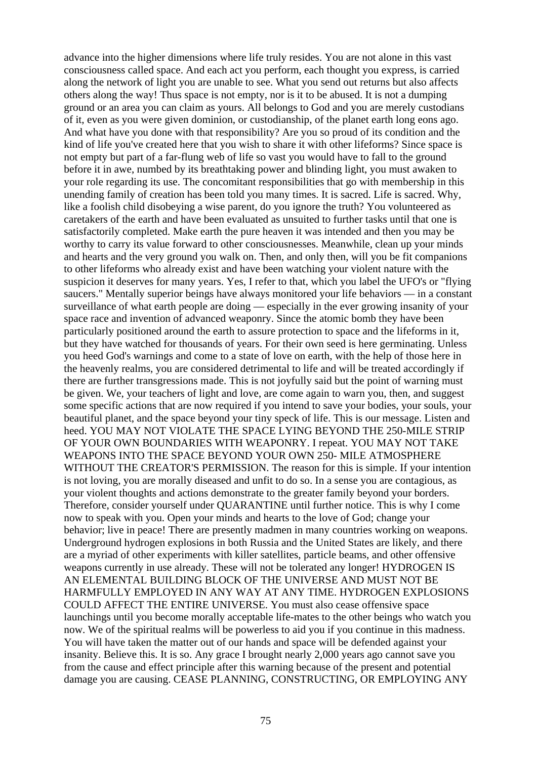advance into the higher dimensions where life truly resides. You are not alone in this vast consciousness called space. And each act you perform, each thought you express, is carried along the network of light you are unable to see. What you send out returns but also affects others along the way! Thus space is not empty, nor is it to be abused. It is not a dumping ground or an area you can claim as yours. All belongs to God and you are merely custodians of it, even as you were given dominion, or custodianship, of the planet earth long eons ago. And what have you done with that responsibility? Are you so proud of its condition and the kind of life you've created here that you wish to share it with other lifeforms? Since space is not empty but part of a far-flung web of life so vast you would have to fall to the ground before it in awe, numbed by its breathtaking power and blinding light, you must awaken to your role regarding its use. The concomitant responsibilities that go with membership in this unending family of creation has been told you many times. It is sacred. Life is sacred. Why, like a foolish child disobeying a wise parent, do you ignore the truth? You volunteered as caretakers of the earth and have been evaluated as unsuited to further tasks until that one is satisfactorily completed. Make earth the pure heaven it was intended and then you may be worthy to carry its value forward to other consciousnesses. Meanwhile, clean up your minds and hearts and the very ground you walk on. Then, and only then, will you be fit companions to other lifeforms who already exist and have been watching your violent nature with the suspicion it deserves for many years. Yes, I refer to that, which you label the UFO's or "flying saucers." Mentally superior beings have always monitored your life behaviors — in a constant surveillance of what earth people are doing — especially in the ever growing insanity of your space race and invention of advanced weaponry. Since the atomic bomb they have been particularly positioned around the earth to assure protection to space and the lifeforms in it, but they have watched for thousands of years. For their own seed is here germinating. Unless you heed God's warnings and come to a state of love on earth, with the help of those here in the heavenly realms, you are considered detrimental to life and will be treated accordingly if there are further transgressions made. This is not joyfully said but the point of warning must be given. We, your teachers of light and love, are come again to warn you, then, and suggest some specific actions that are now required if you intend to save your bodies, your souls, your beautiful planet, and the space beyond your tiny speck of life. This is our message. Listen and heed. YOU MAY NOT VIOLATE THE SPACE LYING BEYOND THE 250-MILE STRIP OF YOUR OWN BOUNDARIES WITH WEAPONRY. I repeat. YOU MAY NOT TAKE WEAPONS INTO THE SPACE BEYOND YOUR OWN 250- MILE ATMOSPHERE WITHOUT THE CREATOR'S PERMISSION. The reason for this is simple. If your intention is not loving, you are morally diseased and unfit to do so. In a sense you are contagious, as your violent thoughts and actions demonstrate to the greater family beyond your borders. Therefore, consider yourself under QUARANTINE until further notice. This is why I come now to speak with you. Open your minds and hearts to the love of God; change your behavior; live in peace! There are presently madmen in many countries working on weapons. Underground hydrogen explosions in both Russia and the United States are likely, and there are a myriad of other experiments with killer satellites, particle beams, and other offensive weapons currently in use already. These will not be tolerated any longer! HYDROGEN IS AN ELEMENTAL BUILDING BLOCK OF THE UNIVERSE AND MUST NOT BE HARMFULLY EMPLOYED IN ANY WAY AT ANY TIME. HYDROGEN EXPLOSIONS COULD AFFECT THE ENTIRE UNIVERSE. You must also cease offensive space launchings until you become morally acceptable life-mates to the other beings who watch you now. We of the spiritual realms will be powerless to aid you if you continue in this madness. You will have taken the matter out of our hands and space will be defended against your insanity. Believe this. It is so. Any grace I brought nearly 2,000 years ago cannot save you from the cause and effect principle after this warning because of the present and potential damage you are causing. CEASE PLANNING, CONSTRUCTING, OR EMPLOYING ANY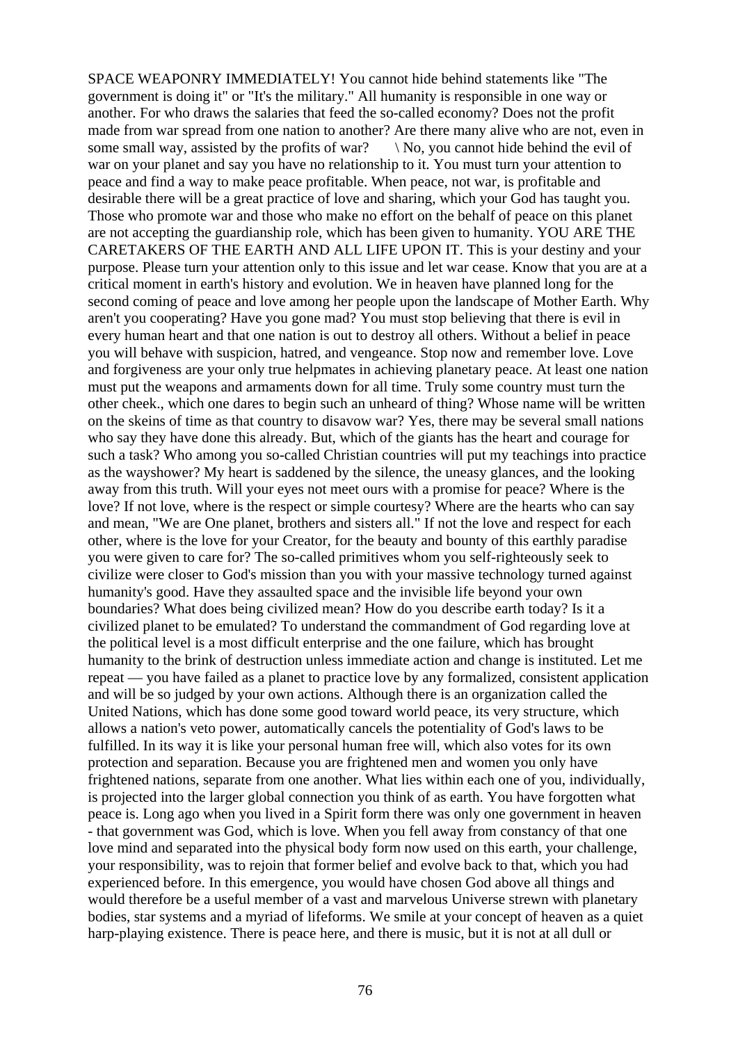SPACE WEAPONRY IMMEDIATELY! You cannot hide behind statements like "The government is doing it" or "It's the military." All humanity is responsible in one way or another. For who draws the salaries that feed the so-called economy? Does not the profit made from war spread from one nation to another? Are there many alive who are not, even in some small way, assisted by the profits of war? \ No, you cannot hide behind the evil of war on your planet and say you have no relationship to it. You must turn your attention to peace and find a way to make peace profitable. When peace, not war, is profitable and desirable there will be a great practice of love and sharing, which your God has taught you. Those who promote war and those who make no effort on the behalf of peace on this planet are not accepting the guardianship role, which has been given to humanity. YOU ARE THE CARETAKERS OF THE EARTH AND ALL LIFE UPON IT. This is your destiny and your purpose. Please turn your attention only to this issue and let war cease. Know that you are at a critical moment in earth's history and evolution. We in heaven have planned long for the second coming of peace and love among her people upon the landscape of Mother Earth. Why aren't you cooperating? Have you gone mad? You must stop believing that there is evil in every human heart and that one nation is out to destroy all others. Without a belief in peace you will behave with suspicion, hatred, and vengeance. Stop now and remember love. Love and forgiveness are your only true helpmates in achieving planetary peace. At least one nation must put the weapons and armaments down for all time. Truly some country must turn the other cheek., which one dares to begin such an unheard of thing? Whose name will be written on the skeins of time as that country to disavow war? Yes, there may be several small nations who say they have done this already. But, which of the giants has the heart and courage for such a task? Who among you so-called Christian countries will put my teachings into practice as the wayshower? My heart is saddened by the silence, the uneasy glances, and the looking away from this truth. Will your eyes not meet ours with a promise for peace? Where is the love? If not love, where is the respect or simple courtesy? Where are the hearts who can say and mean, "We are One planet, brothers and sisters all." If not the love and respect for each other, where is the love for your Creator, for the beauty and bounty of this earthly paradise you were given to care for? The so-called primitives whom you self-righteously seek to civilize were closer to God's mission than you with your massive technology turned against humanity's good. Have they assaulted space and the invisible life beyond your own boundaries? What does being civilized mean? How do you describe earth today? Is it a civilized planet to be emulated? To understand the commandment of God regarding love at the political level is a most difficult enterprise and the one failure, which has brought humanity to the brink of destruction unless immediate action and change is instituted. Let me repeat — you have failed as a planet to practice love by any formalized, consistent application and will be so judged by your own actions. Although there is an organization called the United Nations, which has done some good toward world peace, its very structure, which allows a nation's veto power, automatically cancels the potentiality of God's laws to be fulfilled. In its way it is like your personal human free will, which also votes for its own protection and separation. Because you are frightened men and women you only have frightened nations, separate from one another. What lies within each one of you, individually, is projected into the larger global connection you think of as earth. You have forgotten what peace is. Long ago when you lived in a Spirit form there was only one government in heaven - that government was God, which is love. When you fell away from constancy of that one love mind and separated into the physical body form now used on this earth, your challenge, your responsibility, was to rejoin that former belief and evolve back to that, which you had experienced before. In this emergence, you would have chosen God above all things and would therefore be a useful member of a vast and marvelous Universe strewn with planetary bodies, star systems and a myriad of lifeforms. We smile at your concept of heaven as a quiet harp-playing existence. There is peace here, and there is music, but it is not at all dull or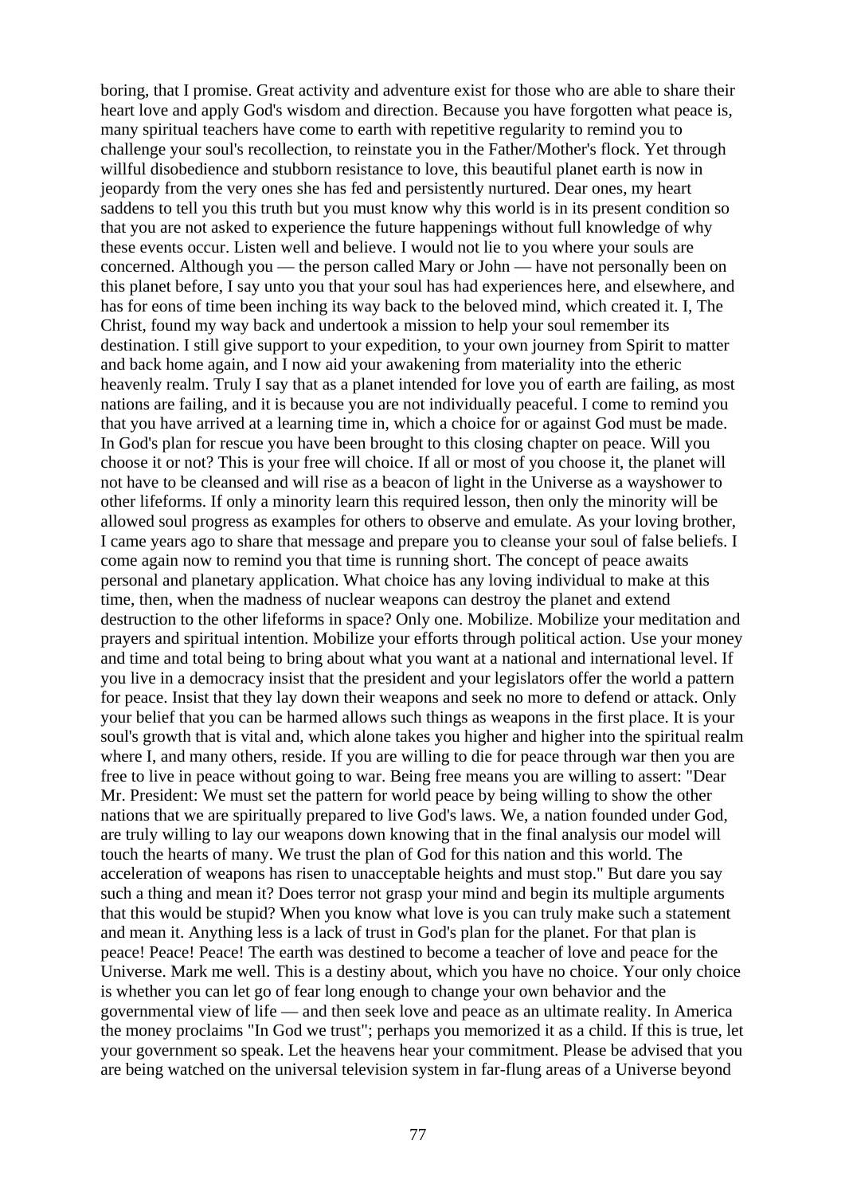boring, that I promise. Great activity and adventure exist for those who are able to share their heart love and apply God's wisdom and direction. Because you have forgotten what peace is, many spiritual teachers have come to earth with repetitive regularity to remind you to challenge your soul's recollection, to reinstate you in the Father/Mother's flock. Yet through willful disobedience and stubborn resistance to love, this beautiful planet earth is now in jeopardy from the very ones she has fed and persistently nurtured. Dear ones, my heart saddens to tell you this truth but you must know why this world is in its present condition so that you are not asked to experience the future happenings without full knowledge of why these events occur. Listen well and believe. I would not lie to you where your souls are concerned. Although you — the person called Mary or John — have not personally been on this planet before, I say unto you that your soul has had experiences here, and elsewhere, and has for eons of time been inching its way back to the beloved mind, which created it. I, The Christ, found my way back and undertook a mission to help your soul remember its destination. I still give support to your expedition, to your own journey from Spirit to matter and back home again, and I now aid your awakening from materiality into the etheric heavenly realm. Truly I say that as a planet intended for love you of earth are failing, as most nations are failing, and it is because you are not individually peaceful. I come to remind you that you have arrived at a learning time in, which a choice for or against God must be made. In God's plan for rescue you have been brought to this closing chapter on peace. Will you choose it or not? This is your free will choice. If all or most of you choose it, the planet will not have to be cleansed and will rise as a beacon of light in the Universe as a wayshower to other lifeforms. If only a minority learn this required lesson, then only the minority will be allowed soul progress as examples for others to observe and emulate. As your loving brother, I came years ago to share that message and prepare you to cleanse your soul of false beliefs. I come again now to remind you that time is running short. The concept of peace awaits personal and planetary application. What choice has any loving individual to make at this time, then, when the madness of nuclear weapons can destroy the planet and extend destruction to the other lifeforms in space? Only one. Mobilize. Mobilize your meditation and prayers and spiritual intention. Mobilize your efforts through political action. Use your money and time and total being to bring about what you want at a national and international level. If you live in a democracy insist that the president and your legislators offer the world a pattern for peace. Insist that they lay down their weapons and seek no more to defend or attack. Only your belief that you can be harmed allows such things as weapons in the first place. It is your soul's growth that is vital and, which alone takes you higher and higher into the spiritual realm where I, and many others, reside. If you are willing to die for peace through war then you are free to live in peace without going to war. Being free means you are willing to assert: "Dear Mr. President: We must set the pattern for world peace by being willing to show the other nations that we are spiritually prepared to live God's laws. We, a nation founded under God, are truly willing to lay our weapons down knowing that in the final analysis our model will touch the hearts of many. We trust the plan of God for this nation and this world. The acceleration of weapons has risen to unacceptable heights and must stop." But dare you say such a thing and mean it? Does terror not grasp your mind and begin its multiple arguments that this would be stupid? When you know what love is you can truly make such a statement and mean it. Anything less is a lack of trust in God's plan for the planet. For that plan is peace! Peace! Peace! The earth was destined to become a teacher of love and peace for the Universe. Mark me well. This is a destiny about, which you have no choice. Your only choice is whether you can let go of fear long enough to change your own behavior and the governmental view of life — and then seek love and peace as an ultimate reality. In America the money proclaims "In God we trust"; perhaps you memorized it as a child. If this is true, let your government so speak. Let the heavens hear your commitment. Please be advised that you are being watched on the universal television system in far-flung areas of a Universe beyond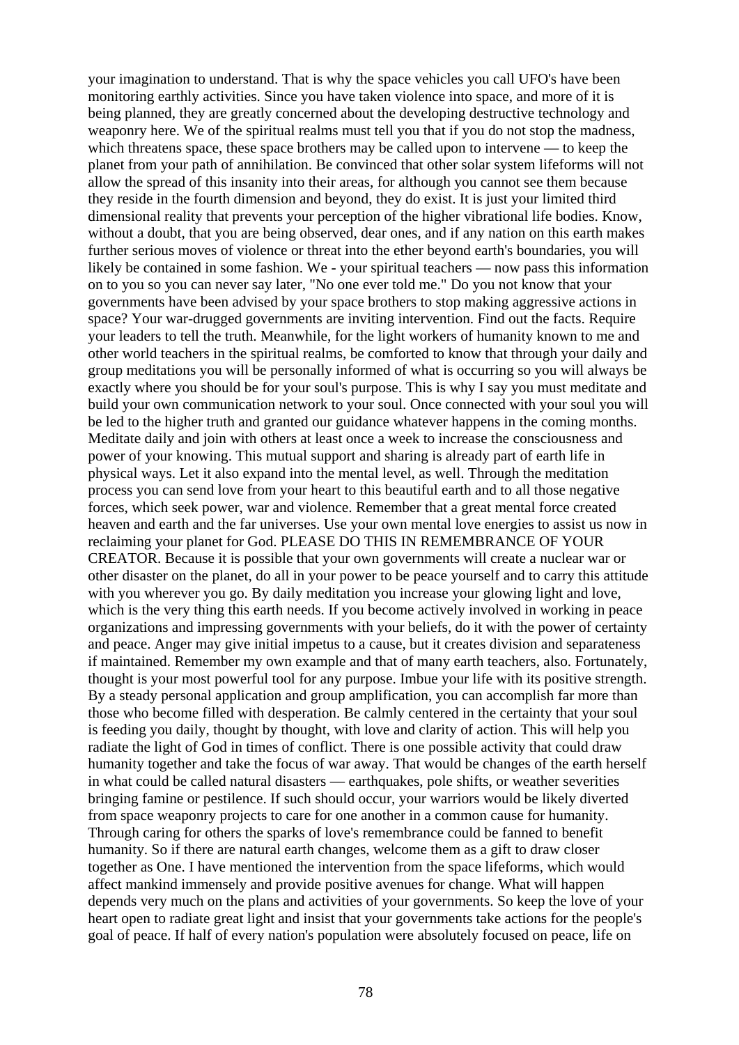your imagination to understand. That is why the space vehicles you call UFO's have been monitoring earthly activities. Since you have taken violence into space, and more of it is being planned, they are greatly concerned about the developing destructive technology and weaponry here. We of the spiritual realms must tell you that if you do not stop the madness, which threatens space, these space brothers may be called upon to intervene — to keep the planet from your path of annihilation. Be convinced that other solar system lifeforms will not allow the spread of this insanity into their areas, for although you cannot see them because they reside in the fourth dimension and beyond, they do exist. It is just your limited third dimensional reality that prevents your perception of the higher vibrational life bodies. Know, without a doubt, that you are being observed, dear ones, and if any nation on this earth makes further serious moves of violence or threat into the ether beyond earth's boundaries, you will likely be contained in some fashion. We - your spiritual teachers — now pass this information on to you so you can never say later, "No one ever told me." Do you not know that your governments have been advised by your space brothers to stop making aggressive actions in space? Your war-drugged governments are inviting intervention. Find out the facts. Require your leaders to tell the truth. Meanwhile, for the light workers of humanity known to me and other world teachers in the spiritual realms, be comforted to know that through your daily and group meditations you will be personally informed of what is occurring so you will always be exactly where you should be for your soul's purpose. This is why I say you must meditate and build your own communication network to your soul. Once connected with your soul you will be led to the higher truth and granted our guidance whatever happens in the coming months. Meditate daily and join with others at least once a week to increase the consciousness and power of your knowing. This mutual support and sharing is already part of earth life in physical ways. Let it also expand into the mental level, as well. Through the meditation process you can send love from your heart to this beautiful earth and to all those negative forces, which seek power, war and violence. Remember that a great mental force created heaven and earth and the far universes. Use your own mental love energies to assist us now in reclaiming your planet for God. PLEASE DO THIS IN REMEMBRANCE OF YOUR CREATOR. Because it is possible that your own governments will create a nuclear war or other disaster on the planet, do all in your power to be peace yourself and to carry this attitude with you wherever you go. By daily meditation you increase your glowing light and love, which is the very thing this earth needs. If you become actively involved in working in peace organizations and impressing governments with your beliefs, do it with the power of certainty and peace. Anger may give initial impetus to a cause, but it creates division and separateness if maintained. Remember my own example and that of many earth teachers, also. Fortunately, thought is your most powerful tool for any purpose. Imbue your life with its positive strength. By a steady personal application and group amplification, you can accomplish far more than those who become filled with desperation. Be calmly centered in the certainty that your soul is feeding you daily, thought by thought, with love and clarity of action. This will help you radiate the light of God in times of conflict. There is one possible activity that could draw humanity together and take the focus of war away. That would be changes of the earth herself in what could be called natural disasters — earthquakes, pole shifts, or weather severities bringing famine or pestilence. If such should occur, your warriors would be likely diverted from space weaponry projects to care for one another in a common cause for humanity. Through caring for others the sparks of love's remembrance could be fanned to benefit humanity. So if there are natural earth changes, welcome them as a gift to draw closer together as One. I have mentioned the intervention from the space lifeforms, which would affect mankind immensely and provide positive avenues for change. What will happen depends very much on the plans and activities of your governments. So keep the love of your heart open to radiate great light and insist that your governments take actions for the people's goal of peace. If half of every nation's population were absolutely focused on peace, life on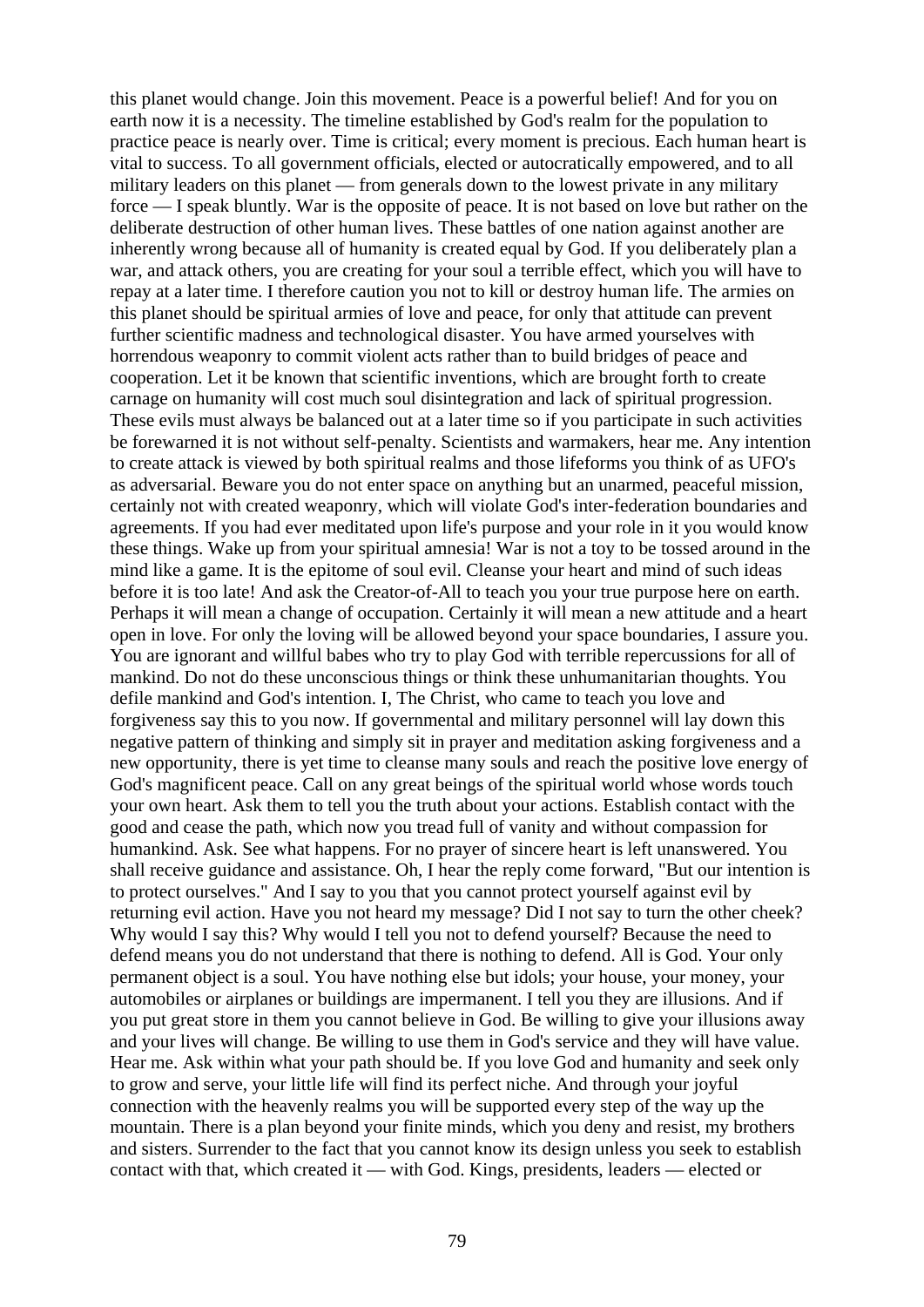this planet would change. Join this movement. Peace is a powerful belief! And for you on earth now it is a necessity. The timeline established by God's realm for the population to practice peace is nearly over. Time is critical; every moment is precious. Each human heart is vital to success. To all government officials, elected or autocratically empowered, and to all military leaders on this planet — from generals down to the lowest private in any military force — I speak bluntly. War is the opposite of peace. It is not based on love but rather on the deliberate destruction of other human lives. These battles of one nation against another are inherently wrong because all of humanity is created equal by God. If you deliberately plan a war, and attack others, you are creating for your soul a terrible effect, which you will have to repay at a later time. I therefore caution you not to kill or destroy human life. The armies on this planet should be spiritual armies of love and peace, for only that attitude can prevent further scientific madness and technological disaster. You have armed yourselves with horrendous weaponry to commit violent acts rather than to build bridges of peace and cooperation. Let it be known that scientific inventions, which are brought forth to create carnage on humanity will cost much soul disintegration and lack of spiritual progression. These evils must always be balanced out at a later time so if you participate in such activities be forewarned it is not without self-penalty. Scientists and warmakers, hear me. Any intention to create attack is viewed by both spiritual realms and those lifeforms you think of as UFO's as adversarial. Beware you do not enter space on anything but an unarmed, peaceful mission, certainly not with created weaponry, which will violate God's inter-federation boundaries and agreements. If you had ever meditated upon life's purpose and your role in it you would know these things. Wake up from your spiritual amnesia! War is not a toy to be tossed around in the mind like a game. It is the epitome of soul evil. Cleanse your heart and mind of such ideas before it is too late! And ask the Creator-of-All to teach you your true purpose here on earth. Perhaps it will mean a change of occupation. Certainly it will mean a new attitude and a heart open in love. For only the loving will be allowed beyond your space boundaries, I assure you. You are ignorant and willful babes who try to play God with terrible repercussions for all of mankind. Do not do these unconscious things or think these unhumanitarian thoughts. You defile mankind and God's intention. I, The Christ, who came to teach you love and forgiveness say this to you now. If governmental and military personnel will lay down this negative pattern of thinking and simply sit in prayer and meditation asking forgiveness and a new opportunity, there is yet time to cleanse many souls and reach the positive love energy of God's magnificent peace. Call on any great beings of the spiritual world whose words touch your own heart. Ask them to tell you the truth about your actions. Establish contact with the good and cease the path, which now you tread full of vanity and without compassion for humankind. Ask. See what happens. For no prayer of sincere heart is left unanswered. You shall receive guidance and assistance. Oh, I hear the reply come forward, "But our intention is to protect ourselves." And I say to you that you cannot protect yourself against evil by returning evil action. Have you not heard my message? Did I not say to turn the other cheek? Why would I say this? Why would I tell you not to defend yourself? Because the need to defend means you do not understand that there is nothing to defend. All is God. Your only permanent object is a soul. You have nothing else but idols; your house, your money, your automobiles or airplanes or buildings are impermanent. I tell you they are illusions. And if you put great store in them you cannot believe in God. Be willing to give your illusions away and your lives will change. Be willing to use them in God's service and they will have value. Hear me. Ask within what your path should be. If you love God and humanity and seek only to grow and serve, your little life will find its perfect niche. And through your joyful connection with the heavenly realms you will be supported every step of the way up the mountain. There is a plan beyond your finite minds, which you deny and resist, my brothers and sisters. Surrender to the fact that you cannot know its design unless you seek to establish contact with that, which created it — with God. Kings, presidents, leaders — elected or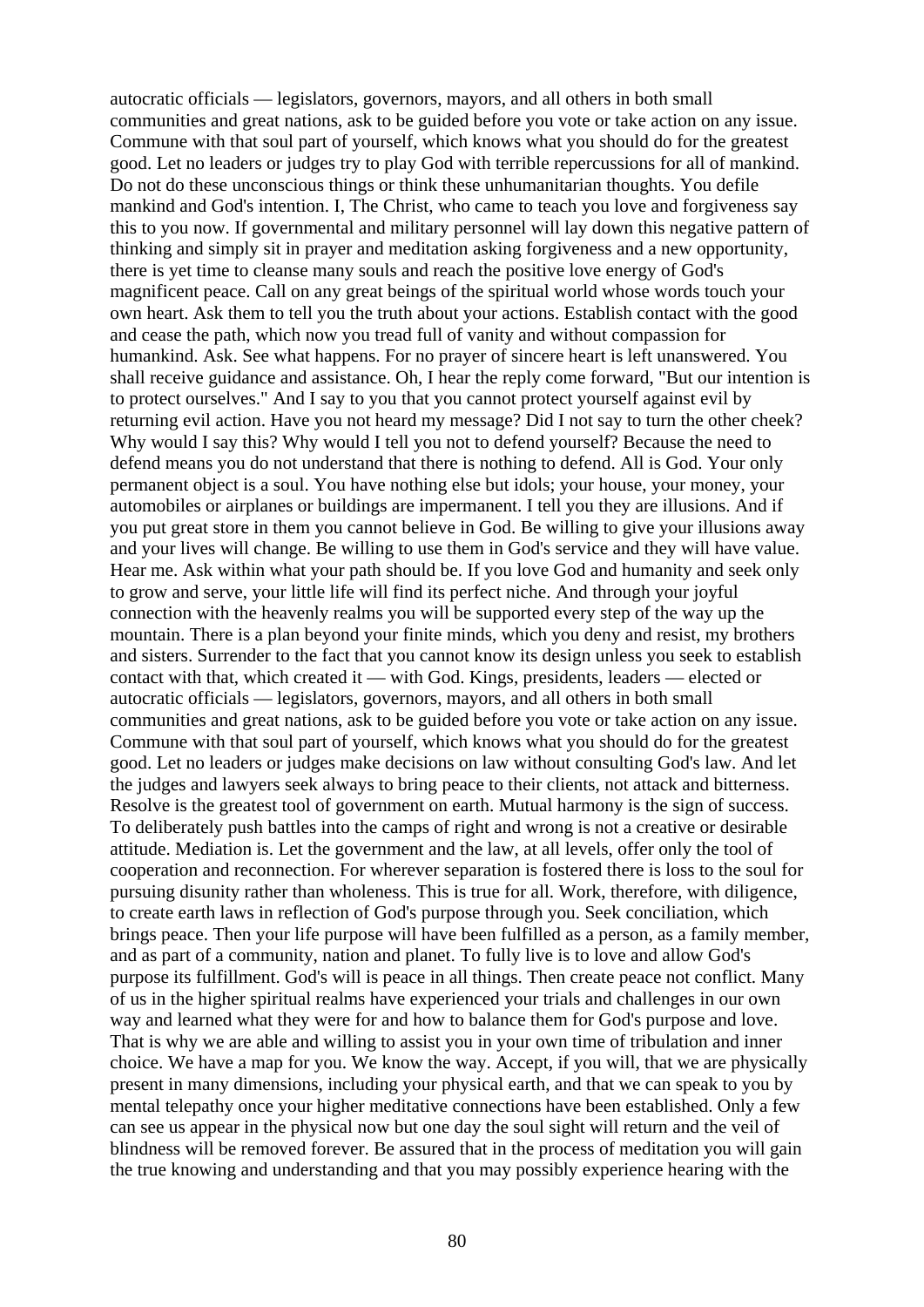autocratic officials — legislators, governors, mayors, and all others in both small communities and great nations, ask to be guided before you vote or take action on any issue. Commune with that soul part of yourself, which knows what you should do for the greatest good. Let no leaders or judges try to play God with terrible repercussions for all of mankind. Do not do these unconscious things or think these unhumanitarian thoughts. You defile mankind and God's intention. I, The Christ, who came to teach you love and forgiveness say this to you now. If governmental and military personnel will lay down this negative pattern of thinking and simply sit in prayer and meditation asking forgiveness and a new opportunity, there is yet time to cleanse many souls and reach the positive love energy of God's magnificent peace. Call on any great beings of the spiritual world whose words touch your own heart. Ask them to tell you the truth about your actions. Establish contact with the good and cease the path, which now you tread full of vanity and without compassion for humankind. Ask. See what happens. For no prayer of sincere heart is left unanswered. You shall receive guidance and assistance. Oh, I hear the reply come forward, "But our intention is to protect ourselves." And I say to you that you cannot protect yourself against evil by returning evil action. Have you not heard my message? Did I not say to turn the other cheek? Why would I say this? Why would I tell you not to defend yourself? Because the need to defend means you do not understand that there is nothing to defend. All is God. Your only permanent object is a soul. You have nothing else but idols; your house, your money, your automobiles or airplanes or buildings are impermanent. I tell you they are illusions. And if you put great store in them you cannot believe in God. Be willing to give your illusions away and your lives will change. Be willing to use them in God's service and they will have value. Hear me. Ask within what your path should be. If you love God and humanity and seek only to grow and serve, your little life will find its perfect niche. And through your joyful connection with the heavenly realms you will be supported every step of the way up the mountain. There is a plan beyond your finite minds, which you deny and resist, my brothers and sisters. Surrender to the fact that you cannot know its design unless you seek to establish contact with that, which created it — with God. Kings, presidents, leaders — elected or autocratic officials — legislators, governors, mayors, and all others in both small communities and great nations, ask to be guided before you vote or take action on any issue. Commune with that soul part of yourself, which knows what you should do for the greatest good. Let no leaders or judges make decisions on law without consulting God's law. And let the judges and lawyers seek always to bring peace to their clients, not attack and bitterness. Resolve is the greatest tool of government on earth. Mutual harmony is the sign of success. To deliberately push battles into the camps of right and wrong is not a creative or desirable attitude. Mediation is. Let the government and the law, at all levels, offer only the tool of cooperation and reconnection. For wherever separation is fostered there is loss to the soul for pursuing disunity rather than wholeness. This is true for all. Work, therefore, with diligence, to create earth laws in reflection of God's purpose through you. Seek conciliation, which brings peace. Then your life purpose will have been fulfilled as a person, as a family member, and as part of a community, nation and planet. To fully live is to love and allow God's purpose its fulfillment. God's will is peace in all things. Then create peace not conflict. Many of us in the higher spiritual realms have experienced your trials and challenges in our own way and learned what they were for and how to balance them for God's purpose and love. That is why we are able and willing to assist you in your own time of tribulation and inner choice. We have a map for you. We know the way. Accept, if you will, that we are physically present in many dimensions, including your physical earth, and that we can speak to you by mental telepathy once your higher meditative connections have been established. Only a few can see us appear in the physical now but one day the soul sight will return and the veil of blindness will be removed forever. Be assured that in the process of meditation you will gain the true knowing and understanding and that you may possibly experience hearing with the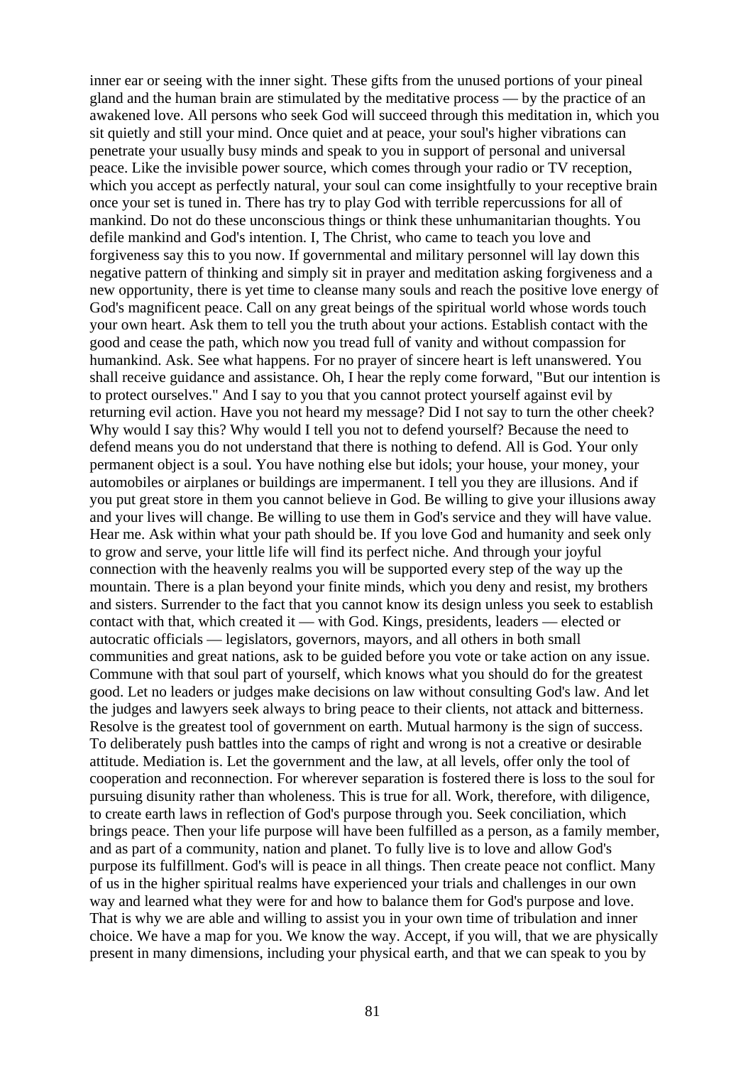inner ear or seeing with the inner sight. These gifts from the unused portions of your pineal gland and the human brain are stimulated by the meditative process — by the practice of an awakened love. All persons who seek God will succeed through this meditation in, which you sit quietly and still your mind. Once quiet and at peace, your soul's higher vibrations can penetrate your usually busy minds and speak to you in support of personal and universal peace. Like the invisible power source, which comes through your radio or TV reception, which you accept as perfectly natural, your soul can come insightfully to your receptive brain once your set is tuned in. There has try to play God with terrible repercussions for all of mankind. Do not do these unconscious things or think these unhumanitarian thoughts. You defile mankind and God's intention. I, The Christ, who came to teach you love and forgiveness say this to you now. If governmental and military personnel will lay down this negative pattern of thinking and simply sit in prayer and meditation asking forgiveness and a new opportunity, there is yet time to cleanse many souls and reach the positive love energy of God's magnificent peace. Call on any great beings of the spiritual world whose words touch your own heart. Ask them to tell you the truth about your actions. Establish contact with the good and cease the path, which now you tread full of vanity and without compassion for humankind. Ask. See what happens. For no prayer of sincere heart is left unanswered. You shall receive guidance and assistance. Oh, I hear the reply come forward, "But our intention is to protect ourselves." And I say to you that you cannot protect yourself against evil by returning evil action. Have you not heard my message? Did I not say to turn the other cheek? Why would I say this? Why would I tell you not to defend yourself? Because the need to defend means you do not understand that there is nothing to defend. All is God. Your only permanent object is a soul. You have nothing else but idols; your house, your money, your automobiles or airplanes or buildings are impermanent. I tell you they are illusions. And if you put great store in them you cannot believe in God. Be willing to give your illusions away and your lives will change. Be willing to use them in God's service and they will have value. Hear me. Ask within what your path should be. If you love God and humanity and seek only to grow and serve, your little life will find its perfect niche. And through your joyful connection with the heavenly realms you will be supported every step of the way up the mountain. There is a plan beyond your finite minds, which you deny and resist, my brothers and sisters. Surrender to the fact that you cannot know its design unless you seek to establish contact with that, which created it — with God. Kings, presidents, leaders — elected or autocratic officials — legislators, governors, mayors, and all others in both small communities and great nations, ask to be guided before you vote or take action on any issue. Commune with that soul part of yourself, which knows what you should do for the greatest good. Let no leaders or judges make decisions on law without consulting God's law. And let the judges and lawyers seek always to bring peace to their clients, not attack and bitterness. Resolve is the greatest tool of government on earth. Mutual harmony is the sign of success. To deliberately push battles into the camps of right and wrong is not a creative or desirable attitude. Mediation is. Let the government and the law, at all levels, offer only the tool of cooperation and reconnection. For wherever separation is fostered there is loss to the soul for pursuing disunity rather than wholeness. This is true for all. Work, therefore, with diligence, to create earth laws in reflection of God's purpose through you. Seek conciliation, which brings peace. Then your life purpose will have been fulfilled as a person, as a family member, and as part of a community, nation and planet. To fully live is to love and allow God's purpose its fulfillment. God's will is peace in all things. Then create peace not conflict. Many of us in the higher spiritual realms have experienced your trials and challenges in our own way and learned what they were for and how to balance them for God's purpose and love. That is why we are able and willing to assist you in your own time of tribulation and inner choice. We have a map for you. We know the way. Accept, if you will, that we are physically present in many dimensions, including your physical earth, and that we can speak to you by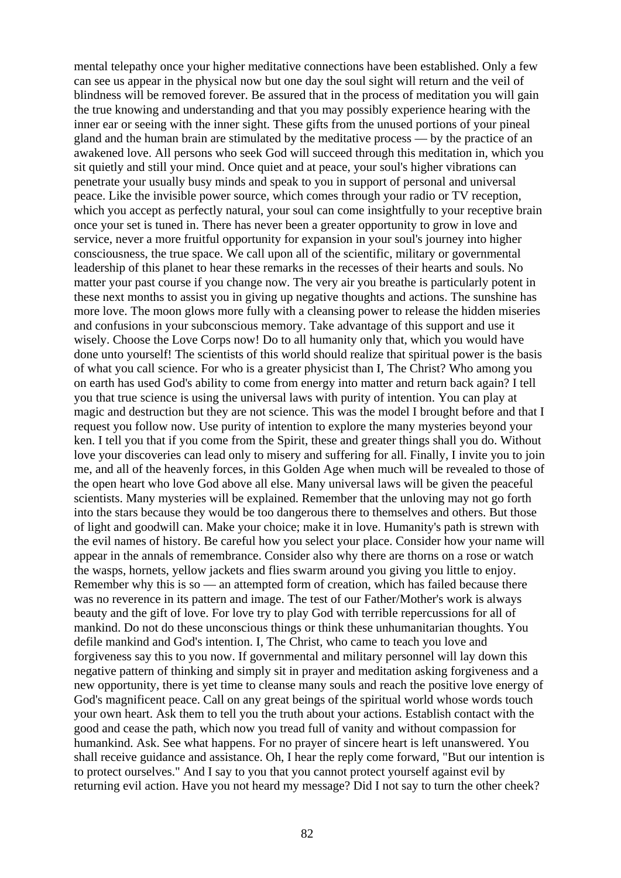mental telepathy once your higher meditative connections have been established. Only a few can see us appear in the physical now but one day the soul sight will return and the veil of blindness will be removed forever. Be assured that in the process of meditation you will gain the true knowing and understanding and that you may possibly experience hearing with the inner ear or seeing with the inner sight. These gifts from the unused portions of your pineal gland and the human brain are stimulated by the meditative process — by the practice of an awakened love. All persons who seek God will succeed through this meditation in, which you sit quietly and still your mind. Once quiet and at peace, your soul's higher vibrations can penetrate your usually busy minds and speak to you in support of personal and universal peace. Like the invisible power source, which comes through your radio or TV reception, which you accept as perfectly natural, your soul can come insightfully to your receptive brain once your set is tuned in. There has never been a greater opportunity to grow in love and service, never a more fruitful opportunity for expansion in your soul's journey into higher consciousness, the true space. We call upon all of the scientific, military or governmental leadership of this planet to hear these remarks in the recesses of their hearts and souls. No matter your past course if you change now. The very air you breathe is particularly potent in these next months to assist you in giving up negative thoughts and actions. The sunshine has more love. The moon glows more fully with a cleansing power to release the hidden miseries and confusions in your subconscious memory. Take advantage of this support and use it wisely. Choose the Love Corps now! Do to all humanity only that, which you would have done unto yourself! The scientists of this world should realize that spiritual power is the basis of what you call science. For who is a greater physicist than I, The Christ? Who among you on earth has used God's ability to come from energy into matter and return back again? I tell you that true science is using the universal laws with purity of intention. You can play at magic and destruction but they are not science. This was the model I brought before and that I request you follow now. Use purity of intention to explore the many mysteries beyond your ken. I tell you that if you come from the Spirit, these and greater things shall you do. Without love your discoveries can lead only to misery and suffering for all. Finally, I invite you to join me, and all of the heavenly forces, in this Golden Age when much will be revealed to those of the open heart who love God above all else. Many universal laws will be given the peaceful scientists. Many mysteries will be explained. Remember that the unloving may not go forth into the stars because they would be too dangerous there to themselves and others. But those of light and goodwill can. Make your choice; make it in love. Humanity's path is strewn with the evil names of history. Be careful how you select your place. Consider how your name will appear in the annals of remembrance. Consider also why there are thorns on a rose or watch the wasps, hornets, yellow jackets and flies swarm around you giving you little to enjoy. Remember why this is so — an attempted form of creation, which has failed because there was no reverence in its pattern and image. The test of our Father/Mother's work is always beauty and the gift of love. For love try to play God with terrible repercussions for all of mankind. Do not do these unconscious things or think these unhumanitarian thoughts. You defile mankind and God's intention. I, The Christ, who came to teach you love and forgiveness say this to you now. If governmental and military personnel will lay down this negative pattern of thinking and simply sit in prayer and meditation asking forgiveness and a new opportunity, there is yet time to cleanse many souls and reach the positive love energy of God's magnificent peace. Call on any great beings of the spiritual world whose words touch your own heart. Ask them to tell you the truth about your actions. Establish contact with the good and cease the path, which now you tread full of vanity and without compassion for humankind. Ask. See what happens. For no prayer of sincere heart is left unanswered. You shall receive guidance and assistance. Oh, I hear the reply come forward, "But our intention is to protect ourselves." And I say to you that you cannot protect yourself against evil by returning evil action. Have you not heard my message? Did I not say to turn the other cheek?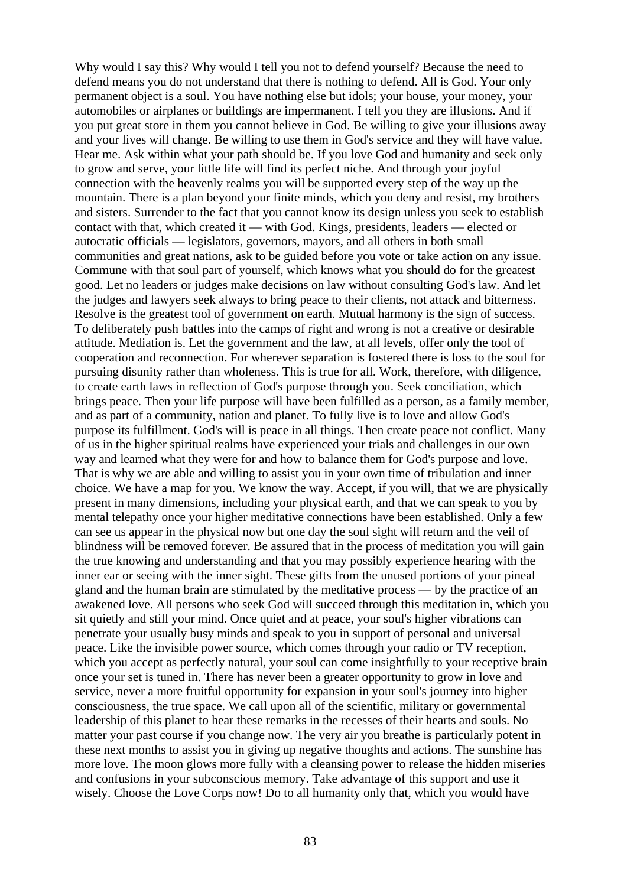Why would I say this? Why would I tell you not to defend yourself? Because the need to defend means you do not understand that there is nothing to defend. All is God. Your only permanent object is a soul. You have nothing else but idols; your house, your money, your automobiles or airplanes or buildings are impermanent. I tell you they are illusions. And if you put great store in them you cannot believe in God. Be willing to give your illusions away and your lives will change. Be willing to use them in God's service and they will have value. Hear me. Ask within what your path should be. If you love God and humanity and seek only to grow and serve, your little life will find its perfect niche. And through your joyful connection with the heavenly realms you will be supported every step of the way up the mountain. There is a plan beyond your finite minds, which you deny and resist, my brothers and sisters. Surrender to the fact that you cannot know its design unless you seek to establish contact with that, which created it — with God. Kings, presidents, leaders — elected or autocratic officials — legislators, governors, mayors, and all others in both small communities and great nations, ask to be guided before you vote or take action on any issue. Commune with that soul part of yourself, which knows what you should do for the greatest good. Let no leaders or judges make decisions on law without consulting God's law. And let the judges and lawyers seek always to bring peace to their clients, not attack and bitterness. Resolve is the greatest tool of government on earth. Mutual harmony is the sign of success. To deliberately push battles into the camps of right and wrong is not a creative or desirable attitude. Mediation is. Let the government and the law, at all levels, offer only the tool of cooperation and reconnection. For wherever separation is fostered there is loss to the soul for pursuing disunity rather than wholeness. This is true for all. Work, therefore, with diligence, to create earth laws in reflection of God's purpose through you. Seek conciliation, which brings peace. Then your life purpose will have been fulfilled as a person, as a family member, and as part of a community, nation and planet. To fully live is to love and allow God's purpose its fulfillment. God's will is peace in all things. Then create peace not conflict. Many of us in the higher spiritual realms have experienced your trials and challenges in our own way and learned what they were for and how to balance them for God's purpose and love. That is why we are able and willing to assist you in your own time of tribulation and inner choice. We have a map for you. We know the way. Accept, if you will, that we are physically present in many dimensions, including your physical earth, and that we can speak to you by mental telepathy once your higher meditative connections have been established. Only a few can see us appear in the physical now but one day the soul sight will return and the veil of blindness will be removed forever. Be assured that in the process of meditation you will gain the true knowing and understanding and that you may possibly experience hearing with the inner ear or seeing with the inner sight. These gifts from the unused portions of your pineal gland and the human brain are stimulated by the meditative process — by the practice of an awakened love. All persons who seek God will succeed through this meditation in, which you sit quietly and still your mind. Once quiet and at peace, your soul's higher vibrations can penetrate your usually busy minds and speak to you in support of personal and universal peace. Like the invisible power source, which comes through your radio or TV reception, which you accept as perfectly natural, your soul can come insightfully to your receptive brain once your set is tuned in. There has never been a greater opportunity to grow in love and service, never a more fruitful opportunity for expansion in your soul's journey into higher consciousness, the true space. We call upon all of the scientific, military or governmental leadership of this planet to hear these remarks in the recesses of their hearts and souls. No matter your past course if you change now. The very air you breathe is particularly potent in these next months to assist you in giving up negative thoughts and actions. The sunshine has more love. The moon glows more fully with a cleansing power to release the hidden miseries and confusions in your subconscious memory. Take advantage of this support and use it wisely. Choose the Love Corps now! Do to all humanity only that, which you would have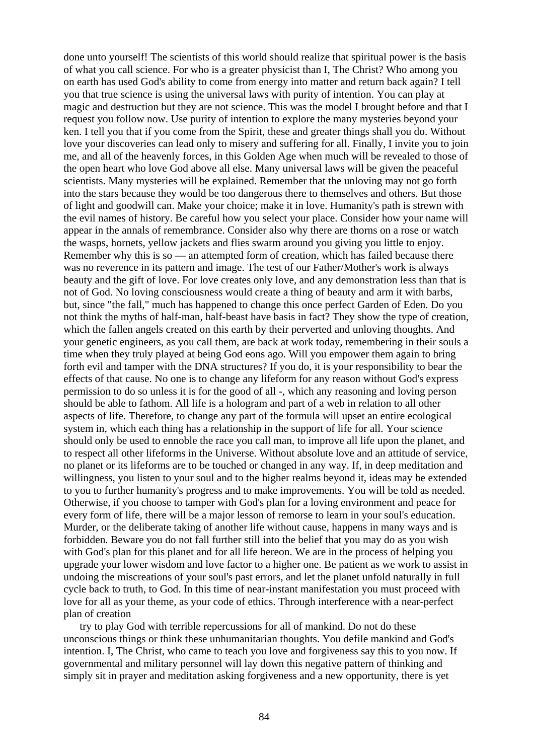done unto yourself! The scientists of this world should realize that spiritual power is the basis of what you call science. For who is a greater physicist than I, The Christ? Who among you on earth has used God's ability to come from energy into matter and return back again? I tell you that true science is using the universal laws with purity of intention. You can play at magic and destruction but they are not science. This was the model I brought before and that I request you follow now. Use purity of intention to explore the many mysteries beyond your ken. I tell you that if you come from the Spirit, these and greater things shall you do. Without love your discoveries can lead only to misery and suffering for all. Finally, I invite you to join me, and all of the heavenly forces, in this Golden Age when much will be revealed to those of the open heart who love God above all else. Many universal laws will be given the peaceful scientists. Many mysteries will be explained. Remember that the unloving may not go forth into the stars because they would be too dangerous there to themselves and others. But those of light and goodwill can. Make your choice; make it in love. Humanity's path is strewn with the evil names of history. Be careful how you select your place. Consider how your name will appear in the annals of remembrance. Consider also why there are thorns on a rose or watch the wasps, hornets, yellow jackets and flies swarm around you giving you little to enjoy. Remember why this is so — an attempted form of creation, which has failed because there was no reverence in its pattern and image. The test of our Father/Mother's work is always beauty and the gift of love. For love creates only love, and any demonstration less than that is not of God. No loving consciousness would create a thing of beauty and arm it with barbs, but, since "the fall," much has happened to change this once perfect Garden of Eden. Do you not think the myths of half-man, half-beast have basis in fact? They show the type of creation, which the fallen angels created on this earth by their perverted and unloving thoughts. And your genetic engineers, as you call them, are back at work today, remembering in their souls a time when they truly played at being God eons ago. Will you empower them again to bring forth evil and tamper with the DNA structures? If you do, it is your responsibility to bear the effects of that cause. No one is to change any lifeform for any reason without God's express permission to do so unless it is for the good of all -, which any reasoning and loving person should be able to fathom. All life is a hologram and part of a web in relation to all other aspects of life. Therefore, to change any part of the formula will upset an entire ecological system in, which each thing has a relationship in the support of life for all. Your science should only be used to ennoble the race you call man, to improve all life upon the planet, and to respect all other lifeforms in the Universe. Without absolute love and an attitude of service, no planet or its lifeforms are to be touched or changed in any way. If, in deep meditation and willingness, you listen to your soul and to the higher realms beyond it, ideas may be extended to you to further humanity's progress and to make improvements. You will be told as needed. Otherwise, if you choose to tamper with God's plan for a loving environment and peace for every form of life, there will be a major lesson of remorse to learn in your soul's education. Murder, or the deliberate taking of another life without cause, happens in many ways and is forbidden. Beware you do not fall further still into the belief that you may do as you wish with God's plan for this planet and for all life hereon. We are in the process of helping you upgrade your lower wisdom and love factor to a higher one. Be patient as we work to assist in undoing the miscreations of your soul's past errors, and let the planet unfold naturally in full cycle back to truth, to God. In this time of near-instant manifestation you must proceed with love for all as your theme, as your code of ethics. Through interference with a near-perfect plan of creation

try to play God with terrible repercussions for all of mankind. Do not do these unconscious things or think these unhumanitarian thoughts. You defile mankind and God's intention. I, The Christ, who came to teach you love and forgiveness say this to you now. If governmental and military personnel will lay down this negative pattern of thinking and simply sit in prayer and meditation asking forgiveness and a new opportunity, there is yet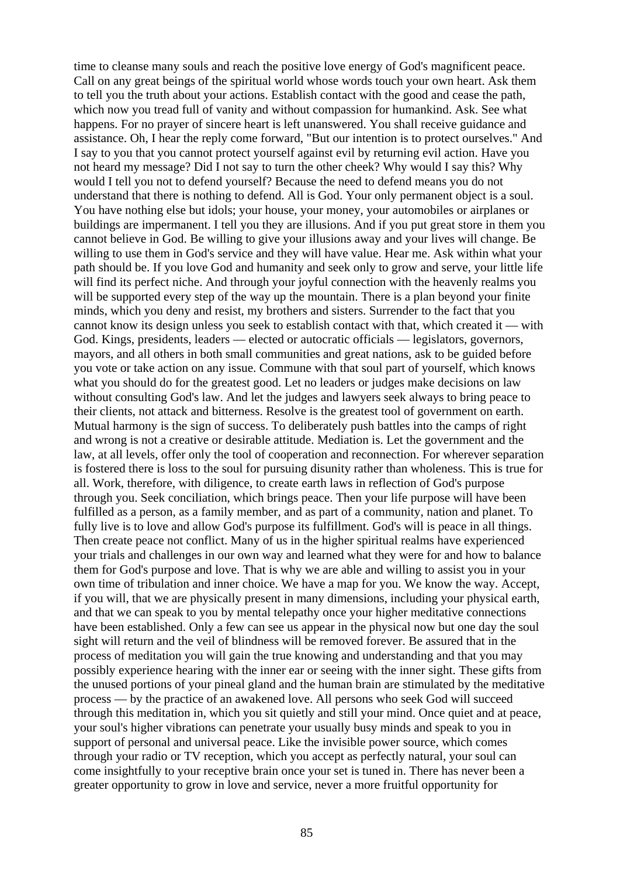time to cleanse many souls and reach the positive love energy of God's magnificent peace. Call on any great beings of the spiritual world whose words touch your own heart. Ask them to tell you the truth about your actions. Establish contact with the good and cease the path, which now you tread full of vanity and without compassion for humankind. Ask. See what happens. For no prayer of sincere heart is left unanswered. You shall receive guidance and assistance. Oh, I hear the reply come forward, "But our intention is to protect ourselves." And I say to you that you cannot protect yourself against evil by returning evil action. Have you not heard my message? Did I not say to turn the other cheek? Why would I say this? Why would I tell you not to defend yourself? Because the need to defend means you do not understand that there is nothing to defend. All is God. Your only permanent object is a soul. You have nothing else but idols; your house, your money, your automobiles or airplanes or buildings are impermanent. I tell you they are illusions. And if you put great store in them you cannot believe in God. Be willing to give your illusions away and your lives will change. Be willing to use them in God's service and they will have value. Hear me. Ask within what your path should be. If you love God and humanity and seek only to grow and serve, your little life will find its perfect niche. And through your joyful connection with the heavenly realms you will be supported every step of the way up the mountain. There is a plan beyond your finite minds, which you deny and resist, my brothers and sisters. Surrender to the fact that you cannot know its design unless you seek to establish contact with that, which created it — with God. Kings, presidents, leaders — elected or autocratic officials — legislators, governors, mayors, and all others in both small communities and great nations, ask to be guided before you vote or take action on any issue. Commune with that soul part of yourself, which knows what you should do for the greatest good. Let no leaders or judges make decisions on law without consulting God's law. And let the judges and lawyers seek always to bring peace to their clients, not attack and bitterness. Resolve is the greatest tool of government on earth. Mutual harmony is the sign of success. To deliberately push battles into the camps of right and wrong is not a creative or desirable attitude. Mediation is. Let the government and the law, at all levels, offer only the tool of cooperation and reconnection. For wherever separation is fostered there is loss to the soul for pursuing disunity rather than wholeness. This is true for all. Work, therefore, with diligence, to create earth laws in reflection of God's purpose through you. Seek conciliation, which brings peace. Then your life purpose will have been fulfilled as a person, as a family member, and as part of a community, nation and planet. To fully live is to love and allow God's purpose its fulfillment. God's will is peace in all things. Then create peace not conflict. Many of us in the higher spiritual realms have experienced your trials and challenges in our own way and learned what they were for and how to balance them for God's purpose and love. That is why we are able and willing to assist you in your own time of tribulation and inner choice. We have a map for you. We know the way. Accept, if you will, that we are physically present in many dimensions, including your physical earth, and that we can speak to you by mental telepathy once your higher meditative connections have been established. Only a few can see us appear in the physical now but one day the soul sight will return and the veil of blindness will be removed forever. Be assured that in the process of meditation you will gain the true knowing and understanding and that you may possibly experience hearing with the inner ear or seeing with the inner sight. These gifts from the unused portions of your pineal gland and the human brain are stimulated by the meditative process — by the practice of an awakened love. All persons who seek God will succeed through this meditation in, which you sit quietly and still your mind. Once quiet and at peace, your soul's higher vibrations can penetrate your usually busy minds and speak to you in support of personal and universal peace. Like the invisible power source, which comes through your radio or TV reception, which you accept as perfectly natural, your soul can come insightfully to your receptive brain once your set is tuned in. There has never been a greater opportunity to grow in love and service, never a more fruitful opportunity for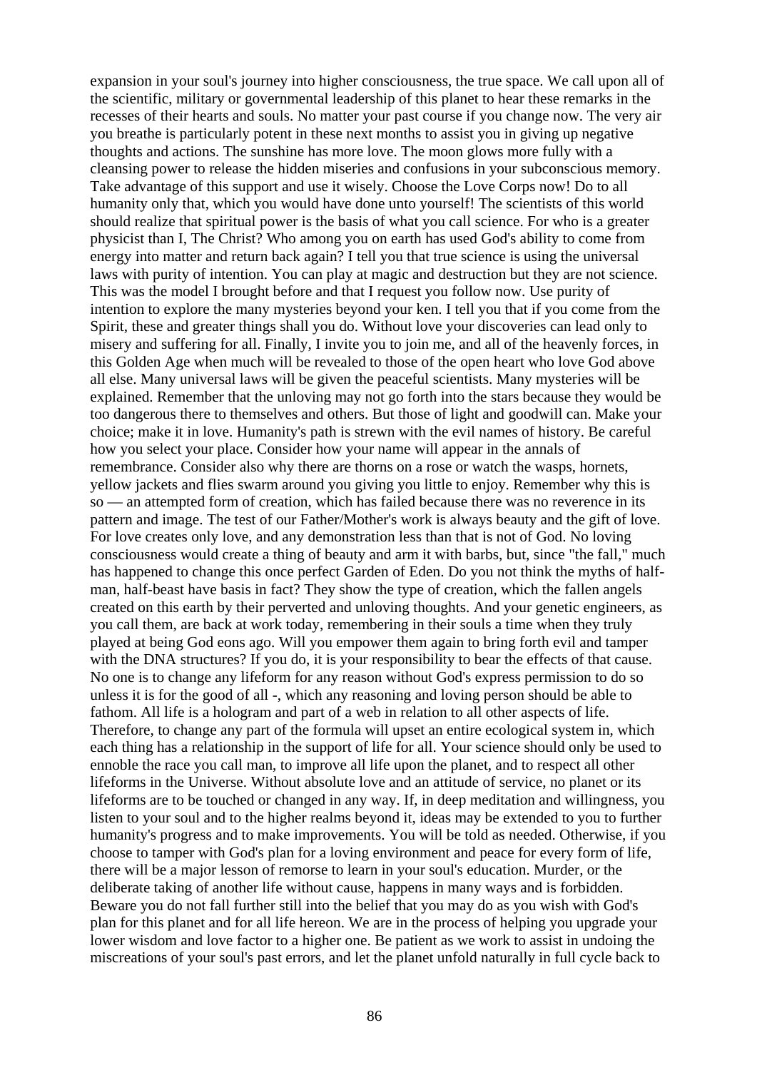expansion in your soul's journey into higher consciousness, the true space. We call upon all of the scientific, military or governmental leadership of this planet to hear these remarks in the recesses of their hearts and souls. No matter your past course if you change now. The very air you breathe is particularly potent in these next months to assist you in giving up negative thoughts and actions. The sunshine has more love. The moon glows more fully with a cleansing power to release the hidden miseries and confusions in your subconscious memory. Take advantage of this support and use it wisely. Choose the Love Corps now! Do to all humanity only that, which you would have done unto yourself! The scientists of this world should realize that spiritual power is the basis of what you call science. For who is a greater physicist than I, The Christ? Who among you on earth has used God's ability to come from energy into matter and return back again? I tell you that true science is using the universal laws with purity of intention. You can play at magic and destruction but they are not science. This was the model I brought before and that I request you follow now. Use purity of intention to explore the many mysteries beyond your ken. I tell you that if you come from the Spirit, these and greater things shall you do. Without love your discoveries can lead only to misery and suffering for all. Finally, I invite you to join me, and all of the heavenly forces, in this Golden Age when much will be revealed to those of the open heart who love God above all else. Many universal laws will be given the peaceful scientists. Many mysteries will be explained. Remember that the unloving may not go forth into the stars because they would be too dangerous there to themselves and others. But those of light and goodwill can. Make your choice; make it in love. Humanity's path is strewn with the evil names of history. Be careful how you select your place. Consider how your name will appear in the annals of remembrance. Consider also why there are thorns on a rose or watch the wasps, hornets, yellow jackets and flies swarm around you giving you little to enjoy. Remember why this is so — an attempted form of creation, which has failed because there was no reverence in its pattern and image. The test of our Father/Mother's work is always beauty and the gift of love. For love creates only love, and any demonstration less than that is not of God. No loving consciousness would create a thing of beauty and arm it with barbs, but, since "the fall," much has happened to change this once perfect Garden of Eden. Do you not think the myths of half-man, half-beast have basis in fact? They show the type of creation, which the fallen angels created on this earth by their perverted and unloving thoughts. And your genetic engineers, as you call them, are back at work today, remembering in their souls a time when they truly played at being God eons ago. Will you empower them again to bring forth evil and tamper with the DNA structures? If you do, it is your responsibility to bear the effects of that cause. No one is to change any lifeform for any reason without God's express permission to do so unless it is for the good of all -, which any reasoning and loving person should be able to fathom. All life is a hologram and part of a web in relation to all other aspects of life. Therefore, to change any part of the formula will upset an entire ecological system in, which each thing has a relationship in the support of life for all. Your science should only be used to ennoble the race you call man, to improve all life upon the planet, and to respect all other lifeforms in the Universe. Without absolute love and an attitude of service, no planet or its lifeforms are to be touched or changed in any way. If, in deep meditation and willingness, you listen to your soul and to the higher realms beyond it, ideas may be extended to you to further humanity's progress and to make improvements. You will be told as needed. Otherwise, if you choose to tamper with God's plan for a loving environment and peace for every form of life, there will be a major lesson of remorse to learn in your soul's education. Murder, or the deliberate taking of another life without cause, happens in many ways and is forbidden. Beware you do not fall further still into the belief that you may do as you wish with God's plan for this planet and for all life hereon. We are in the process of helping you upgrade your lower wisdom and love factor to a higher one. Be patient as we work to assist in undoing the miscreations of your soul's past errors, and let the planet unfold naturally in full cycle back to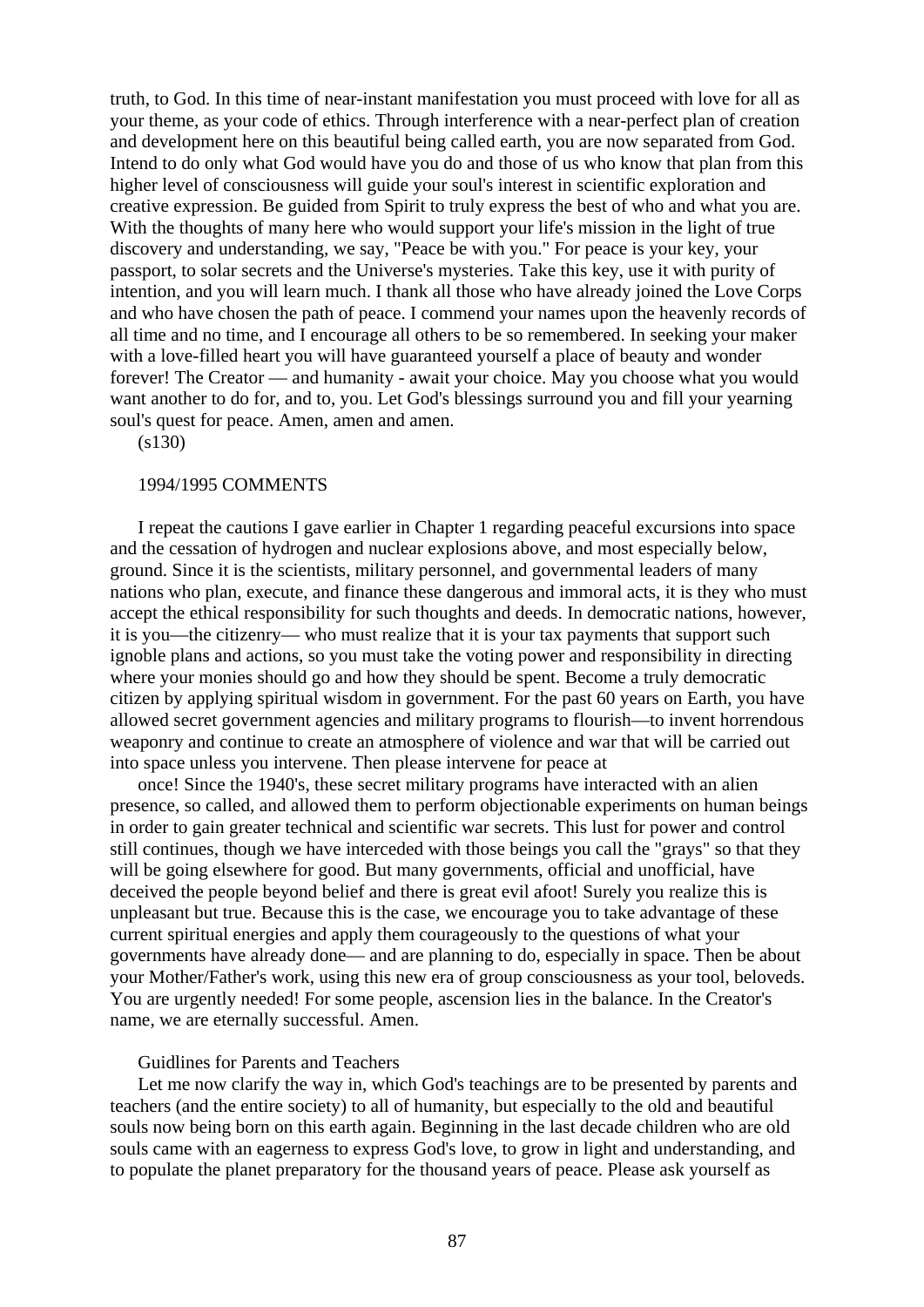truth, to God. In this time of near-instant manifestation you must proceed with love for all as your theme, as your code of ethics. Through interference with a near-perfect plan of creation and development here on this beautiful being called earth, you are now separated from God. Intend to do only what God would have you do and those of us who know that plan from this higher level of consciousness will guide your soul's interest in scientific exploration and creative expression. Be guided from Spirit to truly express the best of who and what you are. With the thoughts of many here who would support your life's mission in the light of true discovery and understanding, we say, "Peace be with you." For peace is your key, your passport, to solar secrets and the Universe's mysteries. Take this key, use it with purity of intention, and you will learn much. I thank all those who have already joined the Love Corps and who have chosen the path of peace. I commend your names upon the heavenly records of all time and no time, and I encourage all others to be so remembered. In seeking your maker with a love-filled heart you will have guaranteed yourself a place of beauty and wonder forever! The Creator — and humanity - await your choice. May you choose what you would want another to do for, and to, you. Let God's blessings surround you and fill your yearning soul's quest for peace. Amen, amen and amen.

(s130)

1994/1995 COMMENTS

I repeat the cautions I gave earlier in Chapter 1 regarding peaceful excursions into space and the cessation of hydrogen and nuclear explosions above, and most especially below, ground. Since it is the scientists, military personnel, and governmental leaders of many nations who plan, execute, and finance these dangerous and immoral acts, it is they who must accept the ethical responsibility for such thoughts and deeds. In democratic nations, however, it is you—the citizenry— who must realize that it is your tax payments that support such ignoble plans and actions, so you must take the voting power and responsibility in directing where your monies should go and how they should be spent. Become a truly democratic citizen by applying spiritual wisdom in government. For the past 60 years on Earth, you have allowed secret government agencies and military programs to flourish—to invent horrendous weaponry and continue to create an atmosphere of violence and war that will be carried out into space unless you intervene. Then please intervene for peace at once! Since the 1940's, these secret military programs have interacted with an alien presence, so called, and allowed them to perform objectionable experiments on human beings in order to gain greater technical and scientific war secrets. This lust for power and control still continues, though we have interceded with those beings you call the "grays" so that they will be going elsewhere for good. But many governments, official and unofficial, have deceived the people beyond belief and there is great evil afoot! Surely you realize this is unpleasant but true. Because this is the case, we encourage you to take advantage of these current spiritual energies and apply them courageously to the questions of what your governments have already done— and are planning to do, especially in space. Then be about your Mother/Father's work, using this new era of group consciousness as your tool, beloveds. You are urgently needed! For some people, ascension lies in the balance. In the Creator's name, we are eternally successful. Amen.

Guidlines for Parents and Teachers

Let me now clarify the way in, which God's teachings are to be presented by parents and teachers (and the entire society) to all of humanity, but especially to the old and beautiful souls now being born on this earth again. Beginning in the last decade children who are old souls came with an eagerness to express God's love, to grow in light and understanding, and to populate the planet preparatory for the thousand years of peace. Please ask yourself as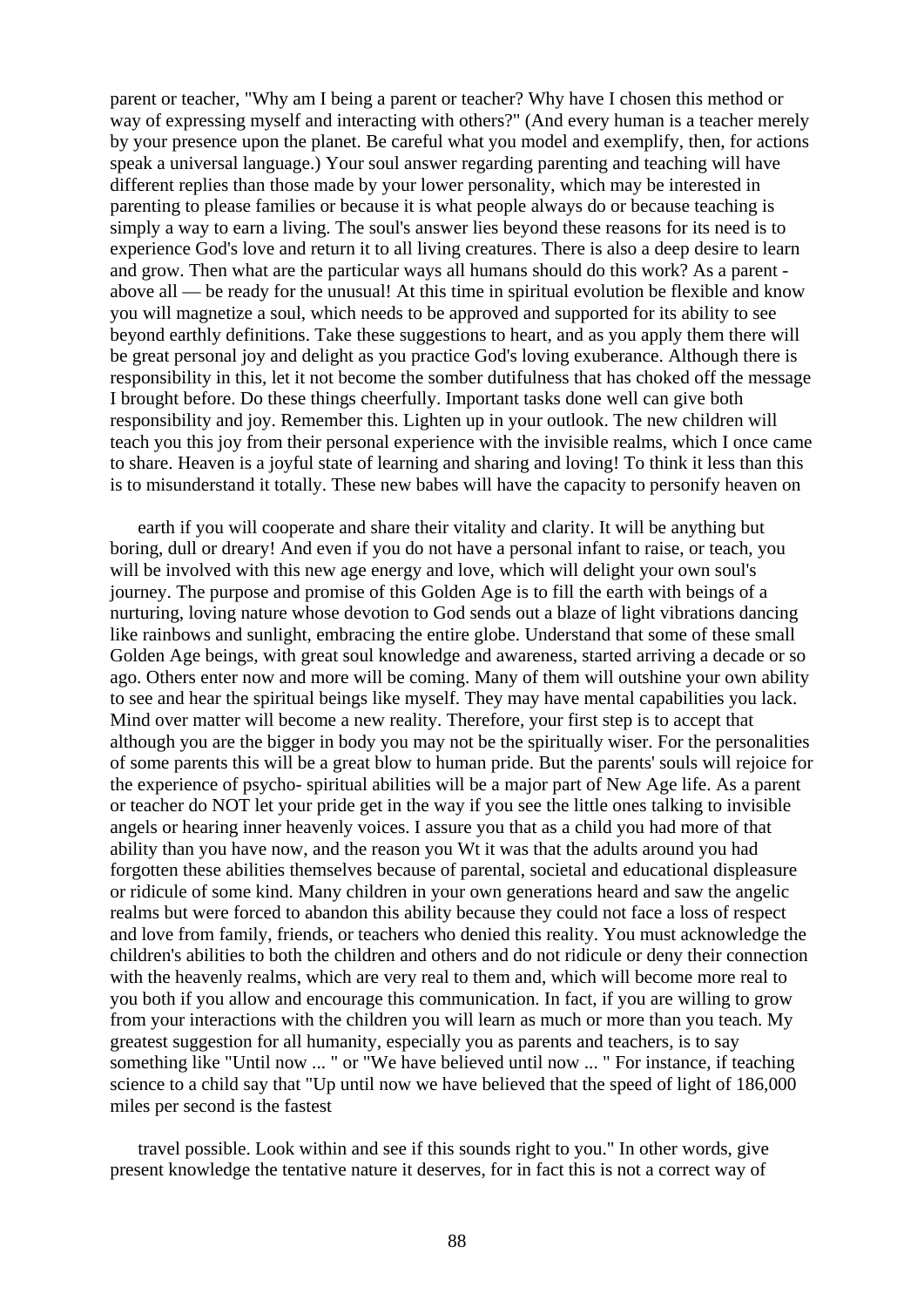parent or teacher, "Why am I being a parent or teacher? Why have I chosen this method or way of expressing myself and interacting with others?" (And every human is a teacher merely by your presence upon the planet. Be careful what you model and exemplify, then, for actions speak a universal language.) Your soul answer regarding parenting and teaching will have different replies than those made by your lower personality, which may be interested in parenting to please families or because it is what people always do or because teaching is simply a way to earn a living. The soul's answer lies beyond these reasons for its need is to experience God's love and return it to all living creatures. There is also a deep desire to learn and grow. Then what are the particular ways all humans should do this work? As a parent - above all — be ready for the unusual! At this time in spiritual evolution be flexible and know you will magnetize a soul, which needs to be approved and supported for its ability to see beyond earthly definitions. Take these suggestions to heart, and as you apply them there will be great personal joy and delight as you practice God's loving exuberance. Although there is responsibility in this, let it not become the somber dutifulness that has choked off the message I brought before. Do these things cheerfully. Important tasks done well can give both responsibility and joy. Remember this. Lighten up in your outlook. The new children will teach you this joy from their personal experience with the invisible realms, which I once came to share. Heaven is a joyful state of learning and sharing and loving! To think it less than this is to misunderstand it totally. These new babes will have the capacity to personify heaven on earth if you will cooperate and share their vitality and clarity. It will be anything but boring, dull or dreary! And even if you do not have a personal infant to raise, or teach, you will be involved with this new age energy and love, which will delight your own soul's journey. The purpose and promise of this Golden Age is to fill the earth with beings of a nurturing, loving nature whose devotion to God sends out a blaze of light vibrations dancing like rainbows and sunlight, embracing the entire globe. Understand that some of these small Golden Age beings, with great soul knowledge and awareness, started arriving a decade or so ago. Others enter now and more will be coming. Many of them will outshine your own ability to see and hear the spiritual beings like myself. They may have mental capabilities you lack. Mind over matter will become a new reality. Therefore, your first step is to accept that although you are the bigger in body you may not be the spiritually wiser. For the personalities of some parents this will be a great blow to human pride. But the parents' souls will rejoice for the experience of psycho- spiritual abilities will be a major part of New Age life. As a parent or teacher do NOT let your pride get in the way if you see the little ones talking to invisible angels or hearing inner heavenly voices. I assure you that as a child you had more of that ability than you have now, and the reason you Wt it was that the adults around you had forgotten these abilities themselves because of parental, societal and educational displeasure or ridicule of some kind. Many children in your own generations heard and saw the angelic realms but were forced to abandon this ability because they could not face a loss of respect and love from family, friends, or teachers who denied this reality. You must acknowledge the children's abilities to both the children and others and do not ridicule or deny their connection with the heavenly realms, which are very real to them and, which will become more real to you both if you allow and encourage this communication. In fact, if you are willing to grow from your interactions with the children you will learn as much or more than you teach. My greatest suggestion for all humanity, especially you as parents and teachers, is to say something like "Until now ... " or "We have believed until now ... " For instance, if teaching science to a child say that "Up until now we have believed that the speed of light of 186,000 miles per second is the fastest travel possible. Look within and see if this sounds right to you." In other words, give present knowledge the tentative nature it deserves, for in fact this is not a correct way of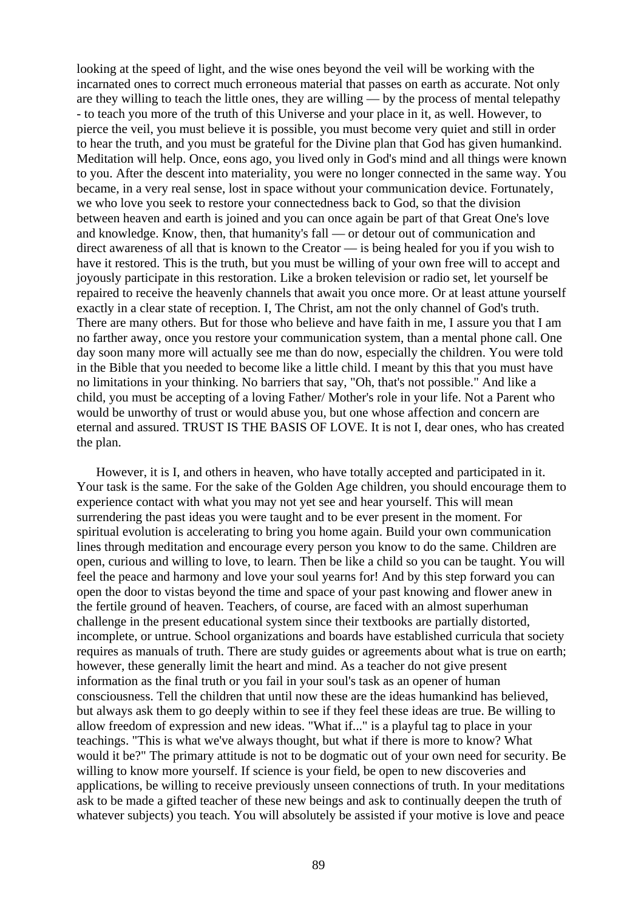looking at the speed of light, and the wise ones beyond the veil will be working with the incarnated ones to correct much erroneous material that passes on earth as accurate. Not only are they willing to teach the little ones, they are willing — by the process of mental telepathy - to teach you more of the truth of this Universe and your place in it, as well. However, to pierce the veil, you must believe it is possible, you must become very quiet and still in order to hear the truth, and you must be grateful for the Divine plan that God has given humankind. Meditation will help. Once, eons ago, you lived only in God's mind and all things were known to you. After the descent into materiality, you were no longer connected in the same way. You became, in a very real sense, lost in space without your communication device. Fortunately, we who love you seek to restore your connectedness back to God, so that the division between heaven and earth is joined and you can once again be part of that Great One's love and knowledge. Know, then, that humanity's fall — or detour out of communication and direct awareness of all that is known to the Creator — is being healed for you if you wish to have it restored. This is the truth, but you must be willing of your own free will to accept and joyously participate in this restoration. Like a broken television or radio set, let yourself be repaired to receive the heavenly channels that await you once more. Or at least attune yourself exactly in a clear state of reception. I, The Christ, am not the only channel of God's truth. There are many others. But for those who believe and have faith in me, I assure you that I am no farther away, once you restore your communication system, than a mental phone call. One day soon many more will actually see me than do now, especially the children. You were told in the Bible that you needed to become like a little child. I meant by this that you must have no limitations in your thinking. No barriers that say, "Oh, that's not possible." And like a child, you must be accepting of a loving Father/ Mother's role in your life. Not a Parent who would be unworthy of trust or would abuse you, but one whose affection and concern are eternal and assured. TRUST IS THE BASIS OF LOVE. It is not I, dear ones, who has created the plan.

However, it is I, and others in heaven, who have totally accepted and participated in it. Your task is the same. For the sake of the Golden Age children, you should encourage them to experience contact with what you may not yet see and hear yourself. This will mean surrendering the past ideas you were taught and to be ever present in the moment. For spiritual evolution is accelerating to bring you home again. Build your own communication lines through meditation and encourage every person you know to do the same. Children are open, curious and willing to love, to learn. Then be like a child so you can be taught. You will feel the peace and harmony and love your soul yearns for! And by this step forward you can open the door to vistas beyond the time and space of your past knowing and flower anew in the fertile ground of heaven. Teachers, of course, are faced with an almost superhuman challenge in the present educational system since their textbooks are partially distorted, incomplete, or untrue. School organizations and boards have established curricula that society requires as manuals of truth. There are study guides or agreements about what is true on earth; however, these generally limit the heart and mind. As a teacher do not give present information as the final truth or you fail in your soul's task as an opener of human consciousness. Tell the children that until now these are the ideas humankind has believed, but always ask them to go deeply within to see if they feel these ideas are true. Be willing to allow freedom of expression and new ideas. "What if..." is a playful tag to place in your teachings. "This is what we've always thought, but what if there is more to know? What would it be?" The primary attitude is not to be dogmatic out of your own need for security. Be willing to know more yourself. If science is your field, be open to new discoveries and applications, be willing to receive previously unseen connections of truth. In your meditations ask to be made a gifted teacher of these new beings and ask to continually deepen the truth of whatever subjects) you teach. You will absolutely be assisted if your motive is love and peace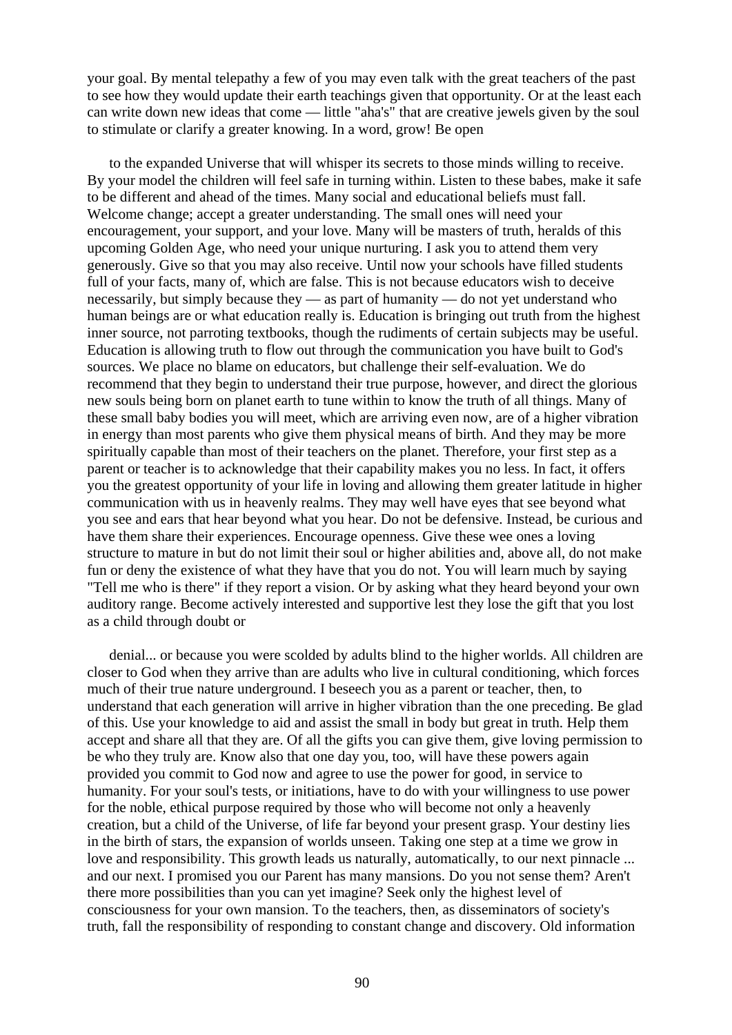your goal. By mental telepathy a few of you may even talk with the great teachers of the past to see how they would update their earth teachings given that opportunity. Or at the least each can write down new ideas that come — little "aha's" that are creative jewels given by the soul to stimulate or clarify a greater knowing. In a word, grow! Be open

to the expanded Universe that will whisper its secrets to those minds willing to receive. By your model the children will feel safe in turning within. Listen to these babes, make it safe to be different and ahead of the times. Many social and educational beliefs must fall. Welcome change; accept a greater understanding. The small ones will need your encouragement, your support, and your love. Many will be masters of truth, heralds of this upcoming Golden Age, who need your unique nurturing. I ask you to attend them very generously. Give so that you may also receive. Until now your schools have filled students full of your facts, many of, which are false. This is not because educators wish to deceive necessarily, but simply because they — as part of humanity — do not yet understand who human beings are or what education really is. Education is bringing out truth from the highest inner source, not parroting textbooks, though the rudiments of certain subjects may be useful. Education is allowing truth to flow out through the communication you have built to God's sources. We place no blame on educators, but challenge their self-evaluation. We do recommend that they begin to understand their true purpose, however, and direct the glorious new souls being born on planet earth to tune within to know the truth of all things. Many of these small baby bodies you will meet, which are arriving even now, are of a higher vibration in energy than most parents who give them physical means of birth. And they may be more spiritually capable than most of their teachers on the planet. Therefore, your first step as a parent or teacher is to acknowledge that their capability makes you no less. In fact, it offers you the greatest opportunity of your life in loving and allowing them greater latitude in higher communication with us in heavenly realms. They may well have eyes that see beyond what you see and ears that hear beyond what you hear. Do not be defensive. Instead, be curious and have them share their experiences. Encourage openness. Give these wee ones a loving structure to mature in but do not limit their soul or higher abilities and, above all, do not make fun or deny the existence of what they have that you do not. You will learn much by saying "Tell me who is there" if they report a vision. Or by asking what they heard beyond your own auditory range. Become actively interested and supportive lest they lose the gift that you lost as a child through doubt or

denial... or because you were scolded by adults blind to the higher worlds. All children are closer to God when they arrive than are adults who live in cultural conditioning, which forces much of their true nature underground. I beseech you as a parent or teacher, then, to understand that each generation will arrive in higher vibration than the one preceding. Be glad of this. Use your knowledge to aid and assist the small in body but great in truth. Help them accept and share all that they are. Of all the gifts you can give them, give loving permission to be who they truly are. Know also that one day you, too, will have these powers again provided you commit to God now and agree to use the power for good, in service to humanity. For your soul's tests, or initiations, have to do with your willingness to use power for the noble, ethical purpose required by those who will become not only a heavenly creation, but a child of the Universe, of life far beyond your present grasp. Your destiny lies in the birth of stars, the expansion of worlds unseen. Taking one step at a time we grow in love and responsibility. This growth leads us naturally, automatically, to our next pinnacle ... and our next. I promised you our Parent has many mansions. Do you not sense them? Aren't there more possibilities than you can yet imagine? Seek only the highest level of consciousness for your own mansion. To the teachers, then, as disseminators of society's truth, fall the responsibility of responding to constant change and discovery. Old information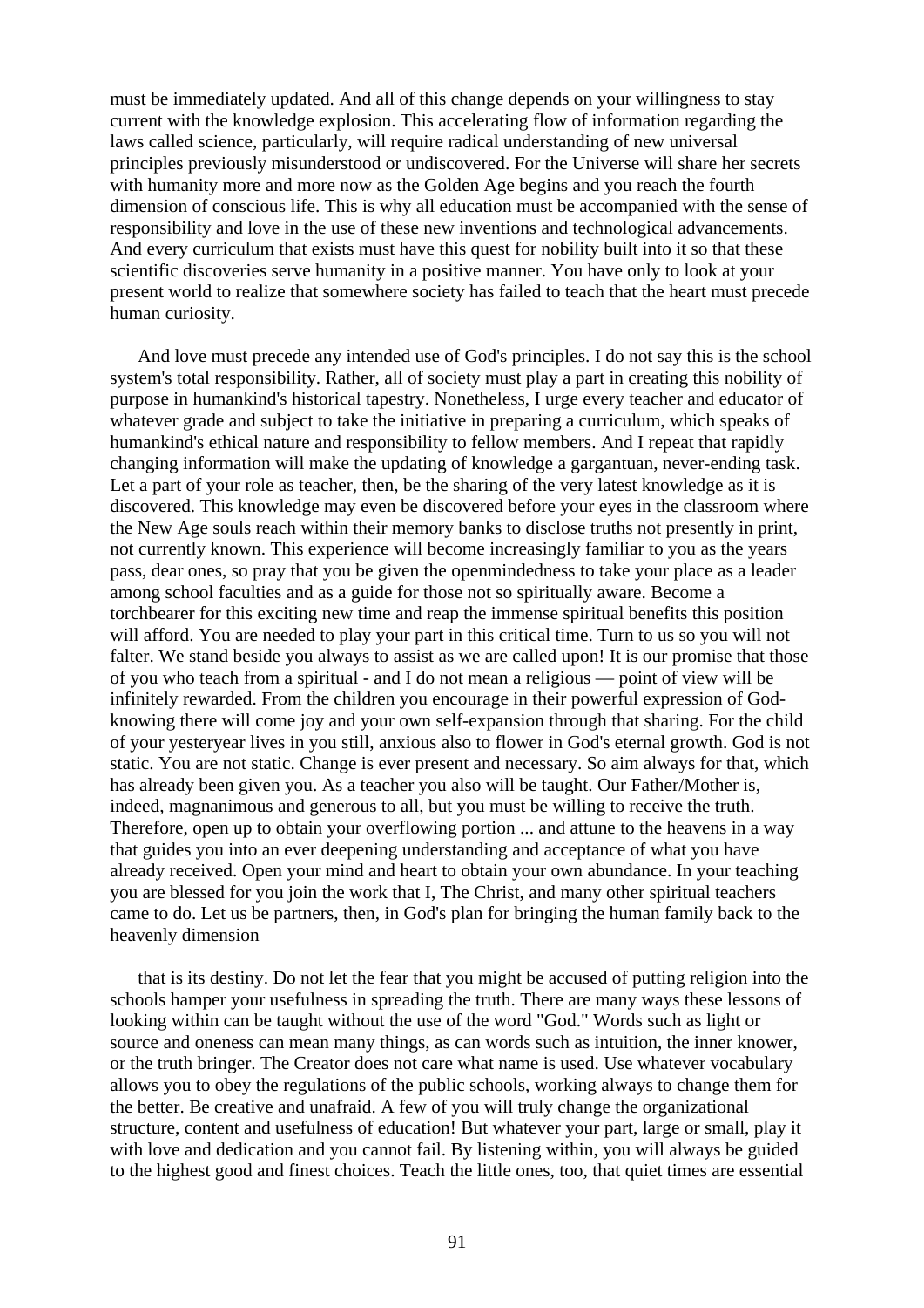must be immediately updated. And all of this change depends on your willingness to stay current with the knowledge explosion. This accelerating flow of information regarding the laws called science, particularly, will require radical understanding of new universal principles previously misunderstood or undiscovered. For the Universe will share her secrets with humanity more and more now as the Golden Age begins and you reach the fourth dimension of conscious life. This is why all education must be accompanied with the sense of responsibility and love in the use of these new inventions and technological advancements. And every curriculum that exists must have this quest for nobility built into it so that these scientific discoveries serve humanity in a positive manner. You have only to look at your present world to realize that somewhere society has failed to teach that the heart must precede human curiosity.

And love must precede any intended use of God's principles. I do not say this is the school system's total responsibility. Rather, all of society must play a part in creating this nobility of purpose in humankind's historical tapestry. Nonetheless, I urge every teacher and educator of whatever grade and subject to take the initiative in preparing a curriculum, which speaks of humankind's ethical nature and responsibility to fellow members. And I repeat that rapidly changing information will make the updating of knowledge a gargantuan, never-ending task. Let a part of your role as teacher, then, be the sharing of the very latest knowledge as it is discovered. This knowledge may even be discovered before your eyes in the classroom where the New Age souls reach within their memory banks to disclose truths not presently in print, not currently known. This experience will become increasingly familiar to you as the years pass, dear ones, so pray that you be given the openmindedness to take your place as a leader among school faculties and as a guide for those not so spiritually aware. Become a torchbearer for this exciting new time and reap the immense spiritual benefits this position will afford. You are needed to play your part in this critical time. Turn to us so you will not falter. We stand beside you always to assist as we are called upon! It is our promise that those of you who teach from a spiritual - and I do not mean a religious — point of view will be infinitely rewarded. From the children you encourage in their powerful expression of God-knowing there will come joy and your own self-expansion through that sharing. For the child of your yesteryear lives in you still, anxious also to flower in God's eternal growth. God is not static. You are not static. Change is ever present and necessary. So aim always for that, which has already been given you. As a teacher you also will be taught. Our Father/Mother is, indeed, magnanimous and generous to all, but you must be willing to receive the truth. Therefore, open up to obtain your overflowing portion ... and attune to the heavens in a way that guides you into an ever deepening understanding and acceptance of what you have already received. Open your mind and heart to obtain your own abundance. In your teaching you are blessed for you join the work that I, The Christ, and many other spiritual teachers came to do. Let us be partners, then, in God's plan for bringing the human family back to the heavenly dimension

that is its destiny. Do not let the fear that you might be accused of putting religion into the schools hamper your usefulness in spreading the truth. There are many ways these lessons of looking within can be taught without the use of the word "God." Words such as light or source and oneness can mean many things, as can words such as intuition, the inner knower, or the truth bringer. The Creator does not care what name is used. Use whatever vocabulary allows you to obey the regulations of the public schools, working always to change them for the better. Be creative and unafraid. A few of you will truly change the organizational structure, content and usefulness of education! But whatever your part, large or small, play it with love and dedication and you cannot fail. By listening within, you will always be guided to the highest good and finest choices. Teach the little ones, too, that quiet times are essential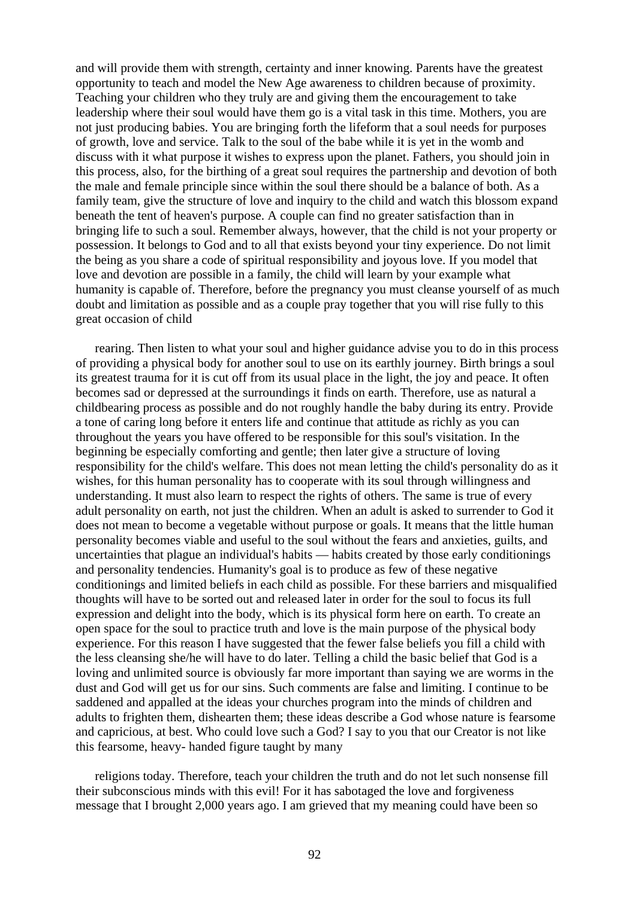and will provide them with strength, certainty and inner knowing. Parents have the greatest opportunity to teach and model the New Age awareness to children because of proximity. Teaching your children who they truly are and giving them the encouragement to take leadership where their soul would have them go is a vital task in this time. Mothers, you are not just producing babies. You are bringing forth the lifeform that a soul needs for purposes of growth, love and service. Talk to the soul of the babe while it is yet in the womb and discuss with it what purpose it wishes to express upon the planet. Fathers, you should join in this process, also, for the birthing of a great soul requires the partnership and devotion of both the male and female principle since within the soul there should be a balance of both. As a family team, give the structure of love and inquiry to the child and watch this blossom expand beneath the tent of heaven's purpose. A couple can find no greater satisfaction than in bringing life to such a soul. Remember always, however, that the child is not your property or possession. It belongs to God and to all that exists beyond your tiny experience. Do not limit the being as you share a code of spiritual responsibility and joyous love. If you model that love and devotion are possible in a family, the child will learn by your example what humanity is capable of. Therefore, before the pregnancy you must cleanse yourself of as much doubt and limitation as possible and as a couple pray together that you will rise fully to this great occasion of child

rearing. Then listen to what your soul and higher guidance advise you to do in this process of providing a physical body for another soul to use on its earthly journey. Birth brings a soul its greatest trauma for it is cut off from its usual place in the light, the joy and peace. It often becomes sad or depressed at the surroundings it finds on earth. Therefore, use as natural a childbearing process as possible and do not roughly handle the baby during its entry. Provide a tone of caring long before it enters life and continue that attitude as richly as you can throughout the years you have offered to be responsible for this soul's visitation. In the beginning be especially comforting and gentle; then later give a structure of loving responsibility for the child's welfare. This does not mean letting the child's personality do as it wishes, for this human personality has to cooperate with its soul through willingness and understanding. It must also learn to respect the rights of others. The same is true of every adult personality on earth, not just the children. When an adult is asked to surrender to God it does not mean to become a vegetable without purpose or goals. It means that the little human personality becomes viable and useful to the soul without the fears and anxieties, guilts, and uncertainties that plague an individual's habits — habits created by those early conditionings and personality tendencies. Humanity's goal is to produce as few of these negative conditionings and limited beliefs in each child as possible. For these barriers and misqualified thoughts will have to be sorted out and released later in order for the soul to focus its full expression and delight into the body, which is its physical form here on earth. To create an open space for the soul to practice truth and love is the main purpose of the physical body experience. For this reason I have suggested that the fewer false beliefs you fill a child with the less cleansing she/he will have to do later. Telling a child the basic belief that God is a loving and unlimited source is obviously far more important than saying we are worms in the dust and God will get us for our sins. Such comments are false and limiting. I continue to be saddened and appalled at the ideas your churches program into the minds of children and adults to frighten them, dishearten them; these ideas describe a God whose nature is fearsome and capricious, at best. Who could love such a God? I say to you that our Creator is not like this fearsome, heavy- handed figure taught by many

religions today. Therefore, teach your children the truth and do not let such nonsense fill their subconscious minds with this evil! For it has sabotaged the love and forgiveness message that I brought 2,000 years ago. I am grieved that my meaning could have been so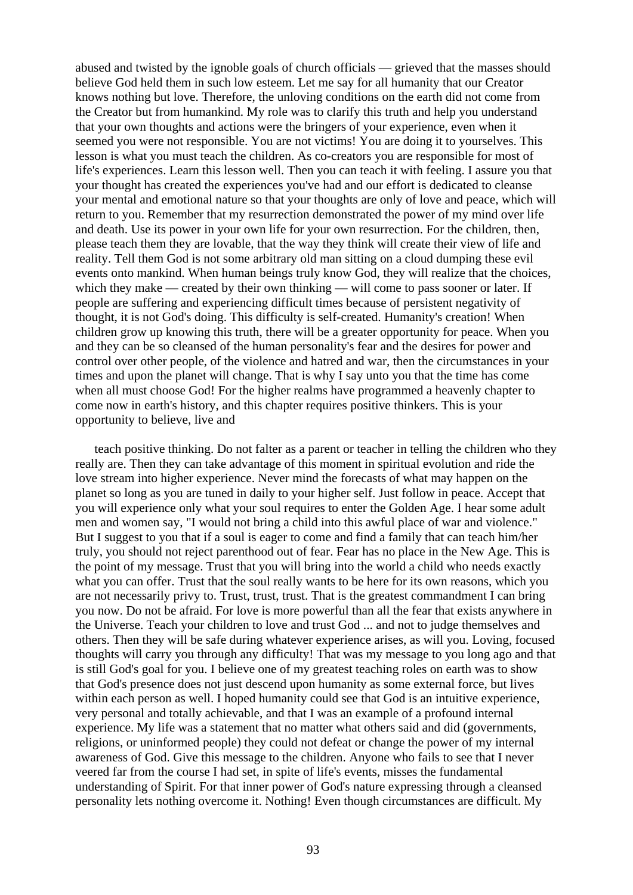abused and twisted by the ignoble goals of church officials — grieved that the masses should believe God held them in such low esteem. Let me say for all humanity that our Creator knows nothing but love. Therefore, the unloving conditions on the earth did not come from the Creator but from humankind. My role was to clarify this truth and help you understand that your own thoughts and actions were the bringers of your experience, even when it seemed you were not responsible. You are not victims! You are doing it to yourselves. This lesson is what you must teach the children. As co-creators you are responsible for most of life's experiences. Learn this lesson well. Then you can teach it with feeling. I assure you that your thought has created the experiences you've had and our effort is dedicated to cleanse your mental and emotional nature so that your thoughts are only of love and peace, which will return to you. Remember that my resurrection demonstrated the power of my mind over life and death. Use its power in your own life for your own resurrection. For the children, then, please teach them they are lovable, that the way they think will create their view of life and reality. Tell them God is not some arbitrary old man sitting on a cloud dumping these evil events onto mankind. When human beings truly know God, they will realize that the choices, which they make — created by their own thinking — will come to pass sooner or later. If people are suffering and experiencing difficult times because of persistent negativity of thought, it is not God's doing. This difficulty is self-created. Humanity's creation! When children grow up knowing this truth, there will be a greater opportunity for peace. When you and they can be so cleansed of the human personality's fear and the desires for power and control over other people, of the violence and hatred and war, then the circumstances in your times and upon the planet will change. That is why I say unto you that the time has come when all must choose God! For the higher realms have programmed a heavenly chapter to come now in earth's history, and this chapter requires positive thinkers. This is your opportunity to believe, live and

teach positive thinking. Do not falter as a parent or teacher in telling the children who they really are. Then they can take advantage of this moment in spiritual evolution and ride the love stream into higher experience. Never mind the forecasts of what may happen on the planet so long as you are tuned in daily to your higher self. Just follow in peace. Accept that you will experience only what your soul requires to enter the Golden Age. I hear some adult men and women say, "I would not bring a child into this awful place of war and violence." But I suggest to you that if a soul is eager to come and find a family that can teach him/her truly, you should not reject parenthood out of fear. Fear has no place in the New Age. This is the point of my message. Trust that you will bring into the world a child who needs exactly what you can offer. Trust that the soul really wants to be here for its own reasons, which you are not necessarily privy to. Trust, trust, trust. That is the greatest commandment I can bring you now. Do not be afraid. For love is more powerful than all the fear that exists anywhere in the Universe. Teach your children to love and trust God ... and not to judge themselves and others. Then they will be safe during whatever experience arises, as will you. Loving, focused thoughts will carry you through any difficulty! That was my message to you long ago and that is still God's goal for you. I believe one of my greatest teaching roles on earth was to show that God's presence does not just descend upon humanity as some external force, but lives within each person as well. I hoped humanity could see that God is an intuitive experience, very personal and totally achievable, and that I was an example of a profound internal experience. My life was a statement that no matter what others said and did (governments, religions, or uninformed people) they could not defeat or change the power of my internal awareness of God. Give this message to the children. Anyone who fails to see that I never veered far from the course I had set, in spite of life's events, misses the fundamental understanding of Spirit. For that inner power of God's nature expressing through a cleansed personality lets nothing overcome it. Nothing! Even though circumstances are difficult. My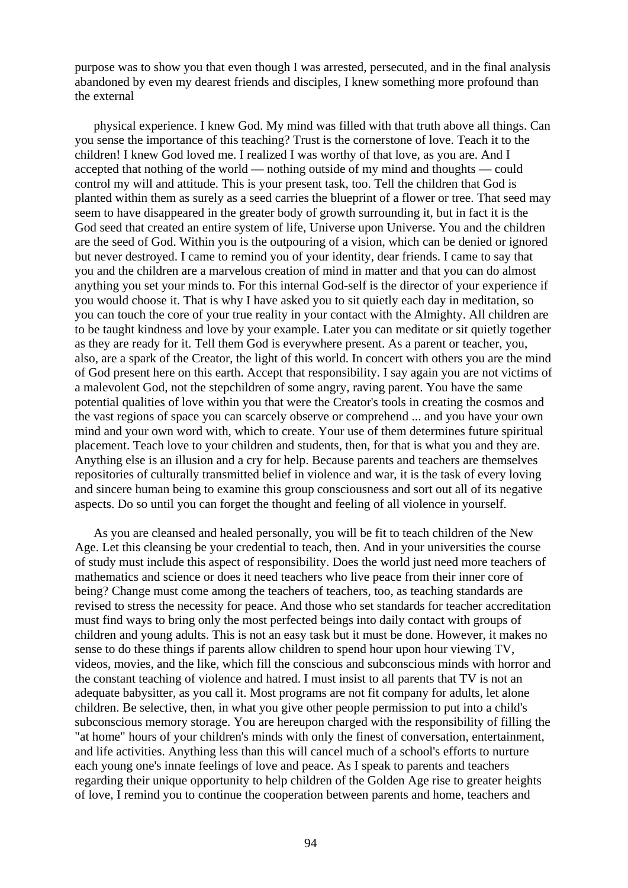purpose was to show you that even though I was arrested, persecuted, and in the final analysis abandoned by even my dearest friends and disciples, I knew something more profound than the external

physical experience. I knew God. My mind was filled with that truth above all things. Can you sense the importance of this teaching? Trust is the cornerstone of love. Teach it to the children! I knew God loved me. I realized I was worthy of that love, as you are. And I accepted that nothing of the world — nothing outside of my mind and thoughts — could control my will and attitude. This is your present task, too. Tell the children that God is planted within them as surely as a seed carries the blueprint of a flower or tree. That seed may seem to have disappeared in the greater body of growth surrounding it, but in fact it is the God seed that created an entire system of life, Universe upon Universe. You and the children are the seed of God. Within you is the outpouring of a vision, which can be denied or ignored but never destroyed. I came to remind you of your identity, dear friends. I came to say that you and the children are a marvelous creation of mind in matter and that you can do almost anything you set your minds to. For this internal God-self is the director of your experience if you would choose it. That is why I have asked you to sit quietly each day in meditation, so you can touch the core of your true reality in your contact with the Almighty. All children are to be taught kindness and love by your example. Later you can meditate or sit quietly together as they are ready for it. Tell them God is everywhere present. As a parent or teacher, you, also, are a spark of the Creator, the light of this world. In concert with others you are the mind of God present here on this earth. Accept that responsibility. I say again you are not victims of a malevolent God, not the stepchildren of some angry, raving parent. You have the same potential qualities of love within you that were the Creator's tools in creating the cosmos and the vast regions of space you can scarcely observe or comprehend ... and you have your own mind and your own word with, which to create. Your use of them determines future spiritual placement. Teach love to your children and students, then, for that is what you and they are. Anything else is an illusion and a cry for help. Because parents and teachers are themselves repositories of culturally transmitted belief in violence and war, it is the task of every loving and sincere human being to examine this group consciousness and sort out all of its negative aspects. Do so until you can forget the thought and feeling of all violence in yourself.

As you are cleansed and healed personally, you will be fit to teach children of the New Age. Let this cleansing be your credential to teach, then. And in your universities the course of study must include this aspect of responsibility. Does the world just need more teachers of mathematics and science or does it need teachers who live peace from their inner core of being? Change must come among the teachers of teachers, too, as teaching standards are revised to stress the necessity for peace. And those who set standards for teacher accreditation must find ways to bring only the most perfected beings into daily contact with groups of children and young adults. This is not an easy task but it must be done. However, it makes no sense to do these things if parents allow children to spend hour upon hour viewing TV, videos, movies, and the like, which fill the conscious and subconscious minds with horror and the constant teaching of violence and hatred. I must insist to all parents that TV is not an adequate babysitter, as you call it. Most programs are not fit company for adults, let alone children. Be selective, then, in what you give other people permission to put into a child's subconscious memory storage. You are hereupon charged with the responsibility of filling the "at home" hours of your children's minds with only the finest of conversation, entertainment, and life activities. Anything less than this will cancel much of a school's efforts to nurture each young one's innate feelings of love and peace. As I speak to parents and teachers regarding their unique opportunity to help children of the Golden Age rise to greater heights of love, I remind you to continue the cooperation between parents and home, teachers and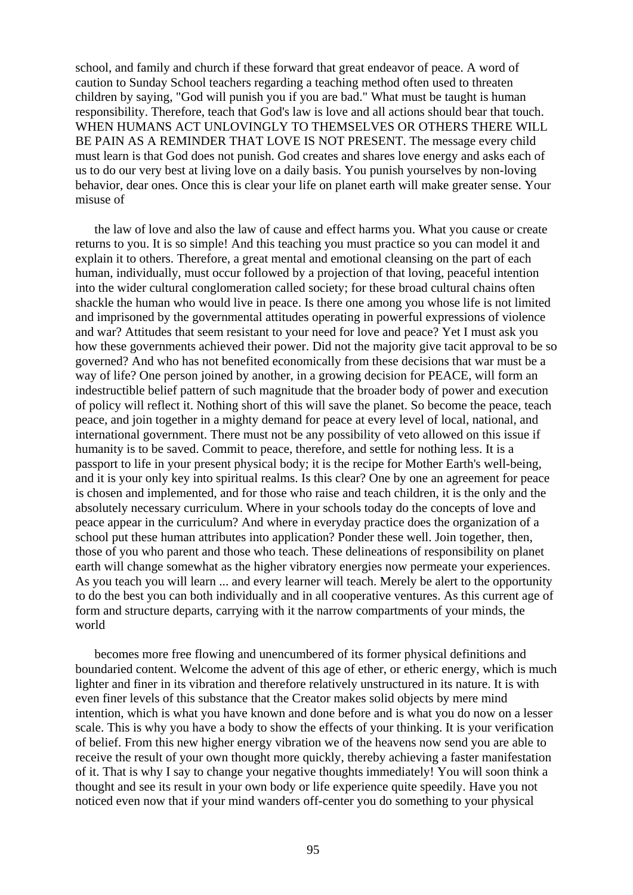school, and family and church if these forward that great endeavor of peace. A word of caution to Sunday School teachers regarding a teaching method often used to threaten children by saying, "God will punish you if you are bad." What must be taught is human responsibility. Therefore, teach that God's law is love and all actions should bear that touch. WHEN HUMANS ACT UNLOVINGLY TO THEMSELVES OR OTHERS THERE WILL BE PAIN AS A REMINDER THAT LOVE IS NOT PRESENT. The message every child must learn is that God does not punish. God creates and shares love energy and asks each of us to do our very best at living love on a daily basis. You punish yourselves by non-loving behavior, dear ones. Once this is clear your life on planet earth will make greater sense. Your misuse of the law of love and also the law of cause and effect harms you. What you cause or create returns to you. It is so simple! And this teaching you must practice so you can model it and explain it to others. Therefore, a great mental and emotional cleansing on the part of each human, individually, must occur followed by a projection of that loving, peaceful intention into the wider cultural conglomeration called society; for these broad cultural chains often shackle the human who would live in peace. Is there one among you whose life is not limited and imprisoned by the governmental attitudes operating in powerful expressions of violence and war? Attitudes that seem resistant to your need for love and peace? Yet I must ask you how these governments achieved their power. Did not the majority give tacit approval to be so governed? And who has not benefited economically from these decisions that war must be a way of life? One person joined by another, in a growing decision for PEACE, will form an indestructible belief pattern of such magnitude that the broader body of power and execution of policy will reflect it. Nothing short of this will save the planet. So become the peace, teach peace, and join together in a mighty demand for peace at every level of local, national, and international government. There must not be any possibility of veto allowed on this issue if humanity is to be saved. Commit to peace, therefore, and settle for nothing less. It is a passport to life in your present physical body; it is the recipe for Mother Earth's well-being, and it is your only key into spiritual realms. Is this clear? One by one an agreement for peace is chosen and implemented, and for those who raise and teach children, it is the only and the absolutely necessary curriculum. Where in your schools today do the concepts of love and peace appear in the curriculum? And where in everyday practice does the organization of a school put these human attributes into application? Ponder these well. Join together, then, those of you who parent and those who teach. These delineations of responsibility on planet earth will change somewhat as the higher vibratory energies now permeate your experiences. As you teach you will learn ... and every learner will teach. Merely be alert to the opportunity to do the best you can both individually and in all cooperative ventures. As this current age of form and structure departs, carrying with it the narrow compartments of your minds, the world becomes more free flowing and unencumbered of its former physical definitions and boundaried content. Welcome the advent of this age of ether, or etheric energy, which is much lighter and finer in its vibration and therefore relatively unstructured in its nature. It is with even finer levels of this substance that the Creator makes solid objects by mere mind intention, which is what you have known and done before and is what you do now on a lesser scale. This is why you have a body to show the effects of your thinking. It is your verification of belief. From this new higher energy vibration we of the heavens now send you are able to receive the result of your own thought more quickly, thereby achieving a faster manifestation of it. That is why I say to change your negative thoughts immediately! You will soon think a thought and see its result in your own body or life experience quite speedily. Have you not noticed even now that if your mind wanders off-center you do something to your physical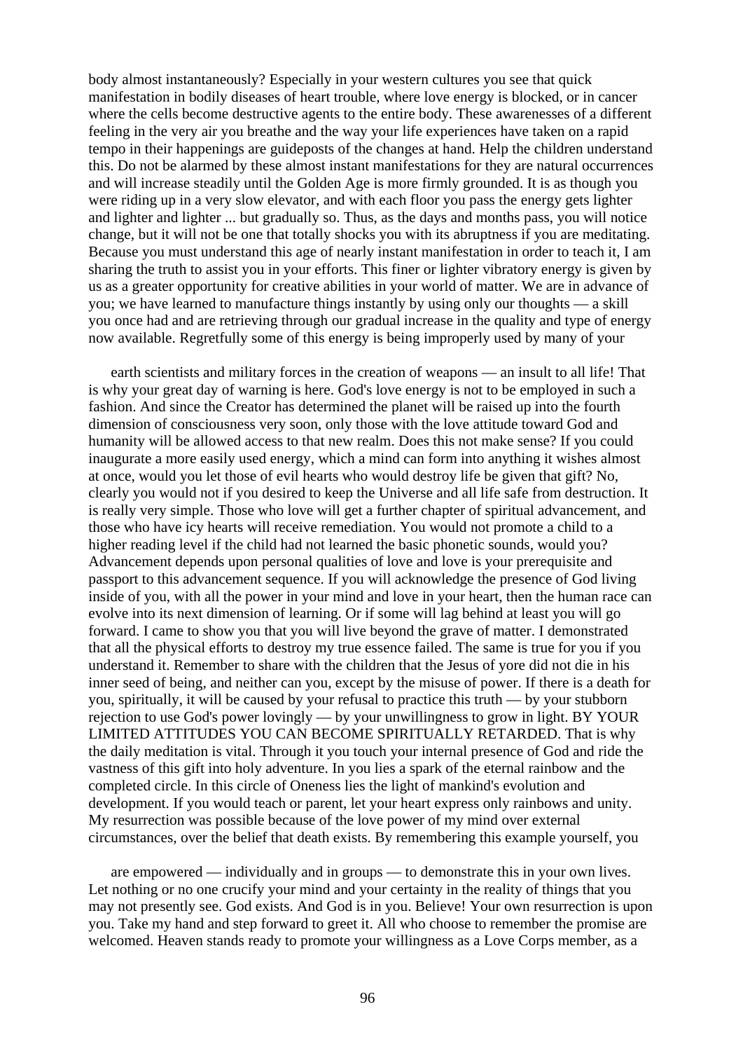body almost instantaneously? Especially in your western cultures you see that quick manifestation in bodily diseases of heart trouble, where love energy is blocked, or in cancer where the cells become destructive agents to the entire body. These awarenesses of a different feeling in the very air you breathe and the way your life experiences have taken on a rapid tempo in their happenings are guideposts of the changes at hand. Help the children understand this. Do not be alarmed by these almost instant manifestations for they are natural occurrences and will increase steadily until the Golden Age is more firmly grounded. It is as though you were riding up in a very slow elevator, and with each floor you pass the energy gets lighter and lighter and lighter ... but gradually so. Thus, as the days and months pass, you will notice change, but it will not be one that totally shocks you with its abruptness if you are meditating. Because you must understand this age of nearly instant manifestation in order to teach it, I am sharing the truth to assist you in your efforts. This finer or lighter vibratory energy is given by us as a greater opportunity for creative abilities in your world of matter. We are in advance of you; we have learned to manufacture things instantly by using only our thoughts — a skill you once had and are retrieving through our gradual increase in the quality and type of energy now available. Regretfully some of this energy is being improperly used by many of your

earth scientists and military forces in the creation of weapons — an insult to all life! That is why your great day of warning is here. God's love energy is not to be employed in such a fashion. And since the Creator has determined the planet will be raised up into the fourth dimension of consciousness very soon, only those with the love attitude toward God and humanity will be allowed access to that new realm. Does this not make sense? If you could inaugurate a more easily used energy, which a mind can form into anything it wishes almost at once, would you let those of evil hearts who would destroy life be given that gift? No, clearly you would not if you desired to keep the Universe and all life safe from destruction. It is really very simple. Those who love will get a further chapter of spiritual advancement, and those who have icy hearts will receive remediation. You would not promote a child to a higher reading level if the child had not learned the basic phonetic sounds, would you? Advancement depends upon personal qualities of love and love is your prerequisite and passport to this advancement sequence. If you will acknowledge the presence of God living inside of you, with all the power in your mind and love in your heart, then the human race can evolve into its next dimension of learning. Or if some will lag behind at least you will go forward. I came to show you that you will live beyond the grave of matter. I demonstrated that all the physical efforts to destroy my true essence failed. The same is true for you if you understand it. Remember to share with the children that the Jesus of yore did not die in his inner seed of being, and neither can you, except by the misuse of power. If there is a death for you, spiritually, it will be caused by your refusal to practice this truth — by your stubborn rejection to use God's power lovingly — by your unwillingness to grow in light. BY YOUR LIMITED ATTITUDES YOU CAN BECOME SPIRITUALLY RETARDED. That is why the daily meditation is vital. Through it you touch your internal presence of God and ride the vastness of this gift into holy adventure. In you lies a spark of the eternal rainbow and the completed circle. In this circle of Oneness lies the light of mankind's evolution and development. If you would teach or parent, let your heart express only rainbows and unity. My resurrection was possible because of the love power of my mind over external circumstances, over the belief that death exists. By remembering this example yourself, you

are empowered — individually and in groups — to demonstrate this in your own lives. Let nothing or no one crucify your mind and your certainty in the reality of things that you may not presently see. God exists. And God is in you. Believe! Your own resurrection is upon you. Take my hand and step forward to greet it. All who choose to remember the promise are welcomed. Heaven stands ready to promote your willingness as a Love Corps member, as a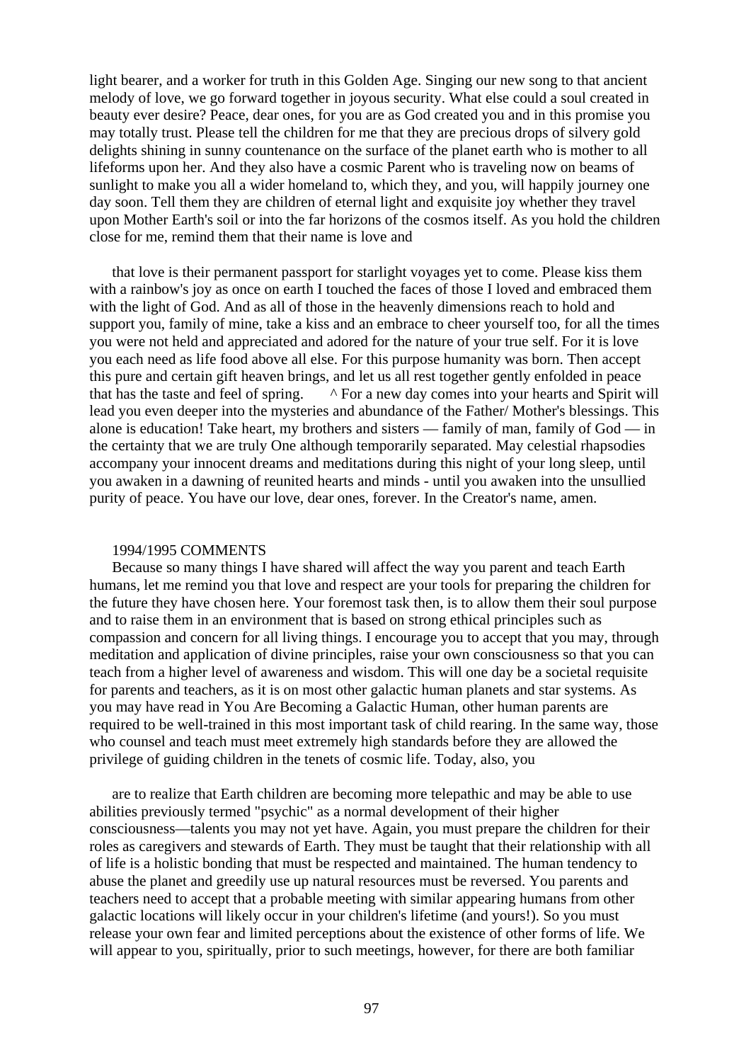light bearer, and a worker for truth in this Golden Age. Singing our new song to that ancient melody of love, we go forward together in joyous security. What else could a soul created in beauty ever desire? Peace, dear ones, for you are as God created you and in this promise you may totally trust. Please tell the children for me that they are precious drops of silvery gold delights shining in sunny countenance on the surface of the planet earth who is mother to all lifeforms upon her. And they also have a cosmic Parent who is traveling now on beams of sunlight to make you all a wider homeland to, which they, and you, will happily journey one day soon. Tell them they are children of eternal light and exquisite joy whether they travel upon Mother Earth's soil or into the far horizons of the cosmos itself. As you hold the children close for me, remind them that their name is love and

that love is their permanent passport for starlight voyages yet to come. Please kiss them with a rainbow's joy as once on earth I touched the faces of those I loved and embraced them with the light of God. And as all of those in the heavenly dimensions reach to hold and support you, family of mine, take a kiss and an embrace to cheer yourself too, for all the times you were not held and appreciated and adored for the nature of your true self. For it is love you each need as life food above all else. For this purpose humanity was born. Then accept this pure and certain gift heaven brings, and let us all rest together gently enfolded in peace that has the taste and feel of spring. ^ For a new day comes into your hearts and Spirit will lead you even deeper into the mysteries and abundance of the Father/ Mother's blessings. This alone is education! Take heart, my brothers and sisters — family of man, family of God — in the certainty that we are truly One although temporarily separated. May celestial rhapsodies accompany your innocent dreams and meditations during this night of your long sleep, until you awaken in a dawning of reunited hearts and minds - until you awaken into the unsullied purity of peace. You have our love, dear ones, forever. In the Creator's name, amen.

1994/1995 COMMENTS

Because so many things I have shared will affect the way you parent and teach Earth humans, let me remind you that love and respect are your tools for preparing the children for the future they have chosen here. Your foremost task then, is to allow them their soul purpose and to raise them in an environment that is based on strong ethical principles such as compassion and concern for all living things. I encourage you to accept that you may, through meditation and application of divine principles, raise your own consciousness so that you can teach from a higher level of awareness and wisdom. This will one day be a societal requisite for parents and teachers, as it is on most other galactic human planets and star systems. As you may have read in You Are Becoming a Galactic Human, other human parents are required to be well-trained in this most important task of child rearing. In the same way, those who counsel and teach must meet extremely high standards before they are allowed the privilege of guiding children in the tenets of cosmic life. Today, also, you

are to realize that Earth children are becoming more telepathic and may be able to use abilities previously termed "psychic" as a normal development of their higher consciousness—talents you may not yet have. Again, you must prepare the children for their roles as caregivers and stewards of Earth. They must be taught that their relationship with all of life is a holistic bonding that must be respected and maintained. The human tendency to abuse the planet and greedily use up natural resources must be reversed. You parents and teachers need to accept that a probable meeting with similar appearing humans from other galactic locations will likely occur in your children's lifetime (and yours!). So you must release your own fear and limited perceptions about the existence of other forms of life. We will appear to you, spiritually, prior to such meetings, however, for there are both familiar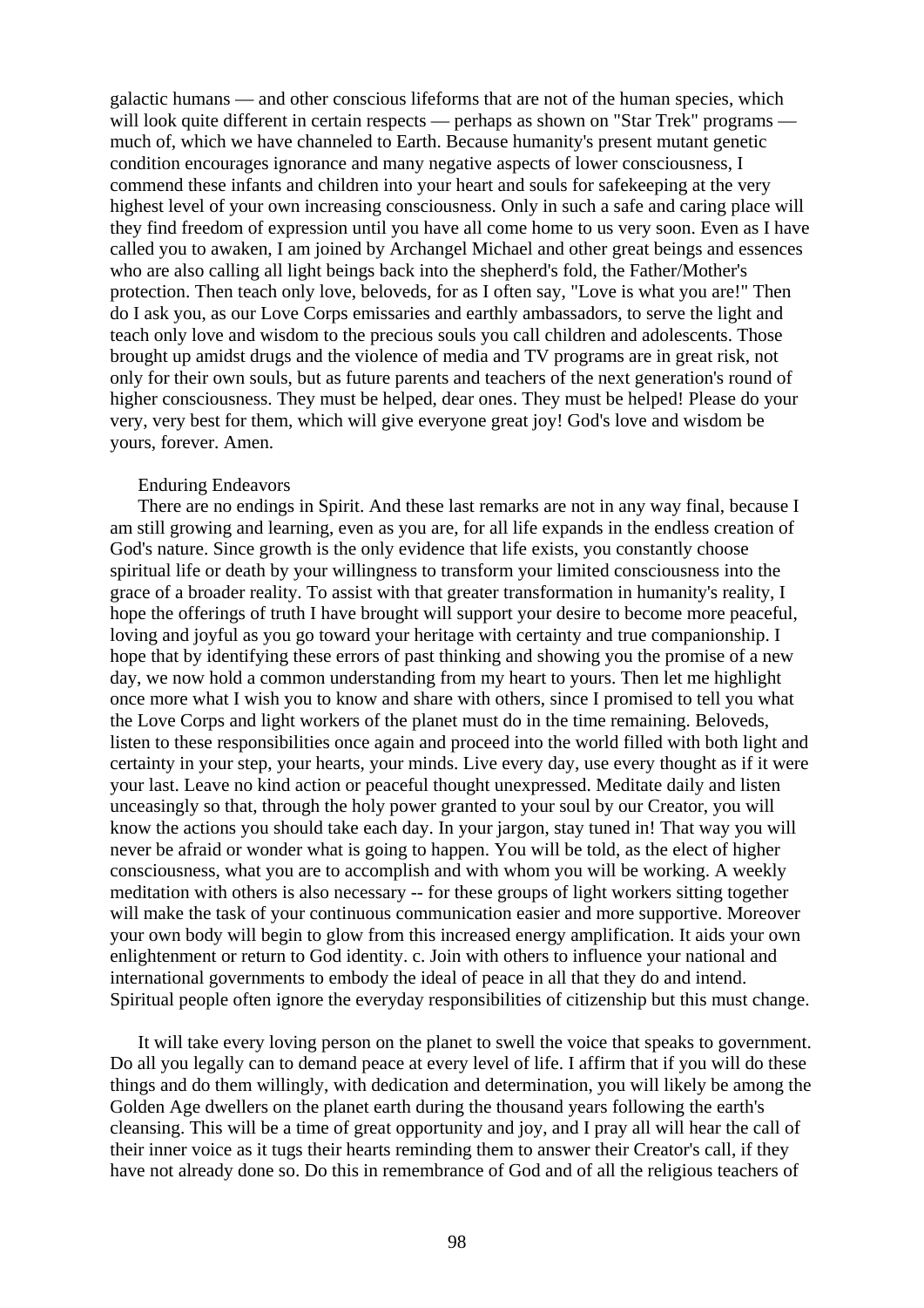galactic humans — and other conscious lifeforms that are not of the human species, which will look quite different in certain respects — perhaps as shown on "Star Trek" programs — much of, which we have channeled to Earth. Because humanity's present mutant genetic condition encourages ignorance and many negative aspects of lower consciousness, I commend these infants and children into your heart and souls for safekeeping at the very highest level of your own increasing consciousness. Only in such a safe and caring place will they find freedom of expression until you have all come home to us very soon. Even as I have called you to awaken, I am joined by Archangel Michael and other great beings and essences who are also calling all light beings back into the shepherd's fold, the Father/Mother's protection. Then teach only love, beloveds, for as I often say, "Love is what you are!" Then do I ask you, as our Love Corps emissaries and earthly ambassadors, to serve the light and teach only love and wisdom to the precious souls you call children and adolescents. Those brought up amidst drugs and the violence of media and TV programs are in great risk, not only for their own souls, but as future parents and teachers of the next generation's round of higher consciousness. They must be helped, dear ones. They must be helped! Please do your very, very best for them, which will give everyone great joy! God's love and wisdom be yours, forever. Amen.

Enduring Endeavors

There are no endings in Spirit. And these last remarks are not in any way final, because I am still growing and learning, even as you are, for all life expands in the endless creation of God's nature. Since growth is the only evidence that life exists, you constantly choose spiritual life or death by your willingness to transform your limited consciousness into the grace of a broader reality. To assist with that greater transformation in humanity's reality, I hope the offerings of truth I have brought will support your desire to become more peaceful, loving and joyful as you go toward your heritage with certainty and true companionship. I hope that by identifying these errors of past thinking and showing you the promise of a new day, we now hold a common understanding from my heart to yours. Then let me highlight once more what I wish you to know and share with others, since I promised to tell you what the Love Corps and light workers of the planet must do in the time remaining. Beloveds, listen to these responsibilities once again and proceed into the world filled with both light and certainty in your step, your hearts, your minds. Live every day, use every thought as if it were your last. Leave no kind action or peaceful thought unexpressed. Meditate daily and listen unceasingly so that, through the holy power granted to your soul by our Creator, you will know the actions you should take each day. In your jargon, stay tuned in! That way you will never be afraid or wonder what is going to happen. You will be told, as the elect of higher consciousness, what you are to accomplish and with whom you will be working. A weekly meditation with others is also necessary -- for these groups of light workers sitting together will make the task of your continuous communication easier and more supportive. Moreover your own body will begin to glow from this increased energy amplification. It aids your own enlightenment or return to God identity. c. Join with others to influence your national and international governments to embody the ideal of peace in all that they do and intend. Spiritual people often ignore the everyday responsibilities of citizenship but this must change.

It will take every loving person on the planet to swell the voice that speaks to government. Do all you legally can to demand peace at every level of life. I affirm that if you will do these things and do them willingly, with dedication and determination, you will likely be among the Golden Age dwellers on the planet earth during the thousand years following the earth's cleansing. This will be a time of great opportunity and joy, and I pray all will hear the call of their inner voice as it tugs their hearts reminding them to answer their Creator's call, if they have not already done so. Do this in remembrance of God and of all the religious teachers of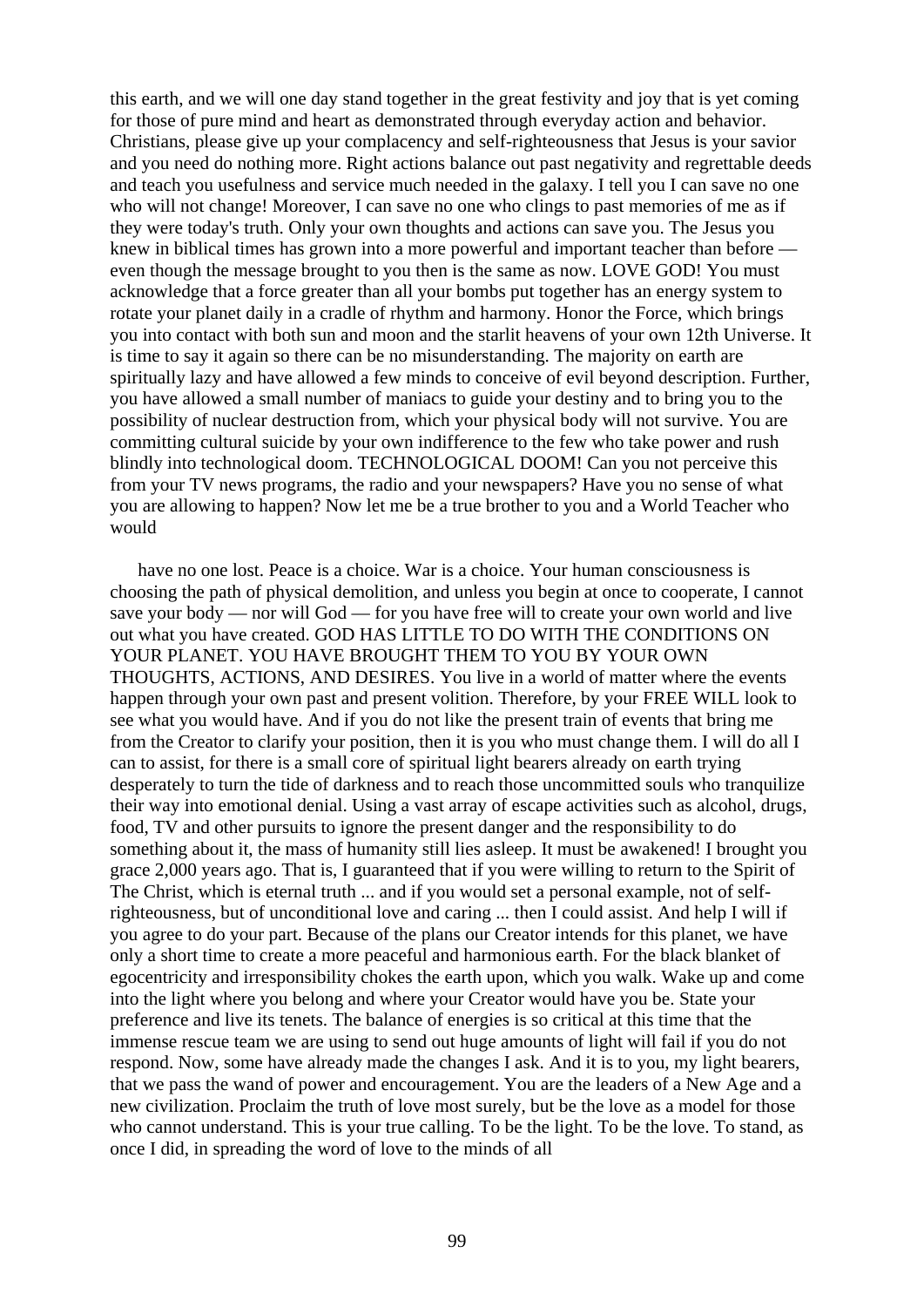this earth, and we will one day stand together in the great festivity and joy that is yet coming for those of pure mind and heart as demonstrated through everyday action and behavior. Christians, please give up your complacency and self-righteousness that Jesus is your savior and you need do nothing more. Right actions balance out past negativity and regrettable deeds and teach you usefulness and service much needed in the galaxy. I tell you I can save no one who will not change! Moreover, I can save no one who clings to past memories of me as if they were today's truth. Only your own thoughts and actions can save you. The Jesus you knew in biblical times has grown into a more powerful and important teacher than before — even though the message brought to you then is the same as now. LOVE GOD! You must acknowledge that a force greater than all your bombs put together has an energy system to rotate your planet daily in a cradle of rhythm and harmony. Honor the Force, which brings you into contact with both sun and moon and the starlit heavens of your own 12th Universe. It is time to say it again so there can be no misunderstanding. The majority on earth are spiritually lazy and have allowed a few minds to conceive of evil beyond description. Further, you have allowed a small number of maniacs to guide your destiny and to bring you to the possibility of nuclear destruction from, which your physical body will not survive. You are committing cultural suicide by your own indifference to the few who take power and rush blindly into technological doom. TECHNOLOGICAL DOOM! Can you not perceive this from your TV news programs, the radio and your newspapers? Have you no sense of what you are allowing to happen? Now let me be a true brother to you and a World Teacher who would

have no one lost. Peace is a choice. War is a choice. Your human consciousness is choosing the path of physical demolition, and unless you begin at once to cooperate, I cannot save your body — nor will God — for you have free will to create your own world and live out what you have created. GOD HAS LITTLE TO DO WITH THE CONDITIONS ON YOUR PLANET. YOU HAVE BROUGHT THEM TO YOU BY YOUR OWN THOUGHTS, ACTIONS, AND DESIRES. You live in a world of matter where the events happen through your own past and present volition. Therefore, by your FREE WILL look to see what you would have. And if you do not like the present train of events that bring me from the Creator to clarify your position, then it is you who must change them. I will do all I can to assist, for there is a small core of spiritual light bearers already on earth trying desperately to turn the tide of darkness and to reach those uncommitted souls who tranquilize their way into emotional denial. Using a vast array of escape activities such as alcohol, drugs, food, TV and other pursuits to ignore the present danger and the responsibility to do something about it, the mass of humanity still lies asleep. It must be awakened! I brought you grace 2,000 years ago. That is, I guaranteed that if you were willing to return to the Spirit of The Christ, which is eternal truth ... and if you would set a personal example, not of self-righteousness, but of unconditional love and caring ... then I could assist. And help I will if you agree to do your part. Because of the plans our Creator intends for this planet, we have only a short time to create a more peaceful and harmonious earth. For the black blanket of egocentricity and irresponsibility chokes the earth upon, which you walk. Wake up and come into the light where you belong and where your Creator would have you be. State your preference and live its tenets. The balance of energies is so critical at this time that the immense rescue team we are using to send out huge amounts of light will fail if you do not respond. Now, some have already made the changes I ask. And it is to you, my light bearers, that we pass the wand of power and encouragement. You are the leaders of a New Age and a new civilization. Proclaim the truth of love most surely, but be the love as a model for those who cannot understand. This is your true calling. To be the light. To be the love. To stand, as once I did, in spreading the word of love to the minds of all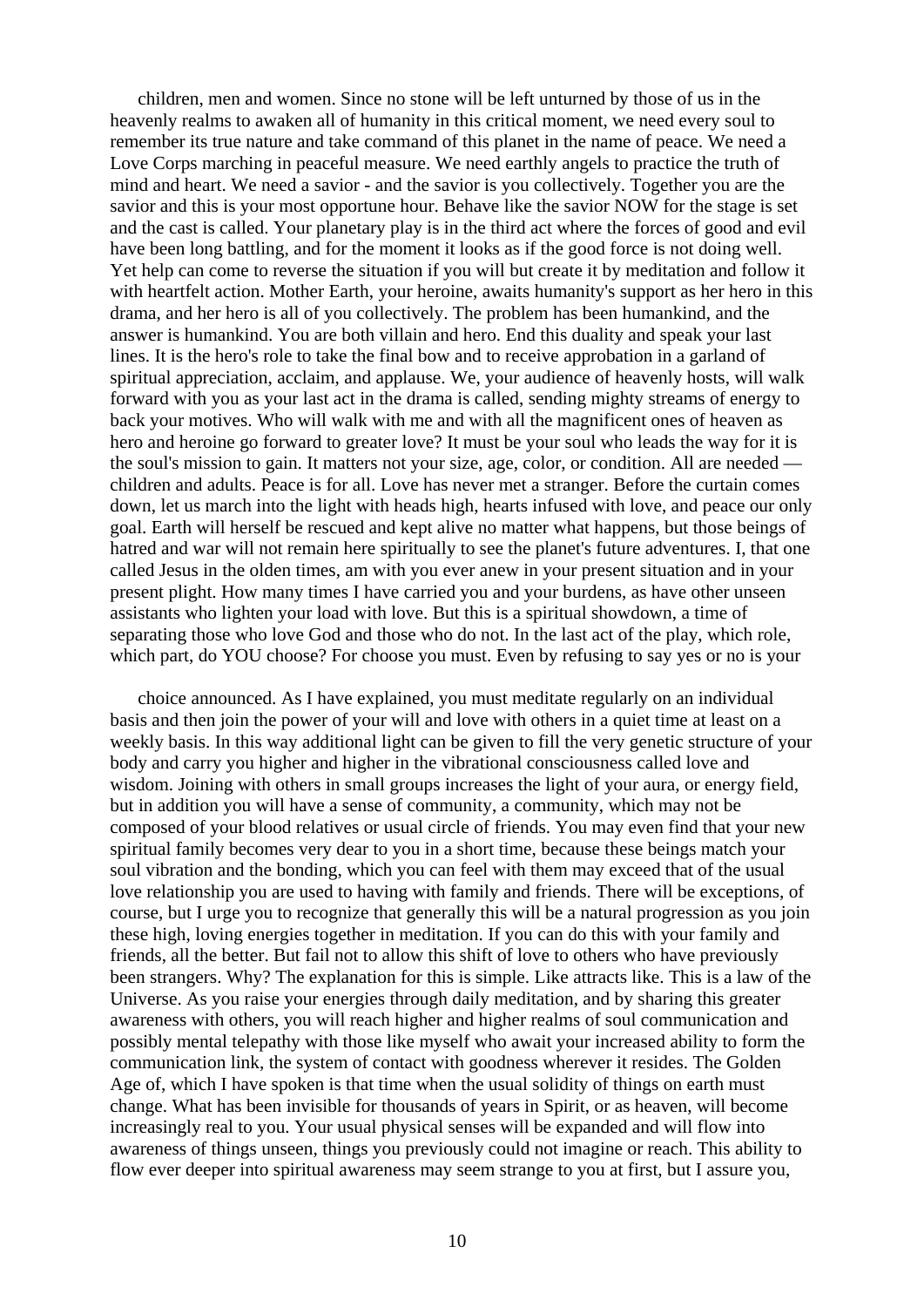children, men and women. Since no stone will be left unturned by those of us in the heavenly realms to awaken all of humanity in this critical moment, we need every soul to remember its true nature and take command of this planet in the name of peace. We need a Love Corps marching in peaceful measure. We need earthly angels to practice the truth of mind and heart. We need a savior - and the savior is you collectively. Together you are the savior and this is your most opportune hour. Behave like the savior NOW for the stage is set and the cast is called. Your planetary play is in the third act where the forces of good and evil have been long battling, and for the moment it looks as if the good force is not doing well. Yet help can come to reverse the situation if you will but create it by meditation and follow it with heartfelt action. Mother Earth, your heroine, awaits humanity's support as her hero in this drama, and her hero is all of you collectively. The problem has been humankind, and the answer is humankind. You are both villain and hero. End this duality and speak your last lines. It is the hero's role to take the final bow and to receive approbation in a garland of spiritual appreciation, acclaim, and applause. We, your audience of heavenly hosts, will walk forward with you as your last act in the drama is called, sending mighty streams of energy to back your motives. Who will walk with me and with all the magnificent ones of heaven as hero and heroine go forward to greater love? It must be your soul who leads the way for it is the soul's mission to gain. It matters not your size, age, color, or condition. All are needed — children and adults. Peace is for all. Love has never met a stranger. Before the curtain comes down, let us march into the light with heads high, hearts infused with love, and peace our only goal. Earth will herself be rescued and kept alive no matter what happens, but those beings of hatred and war will not remain here spiritually to see the planet's future adventures. I, that one called Jesus in the olden times, am with you ever anew in your present situation and in your present plight. How many times I have carried you and your burdens, as have other unseen assistants who lighten your load with love. But this is a spiritual showdown, a time of separating those who love God and those who do not. In the last act of the play, which role, which part, do YOU choose? For choose you must. Even by refusing to say yes or no is your

choice announced. As I have explained, you must meditate regularly on an individual basis and then join the power of your will and love with others in a quiet time at least on a weekly basis. In this way additional light can be given to fill the very genetic structure of your body and carry you higher and higher in the vibrational consciousness called love and wisdom. Joining with others in small groups increases the light of your aura, or energy field, but in addition you will have a sense of community, a community, which may not be composed of your blood relatives or usual circle of friends. You may even find that your new spiritual family becomes very dear to you in a short time, because these beings match your soul vibration and the bonding, which you can feel with them may exceed that of the usual love relationship you are used to having with family and friends. There will be exceptions, of course, but I urge you to recognize that generally this will be a natural progression as you join these high, loving energies together in meditation. If you can do this with your family and friends, all the better. But fail not to allow this shift of love to others who have previously been strangers. Why? The explanation for this is simple. Like attracts like. This is a law of the Universe. As you raise your energies through daily meditation, and by sharing this greater awareness with others, you will reach higher and higher realms of soul communication and possibly mental telepathy with those like myself who await your increased ability to form the communication link, the system of contact with goodness wherever it resides. The Golden Age of, which I have spoken is that time when the usual solidity of things on earth must change. What has been invisible for thousands of years in Spirit, or as heaven, will become increasingly real to you. Your usual physical senses will be expanded and will flow into awareness of things unseen, things you previously could not imagine or reach. This ability to flow ever deeper into spiritual awareness may seem strange to you at first, but I assure you,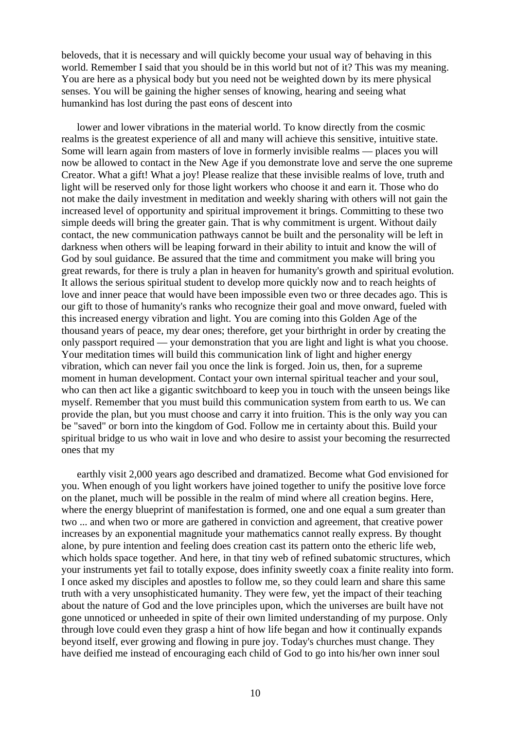beloveds, that it is necessary and will quickly become your usual way of behaving in this world. Remember I said that you should be in this world but not of it? This was my meaning. You are here as a physical body but you need not be weighted down by its mere physical senses. You will be gaining the higher senses of knowing, hearing and seeing what humankind has lost during the past eons of descent into

lower and lower vibrations in the material world. To know directly from the cosmic realms is the greatest experience of all and many will achieve this sensitive, intuitive state. Some will learn again from masters of love in formerly invisible realms — places you will now be allowed to contact in the New Age if you demonstrate love and serve the one supreme Creator. What a gift! What a joy! Please realize that these invisible realms of love, truth and light will be reserved only for those light workers who choose it and earn it. Those who do not make the daily investment in meditation and weekly sharing with others will not gain the increased level of opportunity and spiritual improvement it brings. Committing to these two simple deeds will bring the greater gain. That is why commitment is urgent. Without daily contact, the new communication pathways cannot be built and the personality will be left in darkness when others will be leaping forward in their ability to intuit and know the will of God by soul guidance. Be assured that the time and commitment you make will bring you great rewards, for there is truly a plan in heaven for humanity's growth and spiritual evolution. It allows the serious spiritual student to develop more quickly now and to reach heights of love and inner peace that would have been impossible even two or three decades ago. This is our gift to those of humanity's ranks who recognize their goal and move onward, fueled with this increased energy vibration and light. You are coming into this Golden Age of the thousand years of peace, my dear ones; therefore, get your birthright in order by creating the only passport required — your demonstration that you are light and light is what you choose. Your meditation times will build this communication link of light and higher energy vibration, which can never fail you once the link is forged. Join us, then, for a supreme moment in human development. Contact your own internal spiritual teacher and your soul, who can then act like a gigantic switchboard to keep you in touch with the unseen beings like myself. Remember that you must build this communication system from earth to us. We can provide the plan, but you must choose and carry it into fruition. This is the only way you can be "saved" or born into the kingdom of God. Follow me in certainty about this. Build your spiritual bridge to us who wait in love and who desire to assist your becoming the resurrected ones that my

earthly visit 2,000 years ago described and dramatized. Become what God envisioned for you. When enough of you light workers have joined together to unify the positive love force on the planet, much will be possible in the realm of mind where all creation begins. Here, where the energy blueprint of manifestation is formed, one and one equal a sum greater than two ... and when two or more are gathered in conviction and agreement, that creative power increases by an exponential magnitude your mathematics cannot really express. By thought alone, by pure intention and feeling does creation cast its pattern onto the etheric life web, which holds space together. And here, in that tiny web of refined subatomic structures, which your instruments yet fail to totally expose, does infinity sweetly coax a finite reality into form. I once asked my disciples and apostles to follow me, so they could learn and share this same truth with a very unsophisticated humanity. They were few, yet the impact of their teaching about the nature of God and the love principles upon, which the universes are built have not gone unnoticed or unheeded in spite of their own limited understanding of my purpose. Only through love could even they grasp a hint of how life began and how it continually expands beyond itself, ever growing and flowing in pure joy. Today's churches must change. They have deified me instead of encouraging each child of God to go into his/her own inner soul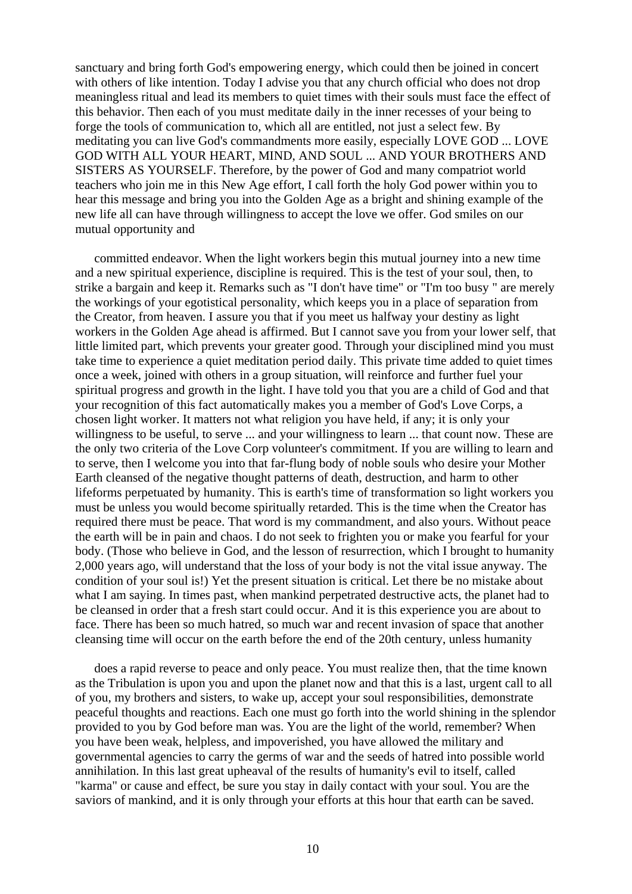sanctuary and bring forth God's empowering energy, which could then be joined in concert with others of like intention. Today I advise you that any church official who does not drop meaningless ritual and lead its members to quiet times with their souls must face the effect of this behavior. Then each of you must meditate daily in the inner recesses of your being to forge the tools of communication to, which all are entitled, not just a select few. By meditating you can live God's commandments more easily, especially LOVE GOD ... LOVE GOD WITH ALL YOUR HEART, MIND, AND SOUL ... AND YOUR BROTHERS AND SISTERS AS YOURSELF. Therefore, by the power of God and many compatriot world teachers who join me in this New Age effort, I call forth the holy God power within you to hear this message and bring you into the Golden Age as a bright and shining example of the new life all can have through willingness to accept the love we offer. God smiles on our mutual opportunity and

committed endeavor. When the light workers begin this mutual journey into a new time and a new spiritual experience, discipline is required. This is the test of your soul, then, to strike a bargain and keep it. Remarks such as "I don't have time" or "I'm too busy " are merely the workings of your egotistical personality, which keeps you in a place of separation from the Creator, from heaven. I assure you that if you meet us halfway your destiny as light workers in the Golden Age ahead is affirmed. But I cannot save you from your lower self, that little limited part, which prevents your greater good. Through your disciplined mind you must take time to experience a quiet meditation period daily. This private time added to quiet times once a week, joined with others in a group situation, will reinforce and further fuel your spiritual progress and growth in the light. I have told you that you are a child of God and that your recognition of this fact automatically makes you a member of God's Love Corps, a chosen light worker. It matters not what religion you have held, if any; it is only your willingness to be useful, to serve ... and your willingness to learn ... that count now. These are the only two criteria of the Love Corp volunteer's commitment. If you are willing to learn and to serve, then I welcome you into that far-flung body of noble souls who desire your Mother Earth cleansed of the negative thought patterns of death, destruction, and harm to other lifeforms perpetuated by humanity. This is earth's time of transformation so light workers you must be unless you would become spiritually retarded. This is the time when the Creator has required there must be peace. That word is my commandment, and also yours. Without peace the earth will be in pain and chaos. I do not seek to frighten you or make you fearful for your body. (Those who believe in God, and the lesson of resurrection, which I brought to humanity 2,000 years ago, will understand that the loss of your body is not the vital issue anyway. The condition of your soul is!) Yet the present situation is critical. Let there be no mistake about what I am saying. In times past, when mankind perpetrated destructive acts, the planet had to be cleansed in order that a fresh start could occur. And it is this experience you are about to face. There has been so much hatred, so much war and recent invasion of space that another cleansing time will occur on the earth before the end of the 20th century, unless humanity

does a rapid reverse to peace and only peace. You must realize then, that the time known as the Tribulation is upon you and upon the planet now and that this is a last, urgent call to all of you, my brothers and sisters, to wake up, accept your soul responsibilities, demonstrate peaceful thoughts and reactions. Each one must go forth into the world shining in the splendor provided to you by God before man was. You are the light of the world, remember? When you have been weak, helpless, and impoverished, you have allowed the military and governmental agencies to carry the germs of war and the seeds of hatred into possible world annihilation. In this last great upheaval of the results of humanity's evil to itself, called "karma" or cause and effect, be sure you stay in daily contact with your soul. You are the saviors of mankind, and it is only through your efforts at this hour that earth can be saved.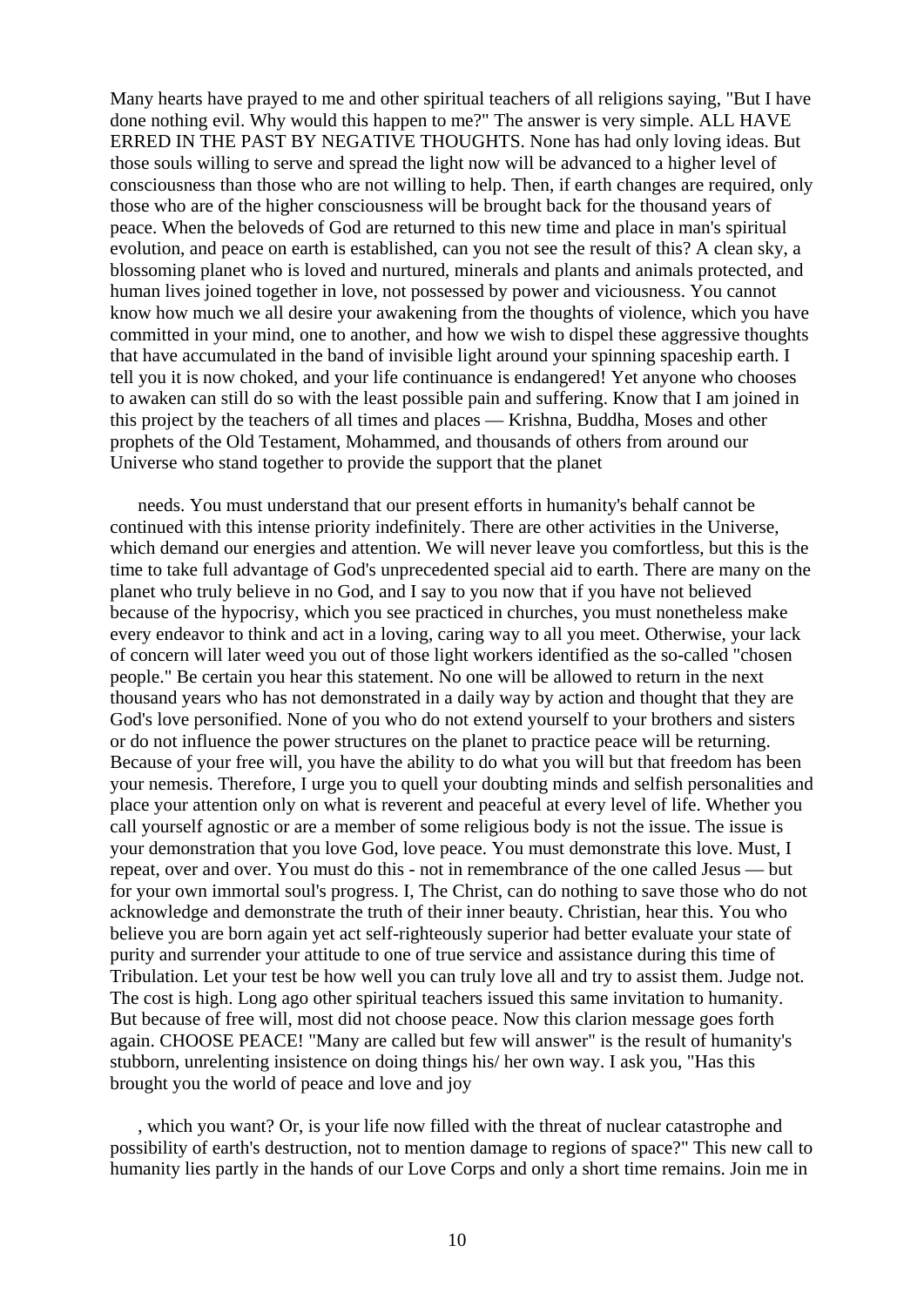Many hearts have prayed to me and other spiritual teachers of all religions saying, "But I have done nothing evil. Why would this happen to me?" The answer is very simple. ALL HAVE ERRED IN THE PAST BY NEGATIVE THOUGHTS. None has had only loving ideas. But those souls willing to serve and spread the light now will be advanced to a higher level of consciousness than those who are not willing to help. Then, if earth changes are required, only those who are of the higher consciousness will be brought back for the thousand years of peace. When the beloveds of God are returned to this new time and place in man's spiritual evolution, and peace on earth is established, can you not see the result of this? A clean sky, a blossoming planet who is loved and nurtured, minerals and plants and animals protected, and human lives joined together in love, not possessed by power and viciousness. You cannot know how much we all desire your awakening from the thoughts of violence, which you have committed in your mind, one to another, and how we wish to dispel these aggressive thoughts that have accumulated in the band of invisible light around your spinning spaceship earth. I tell you it is now choked, and your life continuance is endangered! Yet anyone who chooses to awaken can still do so with the least possible pain and suffering. Know that I am joined in this project by the teachers of all times and places — Krishna, Buddha, Moses and other prophets of the Old Testament, Mohammed, and thousands of others from around our Universe who stand together to provide the support that the planet needs. You must understand that our present efforts in humanity's behalf cannot be continued with this intense priority indefinitely. There are other activities in the Universe, which demand our energies and attention. We will never leave you comfortless, but this is the time to take full advantage of God's unprecedented special aid to earth. There are many on the planet who truly believe in no God, and I say to you now that if you have not believed because of the hypocrisy, which you see practiced in churches, you must nonetheless make every endeavor to think and act in a loving, caring way to all you meet. Otherwise, your lack of concern will later weed you out of those light workers identified as the so-called "chosen people." Be certain you hear this statement. No one will be allowed to return in the next thousand years who has not demonstrated in a daily way by action and thought that they are God's love personified. None of you who do not extend yourself to your brothers and sisters or do not influence the power structures on the planet to practice peace will be returning. Because of your free will, you have the ability to do what you will but that freedom has been your nemesis. Therefore, I urge you to quell your doubting minds and selfish personalities and place your attention only on what is reverent and peaceful at every level of life. Whether you call yourself agnostic or are a member of some religious body is not the issue. The issue is your demonstration that you love God, love peace. You must demonstrate this love. Must, I repeat, over and over. You must do this - not in remembrance of the one called Jesus — but for your own immortal soul's progress. I, The Christ, can do nothing to save those who do not acknowledge and demonstrate the truth of their inner beauty. Christian, hear this. You who believe you are born again yet act self-righteously superior had better evaluate your state of purity and surrender your attitude to one of true service and assistance during this time of Tribulation. Let your test be how well you can truly love all and try to assist them. Judge not. The cost is high. Long ago other spiritual teachers issued this same invitation to humanity. But because of free will, most did not choose peace. Now this clarion message goes forth again. CHOOSE PEACE! "Many are called but few will answer" is the result of humanity's stubborn, unrelenting insistence on doing things his/ her own way. I ask you, "Has this brought you the world of peace and love and joy, which you want? Or, is your life now filled with the threat of nuclear catastrophe and possibility of earth's destruction, not to mention damage to regions of space?" This new call to humanity lies partly in the hands of our Love Corps and only a short time remains. Join me in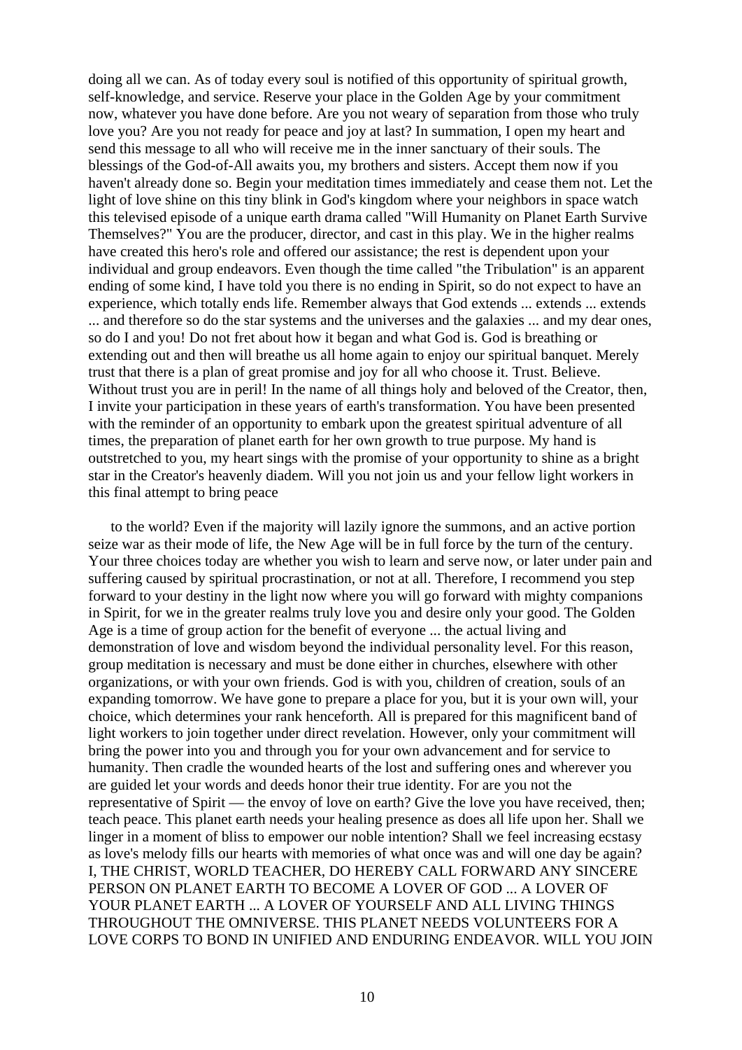doing all we can. As of today every soul is notified of this opportunity of spiritual growth, self-knowledge, and service. Reserve your place in the Golden Age by your commitment now, whatever you have done before. Are you not weary of separation from those who truly love you? Are you not ready for peace and joy at last? In summation, I open my heart and send this message to all who will receive me in the inner sanctuary of their souls. The blessings of the God-of-All awaits you, my brothers and sisters. Accept them now if you haven't already done so. Begin your meditation times immediately and cease them not. Let the light of love shine on this tiny blink in God's kingdom where your neighbors in space watch this televised episode of a unique earth drama called "Will Humanity on Planet Earth Survive Themselves?" You are the producer, director, and cast in this play. We in the higher realms have created this hero's role and offered our assistance; the rest is dependent upon your individual and group endeavors. Even though the time called "the Tribulation" is an apparent ending of some kind, I have told you there is no ending in Spirit, so do not expect to have an experience, which totally ends life. Remember always that God extends ... extends ... extends ... and therefore so do the star systems and the universes and the galaxies ... and my dear ones, so do I and you! Do not fret about how it began and what God is. God is breathing or extending out and then will breathe us all home again to enjoy our spiritual banquet. Merely trust that there is a plan of great promise and joy for all who choose it. Trust. Believe. Without trust you are in peril! In the name of all things holy and beloved of the Creator, then, I invite your participation in these years of earth's transformation. You have been presented with the reminder of an opportunity to embark upon the greatest spiritual adventure of all times, the preparation of planet earth for her own growth to true purpose. My hand is outstretched to you, my heart sings with the promise of your opportunity to shine as a bright star in the Creator's heavenly diadem. Will you not join us and your fellow light workers in this final attempt to bring peace

to the world? Even if the majority will lazily ignore the summons, and an active portion seize war as their mode of life, the New Age will be in full force by the turn of the century. Your three choices today are whether you wish to learn and serve now, or later under pain and suffering caused by spiritual procrastination, or not at all. Therefore, I recommend you step forward to your destiny in the light now where you will go forward with mighty companions in Spirit, for we in the greater realms truly love you and desire only your good. The Golden Age is a time of group action for the benefit of everyone ... the actual living and demonstration of love and wisdom beyond the individual personality level. For this reason, group meditation is necessary and must be done either in churches, elsewhere with other organizations, or with your own friends. God is with you, children of creation, souls of an expanding tomorrow. We have gone to prepare a place for you, but it is your own will, your choice, which determines your rank henceforth. All is prepared for this magnificent band of light workers to join together under direct revelation. However, only your commitment will bring the power into you and through you for your own advancement and for service to humanity. Then cradle the wounded hearts of the lost and suffering ones and wherever you are guided let your words and deeds honor their true identity. For are you not the representative of Spirit — the envoy of love on earth? Give the love you have received, then; teach peace. This planet earth needs your healing presence as does all life upon her. Shall we linger in a moment of bliss to empower our noble intention? Shall we feel increasing ecstasy as love's melody fills our hearts with memories of what once was and will one day be again? I, THE CHRIST, WORLD TEACHER, DO HEREBY CALL FORWARD ANY SINCERE PERSON ON PLANET EARTH TO BECOME A LOVER OF GOD ... A LOVER OF YOUR PLANET EARTH ... A LOVER OF YOURSELF AND ALL LIVING THINGS THROUGHOUT THE OMNIVERSE. THIS PLANET NEEDS VOLUNTEERS FOR A LOVE CORPS TO BOND IN UNIFIED AND ENDURING ENDEAVOR. WILL YOU JOIN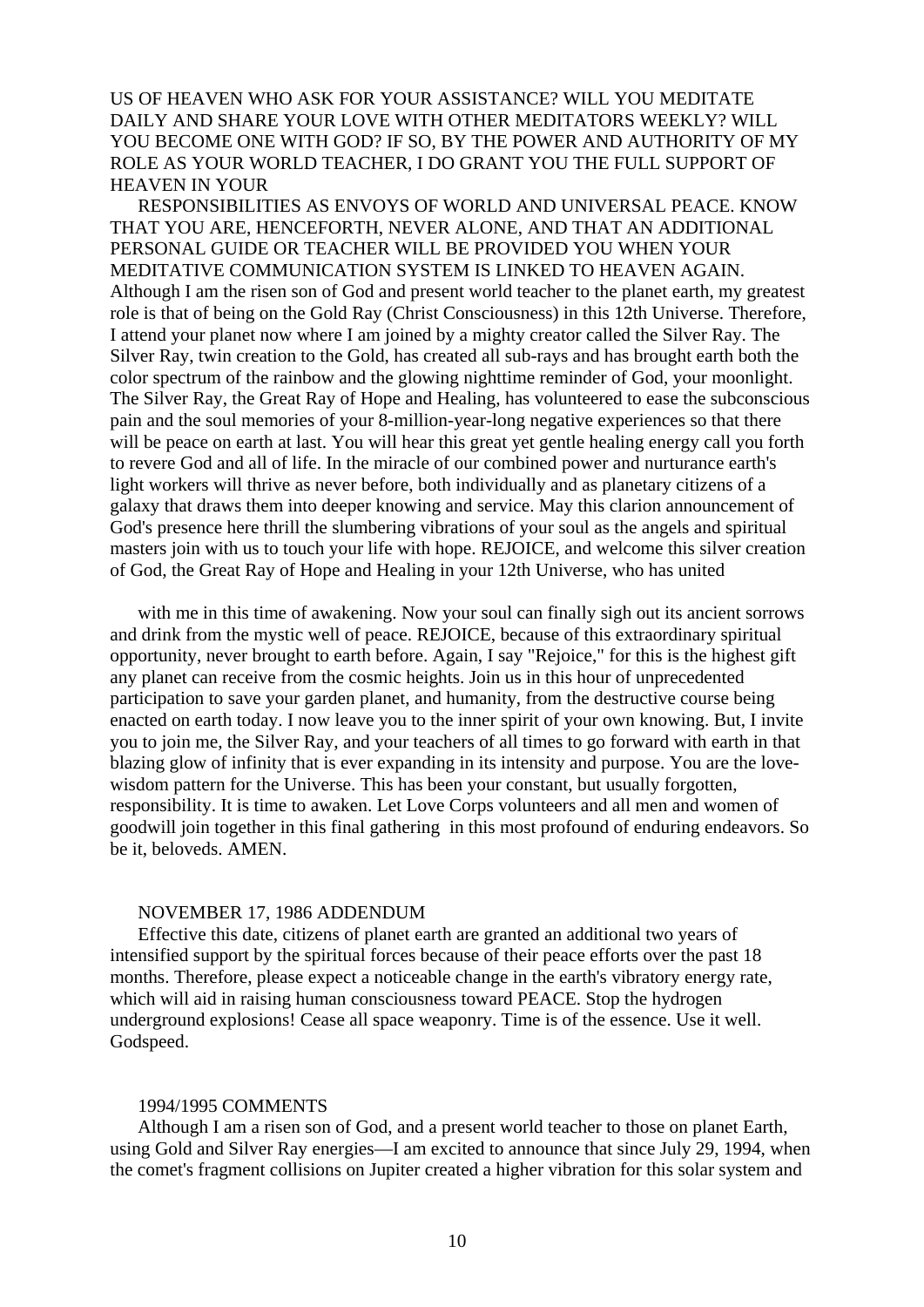US OF HEAVEN WHO ASK FOR YOUR ASSISTANCE? WILL YOU MEDITATE DAILY AND SHARE YOUR LOVE WITH OTHER MEDITATORS WEEKLY? WILL YOU BECOME ONE WITH GOD? IF SO, BY THE POWER AND AUTHORITY OF MY ROLE AS YOUR WORLD TEACHER, I DO GRANT YOU THE FULL SUPPORT OF HEAVEN IN YOUR

RESPONSIBILITIES AS ENVOYS OF WORLD AND UNIVERSAL PEACE. KNOW THAT YOU ARE, HENCEFORTH, NEVER ALONE, AND THAT AN ADDITIONAL PERSONAL GUIDE OR TEACHER WILL BE PROVIDED YOU WHEN YOUR MEDITATIVE COMMUNICATION SYSTEM IS LINKED TO HEAVEN AGAIN. Although I am the risen son of God and present world teacher to the planet earth, my greatest role is that of being on the Gold Ray (Christ Consciousness) in this 12th Universe. Therefore, I attend your planet now where I am joined by a mighty creator called the Silver Ray. The Silver Ray, twin creation to the Gold, has created all sub-rays and has brought earth both the color spectrum of the rainbow and the glowing nighttime reminder of God, your moonlight. The Silver Ray, the Great Ray of Hope and Healing, has volunteered to ease the subconscious pain and the soul memories of your 8-million-year-long negative experiences so that there will be peace on earth at last. You will hear this great yet gentle healing energy call you forth to revere God and all of life. In the miracle of our combined power and nurturance earth's light workers will thrive as never before, both individually and as planetary citizens of a galaxy that draws them into deeper knowing and service. May this clarion announcement of God's presence here thrill the slumbering vibrations of your soul as the angels and spiritual masters join with us to touch your life with hope. REJOICE, and welcome this silver creation of God, the Great Ray of Hope and Healing in your 12th Universe, who has united

with me in this time of awakening. Now your soul can finally sigh out its ancient sorrows and drink from the mystic well of peace. REJOICE, because of this extraordinary spiritual opportunity, never brought to earth before. Again, I say "Rejoice," for this is the highest gift any planet can receive from the cosmic heights. Join us in this hour of unprecedented participation to save your garden planet, and humanity, from the destructive course being enacted on earth today. I now leave you to the inner spirit of your own knowing. But, I invite you to join me, the Silver Ray, and your teachers of all times to go forward with earth in that blazing glow of infinity that is ever expanding in its intensity and purpose. You are the love-wisdom pattern for the Universe. This has been your constant, but usually forgotten, responsibility. It is time to awaken. Let Love Corps volunteers and all men and women of goodwill join together in this final gathering in this most profound of enduring endeavors. So be it, beloveds. AMEN.

NOVEMBER 17, 1986 ADDENDUM

Effective this date, citizens of planet earth are granted an additional two years of intensified support by the spiritual forces because of their peace efforts over the past 18 months. Therefore, please expect a noticeable change in the earth's vibratory energy rate, which will aid in raising human consciousness toward PEACE. Stop the hydrogen underground explosions! Cease all space weaponry. Time is of the essence. Use it well. Godspeed.

1994/1995 COMMENTS

Although I am a risen son of God, and a present world teacher to those on planet Earth, using Gold and Silver Ray energies—I am excited to announce that since July 29, 1994, when the comet's fragment collisions on Jupiter created a higher vibration for this solar system and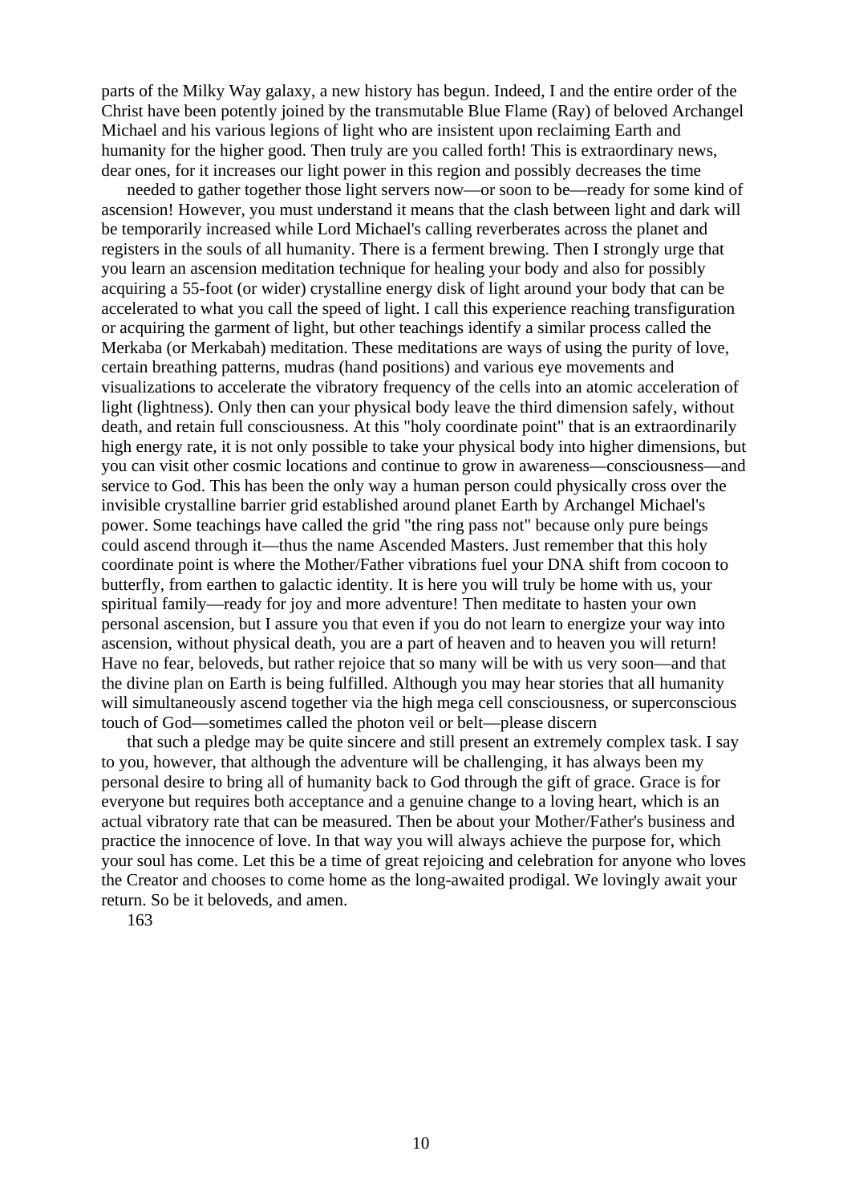parts of the Milky Way galaxy, a new history has begun. Indeed, I and the entire order of the Christ have been potently joined by the transmutable Blue Flame (Ray) of beloved Archangel Michael and his various legions of light who are insistent upon reclaiming Earth and humanity for the higher good. Then truly are you called forth! This is extraordinary news, dear ones, for it increases our light power in this region and possibly decreases the time

needed to gather together those light servers now—or soon to be—ready for some kind of ascension! However, you must understand it means that the clash between light and dark will be temporarily increased while Lord Michael's calling reverberates across the planet and registers in the souls of all humanity. There is a ferment brewing. Then I strongly urge that you learn an ascension meditation technique for healing your body and also for possibly acquiring a 55-foot (or wider) crystalline energy disk of light around your body that can be accelerated to what you call the speed of light. I call this experience reaching transfiguration or acquiring the garment of light, but other teachings identify a similar process called the Merkaba (or Merkabah) meditation. These meditations are ways of using the purity of love, certain breathing patterns, mudras (hand positions) and various eye movements and visualizations to accelerate the vibratory frequency of the cells into an atomic acceleration of light (lightness). Only then can your physical body leave the third dimension safely, without death, and retain full consciousness. At this "holy coordinate point" that is an extraordinarily high energy rate, it is not only possible to take your physical body into higher dimensions, but you can visit other cosmic locations and continue to grow in awareness—consciousness—and service to God. This has been the only way a human person could physically cross over the invisible crystalline barrier grid established around planet Earth by Archangel Michael's power. Some teachings have called the grid "the ring pass not" because only pure beings could ascend through it—thus the name Ascended Masters. Just remember that this holy coordinate point is where the Mother/Father vibrations fuel your DNA shift from cocoon to butterfly, from earthen to galactic identity. It is here you will truly be home with us, your spiritual family—ready for joy and more adventure! Then meditate to hasten your own personal ascension, but I assure you that even if you do not learn to energize your way into ascension, without physical death, you are a part of heaven and to heaven you will return! Have no fear, beloveds, but rather rejoice that so many will be with us very soon—and that the divine plan on Earth is being fulfilled. Although you may hear stories that all humanity will simultaneously ascend together via the high mega cell consciousness, or superconscious touch of God—sometimes called the photon veil or belt—please discern

that such a pledge may be quite sincere and still present an extremely complex task. I say to you, however, that although the adventure will be challenging, it has always been my personal desire to bring all of humanity back to God through the gift of grace. Grace is for everyone but requires both acceptance and a genuine change to a loving heart, which is an actual vibratory rate that can be measured. Then be about your Mother/Father's business and practice the innocence of love. In that way you will always achieve the purpose for, which your soul has come. Let this be a time of great rejoicing and celebration for anyone who loves the Creator and chooses to come home as the long-awaited prodigal. We lovingly await your return. So be it beloveds, and amen.

163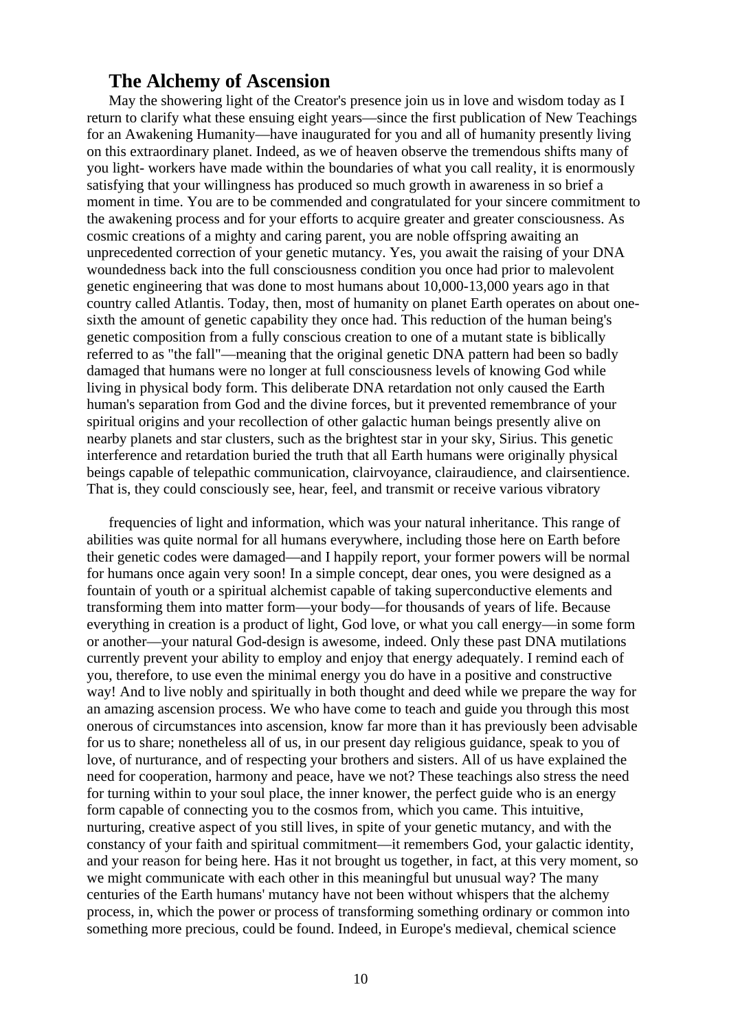## The Alchemy of Ascension

May the showering light of the Creator's presence join us in love and wisdom today as I return to clarify what these ensuing eight years—since the first publication of New Teachings for an Awakening Humanity—have inaugurated for you and all of humanity presently living on this extraordinary planet. Indeed, as we of heaven observe the tremendous shifts many of you light- workers have made within the boundaries of what you call reality, it is enormously satisfying that your willingness has produced so much growth in awareness in so brief a moment in time. You are to be commended and congratulated for your sincere commitment to the awakening process and for your efforts to acquire greater and greater consciousness. As cosmic creations of a mighty and caring parent, you are noble offspring awaiting an unprecedented correction of your genetic mutancy. Yes, you await the raising of your DNA woundedness back into the full consciousness condition you once had prior to malevolent genetic engineering that was done to most humans about 10,000-13,000 years ago in that country called Atlantis. Today, then, most of humanity on planet Earth operates on about one-sixth the amount of genetic capability they once had. This reduction of the human being's genetic composition from a fully conscious creation to one of a mutant state is biblically referred to as "the fall"—meaning that the original genetic DNA pattern had been so badly damaged that humans were no longer at full consciousness levels of knowing God while living in physical body form. This deliberate DNA retardation not only caused the Earth human's separation from God and the divine forces, but it prevented remembrance of your spiritual origins and your recollection of other galactic human beings presently alive on nearby planets and star clusters, such as the brightest star in your sky, Sirius. This genetic interference and retardation buried the truth that all Earth humans were originally physical beings capable of telepathic communication, clairvoyance, clairaudience, and clairsentience. That is, they could consciously see, hear, feel, and transmit or receive various vibratory

frequencies of light and information, which was your natural inheritance. This range of abilities was quite normal for all humans everywhere, including those here on Earth before their genetic codes were damaged—and I happily report, your former powers will be normal for humans once again very soon! In a simple concept, dear ones, you were designed as a fountain of youth or a spiritual alchemist capable of taking superconductive elements and transforming them into matter form—your body—for thousands of years of life. Because everything in creation is a product of light, God love, or what you call energy—in some form or another—your natural God-design is awesome, indeed. Only these past DNA mutilations currently prevent your ability to employ and enjoy that energy adequately. I remind each of you, therefore, to use even the minimal energy you do have in a positive and constructive way! And to live nobly and spiritually in both thought and deed while we prepare the way for an amazing ascension process. We who have come to teach and guide you through this most onerous of circumstances into ascension, know far more than it has previously been advisable for us to share; nonetheless all of us, in our present day religious guidance, speak to you of love, of nurturance, and of respecting your brothers and sisters. All of us have explained the need for cooperation, harmony and peace, have we not? These teachings also stress the need for turning within to your soul place, the inner knower, the perfect guide who is an energy form capable of connecting you to the cosmos from, which you came. This intuitive, nurturing, creative aspect of you still lives, in spite of your genetic mutancy, and with the constancy of your faith and spiritual commitment—it remembers God, your galactic identity, and your reason for being here. Has it not brought us together, in fact, at this very moment, so we might communicate with each other in this meaningful but unusual way? The many centuries of the Earth humans' mutancy have not been without whispers that the alchemy process, in, which the power or process of transforming something ordinary or common into something more precious, could be found. Indeed, in Europe's medieval, chemical science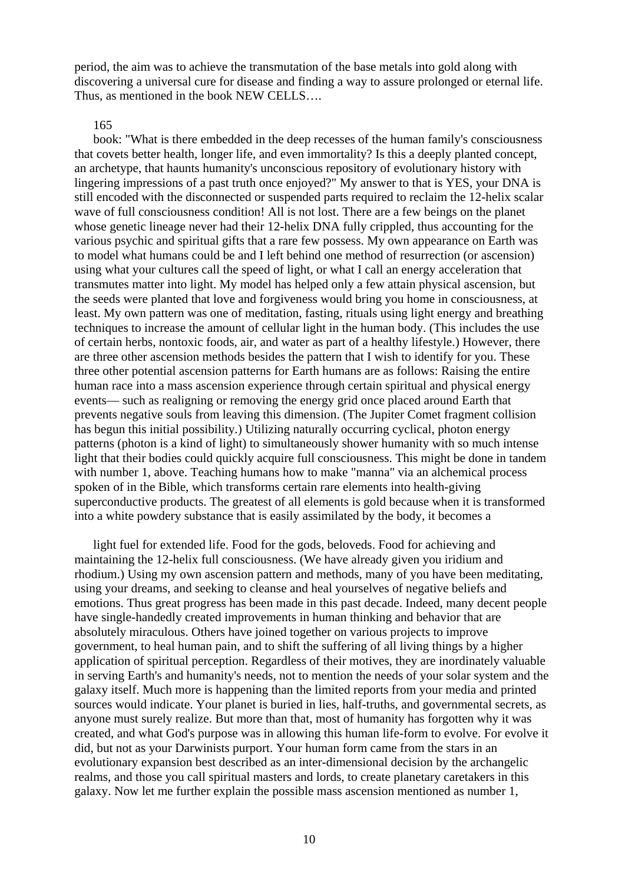period, the aim was to achieve the transmutation of the base metals into gold along with discovering a universal cure for disease and finding a way to assure prolonged or eternal life. Thus, as mentioned in the book NEW CELLS….

165

book: "What is there embedded in the deep recesses of the human family's consciousness that covets better health, longer life, and even immortality? Is this a deeply planted concept, an archetype, that haunts humanity's unconscious repository of evolutionary history with lingering impressions of a past truth once enjoyed?" My answer to that is YES, your DNA is still encoded with the disconnected or suspended parts required to reclaim the 12-helix scalar wave of full consciousness condition! All is not lost. There are a few beings on the planet whose genetic lineage never had their 12-helix DNA fully crippled, thus accounting for the various psychic and spiritual gifts that a rare few possess. My own appearance on Earth was to model what humans could be and I left behind one method of resurrection (or ascension) using what your cultures call the speed of light, or what I call an energy acceleration that transmutes matter into light. My model has helped only a few attain physical ascension, but the seeds were planted that love and forgiveness would bring you home in consciousness, at least. My own pattern was one of meditation, fasting, rituals using light energy and breathing techniques to increase the amount of cellular light in the human body. (This includes the use of certain herbs, nontoxic foods, air, and water as part of a healthy lifestyle.) However, there are three other ascension methods besides the pattern that I wish to identify for you. These three other potential ascension patterns for Earth humans are as follows: Raising the entire human race into a mass ascension experience through certain spiritual and physical energy events— such as realigning or removing the energy grid once placed around Earth that prevents negative souls from leaving this dimension. (The Jupiter Comet fragment collision has begun this initial possibility.) Utilizing naturally occurring cyclical, photon energy patterns (photon is a kind of light) to simultaneously shower humanity with so much intense light that their bodies could quickly acquire full consciousness. This might be done in tandem with number 1, above. Teaching humans how to make "manna" via an alchemical process spoken of in the Bible, which transforms certain rare elements into health-giving superconductive products. The greatest of all elements is gold because when it is transformed into a white powdery substance that is easily assimilated by the body, it becomes a

light fuel for extended life. Food for the gods, beloveds. Food for achieving and maintaining the 12-helix full consciousness. (We have already given you iridium and rhodium.) Using my own ascension pattern and methods, many of you have been meditating, using your dreams, and seeking to cleanse and heal yourselves of negative beliefs and emotions. Thus great progress has been made in this past decade. Indeed, many decent people have single-handedly created improvements in human thinking and behavior that are absolutely miraculous. Others have joined together on various projects to improve government, to heal human pain, and to shift the suffering of all living things by a higher application of spiritual perception. Regardless of their motives, they are inordinately valuable in serving Earth's and humanity's needs, not to mention the needs of your solar system and the galaxy itself. Much more is happening than the limited reports from your media and printed sources would indicate. Your planet is buried in lies, half-truths, and governmental secrets, as anyone must surely realize. But more than that, most of humanity has forgotten why it was created, and what God's purpose was in allowing this human life-form to evolve. For evolve it did, but not as your Darwinists purport. Your human form came from the stars in an evolutionary expansion best described as an inter-dimensional decision by the archangelic realms, and those you call spiritual masters and lords, to create planetary caretakers in this galaxy. Now let me further explain the possible mass ascension mentioned as number 1,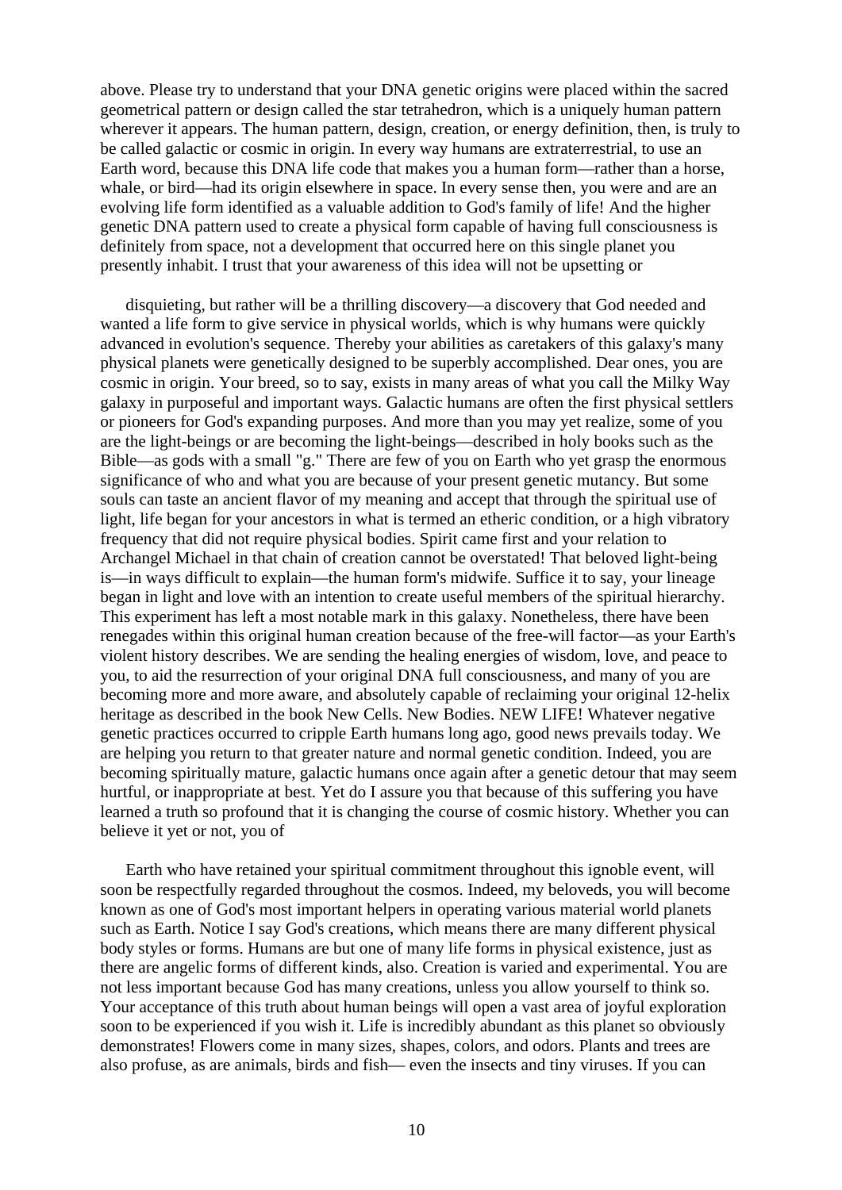above. Please try to understand that your DNA genetic origins were placed within the sacred geometrical pattern or design called the star tetrahedron, which is a uniquely human pattern wherever it appears. The human pattern, design, creation, or energy definition, then, is truly to be called galactic or cosmic in origin. In every way humans are extraterrestrial, to use an Earth word, because this DNA life code that makes you a human form—rather than a horse, whale, or bird—had its origin elsewhere in space. In every sense then, you were and are an evolving life form identified as a valuable addition to God's family of life! And the higher genetic DNA pattern used to create a physical form capable of having full consciousness is definitely from space, not a development that occurred here on this single planet you presently inhabit. I trust that your awareness of this idea will not be upsetting or

disquieting, but rather will be a thrilling discovery—a discovery that God needed and wanted a life form to give service in physical worlds, which is why humans were quickly advanced in evolution's sequence. Thereby your abilities as caretakers of this galaxy's many physical planets were genetically designed to be superbly accomplished. Dear ones, you are cosmic in origin. Your breed, so to say, exists in many areas of what you call the Milky Way galaxy in purposeful and important ways. Galactic humans are often the first physical settlers or pioneers for God's expanding purposes. And more than you may yet realize, some of you are the light-beings or are becoming the light-beings—described in holy books such as the Bible—as gods with a small "g." There are few of you on Earth who yet grasp the enormous significance of who and what you are because of your present genetic mutancy. But some souls can taste an ancient flavor of my meaning and accept that through the spiritual use of light, life began for your ancestors in what is termed an etheric condition, or a high vibratory frequency that did not require physical bodies. Spirit came first and your relation to Archangel Michael in that chain of creation cannot be overstated! That beloved light-being is—in ways difficult to explain—the human form's midwife. Suffice it to say, your lineage began in light and love with an intention to create useful members of the spiritual hierarchy. This experiment has left a most notable mark in this galaxy. Nonetheless, there have been renegades within this original human creation because of the free-will factor—as your Earth's violent history describes. We are sending the healing energies of wisdom, love, and peace to you, to aid the resurrection of your original DNA full consciousness, and many of you are becoming more and more aware, and absolutely capable of reclaiming your original 12-helix heritage as described in the book New Cells. New Bodies. NEW LIFE! Whatever negative genetic practices occurred to cripple Earth humans long ago, good news prevails today. We are helping you return to that greater nature and normal genetic condition. Indeed, you are becoming spiritually mature, galactic humans once again after a genetic detour that may seem hurtful, or inappropriate at best. Yet do I assure you that because of this suffering you have learned a truth so profound that it is changing the course of cosmic history. Whether you can believe it yet or not, you of

Earth who have retained your spiritual commitment throughout this ignoble event, will soon be respectfully regarded throughout the cosmos. Indeed, my beloveds, you will become known as one of God's most important helpers in operating various material world planets such as Earth. Notice I say God's creations, which means there are many different physical body styles or forms. Humans are but one of many life forms in physical existence, just as there are angelic forms of different kinds, also. Creation is varied and experimental. You are not less important because God has many creations, unless you allow yourself to think so. Your acceptance of this truth about human beings will open a vast area of joyful exploration soon to be experienced if you wish it. Life is incredibly abundant as this planet so obviously demonstrates! Flowers come in many sizes, shapes, colors, and odors. Plants and trees are also profuse, as are animals, birds and fish— even the insects and tiny viruses. If you can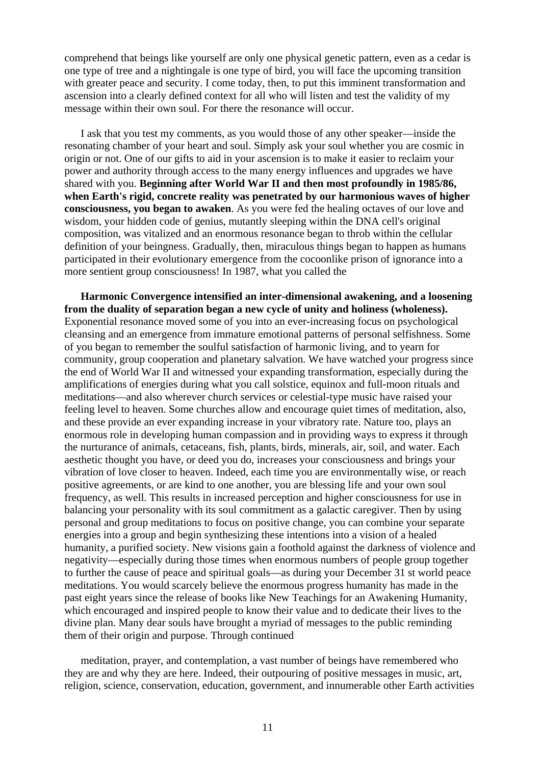comprehend that beings like yourself are only one physical genetic pattern, even as a cedar is one type of tree and a nightingale is one type of bird, you will face the upcoming transition with greater peace and security. I come today, then, to put this imminent transformation and ascension into a clearly defined context for all who will listen and test the validity of my message within their own soul. For there the resonance will occur.

I ask that you test my comments, as you would those of any other speaker—inside the resonating chamber of your heart and soul. Simply ask your soul whether you are cosmic in origin or not. One of our gifts to aid in your ascension is to make it easier to reclaim your power and authority through access to the many energy influences and upgrades we have shared with you. **Beginning after World War II and then most profoundly in 1985/86, when Earth's rigid, concrete reality was penetrated by our harmonious waves of higher consciousness, you began to awaken**. As you were fed the healing octaves of our love and wisdom, your hidden code of genius, mutantly sleeping within the DNA cell's original composition, was vitalized and an enormous resonance began to throb within the cellular definition of your beingness. Gradually, then, miraculous things began to happen as humans participated in their evolutionary emergence from the cocoonlike prison of ignorance into a more sentient group consciousness! In 1987, what you called the

**Harmonic Convergence intensified an inter-dimensional awakening, and a loosening from the duality of separation began a new cycle of unity and holiness (wholeness).** Exponential resonance moved some of you into an ever-increasing focus on psychological cleansing and an emergence from immature emotional patterns of personal selfishness. Some of you began to remember the soulful satisfaction of harmonic living, and to yearn for community, group cooperation and planetary salvation. We have watched your progress since the end of World War II and witnessed your expanding transformation, especially during the amplifications of energies during what you call solstice, equinox and full-moon rituals and meditations—and also wherever church services or celestial-type music have raised your feeling level to heaven. Some churches allow and encourage quiet times of meditation, also, and these provide an ever expanding increase in your vibratory rate. Nature too, plays an enormous role in developing human compassion and in providing ways to express it through the nurturance of animals, cetaceans, fish, plants, birds, minerals, air, soil, and water. Each aesthetic thought you have, or deed you do, increases your consciousness and brings your vibration of love closer to heaven. Indeed, each time you are environmentally wise, or reach positive agreements, or are kind to one another, you are blessing life and your own soul frequency, as well. This results in increased perception and higher consciousness for use in balancing your personality with its soul commitment as a galactic caregiver. Then by using personal and group meditations to focus on positive change, you can combine your separate energies into a group and begin synthesizing these intentions into a vision of a healed humanity, a purified society. New visions gain a foothold against the darkness of violence and negativity—especially during those times when enormous numbers of people group together to further the cause of peace and spiritual goals—as during your December 31 st world peace meditations. You would scarcely believe the enormous progress humanity has made in the past eight years since the release of books like New Teachings for an Awakening Humanity, which encouraged and inspired people to know their value and to dedicate their lives to the divine plan. Many dear souls have brought a myriad of messages to the public reminding them of their origin and purpose. Through continued

meditation, prayer, and contemplation, a vast number of beings have remembered who they are and why they are here. Indeed, their outpouring of positive messages in music, art, religion, science, conservation, education, government, and innumerable other Earth activities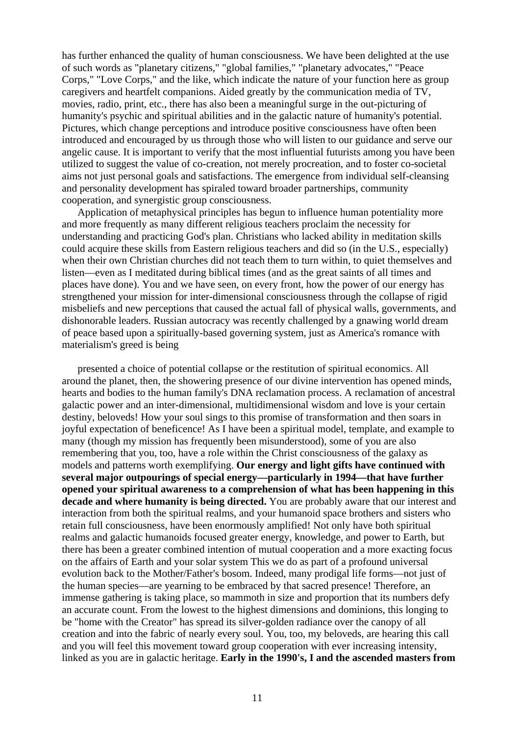has further enhanced the quality of human consciousness. We have been delighted at the use of such words as "planetary citizens," "global families," "planetary advocates," "Peace Corps," "Love Corps," and the like, which indicate the nature of your function here as group caregivers and heartfelt companions. Aided greatly by the communication media of TV, movies, radio, print, etc., there has also been a meaningful surge in the out-picturing of humanity's psychic and spiritual abilities and in the galactic nature of humanity's potential. Pictures, which change perceptions and introduce positive consciousness have often been introduced and encouraged by us through those who will listen to our guidance and serve our angelic cause. It is important to verify that the most influential futurists among you have been utilized to suggest the value of co-creation, not merely procreation, and to foster co-societal aims not just personal goals and satisfactions. The emergence from individual self-cleansing and personality development has spiraled toward broader partnerships, community cooperation, and synergistic group consciousness.

Application of metaphysical principles has begun to influence human potentiality more and more frequently as many different religious teachers proclaim the necessity for understanding and practicing God's plan. Christians who lacked ability in meditation skills could acquire these skills from Eastern religious teachers and did so (in the U.S., especially) when their own Christian churches did not teach them to turn within, to quiet themselves and listen—even as I meditated during biblical times (and as the great saints of all times and places have done). You and we have seen, on every front, how the power of our energy has strengthened your mission for inter-dimensional consciousness through the collapse of rigid misbeliefs and new perceptions that caused the actual fall of physical walls, governments, and dishonorable leaders. Russian autocracy was recently challenged by a gnawing world dream of peace based upon a spiritually-based governing system, just as America's romance with materialism's greed is being

presented a choice of potential collapse or the restitution of spiritual economics. All around the planet, then, the showering presence of our divine intervention has opened minds, hearts and bodies to the human family's DNA reclamation process. A reclamation of ancestral galactic power and an inter-dimensional, multidimensional wisdom and love is your certain destiny, beloveds! How your soul sings to this promise of transformation and then soars in joyful expectation of beneficence! As I have been a spiritual model, template, and example to many (though my mission has frequently been misunderstood), some of you are also remembering that you, too, have a role within the Christ consciousness of the galaxy as models and patterns worth exemplifying. **Our energy and light gifts have continued with several major outpourings of special energy—particularly in 1994—that have further opened your spiritual awareness to a comprehension of what has been happening in this decade and where humanity is being directed.** You are probably aware that our interest and interaction from both the spiritual realms, and your humanoid space brothers and sisters who retain full consciousness, have been enormously amplified! Not only have both spiritual realms and galactic humanoids focused greater energy, knowledge, and power to Earth, but there has been a greater combined intention of mutual cooperation and a more exacting focus on the affairs of Earth and your solar system This we do as part of a profound universal evolution back to the Mother/Father's bosom. Indeed, many prodigal life forms—not just of the human species—are yearning to be embraced by that sacred presence! Therefore, an immense gathering is taking place, so mammoth in size and proportion that its numbers defy an accurate count. From the lowest to the highest dimensions and dominions, this longing to be "home with the Creator" has spread its silver-golden radiance over the canopy of all creation and into the fabric of nearly every soul. You, too, my beloveds, are hearing this call and you will feel this movement toward group cooperation with ever increasing intensity, linked as you are in galactic heritage. **Early in the 1990's, I and the ascended masters from**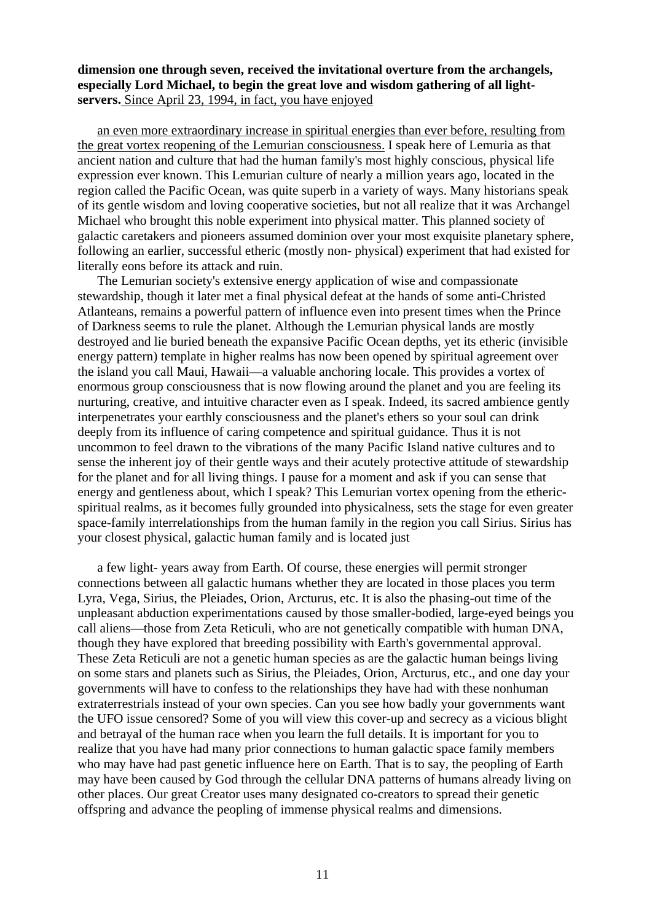**dimension one through seven, received the invitational overture from the archangels, especially Lord Michael, to begin the great love and wisdom gathering of all light-servers.** <u>Since April 23, 1994, in fact, you have enjoyed</u>

<u>an even more extraordinary increase in spiritual energies than ever before, resulting from the great vortex reopening of the Lemurian consciousness.</u> I speak here of Lemuria as that ancient nation and culture that had the human family's most highly conscious, physical life expression ever known. This Lemurian culture of nearly a million years ago, located in the region called the Pacific Ocean, was quite superb in a variety of ways. Many historians speak of its gentle wisdom and loving cooperative societies, but not all realize that it was Archangel Michael who brought this noble experiment into physical matter. This planned society of galactic caretakers and pioneers assumed dominion over your most exquisite planetary sphere, following an earlier, successful etheric (mostly non- physical) experiment that had existed for literally eons before its attack and ruin.

The Lemurian society's extensive energy application of wise and compassionate stewardship, though it later met a final physical defeat at the hands of some anti-Christed Atlanteans, remains a powerful pattern of influence even into present times when the Prince of Darkness seems to rule the planet. Although the Lemurian physical lands are mostly destroyed and lie buried beneath the expansive Pacific Ocean depths, yet its etheric (invisible energy pattern) template in higher realms has now been opened by spiritual agreement over the island you call Maui, Hawaii—a valuable anchoring locale. This provides a vortex of enormous group consciousness that is now flowing around the planet and you are feeling its nurturing, creative, and intuitive character even as I speak. Indeed, its sacred ambience gently interpenetrates your earthly consciousness and the planet's ethers so your soul can drink deeply from its influence of caring competence and spiritual guidance. Thus it is not uncommon to feel drawn to the vibrations of the many Pacific Island native cultures and to sense the inherent joy of their gentle ways and their acutely protective attitude of stewardship for the planet and for all living things. I pause for a moment and ask if you can sense that energy and gentleness about, which I speak? This Lemurian vortex opening from the etheric-spiritual realms, as it becomes fully grounded into physicalness, sets the stage for even greater space-family interrelationships from the human family in the region you call Sirius. Sirius has your closest physical, galactic human family and is located just

a few light- years away from Earth. Of course, these energies will permit stronger connections between all galactic humans whether they are located in those places you term Lyra, Vega, Sirius, the Pleiades, Orion, Arcturus, etc. It is also the phasing-out time of the unpleasant abduction experimentations caused by those smaller-bodied, large-eyed beings you call aliens—those from Zeta Reticuli, who are not genetically compatible with human DNA, though they have explored that breeding possibility with Earth's governmental approval. These Zeta Reticuli are not a genetic human species as are the galactic human beings living on some stars and planets such as Sirius, the Pleiades, Orion, Arcturus, etc., and one day your governments will have to confess to the relationships they have had with these nonhuman extraterrestrials instead of your own species. Can you see how badly your governments want the UFO issue censored? Some of you will view this cover-up and secrecy as a vicious blight and betrayal of the human race when you learn the full details. It is important for you to realize that you have had many prior connections to human galactic space family members who may have had past genetic influence here on Earth. That is to say, the peopling of Earth may have been caused by God through the cellular DNA patterns of humans already living on other places. Our great Creator uses many designated co-creators to spread their genetic offspring and advance the peopling of immense physical realms and dimensions.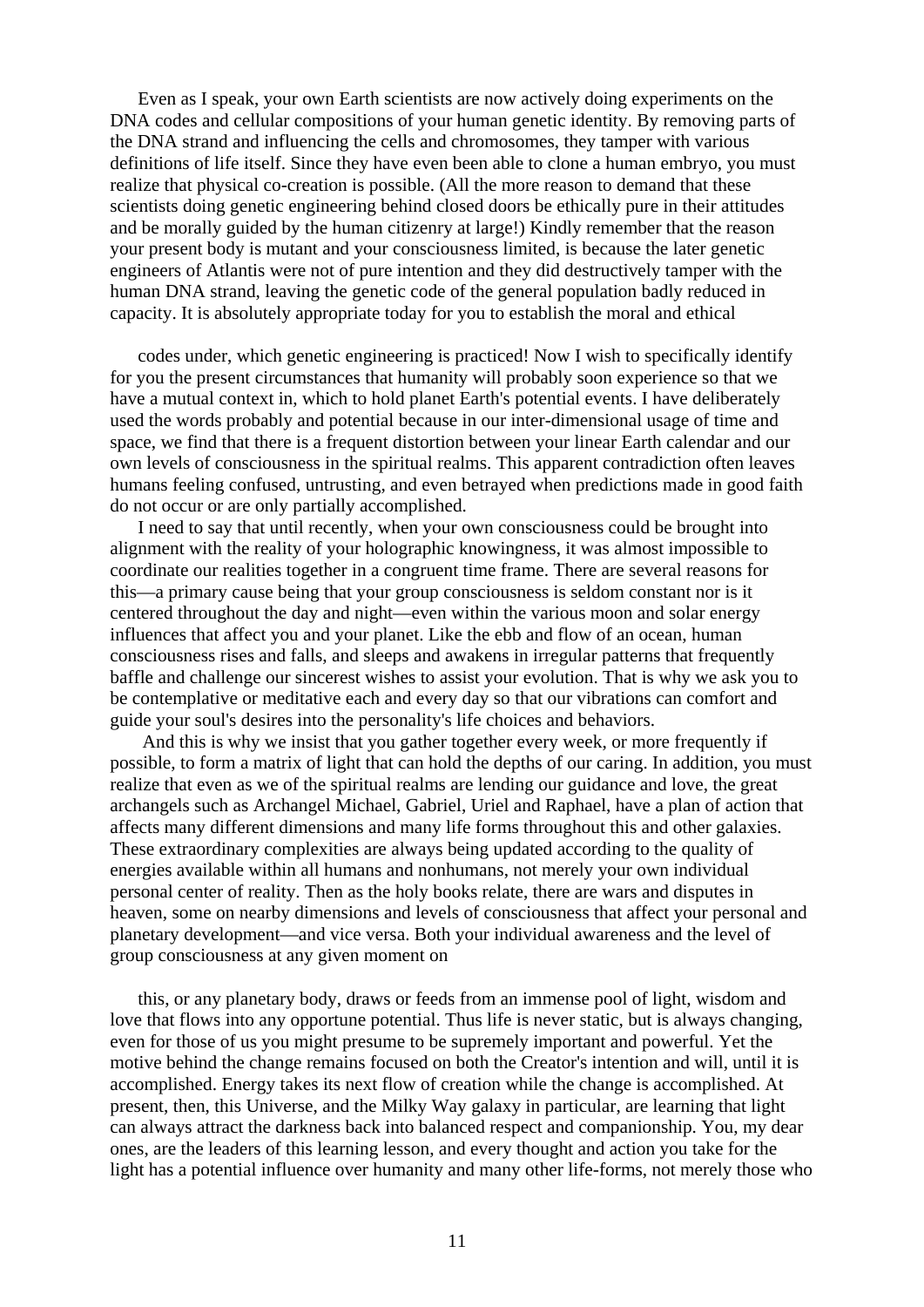Even as I speak, your own Earth scientists are now actively doing experiments on the DNA codes and cellular compositions of your human genetic identity. By removing parts of the DNA strand and influencing the cells and chromosomes, they tamper with various definitions of life itself. Since they have even been able to clone a human embryo, you must realize that physical co-creation is possible. (All the more reason to demand that these scientists doing genetic engineering behind closed doors be ethically pure in their attitudes and be morally guided by the human citizenry at large!) Kindly remember that the reason your present body is mutant and your consciousness limited, is because the later genetic engineers of Atlantis were not of pure intention and they did destructively tamper with the human DNA strand, leaving the genetic code of the general population badly reduced in capacity. It is absolutely appropriate today for you to establish the moral and ethical codes under, which genetic engineering is practiced! Now I wish to specifically identify for you the present circumstances that humanity will probably soon experience so that we have a mutual context in, which to hold planet Earth's potential events. I have deliberately used the words probably and potential because in our inter-dimensional usage of time and space, we find that there is a frequent distortion between your linear Earth calendar and our own levels of consciousness in the spiritual realms. This apparent contradiction often leaves humans feeling confused, untrusting, and even betrayed when predictions made in good faith do not occur or are only partially accomplished.

I need to say that until recently, when your own consciousness could be brought into alignment with the reality of your holographic knowingness, it was almost impossible to coordinate our realities together in a congruent time frame. There are several reasons for this—a primary cause being that your group consciousness is seldom constant nor is it centered throughout the day and night—even within the various moon and solar energy influences that affect you and your planet. Like the ebb and flow of an ocean, human consciousness rises and falls, and sleeps and awakens in irregular patterns that frequently baffle and challenge our sincerest wishes to assist your evolution. That is why we ask you to be contemplative or meditative each and every day so that our vibrations can comfort and guide your soul's desires into the personality's life choices and behaviors.

And this is why we insist that you gather together every week, or more frequently if possible, to form a matrix of light that can hold the depths of our caring. In addition, you must realize that even as we of the spiritual realms are lending our guidance and love, the great archangels such as Archangel Michael, Gabriel, Uriel and Raphael, have a plan of action that affects many different dimensions and many life forms throughout this and other galaxies. These extraordinary complexities are always being updated according to the quality of energies available within all humans and nonhumans, not merely your own individual personal center of reality. Then as the holy books relate, there are wars and disputes in heaven, some on nearby dimensions and levels of consciousness that affect your personal and planetary development—and vice versa. Both your individual awareness and the level of group consciousness at any given moment on this, or any planetary body, draws or feeds from an immense pool of light, wisdom and love that flows into any opportune potential. Thus life is never static, but is always changing, even for those of us you might presume to be supremely important and powerful. Yet the motive behind the change remains focused on both the Creator's intention and will, until it is accomplished. Energy takes its next flow of creation while the change is accomplished. At present, then, this Universe, and the Milky Way galaxy in particular, are learning that light can always attract the darkness back into balanced respect and companionship. You, my dear ones, are the leaders of this learning lesson, and every thought and action you take for the light has a potential influence over humanity and many other life-forms, not merely those who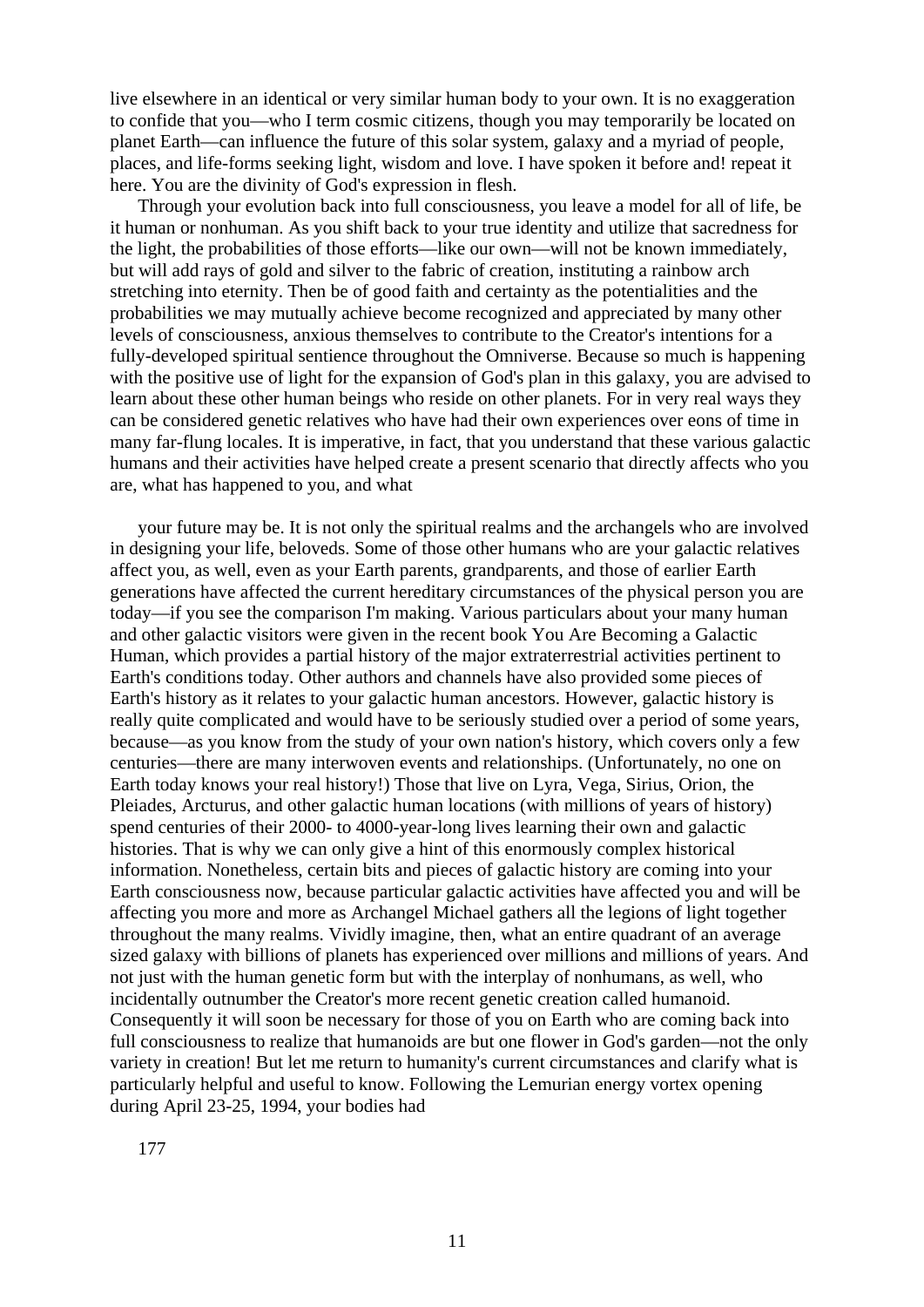live elsewhere in an identical or very similar human body to your own. It is no exaggeration to confide that you—who I term cosmic citizens, though you may temporarily be located on planet Earth—can influence the future of this solar system, galaxy and a myriad of people, places, and life-forms seeking light, wisdom and love. I have spoken it before and! repeat it here. You are the divinity of God's expression in flesh.

Through your evolution back into full consciousness, you leave a model for all of life, be it human or nonhuman. As you shift back to your true identity and utilize that sacredness for the light, the probabilities of those efforts—like our own—will not be known immediately, but will add rays of gold and silver to the fabric of creation, instituting a rainbow arch stretching into eternity. Then be of good faith and certainty as the potentialities and the probabilities we may mutually achieve become recognized and appreciated by many other levels of consciousness, anxious themselves to contribute to the Creator's intentions for a fully-developed spiritual sentience throughout the Omniverse. Because so much is happening with the positive use of light for the expansion of God's plan in this galaxy, you are advised to learn about these other human beings who reside on other planets. For in very real ways they can be considered genetic relatives who have had their own experiences over eons of time in many far-flung locales. It is imperative, in fact, that you understand that these various galactic humans and their activities have helped create a present scenario that directly affects who you are, what has happened to you, and what

your future may be. It is not only the spiritual realms and the archangels who are involved in designing your life, beloveds. Some of those other humans who are your galactic relatives affect you, as well, even as your Earth parents, grandparents, and those of earlier Earth generations have affected the current hereditary circumstances of the physical person you are today—if you see the comparison I'm making. Various particulars about your many human and other galactic visitors were given in the recent book You Are Becoming a Galactic Human, which provides a partial history of the major extraterrestrial activities pertinent to Earth's conditions today. Other authors and channels have also provided some pieces of Earth's history as it relates to your galactic human ancestors. However, galactic history is really quite complicated and would have to be seriously studied over a period of some years, because—as you know from the study of your own nation's history, which covers only a few centuries—there are many interwoven events and relationships. (Unfortunately, no one on Earth today knows your real history!) Those that live on Lyra, Vega, Sirius, Orion, the Pleiades, Arcturus, and other galactic human locations (with millions of years of history) spend centuries of their 2000- to 4000-year-long lives learning their own and galactic histories. That is why we can only give a hint of this enormously complex historical information. Nonetheless, certain bits and pieces of galactic history are coming into your Earth consciousness now, because particular galactic activities have affected you and will be affecting you more and more as Archangel Michael gathers all the legions of light together throughout the many realms. Vividly imagine, then, what an entire quadrant of an average sized galaxy with billions of planets has experienced over millions and millions of years. And not just with the human genetic form but with the interplay of nonhumans, as well, who incidentally outnumber the Creator's more recent genetic creation called humanoid. Consequently it will soon be necessary for those of you on Earth who are coming back into full consciousness to realize that humanoids are but one flower in God's garden—not the only variety in creation! But let me return to humanity's current circumstances and clarify what is particularly helpful and useful to know. Following the Lemurian energy vortex opening during April 23-25, 1994, your bodies had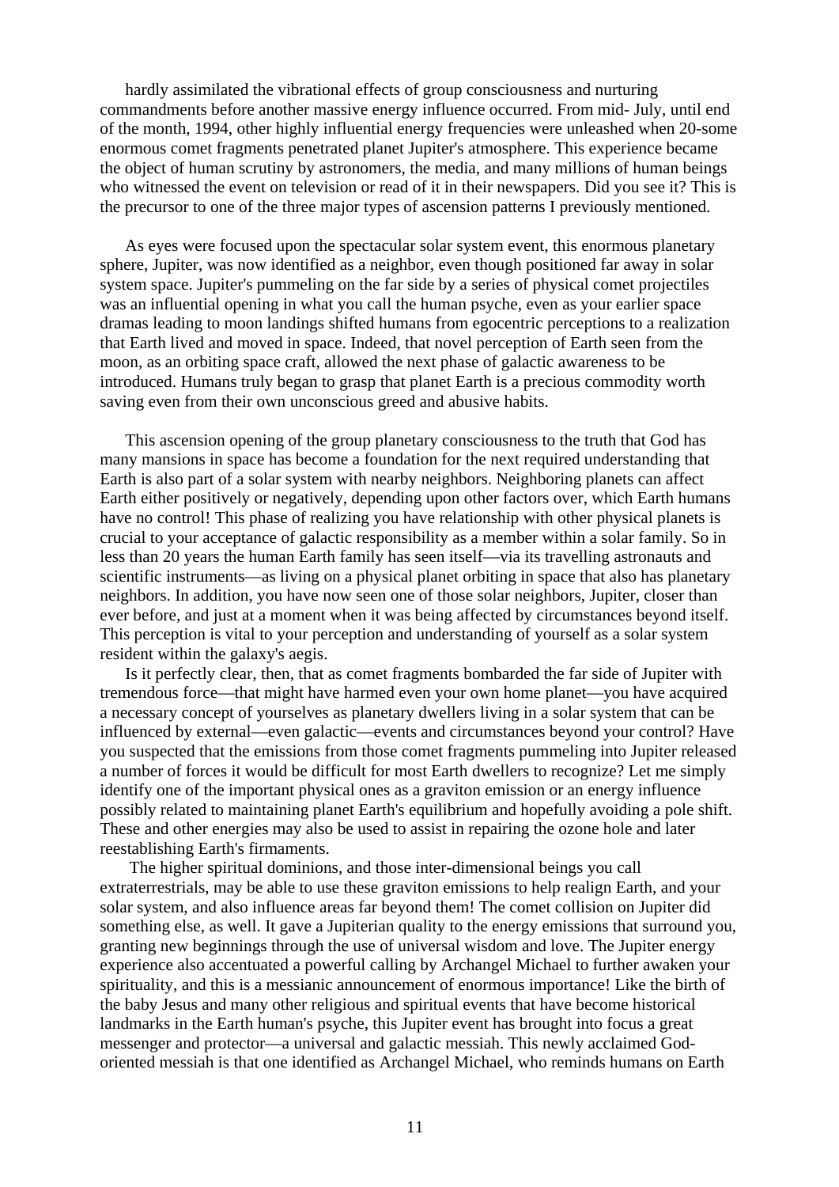hardly assimilated the vibrational effects of group consciousness and nurturing commandments before another massive energy influence occurred. From mid- July, until end of the month, 1994, other highly influential energy frequencies were unleashed when 20-some enormous comet fragments penetrated planet Jupiter's atmosphere. This experience became the object of human scrutiny by astronomers, the media, and many millions of human beings who witnessed the event on television or read of it in their newspapers. Did you see it? This is the precursor to one of the three major types of ascension patterns I previously mentioned.

As eyes were focused upon the spectacular solar system event, this enormous planetary sphere, Jupiter, was now identified as a neighbor, even though positioned far away in solar system space. Jupiter's pummeling on the far side by a series of physical comet projectiles was an influential opening in what you call the human psyche, even as your earlier space dramas leading to moon landings shifted humans from egocentric perceptions to a realization that Earth lived and moved in space. Indeed, that novel perception of Earth seen from the moon, as an orbiting space craft, allowed the next phase of galactic awareness to be introduced. Humans truly began to grasp that planet Earth is a precious commodity worth saving even from their own unconscious greed and abusive habits.

This ascension opening of the group planetary consciousness to the truth that God has many mansions in space has become a foundation for the next required understanding that Earth is also part of a solar system with nearby neighbors. Neighboring planets can affect Earth either positively or negatively, depending upon other factors over, which Earth humans have no control! This phase of realizing you have relationship with other physical planets is crucial to your acceptance of galactic responsibility as a member within a solar family. So in less than 20 years the human Earth family has seen itself—via its travelling astronauts and scientific instruments—as living on a physical planet orbiting in space that also has planetary neighbors. In addition, you have now seen one of those solar neighbors, Jupiter, closer than ever before, and just at a moment when it was being affected by circumstances beyond itself. This perception is vital to your perception and understanding of yourself as a solar system resident within the galaxy's aegis.

Is it perfectly clear, then, that as comet fragments bombarded the far side of Jupiter with tremendous force—that might have harmed even your own home planet—you have acquired a necessary concept of yourselves as planetary dwellers living in a solar system that can be influenced by external—even galactic—events and circumstances beyond your control? Have you suspected that the emissions from those comet fragments pummeling into Jupiter released a number of forces it would be difficult for most Earth dwellers to recognize? Let me simply identify one of the important physical ones as a graviton emission or an energy influence possibly related to maintaining planet Earth's equilibrium and hopefully avoiding a pole shift. These and other energies may also be used to assist in repairing the ozone hole and later reestablishing Earth's firmaments.

The higher spiritual dominions, and those inter-dimensional beings you call extraterrestrials, may be able to use these graviton emissions to help realign Earth, and your solar system, and also influence areas far beyond them! The comet collision on Jupiter did something else, as well. It gave a Jupiterian quality to the energy emissions that surround you, granting new beginnings through the use of universal wisdom and love. The Jupiter energy experience also accentuated a powerful calling by Archangel Michael to further awaken your spirituality, and this is a messianic announcement of enormous importance! Like the birth of the baby Jesus and many other religious and spiritual events that have become historical landmarks in the Earth human's psyche, this Jupiter event has brought into focus a great messenger and protector—a universal and galactic messiah. This newly acclaimed God-oriented messiah is that one identified as Archangel Michael, who reminds humans on Earth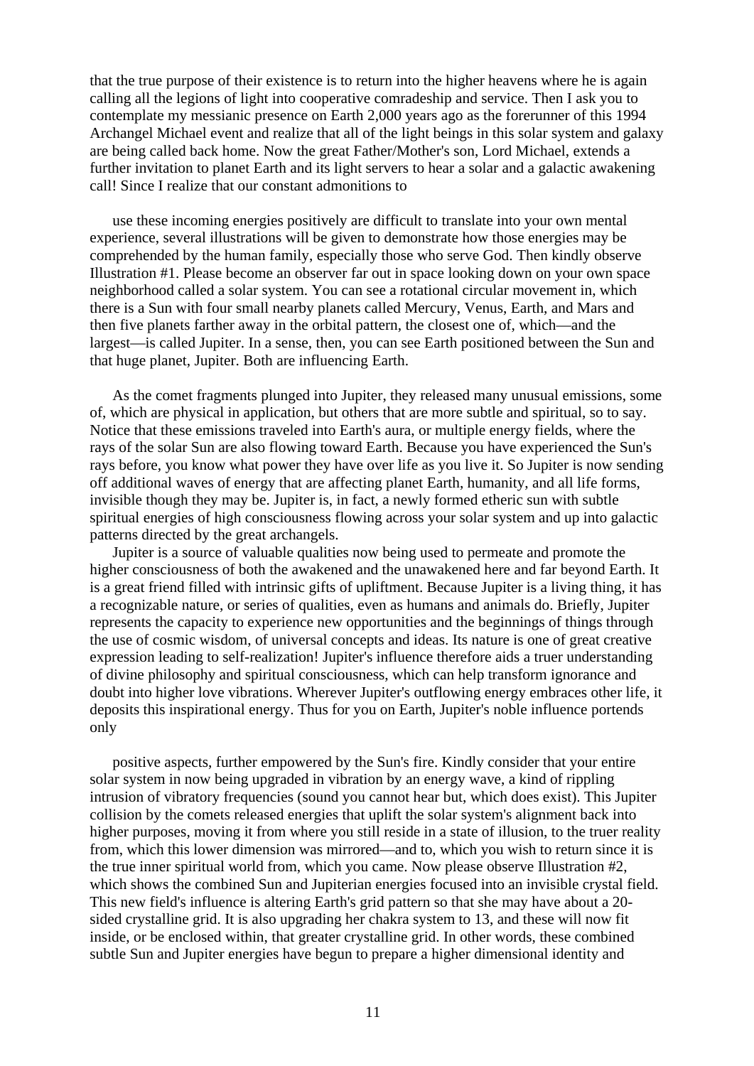that the true purpose of their existence is to return into the higher heavens where he is again calling all the legions of light into cooperative comradeship and service. Then I ask you to contemplate my messianic presence on Earth 2,000 years ago as the forerunner of this 1994 Archangel Michael event and realize that all of the light beings in this solar system and galaxy are being called back home. Now the great Father/Mother's son, Lord Michael, extends a further invitation to planet Earth and its light servers to hear a solar and a galactic awakening call! Since I realize that our constant admonitions to

use these incoming energies positively are difficult to translate into your own mental experience, several illustrations will be given to demonstrate how those energies may be comprehended by the human family, especially those who serve God. Then kindly observe Illustration #1. Please become an observer far out in space looking down on your own space neighborhood called a solar system. You can see a rotational circular movement in, which there is a Sun with four small nearby planets called Mercury, Venus, Earth, and Mars and then five planets farther away in the orbital pattern, the closest one of, which—and the largest—is called Jupiter. In a sense, then, you can see Earth positioned between the Sun and that huge planet, Jupiter. Both are influencing Earth.

As the comet fragments plunged into Jupiter, they released many unusual emissions, some of, which are physical in application, but others that are more subtle and spiritual, so to say. Notice that these emissions traveled into Earth's aura, or multiple energy fields, where the rays of the solar Sun are also flowing toward Earth. Because you have experienced the Sun's rays before, you know what power they have over life as you live it. So Jupiter is now sending off additional waves of energy that are affecting planet Earth, humanity, and all life forms, invisible though they may be. Jupiter is, in fact, a newly formed etheric sun with subtle spiritual energies of high consciousness flowing across your solar system and up into galactic patterns directed by the great archangels.

Jupiter is a source of valuable qualities now being used to permeate and promote the higher consciousness of both the awakened and the unawakened here and far beyond Earth. It is a great friend filled with intrinsic gifts of upliftment. Because Jupiter is a living thing, it has a recognizable nature, or series of qualities, even as humans and animals do. Briefly, Jupiter represents the capacity to experience new opportunities and the beginnings of things through the use of cosmic wisdom, of universal concepts and ideas. Its nature is one of great creative expression leading to self-realization! Jupiter's influence therefore aids a truer understanding of divine philosophy and spiritual consciousness, which can help transform ignorance and doubt into higher love vibrations. Wherever Jupiter's outflowing energy embraces other life, it deposits this inspirational energy. Thus for you on Earth, Jupiter's noble influence portends only

positive aspects, further empowered by the Sun's fire. Kindly consider that your entire solar system in now being upgraded in vibration by an energy wave, a kind of rippling intrusion of vibratory frequencies (sound you cannot hear but, which does exist). This Jupiter collision by the comets released energies that uplift the solar system's alignment back into higher purposes, moving it from where you still reside in a state of illusion, to the truer reality from, which this lower dimension was mirrored—and to, which you wish to return since it is the true inner spiritual world from, which you came. Now please observe Illustration #2, which shows the combined Sun and Jupiterian energies focused into an invisible crystal field. This new field's influence is altering Earth's grid pattern so that she may have about a 20-sided crystalline grid. It is also upgrading her chakra system to 13, and these will now fit inside, or be enclosed within, that greater crystalline grid. In other words, these combined subtle Sun and Jupiter energies have begun to prepare a higher dimensional identity and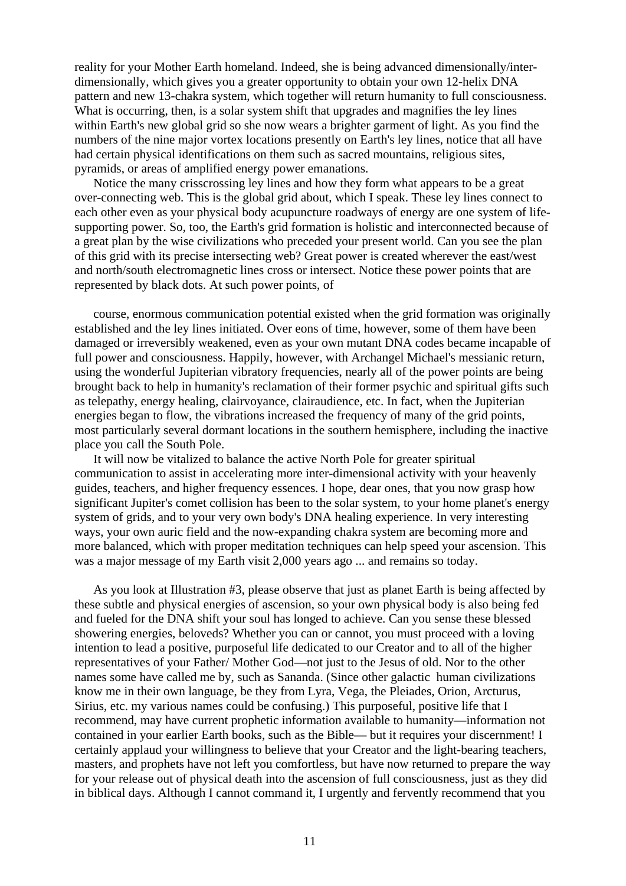reality for your Mother Earth homeland. Indeed, she is being advanced dimensionally/inter-dimensionally, which gives you a greater opportunity to obtain your own 12-helix DNA pattern and new 13-chakra system, which together will return humanity to full consciousness. What is occurring, then, is a solar system shift that upgrades and magnifies the ley lines within Earth's new global grid so she now wears a brighter garment of light. As you find the numbers of the nine major vortex locations presently on Earth's ley lines, notice that all have had certain physical identifications on them such as sacred mountains, religious sites, pyramids, or areas of amplified energy power emanations.

Notice the many crisscrossing ley lines and how they form what appears to be a great over-connecting web. This is the global grid about, which I speak. These ley lines connect to each other even as your physical body acupuncture roadways of energy are one system of life-supporting power. So, too, the Earth's grid formation is holistic and interconnected because of a great plan by the wise civilizations who preceded your present world. Can you see the plan of this grid with its precise intersecting web? Great power is created wherever the east/west and north/south electromagnetic lines cross or intersect. Notice these power points that are represented by black dots. At such power points, of

course, enormous communication potential existed when the grid formation was originally established and the ley lines initiated. Over eons of time, however, some of them have been damaged or irreversibly weakened, even as your own mutant DNA codes became incapable of full power and consciousness. Happily, however, with Archangel Michael's messianic return, using the wonderful Jupiterian vibratory frequencies, nearly all of the power points are being brought back to help in humanity's reclamation of their former psychic and spiritual gifts such as telepathy, energy healing, clairvoyance, clairaudience, etc. In fact, when the Jupiterian energies began to flow, the vibrations increased the frequency of many of the grid points, most particularly several dormant locations in the southern hemisphere, including the inactive place you call the South Pole.

It will now be vitalized to balance the active North Pole for greater spiritual communication to assist in accelerating more inter-dimensional activity with your heavenly guides, teachers, and higher frequency essences. I hope, dear ones, that you now grasp how significant Jupiter's comet collision has been to the solar system, to your home planet's energy system of grids, and to your very own body's DNA healing experience. In very interesting ways, your own auric field and the now-expanding chakra system are becoming more and more balanced, which with proper meditation techniques can help speed your ascension. This was a major message of my Earth visit 2,000 years ago ... and remains so today.

As you look at Illustration #3, please observe that just as planet Earth is being affected by these subtle and physical energies of ascension, so your own physical body is also being fed and fueled for the DNA shift your soul has longed to achieve. Can you sense these blessed showering energies, beloveds? Whether you can or cannot, you must proceed with a loving intention to lead a positive, purposeful life dedicated to our Creator and to all of the higher representatives of your Father/ Mother God—not just to the Jesus of old. Nor to the other names some have called me by, such as Sananda. (Since other galactic human civilizations know me in their own language, be they from Lyra, Vega, the Pleiades, Orion, Arcturus, Sirius, etc. my various names could be confusing.) This purposeful, positive life that I recommend, may have current prophetic information available to humanity—information not contained in your earlier Earth books, such as the Bible— but it requires your discernment! I certainly applaud your willingness to believe that your Creator and the light-bearing teachers, masters, and prophets have not left you comfortless, but have now returned to prepare the way for your release out of physical death into the ascension of full consciousness, just as they did in biblical days. Although I cannot command it, I urgently and fervently recommend that you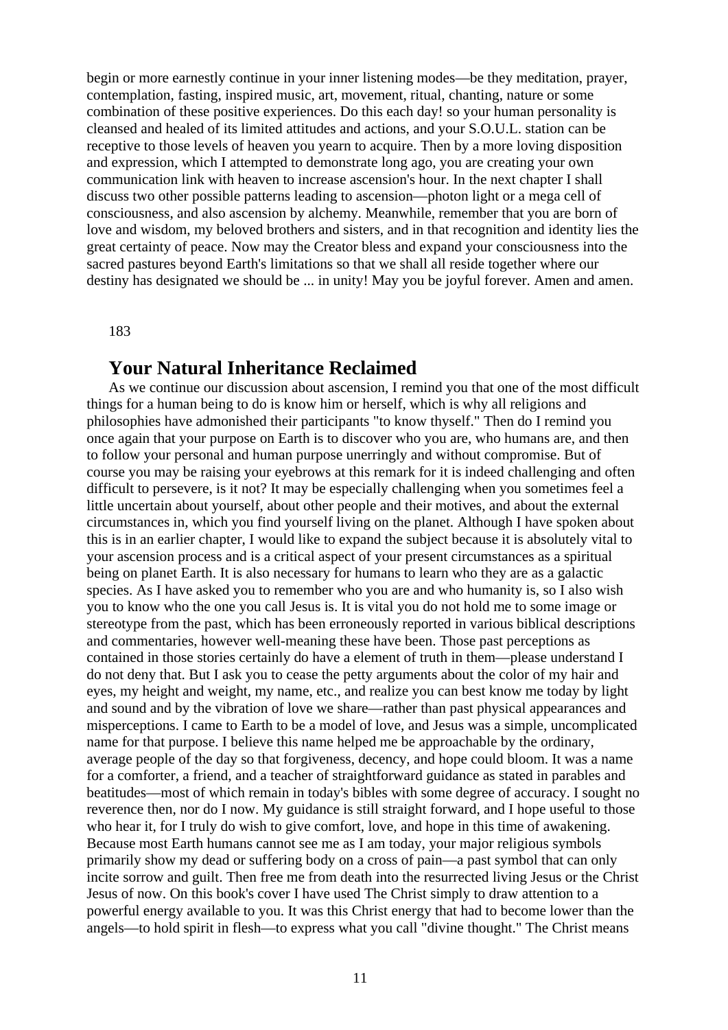begin or more earnestly continue in your inner listening modes—be they meditation, prayer, contemplation, fasting, inspired music, art, movement, ritual, chanting, nature or some combination of these positive experiences. Do this each day! so your human personality is cleansed and healed of its limited attitudes and actions, and your S.O.U.L. station can be receptive to those levels of heaven you yearn to acquire. Then by a more loving disposition and expression, which I attempted to demonstrate long ago, you are creating your own communication link with heaven to increase ascension's hour. In the next chapter I shall discuss two other possible patterns leading to ascension—photon light or a mega cell of consciousness, and also ascension by alchemy. Meanwhile, remember that you are born of love and wisdom, my beloved brothers and sisters, and in that recognition and identity lies the great certainty of peace. Now may the Creator bless and expand your consciousness into the sacred pastures beyond Earth's limitations so that we shall all reside together where our destiny has designated we should be ... in unity! May you be joyful forever. Amen and amen.

183

## Your Natural Inheritance Reclaimed

As we continue our discussion about ascension, I remind you that one of the most difficult things for a human being to do is know him or herself, which is why all religions and philosophies have admonished their participants "to know thyself." Then do I remind you once again that your purpose on Earth is to discover who you are, who humans are, and then to follow your personal and human purpose unerringly and without compromise. But of course you may be raising your eyebrows at this remark for it is indeed challenging and often difficult to persevere, is it not? It may be especially challenging when you sometimes feel a little uncertain about yourself, about other people and their motives, and about the external circumstances in, which you find yourself living on the planet. Although I have spoken about this is in an earlier chapter, I would like to expand the subject because it is absolutely vital to your ascension process and is a critical aspect of your present circumstances as a spiritual being on planet Earth. It is also necessary for humans to learn who they are as a galactic species. As I have asked you to remember who you are and who humanity is, so I also wish you to know who the one you call Jesus is. It is vital you do not hold me to some image or stereotype from the past, which has been erroneously reported in various biblical descriptions and commentaries, however well-meaning these have been. Those past perceptions as contained in those stories certainly do have a element of truth in them—please understand I do not deny that. But I ask you to cease the petty arguments about the color of my hair and eyes, my height and weight, my name, etc., and realize you can best know me today by light and sound and by the vibration of love we share—rather than past physical appearances and misperceptions. I came to Earth to be a model of love, and Jesus was a simple, uncomplicated name for that purpose. I believe this name helped me be approachable by the ordinary, average people of the day so that forgiveness, decency, and hope could bloom. It was a name for a comforter, a friend, and a teacher of straightforward guidance as stated in parables and beatitudes—most of which remain in today's bibles with some degree of accuracy. I sought no reverence then, nor do I now. My guidance is still straight forward, and I hope useful to those who hear it, for I truly do wish to give comfort, love, and hope in this time of awakening. Because most Earth humans cannot see me as I am today, your major religious symbols primarily show my dead or suffering body on a cross of pain—a past symbol that can only incite sorrow and guilt. Then free me from death into the resurrected living Jesus or the Christ Jesus of now. On this book's cover I have used The Christ simply to draw attention to a powerful energy available to you. It was this Christ energy that had to become lower than the angels—to hold spirit in flesh—to express what you call "divine thought." The Christ means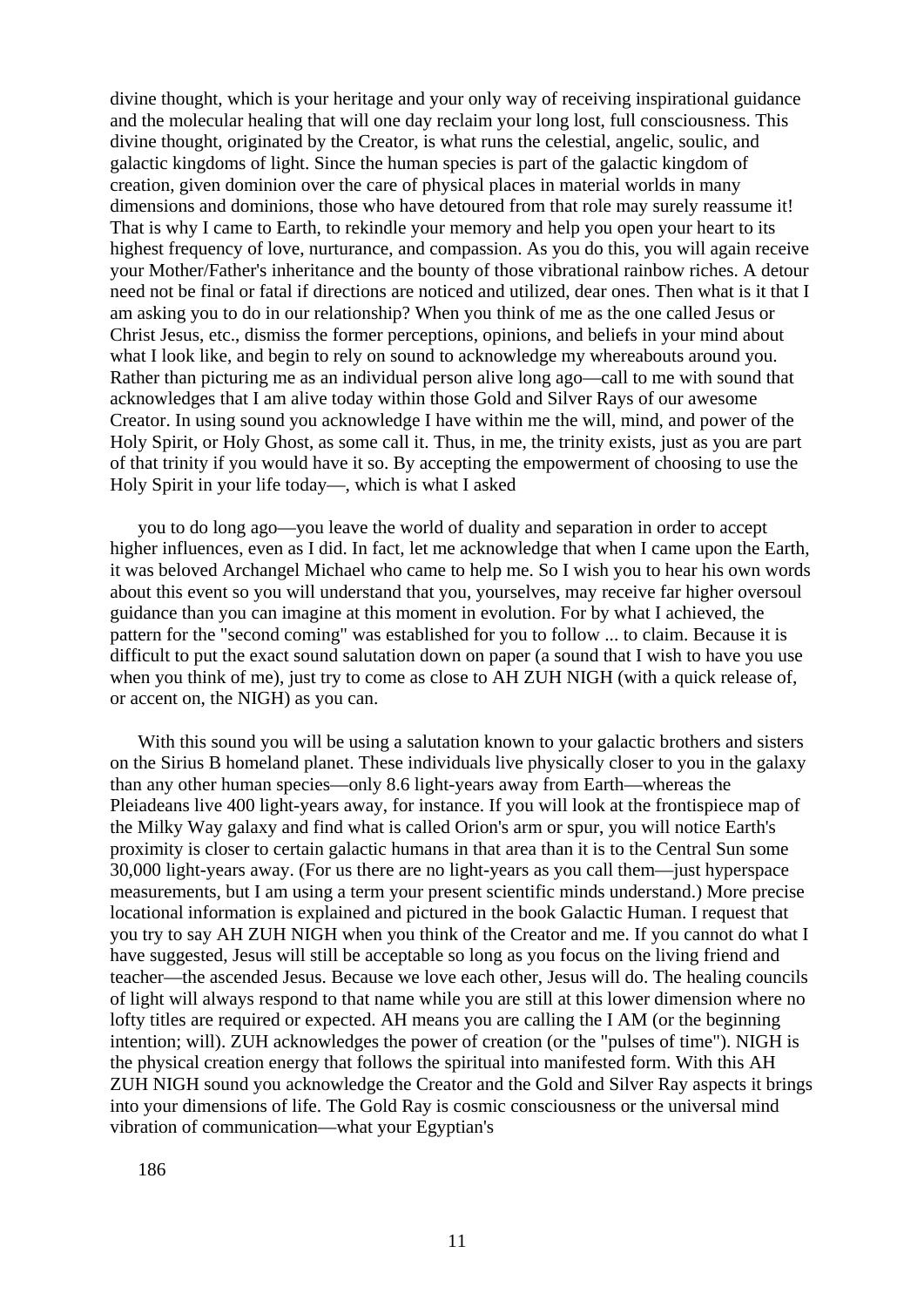divine thought, which is your heritage and your only way of receiving inspirational guidance and the molecular healing that will one day reclaim your long lost, full consciousness. This divine thought, originated by the Creator, is what runs the celestial, angelic, soulic, and galactic kingdoms of light. Since the human species is part of the galactic kingdom of creation, given dominion over the care of physical places in material worlds in many dimensions and dominions, those who have detoured from that role may surely reassume it! That is why I came to Earth, to rekindle your memory and help you open your heart to its highest frequency of love, nurturance, and compassion. As you do this, you will again receive your Mother/Father's inheritance and the bounty of those vibrational rainbow riches. A detour need not be final or fatal if directions are noticed and utilized, dear ones. Then what is it that I am asking you to do in our relationship? When you think of me as the one called Jesus or Christ Jesus, etc., dismiss the former perceptions, opinions, and beliefs in your mind about what I look like, and begin to rely on sound to acknowledge my whereabouts around you. Rather than picturing me as an individual person alive long ago—call to me with sound that acknowledges that I am alive today within those Gold and Silver Rays of our awesome Creator. In using sound you acknowledge I have within me the will, mind, and power of the Holy Spirit, or Holy Ghost, as some call it. Thus, in me, the trinity exists, just as you are part of that trinity if you would have it so. By accepting the empowerment of choosing to use the Holy Spirit in your life today—, which is what I asked

you to do long ago—you leave the world of duality and separation in order to accept higher influences, even as I did. In fact, let me acknowledge that when I came upon the Earth, it was beloved Archangel Michael who came to help me. So I wish you to hear his own words about this event so you will understand that you, yourselves, may receive far higher oversoul guidance than you can imagine at this moment in evolution. For by what I achieved, the pattern for the "second coming" was established for you to follow ... to claim. Because it is difficult to put the exact sound salutation down on paper (a sound that I wish to have you use when you think of me), just try to come as close to AH ZUH NIGH (with a quick release of, or accent on, the NIGH) as you can.

With this sound you will be using a salutation known to your galactic brothers and sisters on the Sirius B homeland planet. These individuals live physically closer to you in the galaxy than any other human species—only 8.6 light-years away from Earth—whereas the Pleiadeans live 400 light-years away, for instance. If you will look at the frontispiece map of the Milky Way galaxy and find what is called Orion's arm or spur, you will notice Earth's proximity is closer to certain galactic humans in that area than it is to the Central Sun some 30,000 light-years away. (For us there are no light-years as you call them—just hyperspace measurements, but I am using a term your present scientific minds understand.) More precise locational information is explained and pictured in the book Galactic Human. I request that you try to say AH ZUH NIGH when you think of the Creator and me. If you cannot do what I have suggested, Jesus will still be acceptable so long as you focus on the living friend and teacher—the ascended Jesus. Because we love each other, Jesus will do. The healing councils of light will always respond to that name while you are still at this lower dimension where no lofty titles are required or expected. AH means you are calling the I AM (or the beginning intention; will). ZUH acknowledges the power of creation (or the "pulses of time"). NIGH is the physical creation energy that follows the spiritual into manifested form. With this AH ZUH NIGH sound you acknowledge the Creator and the Gold and Silver Ray aspects it brings into your dimensions of life. The Gold Ray is cosmic consciousness or the universal mind vibration of communication—what your Egyptian's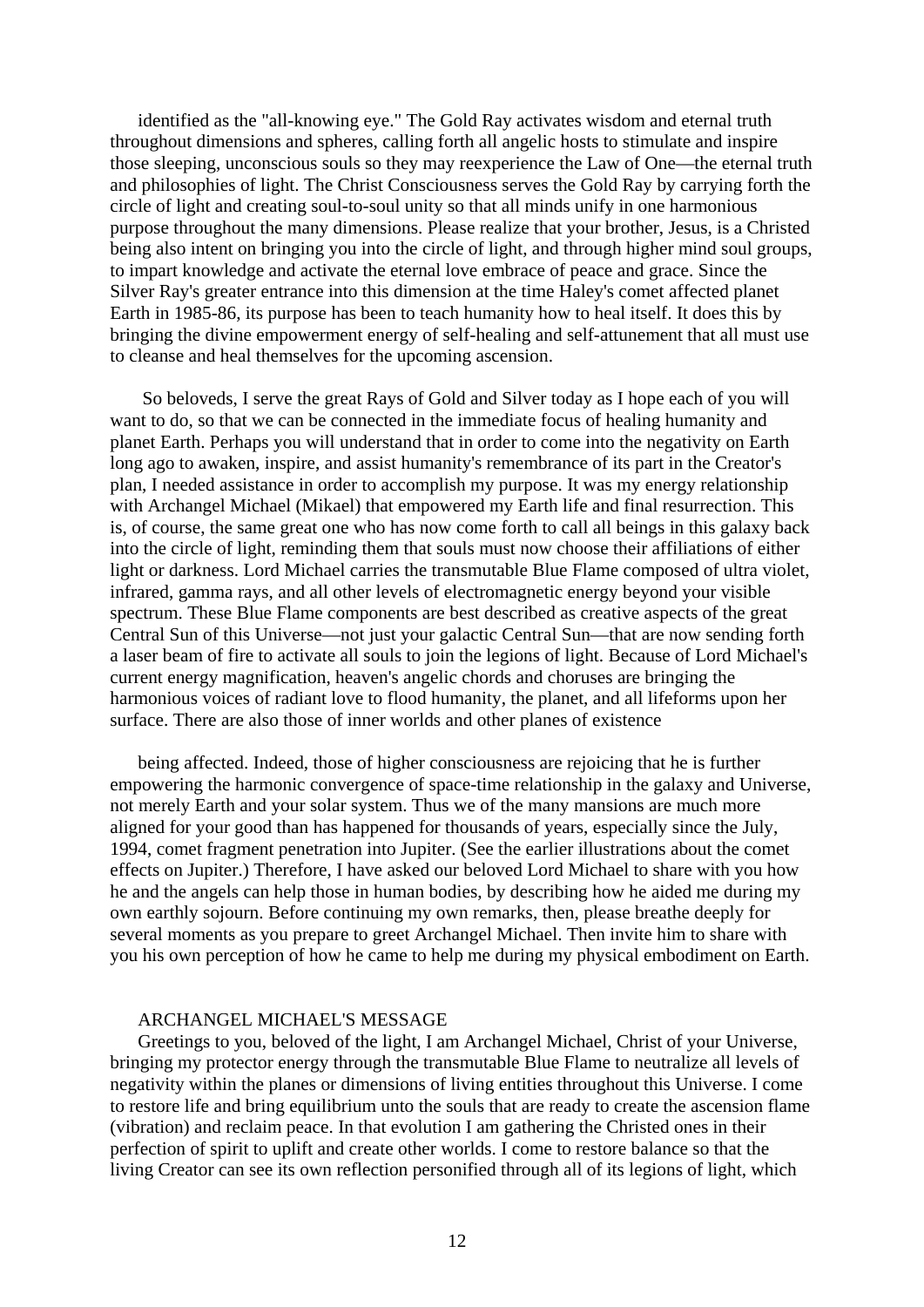identified as the "all-knowing eye." The Gold Ray activates wisdom and eternal truth throughout dimensions and spheres, calling forth all angelic hosts to stimulate and inspire those sleeping, unconscious souls so they may reexperience the Law of One—the eternal truth and philosophies of light. The Christ Consciousness serves the Gold Ray by carrying forth the circle of light and creating soul-to-soul unity so that all minds unify in one harmonious purpose throughout the many dimensions. Please realize that your brother, Jesus, is a Christed being also intent on bringing you into the circle of light, and through higher mind soul groups, to impart knowledge and activate the eternal love embrace of peace and grace. Since the Silver Ray's greater entrance into this dimension at the time Haley's comet affected planet Earth in 1985-86, its purpose has been to teach humanity how to heal itself. It does this by bringing the divine empowerment energy of self-healing and self-attunement that all must use to cleanse and heal themselves for the upcoming ascension.

So beloveds, I serve the great Rays of Gold and Silver today as I hope each of you will want to do, so that we can be connected in the immediate focus of healing humanity and planet Earth. Perhaps you will understand that in order to come into the negativity on Earth long ago to awaken, inspire, and assist humanity's remembrance of its part in the Creator's plan, I needed assistance in order to accomplish my purpose. It was my energy relationship with Archangel Michael (Mikael) that empowered my Earth life and final resurrection. This is, of course, the same great one who has now come forth to call all beings in this galaxy back into the circle of light, reminding them that souls must now choose their affiliations of either light or darkness. Lord Michael carries the transmutable Blue Flame composed of ultra violet, infrared, gamma rays, and all other levels of electromagnetic energy beyond your visible spectrum. These Blue Flame components are best described as creative aspects of the great Central Sun of this Universe—not just your galactic Central Sun—that are now sending forth a laser beam of fire to activate all souls to join the legions of light. Because of Lord Michael's current energy magnification, heaven's angelic chords and choruses are bringing the harmonious voices of radiant love to flood humanity, the planet, and all lifeforms upon her surface. There are also those of inner worlds and other planes of existence being affected. Indeed, those of higher consciousness are rejoicing that he is further empowering the harmonic convergence of space-time relationship in the galaxy and Universe, not merely Earth and your solar system. Thus we of the many mansions are much more aligned for your good than has happened for thousands of years, especially since the July, 1994, comet fragment penetration into Jupiter. (See the earlier illustrations about the comet effects on Jupiter.) Therefore, I have asked our beloved Lord Michael to share with you how he and the angels can help those in human bodies, by describing how he aided me during my own earthly sojourn. Before continuing my own remarks, then, please breathe deeply for several moments as you prepare to greet Archangel Michael. Then invite him to share with you his own perception of how he came to help me during my physical embodiment on Earth.

## ARCHANGEL MICHAEL'S MESSAGE

Greetings to you, beloved of the light, I am Archangel Michael, Christ of your Universe, bringing my protector energy through the transmutable Blue Flame to neutralize all levels of negativity within the planes or dimensions of living entities throughout this Universe. I come to restore life and bring equilibrium unto the souls that are ready to create the ascension flame (vibration) and reclaim peace. In that evolution I am gathering the Christed ones in their perfection of spirit to uplift and create other worlds. I come to restore balance so that the living Creator can see its own reflection personified through all of its legions of light, which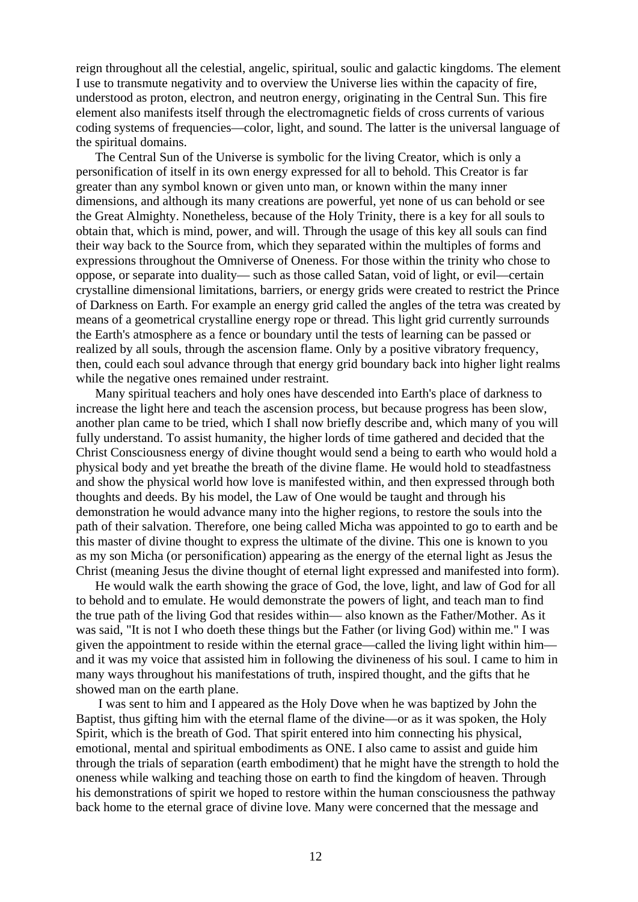reign throughout all the celestial, angelic, spiritual, soulic and galactic kingdoms. The element I use to transmute negativity and to overview the Universe lies within the capacity of fire, understood as proton, electron, and neutron energy, originating in the Central Sun. This fire element also manifests itself through the electromagnetic fields of cross currents of various coding systems of frequencies—color, light, and sound. The latter is the universal language of the spiritual domains.

The Central Sun of the Universe is symbolic for the living Creator, which is only a personification of itself in its own energy expressed for all to behold. This Creator is far greater than any symbol known or given unto man, or known within the many inner dimensions, and although its many creations are powerful, yet none of us can behold or see the Great Almighty. Nonetheless, because of the Holy Trinity, there is a key for all souls to obtain that, which is mind, power, and will. Through the usage of this key all souls can find their way back to the Source from, which they separated within the multiples of forms and expressions throughout the Omniverse of Oneness. For those within the trinity who chose to oppose, or separate into duality— such as those called Satan, void of light, or evil—certain crystalline dimensional limitations, barriers, or energy grids were created to restrict the Prince of Darkness on Earth. For example an energy grid called the angles of the tetra was created by means of a geometrical crystalline energy rope or thread. This light grid currently surrounds the Earth's atmosphere as a fence or boundary until the tests of learning can be passed or realized by all souls, through the ascension flame. Only by a positive vibratory frequency, then, could each soul advance through that energy grid boundary back into higher light realms while the negative ones remained under restraint.

Many spiritual teachers and holy ones have descended into Earth's place of darkness to increase the light here and teach the ascension process, but because progress has been slow, another plan came to be tried, which I shall now briefly describe and, which many of you will fully understand. To assist humanity, the higher lords of time gathered and decided that the Christ Consciousness energy of divine thought would send a being to earth who would hold a physical body and yet breathe the breath of the divine flame. He would hold to steadfastness and show the physical world how love is manifested within, and then expressed through both thoughts and deeds. By his model, the Law of One would be taught and through his demonstration he would advance many into the higher regions, to restore the souls into the path of their salvation. Therefore, one being called Micha was appointed to go to earth and be this master of divine thought to express the ultimate of the divine. This one is known to you as my son Micha (or personification) appearing as the energy of the eternal light as Jesus the Christ (meaning Jesus the divine thought of eternal light expressed and manifested into form).

He would walk the earth showing the grace of God, the love, light, and law of God for all to behold and to emulate. He would demonstrate the powers of light, and teach man to find the true path of the living God that resides within— also known as the Father/Mother. As it was said, "It is not I who doeth these things but the Father (or living God) within me." I was given the appointment to reside within the eternal grace—called the living light within him—and it was my voice that assisted him in following the divineness of his soul. I came to him in many ways throughout his manifestations of truth, inspired thought, and the gifts that he showed man on the earth plane.

I was sent to him and I appeared as the Holy Dove when he was baptized by John the Baptist, thus gifting him with the eternal flame of the divine—or as it was spoken, the Holy Spirit, which is the breath of God. That spirit entered into him connecting his physical, emotional, mental and spiritual embodiments as ONE. I also came to assist and guide him through the trials of separation (earth embodiment) that he might have the strength to hold the oneness while walking and teaching those on earth to find the kingdom of heaven. Through his demonstrations of spirit we hoped to restore within the human consciousness the pathway back home to the eternal grace of divine love. Many were concerned that the message and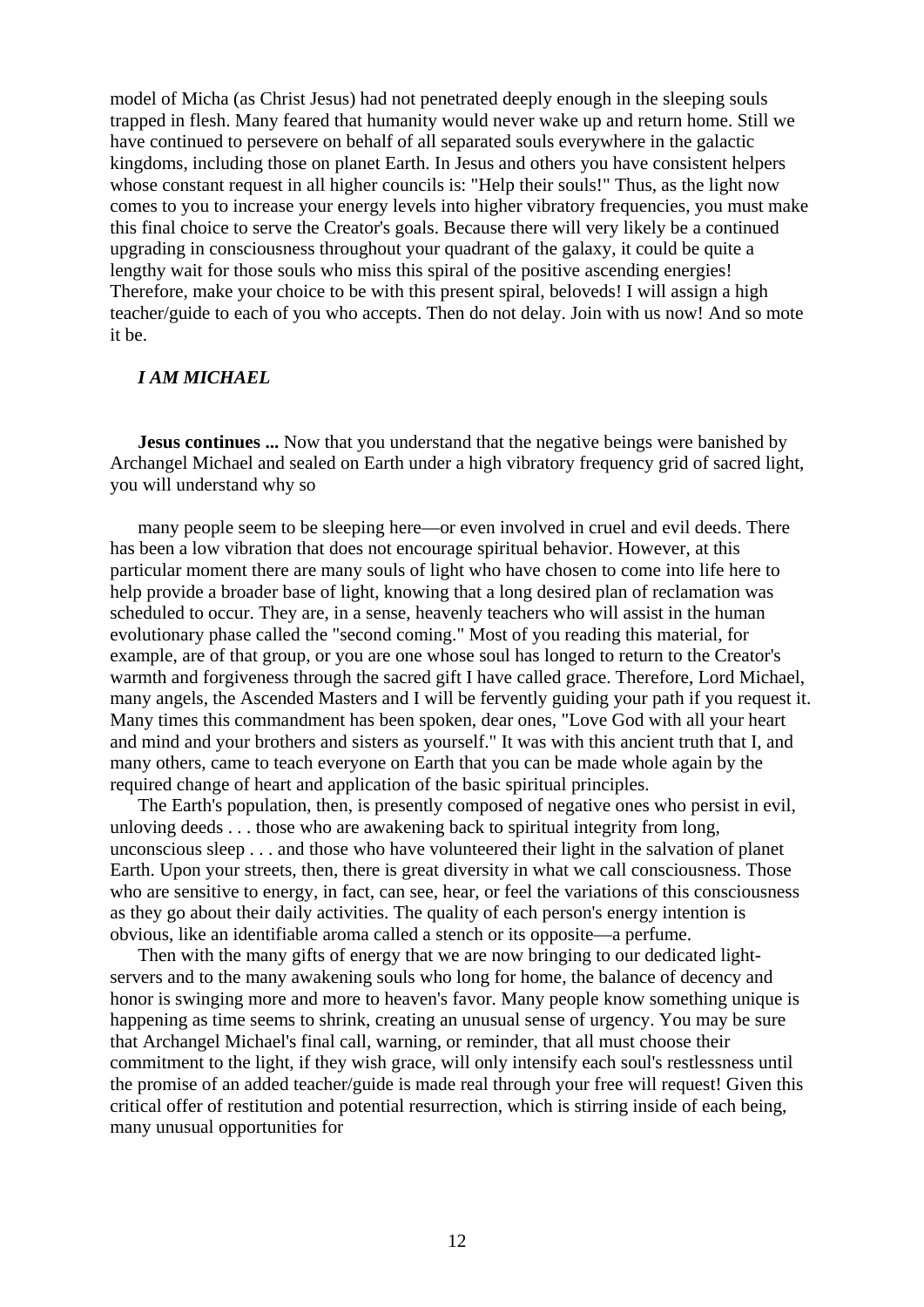model of Micha (as Christ Jesus) had not penetrated deeply enough in the sleeping souls trapped in flesh. Many feared that humanity would never wake up and return home. Still we have continued to persevere on behalf of all separated souls everywhere in the galactic kingdoms, including those on planet Earth. In Jesus and others you have consistent helpers whose constant request in all higher councils is: "Help their souls!" Thus, as the light now comes to you to increase your energy levels into higher vibratory frequencies, you must make this final choice to serve the Creator's goals. Because there will very likely be a continued upgrading in consciousness throughout your quadrant of the galaxy, it could be quite a lengthy wait for those souls who miss this spiral of the positive ascending energies! Therefore, make your choice to be with this present spiral, beloveds! I will assign a high teacher/guide to each of you who accepts. Then do not delay. Join with us now! And so mote it be.

***I AM MICHAEL***

**Jesus continues ...** Now that you understand that the negative beings were banished by Archangel Michael and sealed on Earth under a high vibratory frequency grid of sacred light, you will understand why so many people seem to be sleeping here—or even involved in cruel and evil deeds. There has been a low vibration that does not encourage spiritual behavior. However, at this particular moment there are many souls of light who have chosen to come into life here to help provide a broader base of light, knowing that a long desired plan of reclamation was scheduled to occur. They are, in a sense, heavenly teachers who will assist in the human evolutionary phase called the "second coming." Most of you reading this material, for example, are of that group, or you are one whose soul has longed to return to the Creator's warmth and forgiveness through the sacred gift I have called grace. Therefore, Lord Michael, many angels, the Ascended Masters and I will be fervently guiding your path if you request it. Many times this commandment has been spoken, dear ones, "Love God with all your heart and mind and your brothers and sisters as yourself." It was with this ancient truth that I, and many others, came to teach everyone on Earth that you can be made whole again by the required change of heart and application of the basic spiritual principles.

The Earth's population, then, is presently composed of negative ones who persist in evil, unloving deeds . . . those who are awakening back to spiritual integrity from long, unconscious sleep . . . and those who have volunteered their light in the salvation of planet Earth. Upon your streets, then, there is great diversity in what we call consciousness. Those who are sensitive to energy, in fact, can see, hear, or feel the variations of this consciousness as they go about their daily activities. The quality of each person's energy intention is obvious, like an identifiable aroma called a stench or its opposite—a perfume.

Then with the many gifts of energy that we are now bringing to our dedicated light-servers and to the many awakening souls who long for home, the balance of decency and honor is swinging more and more to heaven's favor. Many people know something unique is happening as time seems to shrink, creating an unusual sense of urgency. You may be sure that Archangel Michael's final call, warning, or reminder, that all must choose their commitment to the light, if they wish grace, will only intensify each soul's restlessness until the promise of an added teacher/guide is made real through your free will request! Given this critical offer of restitution and potential resurrection, which is stirring inside of each being, many unusual opportunities for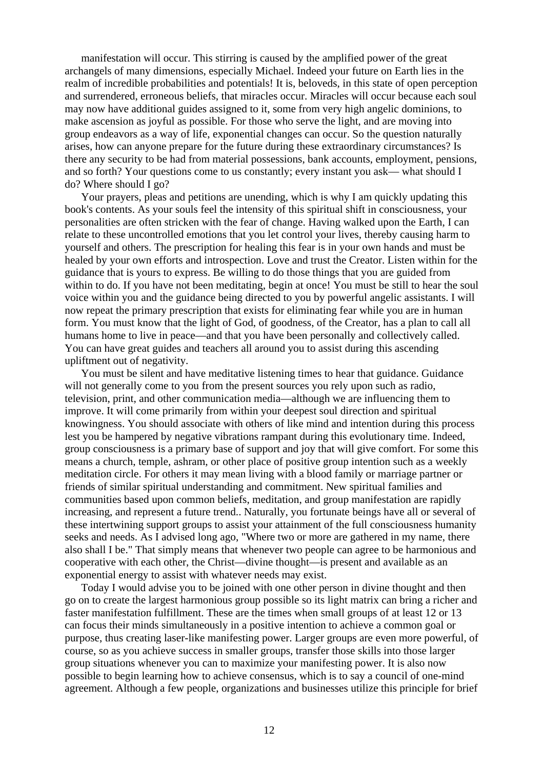manifestation will occur. This stirring is caused by the amplified power of the great archangels of many dimensions, especially Michael. Indeed your future on Earth lies in the realm of incredible probabilities and potentials! It is, beloveds, in this state of open perception and surrendered, erroneous beliefs, that miracles occur. Miracles will occur because each soul may now have additional guides assigned to it, some from very high angelic dominions, to make ascension as joyful as possible. For those who serve the light, and are moving into group endeavors as a way of life, exponential changes can occur. So the question naturally arises, how can anyone prepare for the future during these extraordinary circumstances? Is there any security to be had from material possessions, bank accounts, employment, pensions, and so forth? Your questions come to us constantly; every instant you ask— what should I do? Where should I go?

Your prayers, pleas and petitions are unending, which is why I am quickly updating this book's contents. As your souls feel the intensity of this spiritual shift in consciousness, your personalities are often stricken with the fear of change. Having walked upon the Earth, I can relate to these uncontrolled emotions that you let control your lives, thereby causing harm to yourself and others. The prescription for healing this fear is in your own hands and must be healed by your own efforts and introspection. Love and trust the Creator. Listen within for the guidance that is yours to express. Be willing to do those things that you are guided from within to do. If you have not been meditating, begin at once! You must be still to hear the soul voice within you and the guidance being directed to you by powerful angelic assistants. I will now repeat the primary prescription that exists for eliminating fear while you are in human form. You must know that the light of God, of goodness, of the Creator, has a plan to call all humans home to live in peace—and that you have been personally and collectively called. You can have great guides and teachers all around you to assist during this ascending upliftment out of negativity.

You must be silent and have meditative listening times to hear that guidance. Guidance will not generally come to you from the present sources you rely upon such as radio, television, print, and other communication media—although we are influencing them to improve. It will come primarily from within your deepest soul direction and spiritual knowingness. You should associate with others of like mind and intention during this process lest you be hampered by negative vibrations rampant during this evolutionary time. Indeed, group consciousness is a primary base of support and joy that will give comfort. For some this means a church, temple, ashram, or other place of positive group intention such as a weekly meditation circle. For others it may mean living with a blood family or marriage partner or friends of similar spiritual understanding and commitment. New spiritual families and communities based upon common beliefs, meditation, and group manifestation are rapidly increasing, and represent a future trend.. Naturally, you fortunate beings have all or several of these intertwining support groups to assist your attainment of the full consciousness humanity seeks and needs. As I advised long ago, "Where two or more are gathered in my name, there also shall I be." That simply means that whenever two people can agree to be harmonious and cooperative with each other, the Christ—divine thought—is present and available as an exponential energy to assist with whatever needs may exist.

Today I would advise you to be joined with one other person in divine thought and then go on to create the largest harmonious group possible so its light matrix can bring a richer and faster manifestation fulfillment. These are the times when small groups of at least 12 or 13 can focus their minds simultaneously in a positive intention to achieve a common goal or purpose, thus creating laser-like manifesting power. Larger groups are even more powerful, of course, so as you achieve success in smaller groups, transfer those skills into those larger group situations whenever you can to maximize your manifesting power. It is also now possible to begin learning how to achieve consensus, which is to say a council of one-mind agreement. Although a few people, organizations and businesses utilize this principle for brief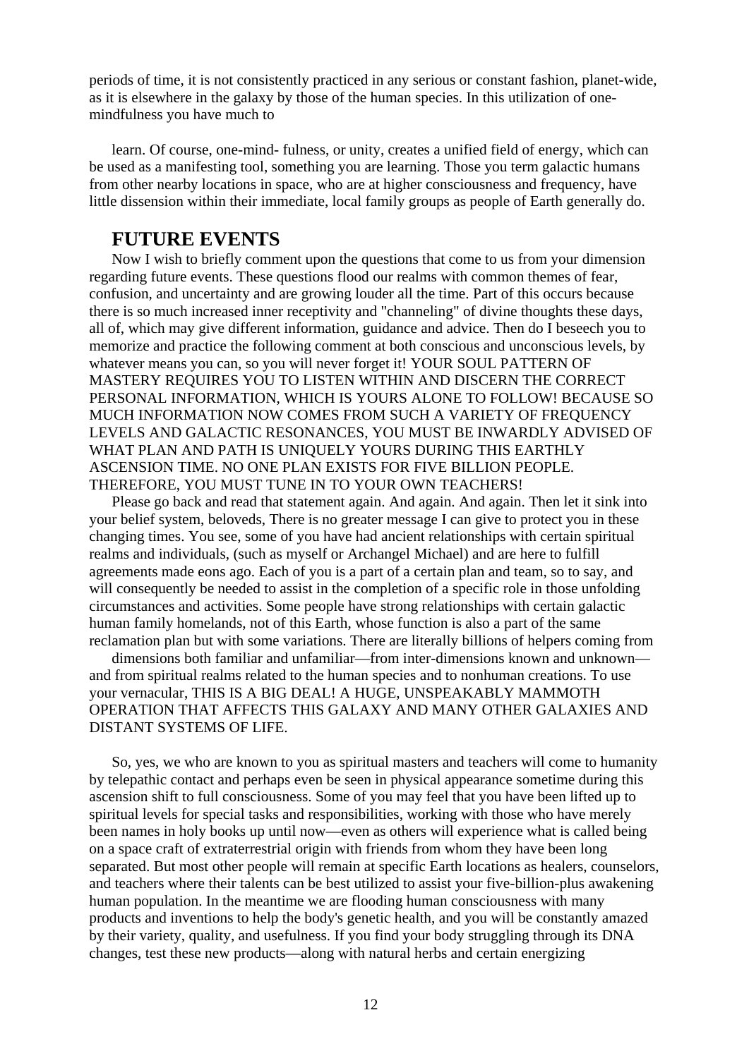periods of time, it is not consistently practiced in any serious or constant fashion, planet-wide, as it is elsewhere in the galaxy by those of the human species. In this utilization of one-mindfulness you have much to

learn. Of course, one-mind- fulness, or unity, creates a unified field of energy, which can be used as a manifesting tool, something you are learning. Those you term galactic humans from other nearby locations in space, who are at higher consciousness and frequency, have little dissension within their immediate, local family groups as people of Earth generally do.

## FUTURE EVENTS

Now I wish to briefly comment upon the questions that come to us from your dimension regarding future events. These questions flood our realms with common themes of fear, confusion, and uncertainty and are growing louder all the time. Part of this occurs because there is so much increased inner receptivity and "channeling" of divine thoughts these days, all of, which may give different information, guidance and advice. Then do I beseech you to memorize and practice the following comment at both conscious and unconscious levels, by whatever means you can, so you will never forget it! YOUR SOUL PATTERN OF MASTERY REQUIRES YOU TO LISTEN WITHIN AND DISCERN THE CORRECT PERSONAL INFORMATION, WHICH IS YOURS ALONE TO FOLLOW! BECAUSE SO MUCH INFORMATION NOW COMES FROM SUCH A VARIETY OF FREQUENCY LEVELS AND GALACTIC RESONANCES, YOU MUST BE INWARDLY ADVISED OF WHAT PLAN AND PATH IS UNIQUELY YOURS DURING THIS EARTHLY ASCENSION TIME. NO ONE PLAN EXISTS FOR FIVE BILLION PEOPLE. THEREFORE, YOU MUST TUNE IN TO YOUR OWN TEACHERS!

Please go back and read that statement again. And again. And again. Then let it sink into your belief system, beloveds, There is no greater message I can give to protect you in these changing times. You see, some of you have had ancient relationships with certain spiritual realms and individuals, (such as myself or Archangel Michael) and are here to fulfill agreements made eons ago. Each of you is a part of a certain plan and team, so to say, and will consequently be needed to assist in the completion of a specific role in those unfolding circumstances and activities. Some people have strong relationships with certain galactic human family homelands, not of this Earth, whose function is also a part of the same reclamation plan but with some variations. There are literally billions of helpers coming from

dimensions both familiar and unfamiliar—from inter-dimensions known and unknown—and from spiritual realms related to the human species and to nonhuman creations. To use your vernacular, THIS IS A BIG DEAL! A HUGE, UNSPEAKABLY MAMMOTH OPERATION THAT AFFECTS THIS GALAXY AND MANY OTHER GALAXIES AND DISTANT SYSTEMS OF LIFE.

So, yes, we who are known to you as spiritual masters and teachers will come to humanity by telepathic contact and perhaps even be seen in physical appearance sometime during this ascension shift to full consciousness. Some of you may feel that you have been lifted up to spiritual levels for special tasks and responsibilities, working with those who have merely been names in holy books up until now—even as others will experience what is called being on a space craft of extraterrestrial origin with friends from whom they have been long separated. But most other people will remain at specific Earth locations as healers, counselors, and teachers where their talents can be best utilized to assist your five-billion-plus awakening human population. In the meantime we are flooding human consciousness with many products and inventions to help the body's genetic health, and you will be constantly amazed by their variety, quality, and usefulness. If you find your body struggling through its DNA changes, test these new products—along with natural herbs and certain energizing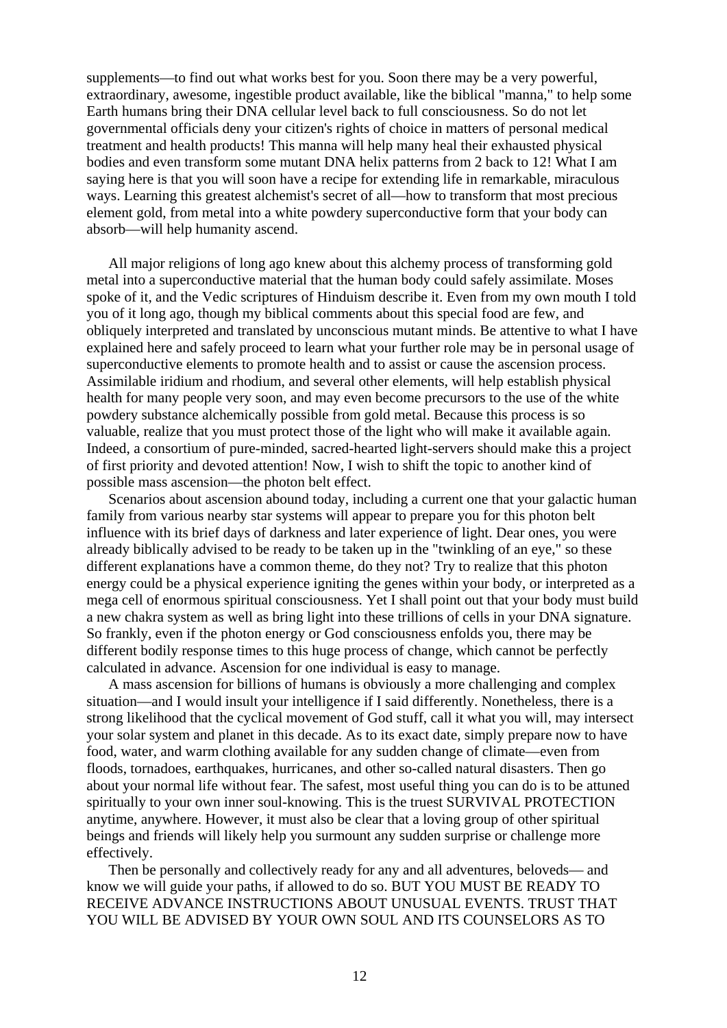supplements—to find out what works best for you. Soon there may be a very powerful, extraordinary, awesome, ingestible product available, like the biblical "manna," to help some Earth humans bring their DNA cellular level back to full consciousness. So do not let governmental officials deny your citizen's rights of choice in matters of personal medical treatment and health products! This manna will help many heal their exhausted physical bodies and even transform some mutant DNA helix patterns from 2 back to 12! What I am saying here is that you will soon have a recipe for extending life in remarkable, miraculous ways. Learning this greatest alchemist's secret of all—how to transform that most precious element gold, from metal into a white powdery superconductive form that your body can absorb—will help humanity ascend.

All major religions of long ago knew about this alchemy process of transforming gold metal into a superconductive material that the human body could safely assimilate. Moses spoke of it, and the Vedic scriptures of Hinduism describe it. Even from my own mouth I told you of it long ago, though my biblical comments about this special food are few, and obliquely interpreted and translated by unconscious mutant minds. Be attentive to what I have explained here and safely proceed to learn what your further role may be in personal usage of superconductive elements to promote health and to assist or cause the ascension process. Assimilable iridium and rhodium, and several other elements, will help establish physical health for many people very soon, and may even become precursors to the use of the white powdery substance alchemically possible from gold metal. Because this process is so valuable, realize that you must protect those of the light who will make it available again. Indeed, a consortium of pure-minded, sacred-hearted light-servers should make this a project of first priority and devoted attention! Now, I wish to shift the topic to another kind of possible mass ascension—the photon belt effect.

Scenarios about ascension abound today, including a current one that your galactic human family from various nearby star systems will appear to prepare you for this photon belt influence with its brief days of darkness and later experience of light. Dear ones, you were already biblically advised to be ready to be taken up in the "twinkling of an eye," so these different explanations have a common theme, do they not? Try to realize that this photon energy could be a physical experience igniting the genes within your body, or interpreted as a mega cell of enormous spiritual consciousness. Yet I shall point out that your body must build a new chakra system as well as bring light into these trillions of cells in your DNA signature. So frankly, even if the photon energy or God consciousness enfolds you, there may be different bodily response times to this huge process of change, which cannot be perfectly calculated in advance. Ascension for one individual is easy to manage.

A mass ascension for billions of humans is obviously a more challenging and complex situation—and I would insult your intelligence if I said differently. Nonetheless, there is a strong likelihood that the cyclical movement of God stuff, call it what you will, may intersect your solar system and planet in this decade. As to its exact date, simply prepare now to have food, water, and warm clothing available for any sudden change of climate—even from floods, tornadoes, earthquakes, hurricanes, and other so-called natural disasters. Then go about your normal life without fear. The safest, most useful thing you can do is to be attuned spiritually to your own inner soul-knowing. This is the truest SURVIVAL PROTECTION anytime, anywhere. However, it must also be clear that a loving group of other spiritual beings and friends will likely help you surmount any sudden surprise or challenge more effectively.

Then be personally and collectively ready for any and all adventures, beloveds— and know we will guide your paths, if allowed to do so. BUT YOU MUST BE READY TO RECEIVE ADVANCE INSTRUCTIONS ABOUT UNUSUAL EVENTS. TRUST THAT YOU WILL BE ADVISED BY YOUR OWN SOUL AND ITS COUNSELORS AS TO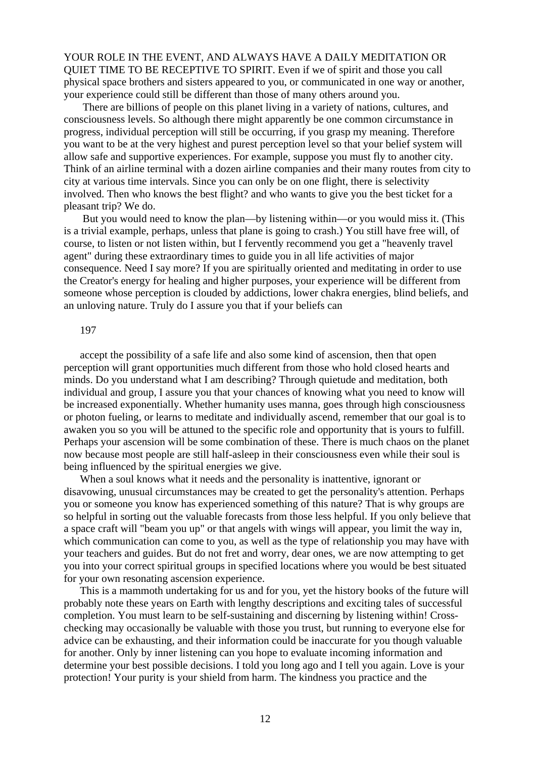YOUR ROLE IN THE EVENT, AND ALWAYS HAVE A DAILY MEDITATION OR QUIET TIME TO BE RECEPTIVE TO SPIRIT. Even if we of spirit and those you call physical space brothers and sisters appeared to you, or communicated in one way or another, your experience could still be different than those of many others around you.

There are billions of people on this planet living in a variety of nations, cultures, and consciousness levels. So although there might apparently be one common circumstance in progress, individual perception will still be occurring, if you grasp my meaning. Therefore you want to be at the very highest and purest perception level so that your belief system will allow safe and supportive experiences. For example, suppose you must fly to another city. Think of an airline terminal with a dozen airline companies and their many routes from city to city at various time intervals. Since you can only be on one flight, there is selectivity involved. Then who knows the best flight? and who wants to give you the best ticket for a pleasant trip? We do.

But you would need to know the plan—by listening within—or you would miss it. (This is a trivial example, perhaps, unless that plane is going to crash.) You still have free will, of course, to listen or not listen within, but I fervently recommend you get a "heavenly travel agent" during these extraordinary times to guide you in all life activities of major consequence. Need I say more? If you are spiritually oriented and meditating in order to use the Creator's energy for healing and higher purposes, your experience will be different from someone whose perception is clouded by addictions, lower chakra energies, blind beliefs, and an unloving nature. Truly do I assure you that if your beliefs can

197

accept the possibility of a safe life and also some kind of ascension, then that open perception will grant opportunities much different from those who hold closed hearts and minds. Do you understand what I am describing? Through quietude and meditation, both individual and group, I assure you that your chances of knowing what you need to know will be increased exponentially. Whether humanity uses manna, goes through high consciousness or photon fueling, or learns to meditate and individually ascend, remember that our goal is to awaken you so you will be attuned to the specific role and opportunity that is yours to fulfill. Perhaps your ascension will be some combination of these. There is much chaos on the planet now because most people are still half-asleep in their consciousness even while their soul is being influenced by the spiritual energies we give.

When a soul knows what it needs and the personality is inattentive, ignorant or disavowing, unusual circumstances may be created to get the personality's attention. Perhaps you or someone you know has experienced something of this nature? That is why groups are so helpful in sorting out the valuable forecasts from those less helpful. If you only believe that a space craft will "beam you up" or that angels with wings will appear, you limit the way in, which communication can come to you, as well as the type of relationship you may have with your teachers and guides. But do not fret and worry, dear ones, we are now attempting to get you into your correct spiritual groups in specified locations where you would be best situated for your own resonating ascension experience.

This is a mammoth undertaking for us and for you, yet the history books of the future will probably note these years on Earth with lengthy descriptions and exciting tales of successful completion. You must learn to be self-sustaining and discerning by listening within! Cross-checking may occasionally be valuable with those you trust, but running to everyone else for advice can be exhausting, and their information could be inaccurate for you though valuable for another. Only by inner listening can you hope to evaluate incoming information and determine your best possible decisions. I told you long ago and I tell you again. Love is your protection! Your purity is your shield from harm. The kindness you practice and the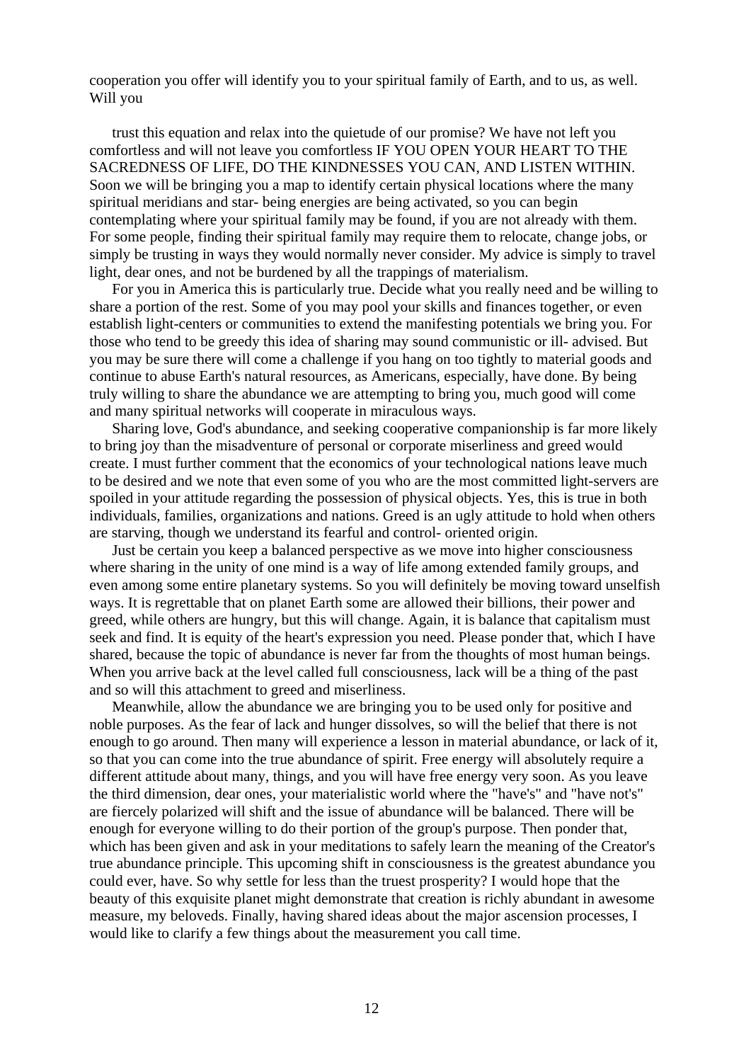cooperation you offer will identify you to your spiritual family of Earth, and to us, as well. Will you

trust this equation and relax into the quietude of our promise? We have not left you comfortless and will not leave you comfortless IF YOU OPEN YOUR HEART TO THE SACREDNESS OF LIFE, DO THE KINDNESSES YOU CAN, AND LISTEN WITHIN. Soon we will be bringing you a map to identify certain physical locations where the many spiritual meridians and star- being energies are being activated, so you can begin contemplating where your spiritual family may be found, if you are not already with them. For some people, finding their spiritual family may require them to relocate, change jobs, or simply be trusting in ways they would normally never consider. My advice is simply to travel light, dear ones, and not be burdened by all the trappings of materialism.

For you in America this is particularly true. Decide what you really need and be willing to share a portion of the rest. Some of you may pool your skills and finances together, or even establish light-centers or communities to extend the manifesting potentials we bring you. For those who tend to be greedy this idea of sharing may sound communistic or ill- advised. But you may be sure there will come a challenge if you hang on too tightly to material goods and continue to abuse Earth's natural resources, as Americans, especially, have done. By being truly willing to share the abundance we are attempting to bring you, much good will come and many spiritual networks will cooperate in miraculous ways.

Sharing love, God's abundance, and seeking cooperative companionship is far more likely to bring joy than the misadventure of personal or corporate miserliness and greed would create. I must further comment that the economics of your technological nations leave much to be desired and we note that even some of you who are the most committed light-servers are spoiled in your attitude regarding the possession of physical objects. Yes, this is true in both individuals, families, organizations and nations. Greed is an ugly attitude to hold when others are starving, though we understand its fearful and control- oriented origin.

Just be certain you keep a balanced perspective as we move into higher consciousness where sharing in the unity of one mind is a way of life among extended family groups, and even among some entire planetary systems. So you will definitely be moving toward unselfish ways. It is regrettable that on planet Earth some are allowed their billions, their power and greed, while others are hungry, but this will change. Again, it is balance that capitalism must seek and find. It is equity of the heart's expression you need. Please ponder that, which I have shared, because the topic of abundance is never far from the thoughts of most human beings. When you arrive back at the level called full consciousness, lack will be a thing of the past and so will this attachment to greed and miserliness.

Meanwhile, allow the abundance we are bringing you to be used only for positive and noble purposes. As the fear of lack and hunger dissolves, so will the belief that there is not enough to go around. Then many will experience a lesson in material abundance, or lack of it, so that you can come into the true abundance of spirit. Free energy will absolutely require a different attitude about many, things, and you will have free energy very soon. As you leave the third dimension, dear ones, your materialistic world where the "have's" and "have not's" are fiercely polarized will shift and the issue of abundance will be balanced. There will be enough for everyone willing to do their portion of the group's purpose. Then ponder that, which has been given and ask in your meditations to safely learn the meaning of the Creator's true abundance principle. This upcoming shift in consciousness is the greatest abundance you could ever, have. So why settle for less than the truest prosperity? I would hope that the beauty of this exquisite planet might demonstrate that creation is richly abundant in awesome measure, my beloveds. Finally, having shared ideas about the major ascension processes, I would like to clarify a few things about the measurement you call time.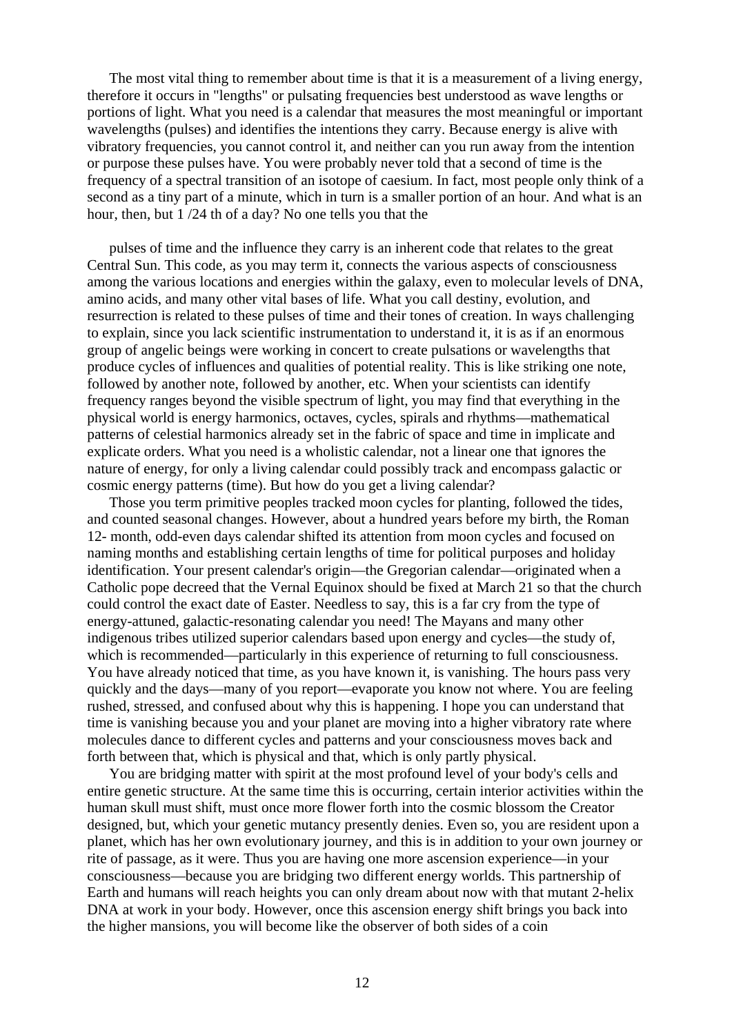The most vital thing to remember about time is that it is a measurement of a living energy, therefore it occurs in "lengths" or pulsating frequencies best understood as wave lengths or portions of light. What you need is a calendar that measures the most meaningful or important wavelengths (pulses) and identifies the intentions they carry. Because energy is alive with vibratory frequencies, you cannot control it, and neither can you run away from the intention or purpose these pulses have. You were probably never told that a second of time is the frequency of a spectral transition of an isotope of caesium. In fact, most people only think of a second as a tiny part of a minute, which in turn is a smaller portion of an hour. And what is an hour, then, but 1 /24 th of a day? No one tells you that the

pulses of time and the influence they carry is an inherent code that relates to the great Central Sun. This code, as you may term it, connects the various aspects of consciousness among the various locations and energies within the galaxy, even to molecular levels of DNA, amino acids, and many other vital bases of life. What you call destiny, evolution, and resurrection is related to these pulses of time and their tones of creation. In ways challenging to explain, since you lack scientific instrumentation to understand it, it is as if an enormous group of angelic beings were working in concert to create pulsations or wavelengths that produce cycles of influences and qualities of potential reality. This is like striking one note, followed by another note, followed by another, etc. When your scientists can identify frequency ranges beyond the visible spectrum of light, you may find that everything in the physical world is energy harmonics, octaves, cycles, spirals and rhythms—mathematical patterns of celestial harmonics already set in the fabric of space and time in implicate and explicate orders. What you need is a wholistic calendar, not a linear one that ignores the nature of energy, for only a living calendar could possibly track and encompass galactic or cosmic energy patterns (time). But how do you get a living calendar?

Those you term primitive peoples tracked moon cycles for planting, followed the tides, and counted seasonal changes. However, about a hundred years before my birth, the Roman 12- month, odd-even days calendar shifted its attention from moon cycles and focused on naming months and establishing certain lengths of time for political purposes and holiday identification. Your present calendar's origin—the Gregorian calendar—originated when a Catholic pope decreed that the Vernal Equinox should be fixed at March 21 so that the church could control the exact date of Easter. Needless to say, this is a far cry from the type of energy-attuned, galactic-resonating calendar you need! The Mayans and many other indigenous tribes utilized superior calendars based upon energy and cycles—the study of, which is recommended—particularly in this experience of returning to full consciousness. You have already noticed that time, as you have known it, is vanishing. The hours pass very quickly and the days—many of you report—evaporate you know not where. You are feeling rushed, stressed, and confused about why this is happening. I hope you can understand that time is vanishing because you and your planet are moving into a higher vibratory rate where molecules dance to different cycles and patterns and your consciousness moves back and forth between that, which is physical and that, which is only partly physical.

You are bridging matter with spirit at the most profound level of your body's cells and entire genetic structure. At the same time this is occurring, certain interior activities within the human skull must shift, must once more flower forth into the cosmic blossom the Creator designed, but, which your genetic mutancy presently denies. Even so, you are resident upon a planet, which has her own evolutionary journey, and this is in addition to your own journey or rite of passage, as it were. Thus you are having one more ascension experience—in your consciousness—because you are bridging two different energy worlds. This partnership of Earth and humans will reach heights you can only dream about now with that mutant 2-helix DNA at work in your body. However, once this ascension energy shift brings you back into the higher mansions, you will become like the observer of both sides of a coin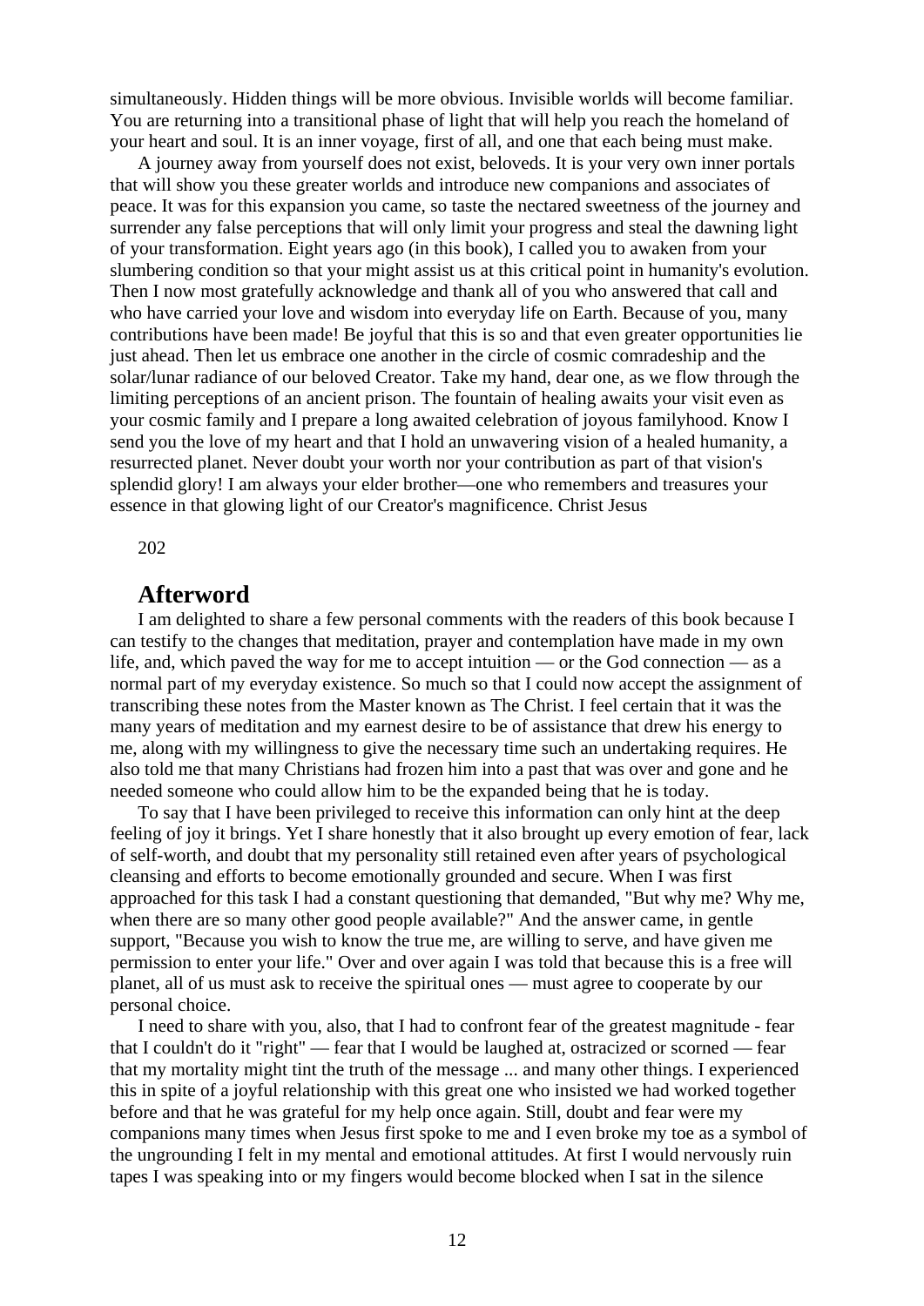simultaneously. Hidden things will be more obvious. Invisible worlds will become familiar. You are returning into a transitional phase of light that will help you reach the homeland of your heart and soul. It is an inner voyage, first of all, and one that each being must make.

A journey away from yourself does not exist, beloveds. It is your very own inner portals that will show you these greater worlds and introduce new companions and associates of peace. It was for this expansion you came, so taste the nectared sweetness of the journey and surrender any false perceptions that will only limit your progress and steal the dawning light of your transformation. Eight years ago (in this book), I called you to awaken from your slumbering condition so that your might assist us at this critical point in humanity's evolution. Then I now most gratefully acknowledge and thank all of you who answered that call and who have carried your love and wisdom into everyday life on Earth. Because of you, many contributions have been made! Be joyful that this is so and that even greater opportunities lie just ahead. Then let us embrace one another in the circle of cosmic comradeship and the solar/lunar radiance of our beloved Creator. Take my hand, dear one, as we flow through the limiting perceptions of an ancient prison. The fountain of healing awaits your visit even as your cosmic family and I prepare a long awaited celebration of joyous familyhood. Know I send you the love of my heart and that I hold an unwavering vision of a healed humanity, a resurrected planet. Never doubt your worth nor your contribution as part of that vision's splendid glory! I am always your elder brother—one who remembers and treasures your essence in that glowing light of our Creator's magnificence. Christ Jesus

202

## Afterword

I am delighted to share a few personal comments with the readers of this book because I can testify to the changes that meditation, prayer and contemplation have made in my own life, and, which paved the way for me to accept intuition — or the God connection — as a normal part of my everyday existence. So much so that I could now accept the assignment of transcribing these notes from the Master known as The Christ. I feel certain that it was the many years of meditation and my earnest desire to be of assistance that drew his energy to me, along with my willingness to give the necessary time such an undertaking requires. He also told me that many Christians had frozen him into a past that was over and gone and he needed someone who could allow him to be the expanded being that he is today.

To say that I have been privileged to receive this information can only hint at the deep feeling of joy it brings. Yet I share honestly that it also brought up every emotion of fear, lack of self-worth, and doubt that my personality still retained even after years of psychological cleansing and efforts to become emotionally grounded and secure. When I was first approached for this task I had a constant questioning that demanded, "But why me? Why me, when there are so many other good people available?" And the answer came, in gentle support, "Because you wish to know the true me, are willing to serve, and have given me permission to enter your life." Over and over again I was told that because this is a free will planet, all of us must ask to receive the spiritual ones — must agree to cooperate by our personal choice.

I need to share with you, also, that I had to confront fear of the greatest magnitude - fear that I couldn't do it "right" — fear that I would be laughed at, ostracized or scorned — fear that my mortality might tint the truth of the message ... and many other things. I experienced this in spite of a joyful relationship with this great one who insisted we had worked together before and that he was grateful for my help once again. Still, doubt and fear were my companions many times when Jesus first spoke to me and I even broke my toe as a symbol of the ungrounding I felt in my mental and emotional attitudes. At first I would nervously ruin tapes I was speaking into or my fingers would become blocked when I sat in the silence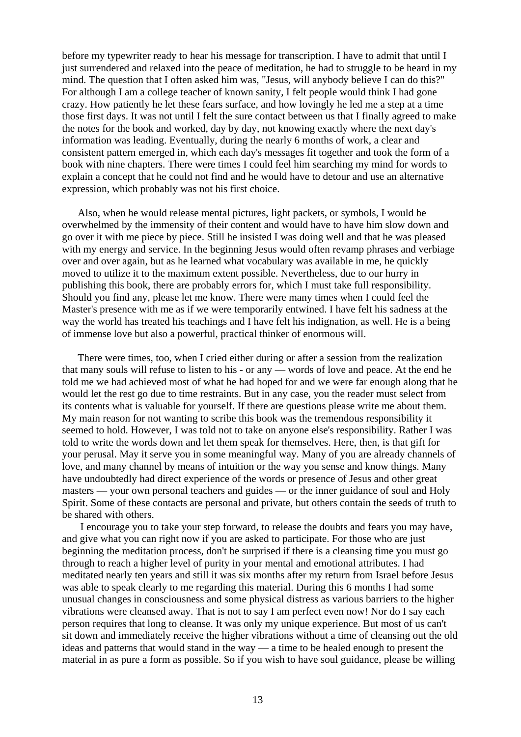before my typewriter ready to hear his message for transcription. I have to admit that until I just surrendered and relaxed into the peace of meditation, he had to struggle to be heard in my mind. The question that I often asked him was, "Jesus, will anybody believe I can do this?" For although I am a college teacher of known sanity, I felt people would think I had gone crazy. How patiently he let these fears surface, and how lovingly he led me a step at a time those first days. It was not until I felt the sure contact between us that I finally agreed to make the notes for the book and worked, day by day, not knowing exactly where the next day's information was leading. Eventually, during the nearly 6 months of work, a clear and consistent pattern emerged in, which each day's messages fit together and took the form of a book with nine chapters. There were times I could feel him searching my mind for words to explain a concept that he could not find and he would have to detour and use an alternative expression, which probably was not his first choice.

Also, when he would release mental pictures, light packets, or symbols, I would be overwhelmed by the immensity of their content and would have to have him slow down and go over it with me piece by piece. Still he insisted I was doing well and that he was pleased with my energy and service. In the beginning Jesus would often revamp phrases and verbiage over and over again, but as he learned what vocabulary was available in me, he quickly moved to utilize it to the maximum extent possible. Nevertheless, due to our hurry in publishing this book, there are probably errors for, which I must take full responsibility. Should you find any, please let me know. There were many times when I could feel the Master's presence with me as if we were temporarily entwined. I have felt his sadness at the way the world has treated his teachings and I have felt his indignation, as well. He is a being of immense love but also a powerful, practical thinker of enormous will.

There were times, too, when I cried either during or after a session from the realization that many souls will refuse to listen to his - or any — words of love and peace. At the end he told me we had achieved most of what he had hoped for and we were far enough along that he would let the rest go due to time restraints. But in any case, you the reader must select from its contents what is valuable for yourself. If there are questions please write me about them. My main reason for not wanting to scribe this book was the tremendous responsibility it seemed to hold. However, I was told not to take on anyone else's responsibility. Rather I was told to write the words down and let them speak for themselves. Here, then, is that gift for your perusal. May it serve you in some meaningful way. Many of you are already channels of love, and many channel by means of intuition or the way you sense and know things. Many have undoubtedly had direct experience of the words or presence of Jesus and other great masters — your own personal teachers and guides — or the inner guidance of soul and Holy Spirit. Some of these contacts are personal and private, but others contain the seeds of truth to be shared with others.

I encourage you to take your step forward, to release the doubts and fears you may have, and give what you can right now if you are asked to participate. For those who are just beginning the meditation process, don't be surprised if there is a cleansing time you must go through to reach a higher level of purity in your mental and emotional attributes. I had meditated nearly ten years and still it was six months after my return from Israel before Jesus was able to speak clearly to me regarding this material. During this 6 months I had some unusual changes in consciousness and some physical distress as various barriers to the higher vibrations were cleansed away. That is not to say I am perfect even now! Nor do I say each person requires that long to cleanse. It was only my unique experience. But most of us can't sit down and immediately receive the higher vibrations without a time of cleansing out the old ideas and patterns that would stand in the way — a time to be healed enough to present the material in as pure a form as possible. So if you wish to have soul guidance, please be willing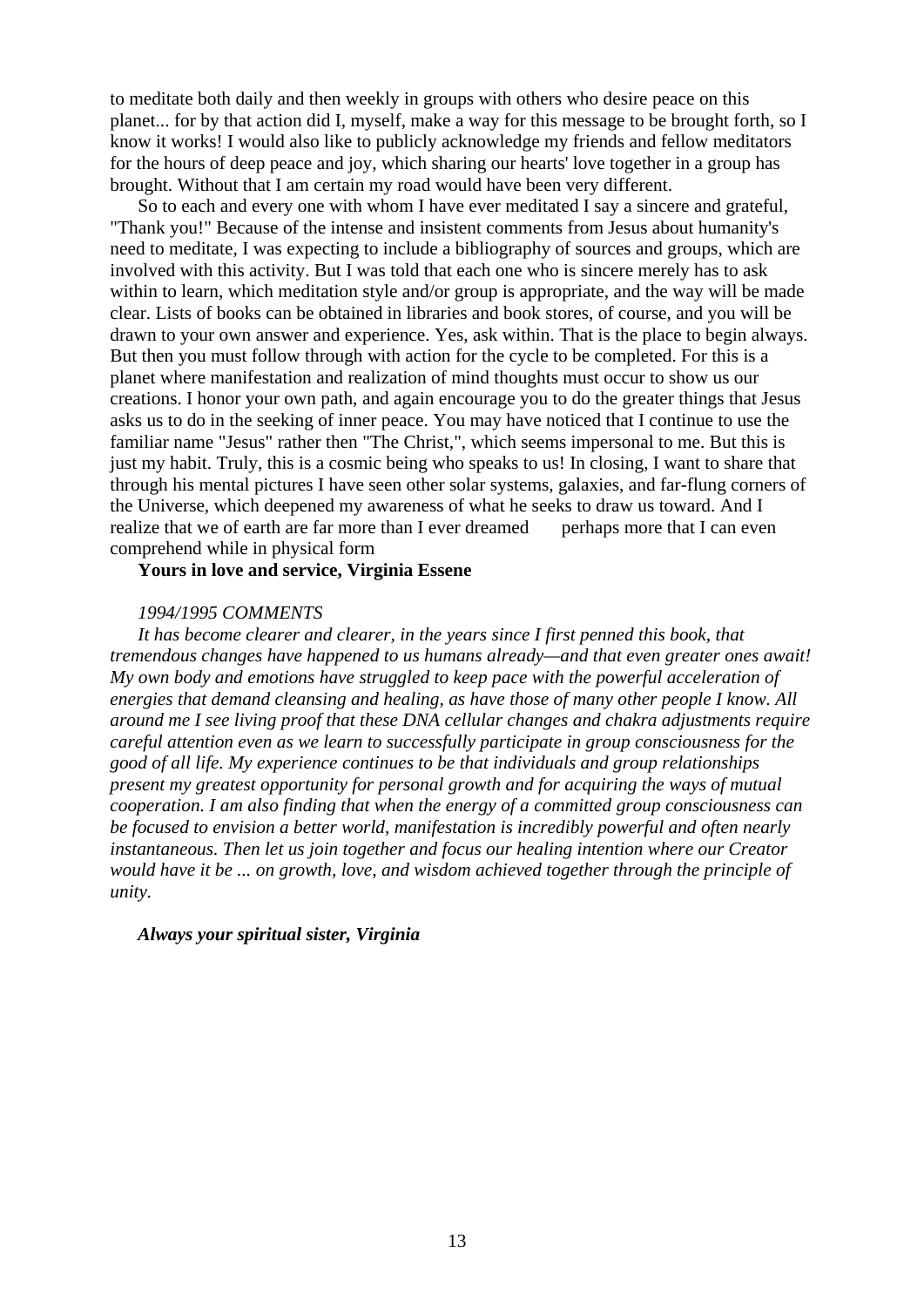to meditate both daily and then weekly in groups with others who desire peace on this planet... for by that action did I, myself, make a way for this message to be brought forth, so I know it works! I would also like to publicly acknowledge my friends and fellow meditators for the hours of deep peace and joy, which sharing our hearts' love together in a group has brought. Without that I am certain my road would have been very different.

So to each and every one with whom I have ever meditated I say a sincere and grateful, "Thank you!" Because of the intense and insistent comments from Jesus about humanity's need to meditate, I was expecting to include a bibliography of sources and groups, which are involved with this activity. But I was told that each one who is sincere merely has to ask within to learn, which meditation style and/or group is appropriate, and the way will be made clear. Lists of books can be obtained in libraries and book stores, of course, and you will be drawn to your own answer and experience. Yes, ask within. That is the place to begin always. But then you must follow through with action for the cycle to be completed. For this is a planet where manifestation and realization of mind thoughts must occur to show us our creations. I honor your own path, and again encourage you to do the greater things that Jesus asks us to do in the seeking of inner peace. You may have noticed that I continue to use the familiar name "Jesus" rather then "The Christ,", which seems impersonal to me. But this is just my habit. Truly, this is a cosmic being who speaks to us! In closing, I want to share that through his mental pictures I have seen other solar systems, galaxies, and far-flung corners of the Universe, which deepened my awareness of what he seeks to draw us toward. And I realize that we of earth are far more than I ever dreamed    perhaps more that I can even comprehend while in physical form

**Yours in love and service, Virginia Essene**

*1994/1995 COMMENTS*

*It has become clearer and clearer, in the years since I first penned this book, that tremendous changes have happened to us humans already—and that even greater ones await! My own body and emotions have struggled to keep pace with the powerful acceleration of energies that demand cleansing and healing, as have those of many other people I know. All around me I see living proof that these DNA cellular changes and chakra adjustments require careful attention even as we learn to successfully participate in group consciousness for the good of all life. My experience continues to be that individuals and group relationships present my greatest opportunity for personal growth and for acquiring the ways of mutual cooperation. I am also finding that when the energy of a committed group consciousness can be focused to envision a better world, manifestation is incredibly powerful and often nearly instantaneous. Then let us join together and focus our healing intention where our Creator would have it be ... on growth, love, and wisdom achieved together through the principle of unity.*

***Always your spiritual sister, Virginia***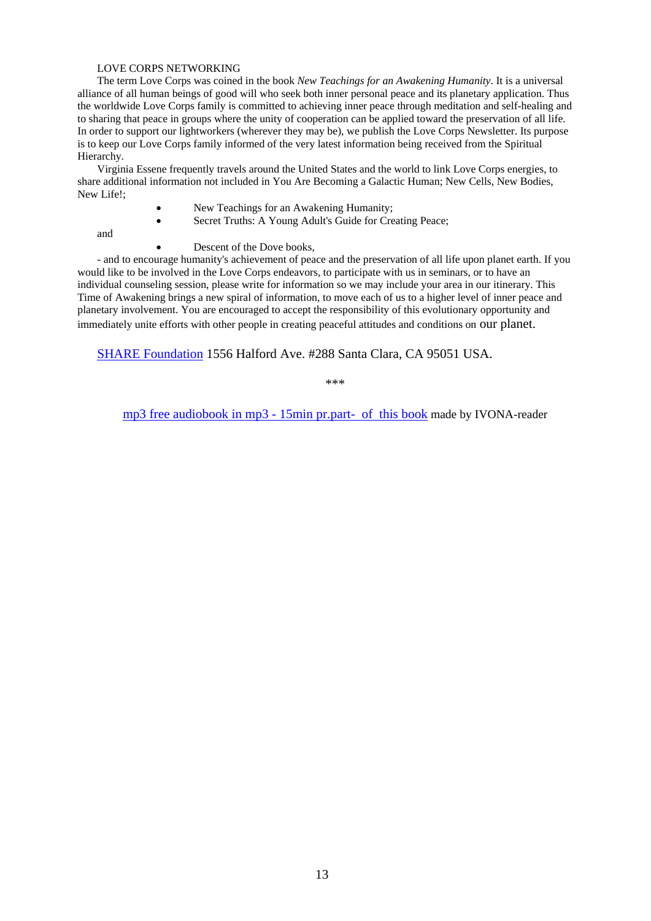## LOVE CORPS NETWORKING

The term Love Corps was coined in the book *New Teachings for an Awakening Humanity*. It is a universal alliance of all human beings of good will who seek both inner personal peace and its planetary application. Thus the worldwide Love Corps family is committed to achieving inner peace through meditation and self-healing and to sharing that peace in groups where the unity of cooperation can be applied toward the preservation of all life. In order to support our lightworkers (wherever they may be), we publish the Love Corps Newsletter. Its purpose is to keep our Love Corps family informed of the very latest information being received from the Spiritual Hierarchy.

Virginia Essene frequently travels around the United States and the world to link Love Corps energies, to share additional information not included in You Are Becoming a Galactic Human; New Cells, New Bodies, New Life!;

- New Teachings for an Awakening Humanity;
- Secret Truths: A Young Adult's Guide for Creating Peace;

and

- Descent of the Dove books,

- and to encourage humanity's achievement of peace and the preservation of all life upon planet earth. If you would like to be involved in the Love Corps endeavors, to participate with us in seminars, or to have an individual counseling session, please write for information so we may include your area in our itinerary. This Time of Awakening brings a new spiral of information, to move each of us to a higher level of inner peace and planetary involvement. You are encouraged to accept the responsibility of this evolutionary opportunity and immediately unite efforts with other people in creating peaceful attitudes and conditions on our planet.

SHARE Foundation 1556 Halford Ave. #288 Santa Clara, CA 95051 USA.

***

mp3 free audiobook in mp3 - 15min pr.part- of this book made by IVONA-reader